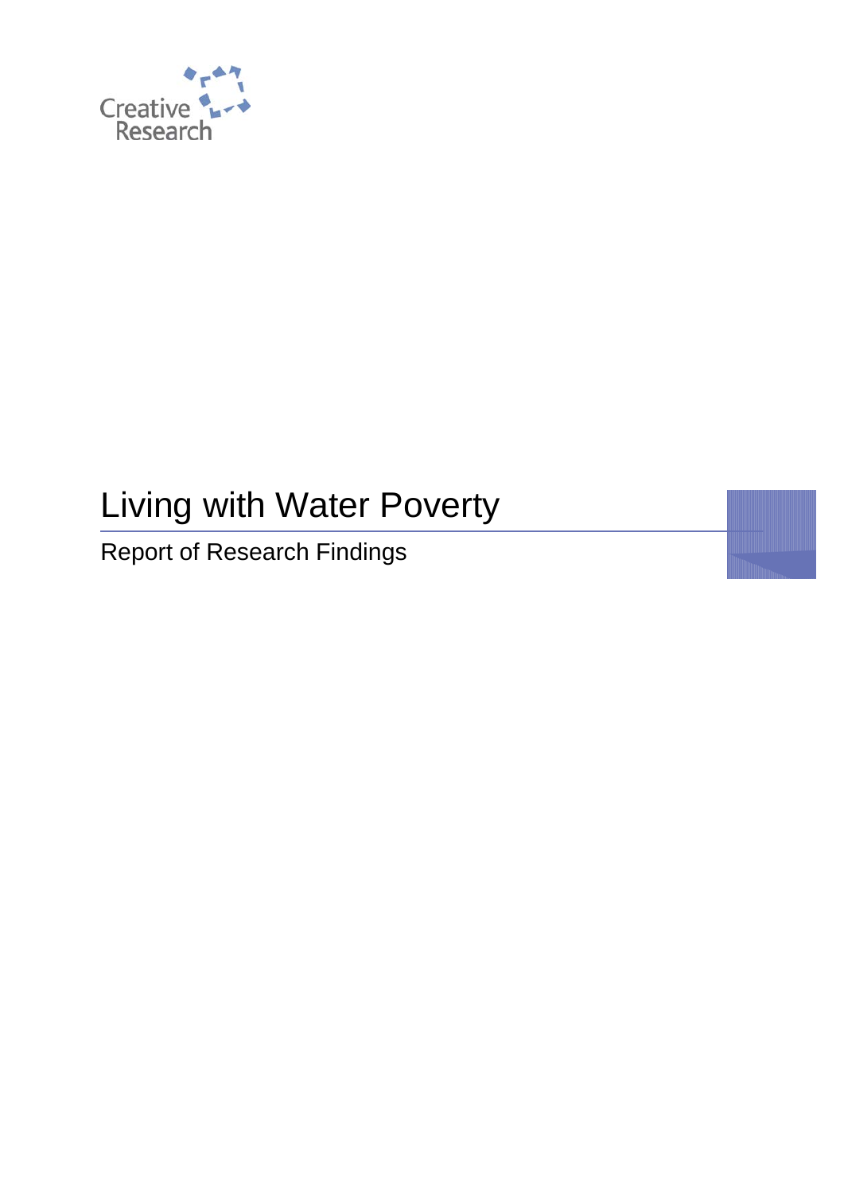Creative Research

# Living with Water Poverty

Report of Research Findings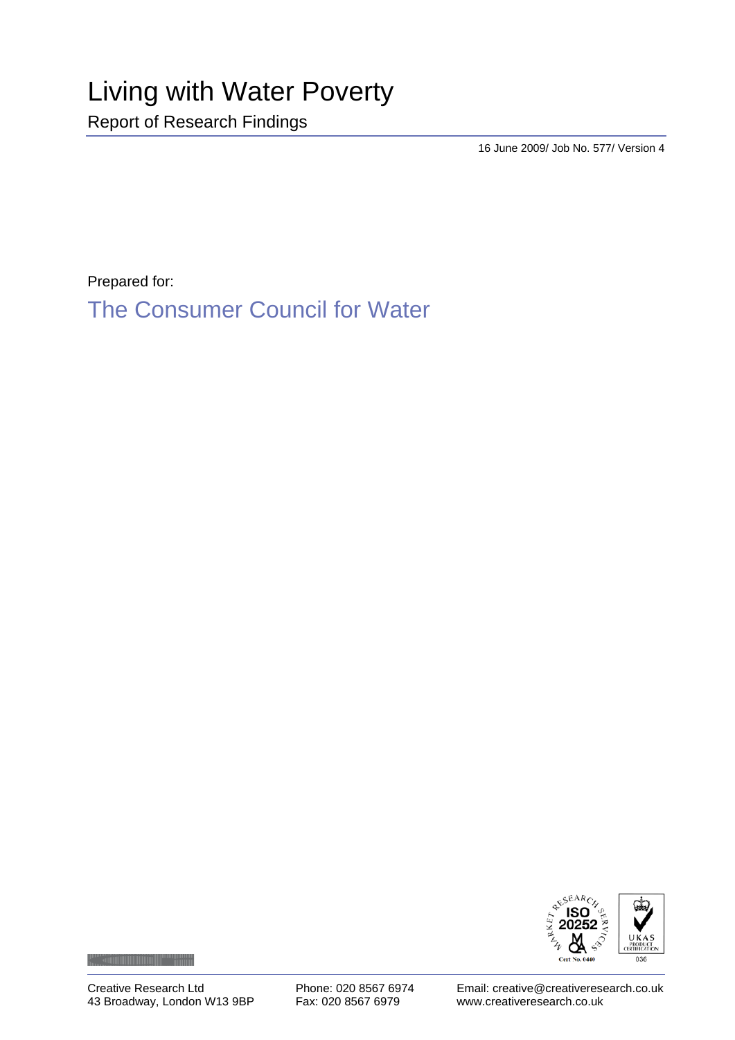# Living with Water Poverty

Report of Research Findings

16 June 2009/ Job No. 577/ Version 4

Prepared for:

## The Consumer Council for Water

Creative Research Ltd
43 Broadway, London W13 9BP

Phone: 020 8567 6974
Fax: 020 8567 6979

Email: creative@creativeresearch.co.uk
www.creativeresearch.co.uk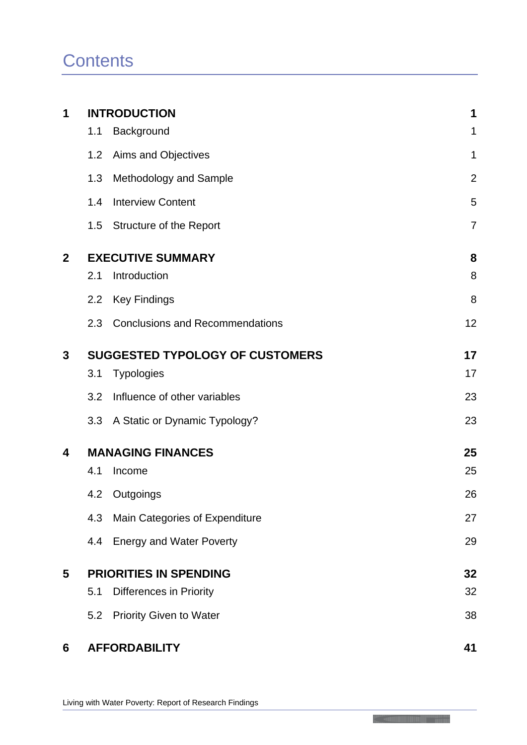# Contents

| | | |
|---|---|---|
| **1** | **INTRODUCTION** | **1** |
| | 1.1 Background | 1 |
| | 1.2 Aims and Objectives | 1 |
| | 1.3 Methodology and Sample | 2 |
| | 1.4 Interview Content | 5 |
| | 1.5 Structure of the Report | 7 |
| **2** | **EXECUTIVE SUMMARY** | **8** |
| | 2.1 Introduction | 8 |
| | 2.2 Key Findings | 8 |
| | 2.3 Conclusions and Recommendations | 12 |
| **3** | **SUGGESTED TYPOLOGY OF CUSTOMERS** | **17** |
| | 3.1 Typologies | 17 |
| | 3.2 Influence of other variables | 23 |
| | 3.3 A Static or Dynamic Typology? | 23 |
| **4** | **MANAGING FINANCES** | **25** |
| | 4.1 Income | 25 |
| | 4.2 Outgoings | 26 |
| | 4.3 Main Categories of Expenditure | 27 |
| | 4.4 Energy and Water Poverty | 29 |
| **5** | **PRIORITIES IN SPENDING** | **32** |
| | 5.1 Differences in Priority | 32 |
| | 5.2 Priority Given to Water | 38 |
| **6** | **AFFORDABILITY** | **41** |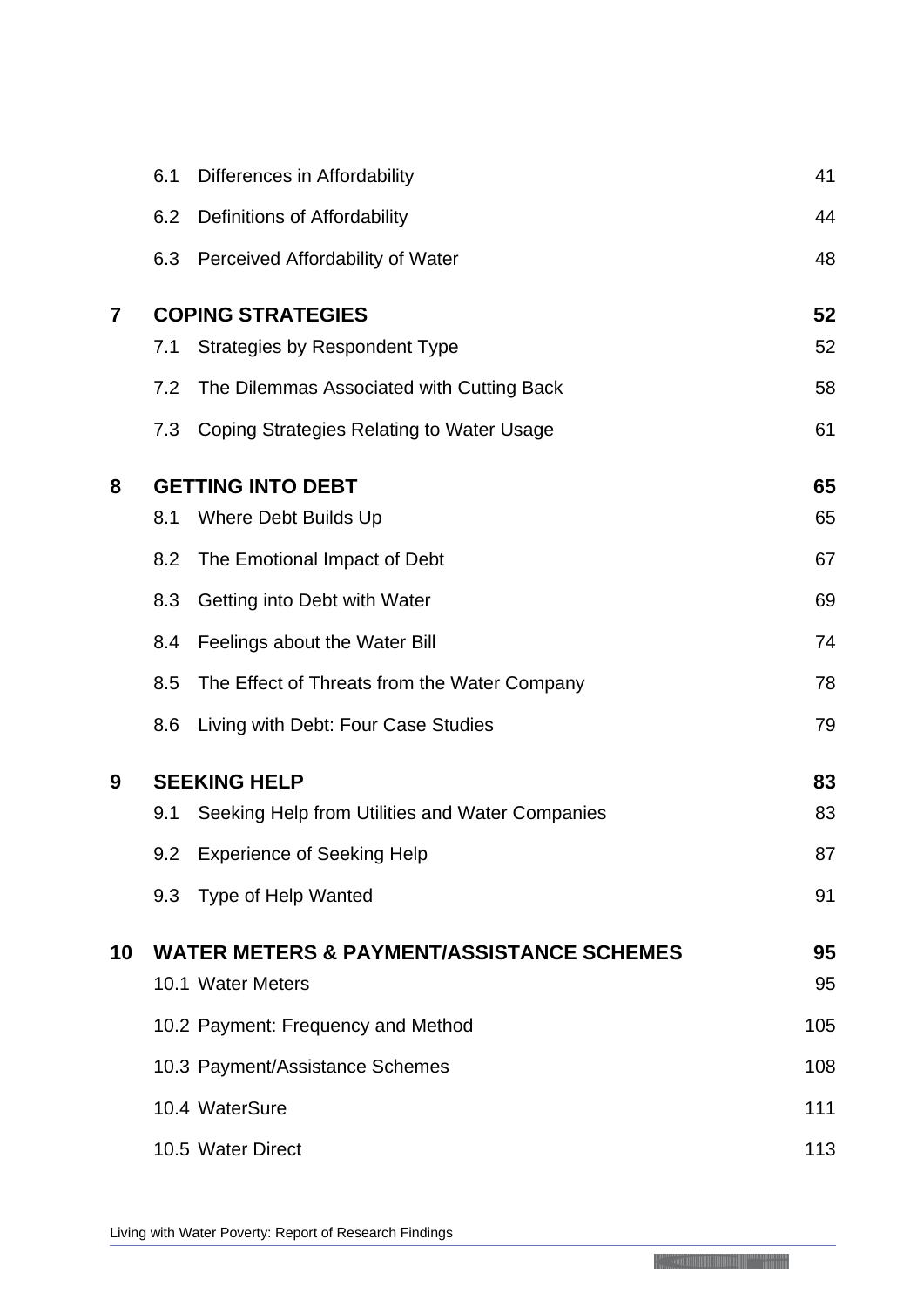| | | |
|---|---|---|
| 6.1 | Differences in Affordability | 41 |
| 6.2 | Definitions of Affordability | 44 |
| 6.3 | Perceived Affordability of Water | 48 |
| **7** | **COPING STRATEGIES** | **52** |
| 7.1 | Strategies by Respondent Type | 52 |
| 7.2 | The Dilemmas Associated with Cutting Back | 58 |
| 7.3 | Coping Strategies Relating to Water Usage | 61 |
| **8** | **GETTING INTO DEBT** | **65** |
| 8.1 | Where Debt Builds Up | 65 |
| 8.2 | The Emotional Impact of Debt | 67 |
| 8.3 | Getting into Debt with Water | 69 |
| 8.4 | Feelings about the Water Bill | 74 |
| 8.5 | The Effect of Threats from the Water Company | 78 |
| 8.6 | Living with Debt: Four Case Studies | 79 |
| **9** | **SEEKING HELP** | **83** |
| 9.1 | Seeking Help from Utilities and Water Companies | 83 |
| 9.2 | Experience of Seeking Help | 87 |
| 9.3 | Type of Help Wanted | 91 |
| **10** | **WATER METERS & PAYMENT/ASSISTANCE SCHEMES** | **95** |
| 10.1 | Water Meters | 95 |
| 10.2 | Payment: Frequency and Method | 105 |
| 10.3 | Payment/Assistance Schemes | 108 |
| 10.4 | WaterSure | 111 |
| 10.5 | Water Direct | 113 |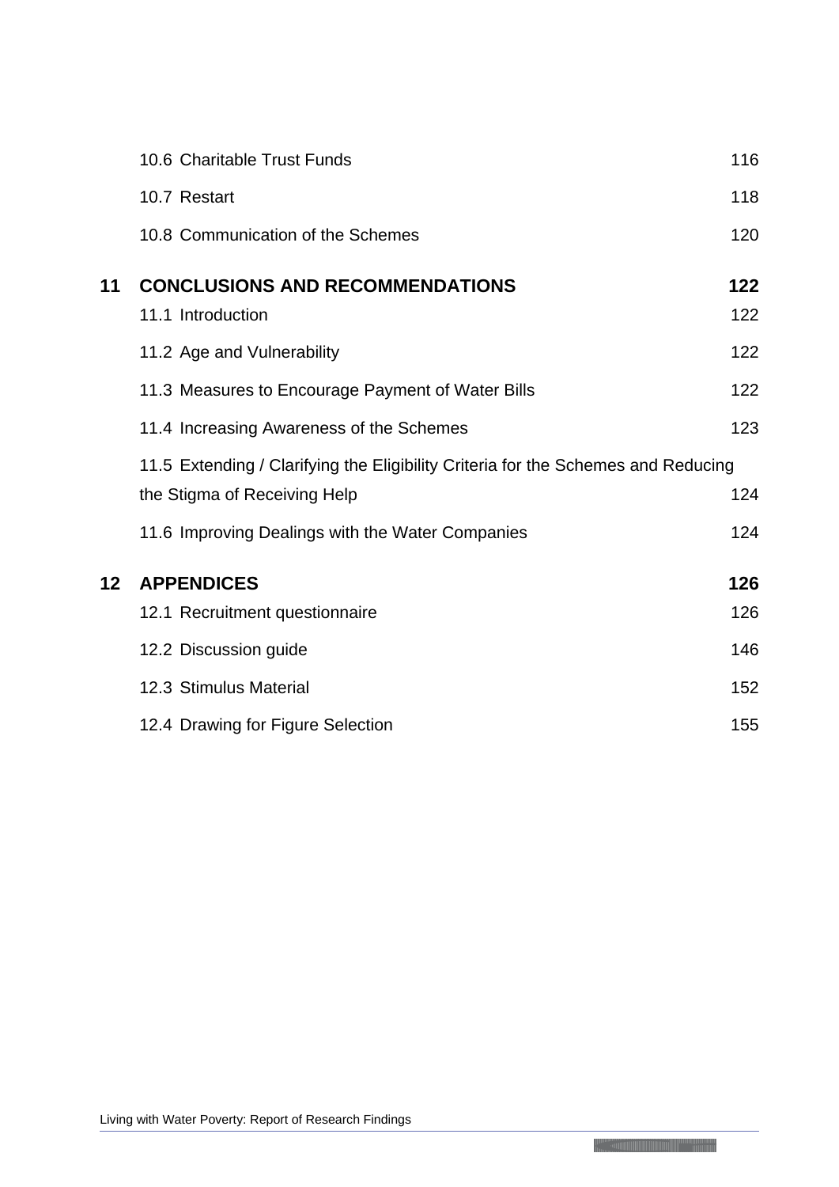10.6 Charitable Trust Funds 116

10.7 Restart 118

10.8 Communication of the Schemes 120

**11 CONCLUSIONS AND RECOMMENDATIONS 122**

11.1 Introduction 122

11.2 Age and Vulnerability 122

11.3 Measures to Encourage Payment of Water Bills 122

11.4 Increasing Awareness of the Schemes 123

11.5 Extending / Clarifying the Eligibility Criteria for the Schemes and Reducing the Stigma of Receiving Help 124

11.6 Improving Dealings with the Water Companies 124

**12 APPENDICES 126**

12.1 Recruitment questionnaire 126

12.2 Discussion guide 146

12.3 Stimulus Material 152

12.4 Drawing for Figure Selection 155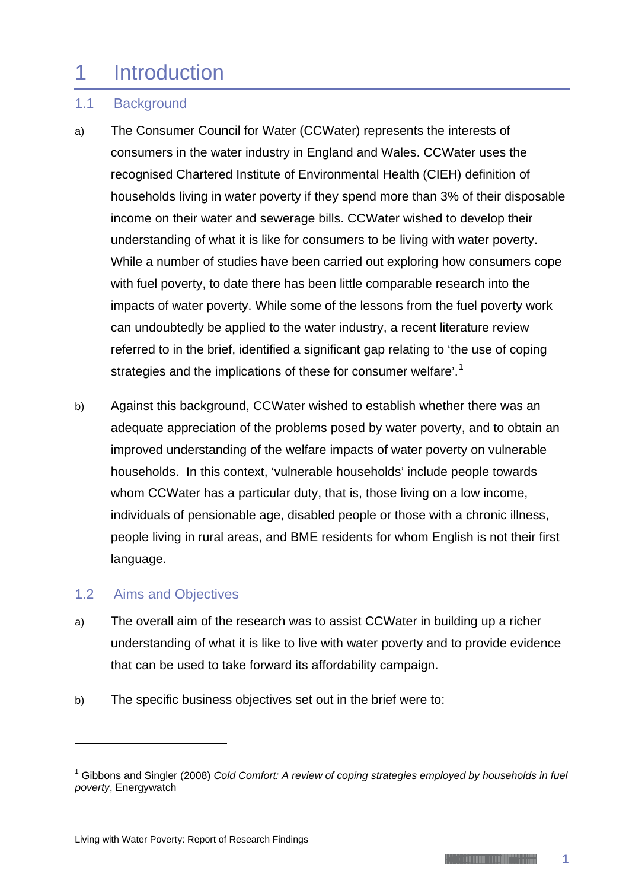# 1 Introduction

## 1.1 Background

a) The Consumer Council for Water (CCWater) represents the interests of consumers in the water industry in England and Wales. CCWater uses the recognised Chartered Institute of Environmental Health (CIEH) definition of households living in water poverty if they spend more than 3% of their disposable income on their water and sewerage bills. CCWater wished to develop their understanding of what it is like for consumers to be living with water poverty. While a number of studies have been carried out exploring how consumers cope with fuel poverty, to date there has been little comparable research into the impacts of water poverty. While some of the lessons from the fuel poverty work can undoubtedly be applied to the water industry, a recent literature review referred to in the brief, identified a significant gap relating to 'the use of coping strategies and the implications of these for consumer welfare'.[1]

b) Against this background, CCWater wished to establish whether there was an adequate appreciation of the problems posed by water poverty, and to obtain an improved understanding of the welfare impacts of water poverty on vulnerable households. In this context, 'vulnerable households' include people towards whom CCWater has a particular duty, that is, those living on a low income, individuals of pensionable age, disabled people or those with a chronic illness, people living in rural areas, and BME residents for whom English is not their first language.

## 1.2 Aims and Objectives

a) The overall aim of the research was to assist CCWater in building up a richer understanding of what it is like to live with water poverty and to provide evidence that can be used to take forward its affordability campaign.

b) The specific business objectives set out in the brief were to:

---

[1] Gibbons and Singler (2008) *Cold Comfort: A review of coping strategies employed by households in fuel poverty*, Energywatch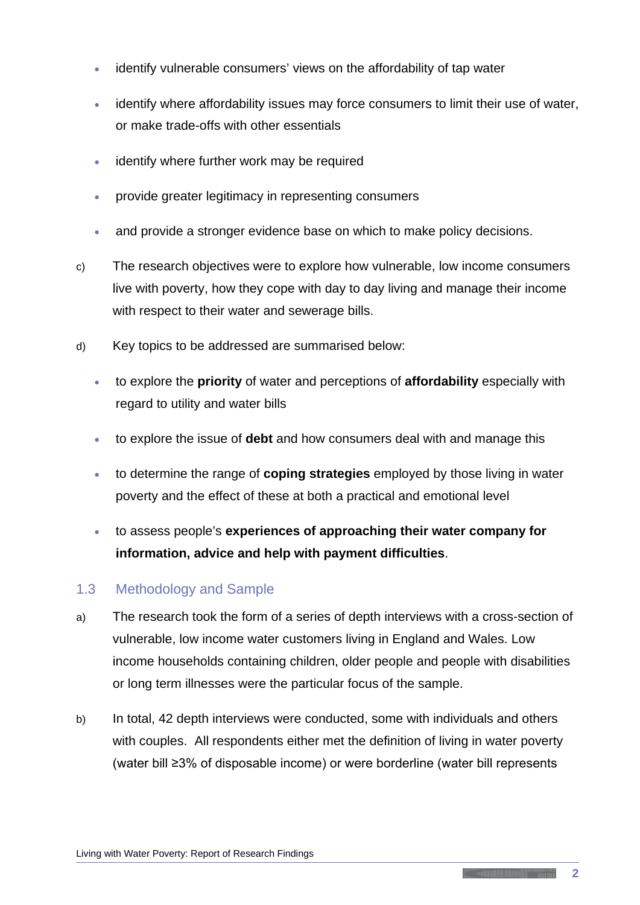- identify vulnerable consumers' views on the affordability of tap water
- identify where affordability issues may force consumers to limit their use of water, or make trade-offs with other essentials
- identify where further work may be required
- provide greater legitimacy in representing consumers
- and provide a stronger evidence base on which to make policy decisions.

c) The research objectives were to explore how vulnerable, low income consumers live with poverty, how they cope with day to day living and manage their income with respect to their water and sewerage bills.

d) Key topics to be addressed are summarised below:

- to explore the **priority** of water and perceptions of **affordability** especially with regard to utility and water bills
- to explore the issue of **debt** and how consumers deal with and manage this
- to determine the range of **coping strategies** employed by those living in water poverty and the effect of these at both a practical and emotional level
- to assess people's **experiences of approaching their water company for information, advice and help with payment difficulties**.

## 1.3 Methodology and Sample

a) The research took the form of a series of depth interviews with a cross-section of vulnerable, low income water customers living in England and Wales. Low income households containing children, older people and people with disabilities or long term illnesses were the particular focus of the sample.

b) In total, 42 depth interviews were conducted, some with individuals and others with couples. All respondents either met the definition of living in water poverty (water bill ≥3% of disposable income) or were borderline (water bill represents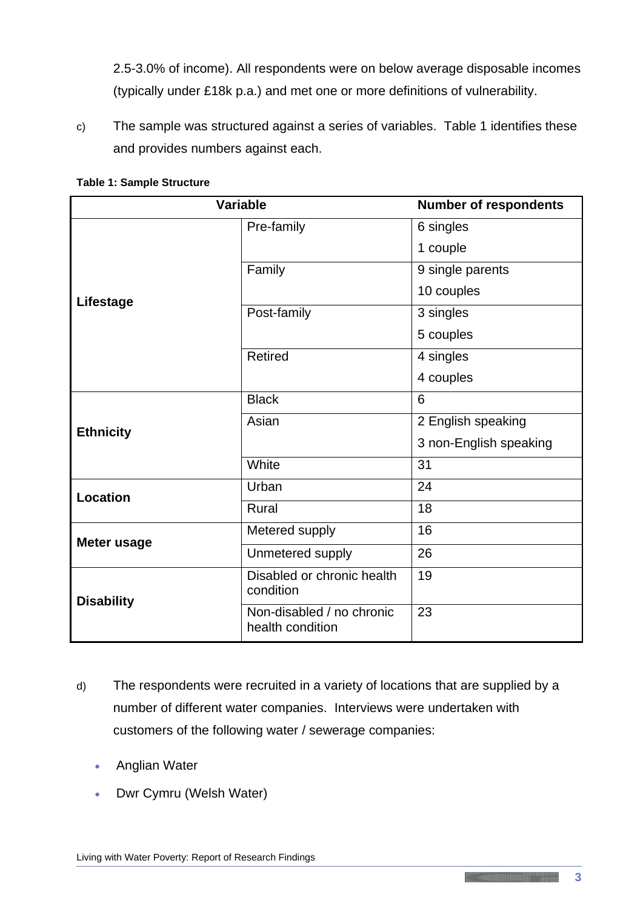2.5-3.0% of income). All respondents were on below average disposable incomes (typically under £18k p.a.) and met one or more definitions of vulnerability.

c) The sample was structured against a series of variables. Table 1 identifies these and provides numbers against each.

**Table 1: Sample Structure**

| Variable | | Number of respondents |
|---|---|---|
| **Lifestage** | Pre-family | 6 singles<br>1 couple |
| | Family | 9 single parents<br>10 couples |
| | Post-family | 3 singles<br>5 couples |
| | Retired | 4 singles<br>4 couples |
| **Ethnicity** | Black | 6 |
| | Asian | 2 English speaking<br>3 non-English speaking |
| | White | 31 |
| **Location** | Urban | 24 |
| | Rural | 18 |
| **Meter usage** | Metered supply | 16 |
| | Unmetered supply | 26 |
| **Disability** | Disabled or chronic health condition | 19 |
| | Non-disabled / no chronic health condition | 23 |

d) The respondents were recruited in a variety of locations that are supplied by a number of different water companies. Interviews were undertaken with customers of the following water / sewerage companies:

- Anglian Water
- Dwr Cymru (Welsh Water)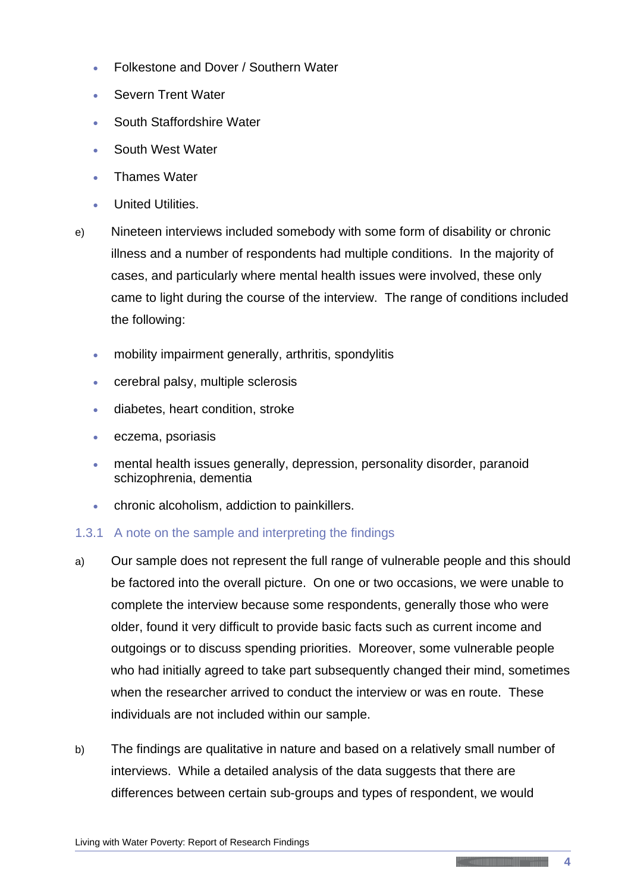- Folkestone and Dover / Southern Water
- Severn Trent Water
- South Staffordshire Water
- South West Water
- Thames Water
- United Utilities.

e) Nineteen interviews included somebody with some form of disability or chronic illness and a number of respondents had multiple conditions. In the majority of cases, and particularly where mental health issues were involved, these only came to light during the course of the interview. The range of conditions included the following:

- mobility impairment generally, arthritis, spondylitis
- cerebral palsy, multiple sclerosis
- diabetes, heart condition, stroke
- eczema, psoriasis
- mental health issues generally, depression, personality disorder, paranoid schizophrenia, dementia
- chronic alcoholism, addiction to painkillers.

### 1.3.1 A note on the sample and interpreting the findings

a) Our sample does not represent the full range of vulnerable people and this should be factored into the overall picture. On one or two occasions, we were unable to complete the interview because some respondents, generally those who were older, found it very difficult to provide basic facts such as current income and outgoings or to discuss spending priorities. Moreover, some vulnerable people who had initially agreed to take part subsequently changed their mind, sometimes when the researcher arrived to conduct the interview or was en route. These individuals are not included within our sample.

b) The findings are qualitative in nature and based on a relatively small number of interviews. While a detailed analysis of the data suggests that there are differences between certain sub-groups and types of respondent, we would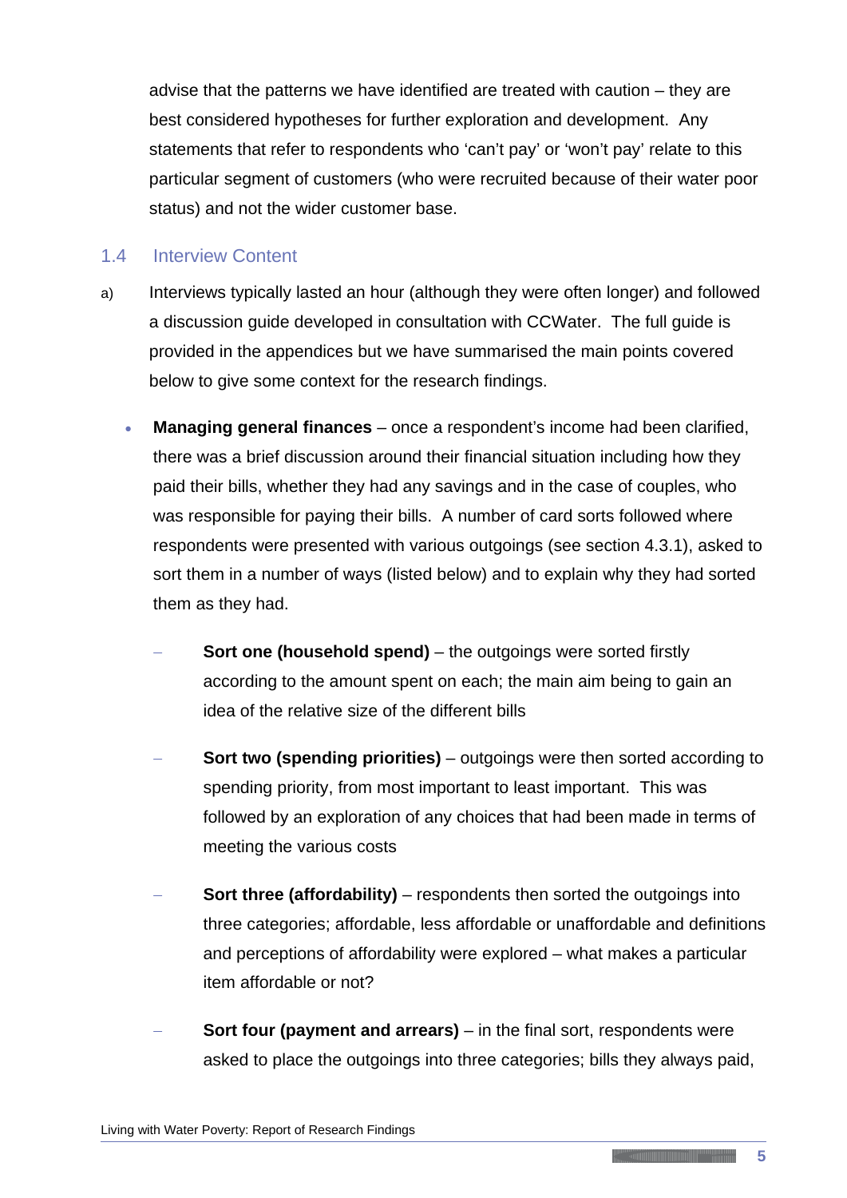advise that the patterns we have identified are treated with caution – they are best considered hypotheses for further exploration and development. Any statements that refer to respondents who 'can't pay' or 'won't pay' relate to this particular segment of customers (who were recruited because of their water poor status) and not the wider customer base.

## 1.4 Interview Content

a) Interviews typically lasted an hour (although they were often longer) and followed a discussion guide developed in consultation with CCWater. The full guide is provided in the appendices but we have summarised the main points covered below to give some context for the research findings.

- **Managing general finances** – once a respondent's income had been clarified, there was a brief discussion around their financial situation including how they paid their bills, whether they had any savings and in the case of couples, who was responsible for paying their bills. A number of card sorts followed where respondents were presented with various outgoings (see section 4.3.1), asked to sort them in a number of ways (listed below) and to explain why they had sorted them as they had.
  - **Sort one (household spend)** – the outgoings were sorted firstly according to the amount spent on each; the main aim being to gain an idea of the relative size of the different bills
  - **Sort two (spending priorities)** – outgoings were then sorted according to spending priority, from most important to least important. This was followed by an exploration of any choices that had been made in terms of meeting the various costs
  - **Sort three (affordability)** – respondents then sorted the outgoings into three categories; affordable, less affordable or unaffordable and definitions and perceptions of affordability were explored – what makes a particular item affordable or not?
  - **Sort four (payment and arrears)** – in the final sort, respondents were asked to place the outgoings into three categories; bills they always paid,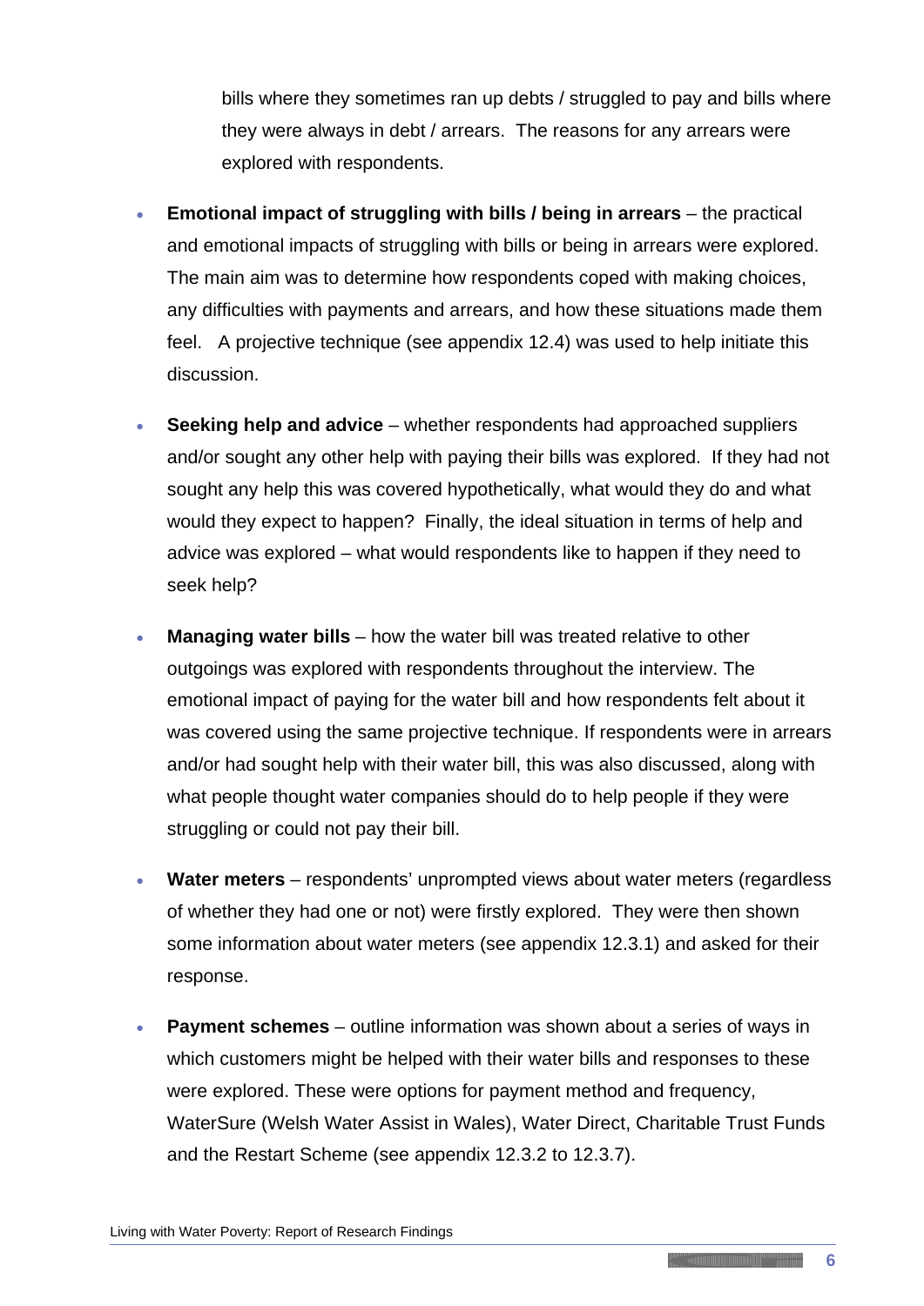bills where they sometimes ran up debts / struggled to pay and bills where they were always in debt / arrears. The reasons for any arrears were explored with respondents.

- **Emotional impact of struggling with bills / being in arrears** – the practical and emotional impacts of struggling with bills or being in arrears were explored. The main aim was to determine how respondents coped with making choices, any difficulties with payments and arrears, and how these situations made them feel. A projective technique (see appendix 12.4) was used to help initiate this discussion.

- **Seeking help and advice** – whether respondents had approached suppliers and/or sought any other help with paying their bills was explored. If they had not sought any help this was covered hypothetically, what would they do and what would they expect to happen? Finally, the ideal situation in terms of help and advice was explored – what would respondents like to happen if they need to seek help?

- **Managing water bills** – how the water bill was treated relative to other outgoings was explored with respondents throughout the interview. The emotional impact of paying for the water bill and how respondents felt about it was covered using the same projective technique. If respondents were in arrears and/or had sought help with their water bill, this was also discussed, along with what people thought water companies should do to help people if they were struggling or could not pay their bill.

- **Water meters** – respondents' unprompted views about water meters (regardless of whether they had one or not) were firstly explored. They were then shown some information about water meters (see appendix 12.3.1) and asked for their response.

- **Payment schemes** – outline information was shown about a series of ways in which customers might be helped with their water bills and responses to these were explored. These were options for payment method and frequency, WaterSure (Welsh Water Assist in Wales), Water Direct, Charitable Trust Funds and the Restart Scheme (see appendix 12.3.2 to 12.3.7).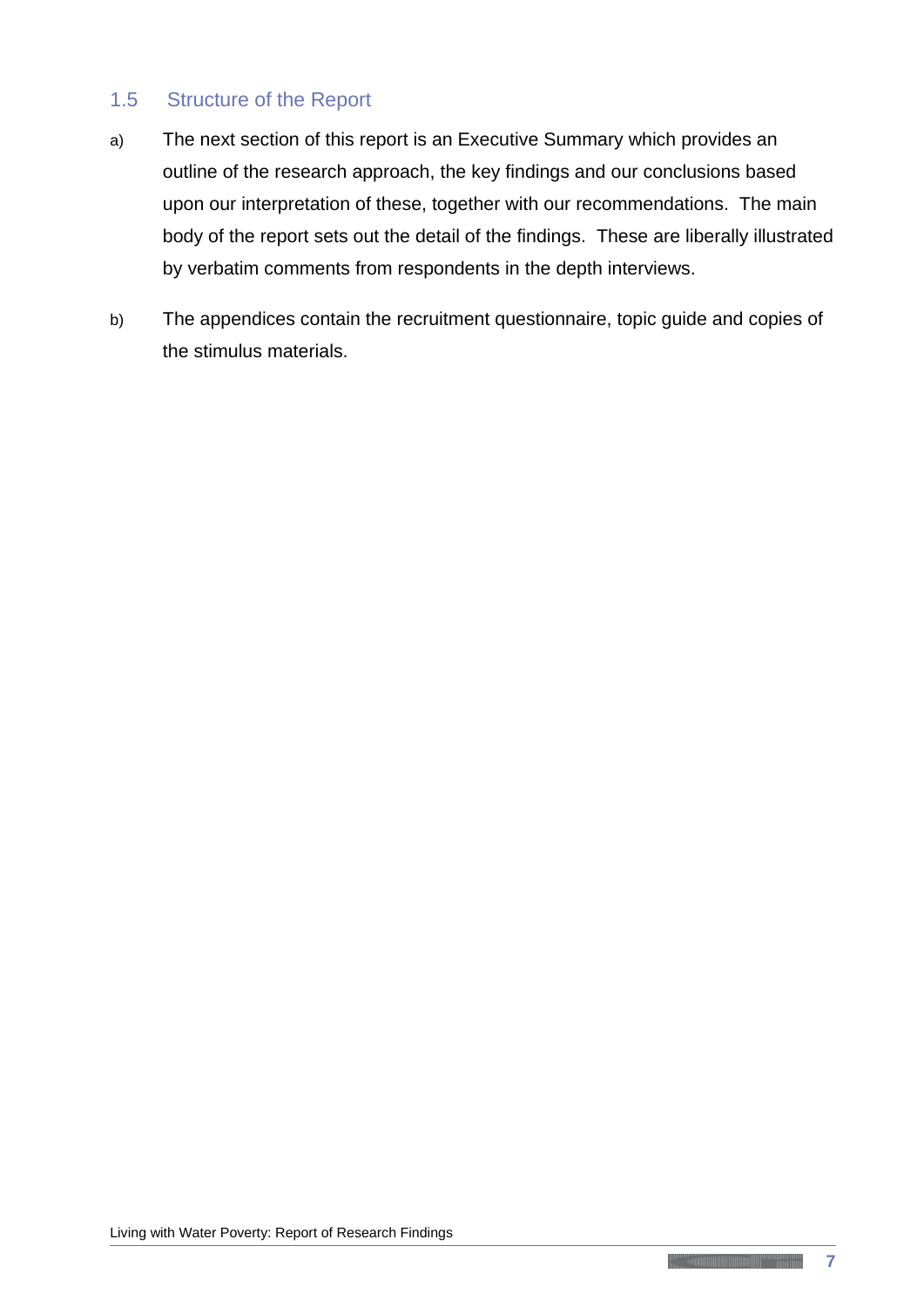## 1.5 Structure of the Report

a) The next section of this report is an Executive Summary which provides an outline of the research approach, the key findings and our conclusions based upon our interpretation of these, together with our recommendations. The main body of the report sets out the detail of the findings. These are liberally illustrated by verbatim comments from respondents in the depth interviews.

b) The appendices contain the recruitment questionnaire, topic guide and copies of the stimulus materials.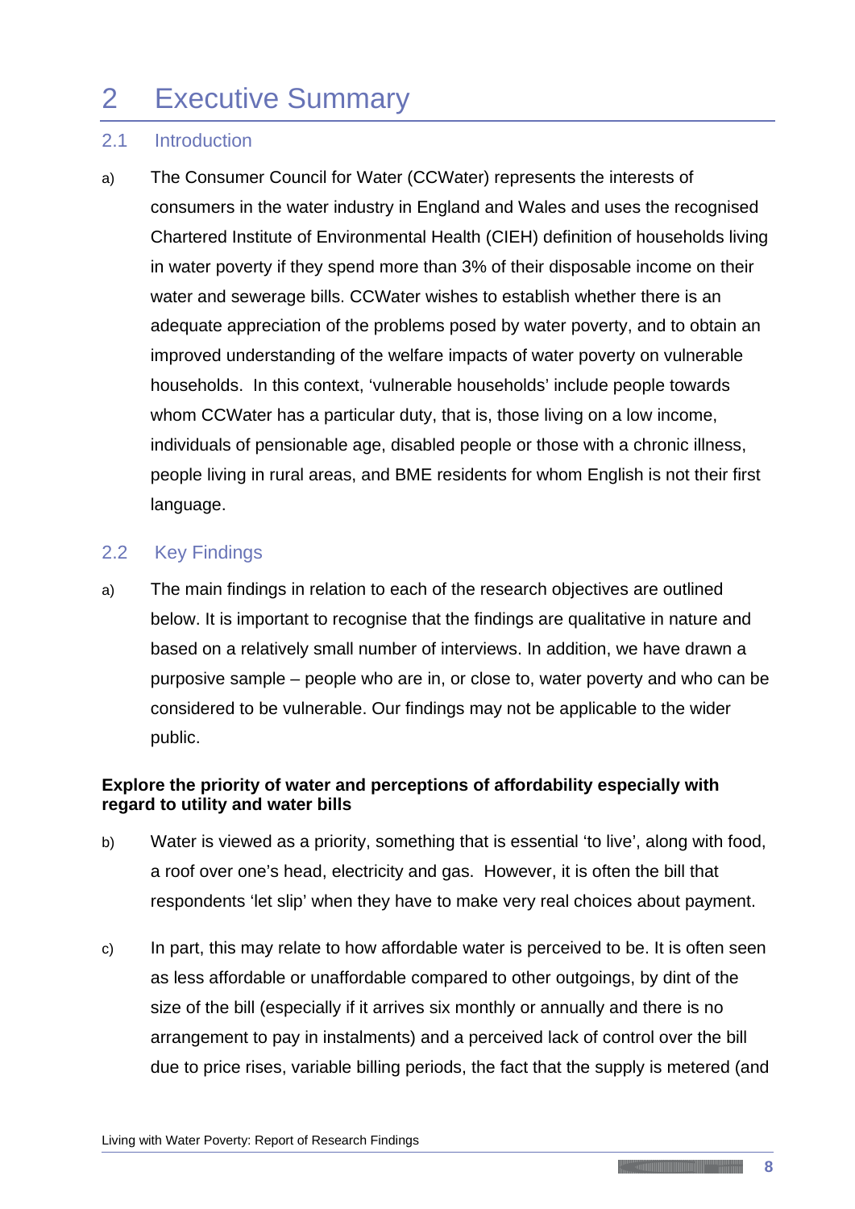# 2 Executive Summary

## 2.1 Introduction

a) The Consumer Council for Water (CCWater) represents the interests of consumers in the water industry in England and Wales and uses the recognised Chartered Institute of Environmental Health (CIEH) definition of households living in water poverty if they spend more than 3% of their disposable income on their water and sewerage bills. CCWater wishes to establish whether there is an adequate appreciation of the problems posed by water poverty, and to obtain an improved understanding of the welfare impacts of water poverty on vulnerable households. In this context, 'vulnerable households' include people towards whom CCWater has a particular duty, that is, those living on a low income, individuals of pensionable age, disabled people or those with a chronic illness, people living in rural areas, and BME residents for whom English is not their first language.

## 2.2 Key Findings

a) The main findings in relation to each of the research objectives are outlined below. It is important to recognise that the findings are qualitative in nature and based on a relatively small number of interviews. In addition, we have drawn a purposive sample – people who are in, or close to, water poverty and who can be considered to be vulnerable. Our findings may not be applicable to the wider public.

**Explore the priority of water and perceptions of affordability especially with regard to utility and water bills**

b) Water is viewed as a priority, something that is essential 'to live', along with food, a roof over one's head, electricity and gas. However, it is often the bill that respondents 'let slip' when they have to make very real choices about payment.

c) In part, this may relate to how affordable water is perceived to be. It is often seen as less affordable or unaffordable compared to other outgoings, by dint of the size of the bill (especially if it arrives six monthly or annually and there is no arrangement to pay in instalments) and a perceived lack of control over the bill due to price rises, variable billing periods, the fact that the supply is metered (and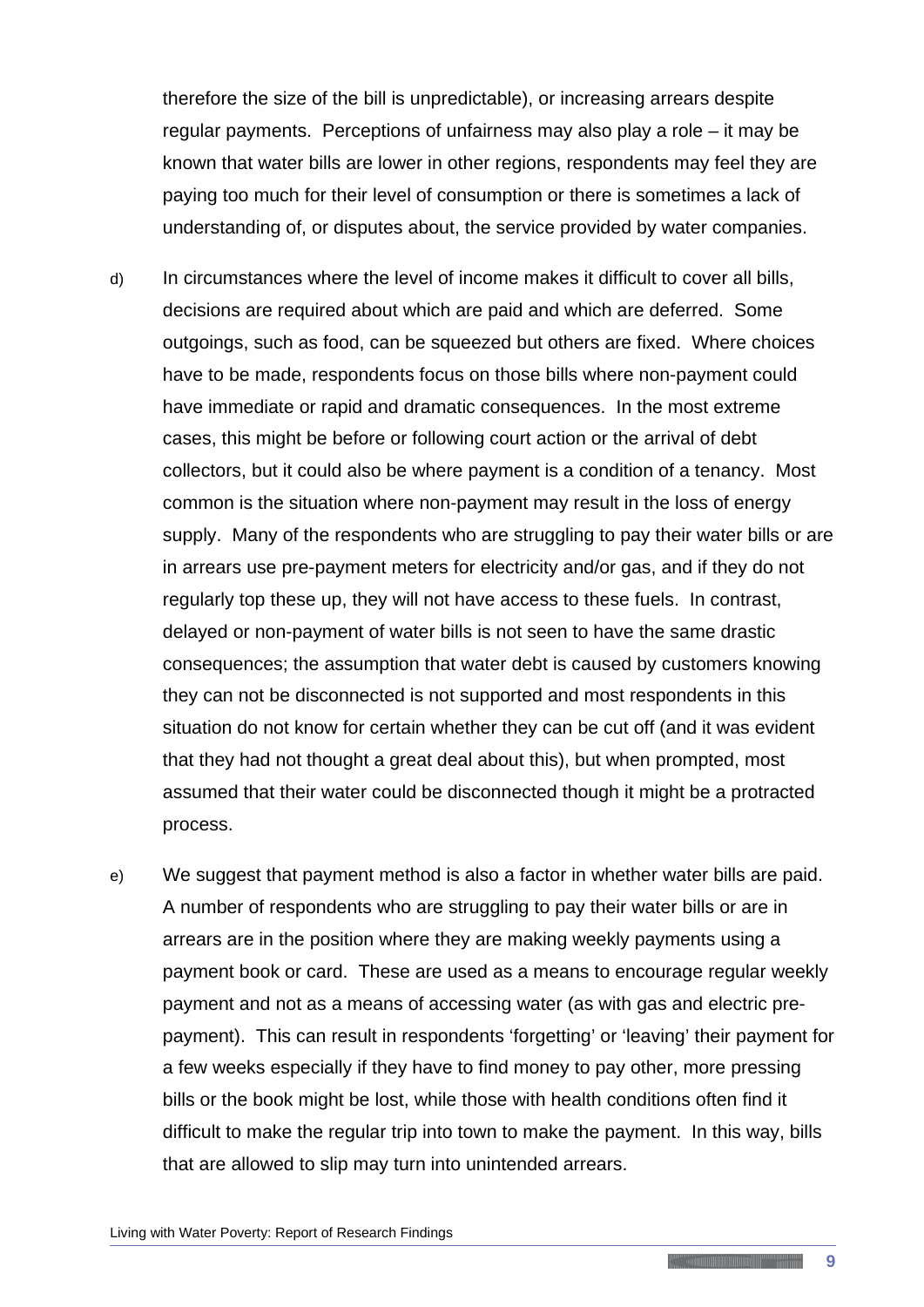therefore the size of the bill is unpredictable), or increasing arrears despite regular payments. Perceptions of unfairness may also play a role – it may be known that water bills are lower in other regions, respondents may feel they are paying too much for their level of consumption or there is sometimes a lack of understanding of, or disputes about, the service provided by water companies.

d) In circumstances where the level of income makes it difficult to cover all bills, decisions are required about which are paid and which are deferred. Some outgoings, such as food, can be squeezed but others are fixed. Where choices have to be made, respondents focus on those bills where non-payment could have immediate or rapid and dramatic consequences. In the most extreme cases, this might be before or following court action or the arrival of debt collectors, but it could also be where payment is a condition of a tenancy. Most common is the situation where non-payment may result in the loss of energy supply. Many of the respondents who are struggling to pay their water bills or are in arrears use pre-payment meters for electricity and/or gas, and if they do not regularly top these up, they will not have access to these fuels. In contrast, delayed or non-payment of water bills is not seen to have the same drastic consequences; the assumption that water debt is caused by customers knowing they can not be disconnected is not supported and most respondents in this situation do not know for certain whether they can be cut off (and it was evident that they had not thought a great deal about this), but when prompted, most assumed that their water could be disconnected though it might be a protracted process.

e) We suggest that payment method is also a factor in whether water bills are paid. A number of respondents who are struggling to pay their water bills or are in arrears are in the position where they are making weekly payments using a payment book or card. These are used as a means to encourage regular weekly payment and not as a means of accessing water (as with gas and electric pre-payment). This can result in respondents 'forgetting' or 'leaving' their payment for a few weeks especially if they have to find money to pay other, more pressing bills or the book might be lost, while those with health conditions often find it difficult to make the regular trip into town to make the payment. In this way, bills that are allowed to slip may turn into unintended arrears.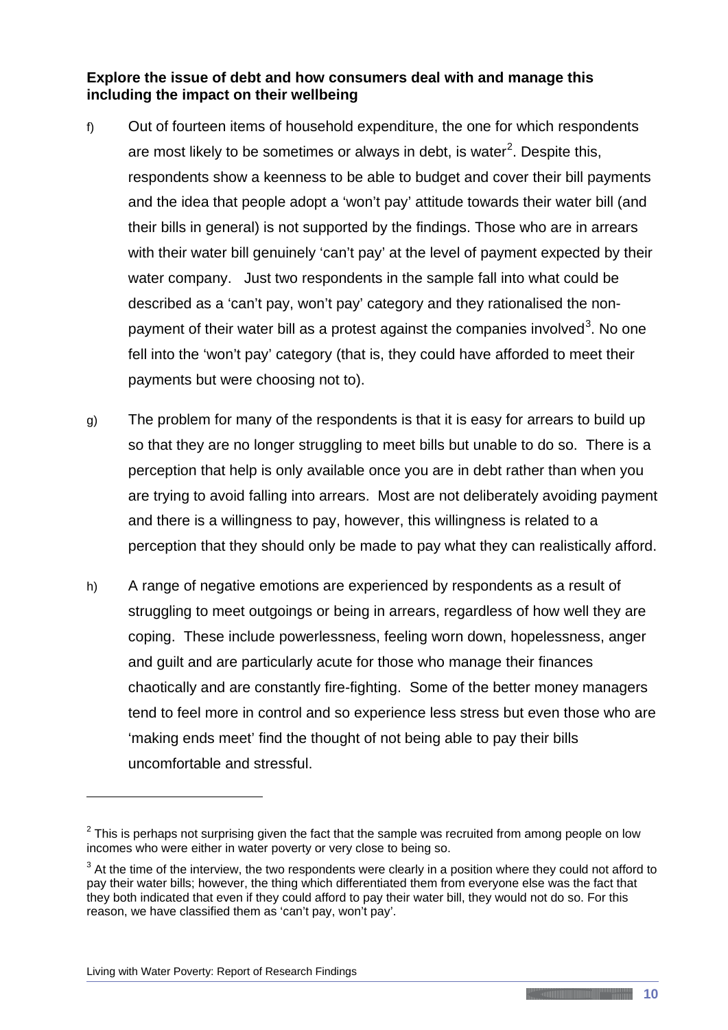**Explore the issue of debt and how consumers deal with and manage this including the impact on their wellbeing**

f) Out of fourteen items of household expenditure, the one for which respondents are most likely to be sometimes or always in debt, is water[2]. Despite this, respondents show a keenness to be able to budget and cover their bill payments and the idea that people adopt a 'won't pay' attitude towards their water bill (and their bills in general) is not supported by the findings. Those who are in arrears with their water bill genuinely 'can't pay' at the level of payment expected by their water company. Just two respondents in the sample fall into what could be described as a 'can't pay, won't pay' category and they rationalised the non-payment of their water bill as a protest against the companies involved[3]. No one fell into the 'won't pay' category (that is, they could have afforded to meet their payments but were choosing not to).

g) The problem for many of the respondents is that it is easy for arrears to build up so that they are no longer struggling to meet bills but unable to do so. There is a perception that help is only available once you are in debt rather than when you are trying to avoid falling into arrears. Most are not deliberately avoiding payment and there is a willingness to pay, however, this willingness is related to a perception that they should only be made to pay what they can realistically afford.

h) A range of negative emotions are experienced by respondents as a result of struggling to meet outgoings or being in arrears, regardless of how well they are coping. These include powerlessness, feeling worn down, hopelessness, anger and guilt and are particularly acute for those who manage their finances chaotically and are constantly fire-fighting. Some of the better money managers tend to feel more in control and so experience less stress but even those who are 'making ends meet' find the thought of not being able to pay their bills uncomfortable and stressful.

---

[2] This is perhaps not surprising given the fact that the sample was recruited from among people on low incomes who were either in water poverty or very close to being so.

[3] At the time of the interview, the two respondents were clearly in a position where they could not afford to pay their water bills; however, the thing which differentiated them from everyone else was the fact that they both indicated that even if they could afford to pay their water bill, they would not do so. For this reason, we have classified them as 'can't pay, won't pay'.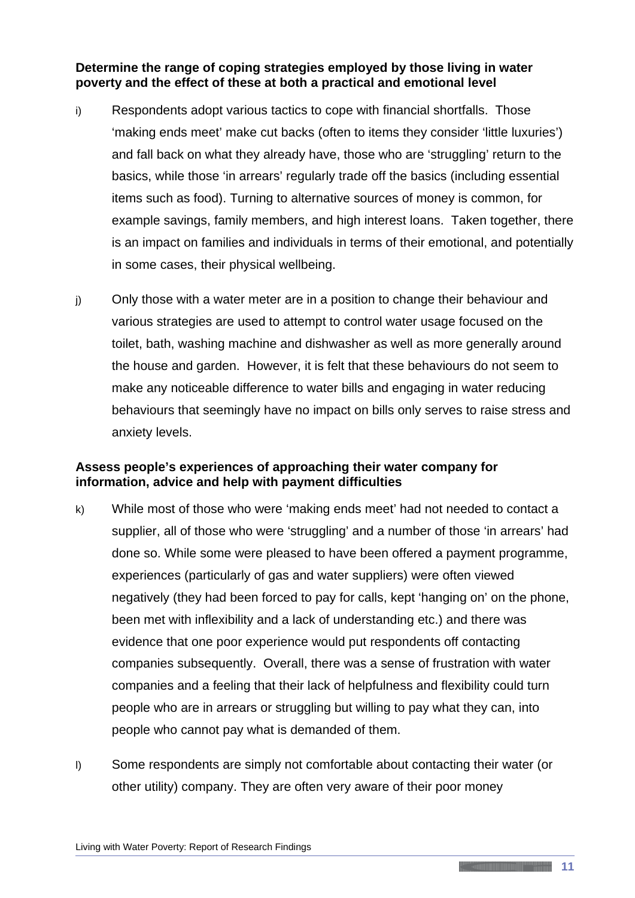**Determine the range of coping strategies employed by those living in water poverty and the effect of these at both a practical and emotional level**

i) Respondents adopt various tactics to cope with financial shortfalls. Those 'making ends meet' make cut backs (often to items they consider 'little luxuries') and fall back on what they already have, those who are 'struggling' return to the basics, while those 'in arrears' regularly trade off the basics (including essential items such as food). Turning to alternative sources of money is common, for example savings, family members, and high interest loans. Taken together, there is an impact on families and individuals in terms of their emotional, and potentially in some cases, their physical wellbeing.

j) Only those with a water meter are in a position to change their behaviour and various strategies are used to attempt to control water usage focused on the toilet, bath, washing machine and dishwasher as well as more generally around the house and garden. However, it is felt that these behaviours do not seem to make any noticeable difference to water bills and engaging in water reducing behaviours that seemingly have no impact on bills only serves to raise stress and anxiety levels.

**Assess people's experiences of approaching their water company for information, advice and help with payment difficulties**

k) While most of those who were 'making ends meet' had not needed to contact a supplier, all of those who were 'struggling' and a number of those 'in arrears' had done so. While some were pleased to have been offered a payment programme, experiences (particularly of gas and water suppliers) were often viewed negatively (they had been forced to pay for calls, kept 'hanging on' on the phone, been met with inflexibility and a lack of understanding etc.) and there was evidence that one poor experience would put respondents off contacting companies subsequently. Overall, there was a sense of frustration with water companies and a feeling that their lack of helpfulness and flexibility could turn people who are in arrears or struggling but willing to pay what they can, into people who cannot pay what is demanded of them.

l) Some respondents are simply not comfortable about contacting their water (or other utility) company. They are often very aware of their poor money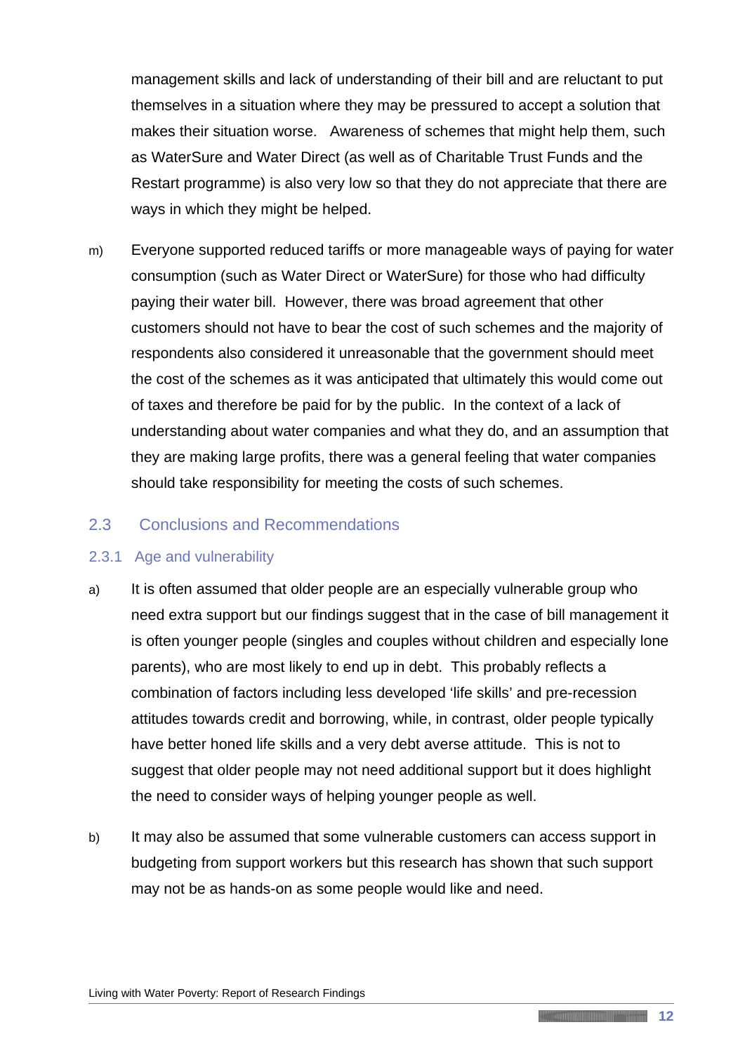management skills and lack of understanding of their bill and are reluctant to put themselves in a situation where they may be pressured to accept a solution that makes their situation worse. Awareness of schemes that might help them, such as WaterSure and Water Direct (as well as of Charitable Trust Funds and the Restart programme) is also very low so that they do not appreciate that there are ways in which they might be helped.

m) Everyone supported reduced tariffs or more manageable ways of paying for water consumption (such as Water Direct or WaterSure) for those who had difficulty paying their water bill. However, there was broad agreement that other customers should not have to bear the cost of such schemes and the majority of respondents also considered it unreasonable that the government should meet the cost of the schemes as it was anticipated that ultimately this would come out of taxes and therefore be paid for by the public. In the context of a lack of understanding about water companies and what they do, and an assumption that they are making large profits, there was a general feeling that water companies should take responsibility for meeting the costs of such schemes.

## 2.3 Conclusions and Recommendations

### 2.3.1 Age and vulnerability

a) It is often assumed that older people are an especially vulnerable group who need extra support but our findings suggest that in the case of bill management it is often younger people (singles and couples without children and especially lone parents), who are most likely to end up in debt. This probably reflects a combination of factors including less developed 'life skills' and pre-recession attitudes towards credit and borrowing, while, in contrast, older people typically have better honed life skills and a very debt averse attitude. This is not to suggest that older people may not need additional support but it does highlight the need to consider ways of helping younger people as well.

b) It may also be assumed that some vulnerable customers can access support in budgeting from support workers but this research has shown that such support may not be as hands-on as some people would like and need.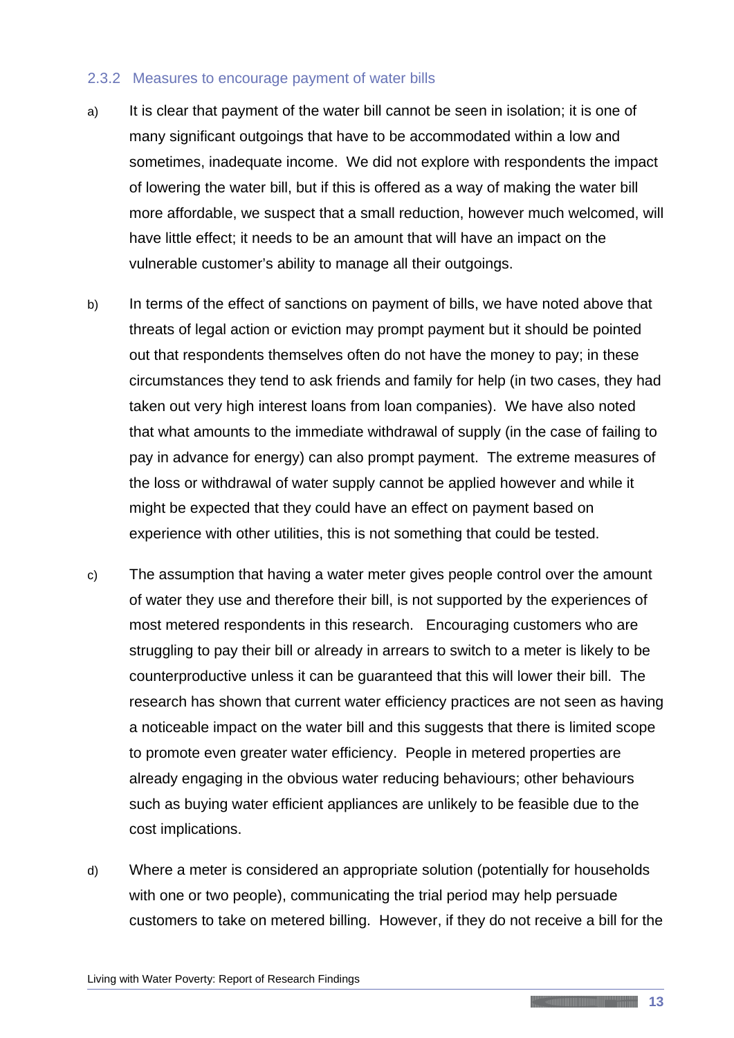### 2.3.2 Measures to encourage payment of water bills

a) It is clear that payment of the water bill cannot be seen in isolation; it is one of many significant outgoings that have to be accommodated within a low and sometimes, inadequate income. We did not explore with respondents the impact of lowering the water bill, but if this is offered as a way of making the water bill more affordable, we suspect that a small reduction, however much welcomed, will have little effect; it needs to be an amount that will have an impact on the vulnerable customer's ability to manage all their outgoings.

b) In terms of the effect of sanctions on payment of bills, we have noted above that threats of legal action or eviction may prompt payment but it should be pointed out that respondents themselves often do not have the money to pay; in these circumstances they tend to ask friends and family for help (in two cases, they had taken out very high interest loans from loan companies). We have also noted that what amounts to the immediate withdrawal of supply (in the case of failing to pay in advance for energy) can also prompt payment. The extreme measures of the loss or withdrawal of water supply cannot be applied however and while it might be expected that they could have an effect on payment based on experience with other utilities, this is not something that could be tested.

c) The assumption that having a water meter gives people control over the amount of water they use and therefore their bill, is not supported by the experiences of most metered respondents in this research. Encouraging customers who are struggling to pay their bill or already in arrears to switch to a meter is likely to be counterproductive unless it can be guaranteed that this will lower their bill. The research has shown that current water efficiency practices are not seen as having a noticeable impact on the water bill and this suggests that there is limited scope to promote even greater water efficiency. People in metered properties are already engaging in the obvious water reducing behaviours; other behaviours such as buying water efficient appliances are unlikely to be feasible due to the cost implications.

d) Where a meter is considered an appropriate solution (potentially for households with one or two people), communicating the trial period may help persuade customers to take on metered billing. However, if they do not receive a bill for the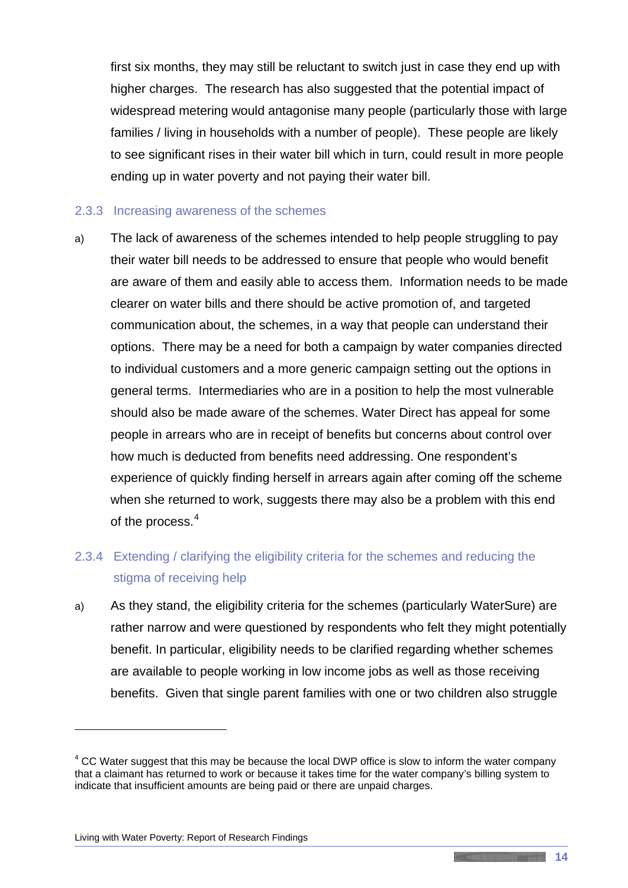first six months, they may still be reluctant to switch just in case they end up with higher charges. The research has also suggested that the potential impact of widespread metering would antagonise many people (particularly those with large families / living in households with a number of people). These people are likely to see significant rises in their water bill which in turn, could result in more people ending up in water poverty and not paying their water bill.

### 2.3.3 Increasing awareness of the schemes

a) The lack of awareness of the schemes intended to help people struggling to pay their water bill needs to be addressed to ensure that people who would benefit are aware of them and easily able to access them. Information needs to be made clearer on water bills and there should be active promotion of, and targeted communication about, the schemes, in a way that people can understand their options. There may be a need for both a campaign by water companies directed to individual customers and a more generic campaign setting out the options in general terms. Intermediaries who are in a position to help the most vulnerable should also be made aware of the schemes. Water Direct has appeal for some people in arrears who are in receipt of benefits but concerns about control over how much is deducted from benefits need addressing. One respondent's experience of quickly finding herself in arrears again after coming off the scheme when she returned to work, suggests there may also be a problem with this end of the process.[4]

### 2.3.4 Extending / clarifying the eligibility criteria for the schemes and reducing the stigma of receiving help

a) As they stand, the eligibility criteria for the schemes (particularly WaterSure) are rather narrow and were questioned by respondents who felt they might potentially benefit. In particular, eligibility needs to be clarified regarding whether schemes are available to people working in low income jobs as well as those receiving benefits. Given that single parent families with one or two children also struggle

---

[4] CC Water suggest that this may be because the local DWP office is slow to inform the water company that a claimant has returned to work or because it takes time for the water company's billing system to indicate that insufficient amounts are being paid or there are unpaid charges.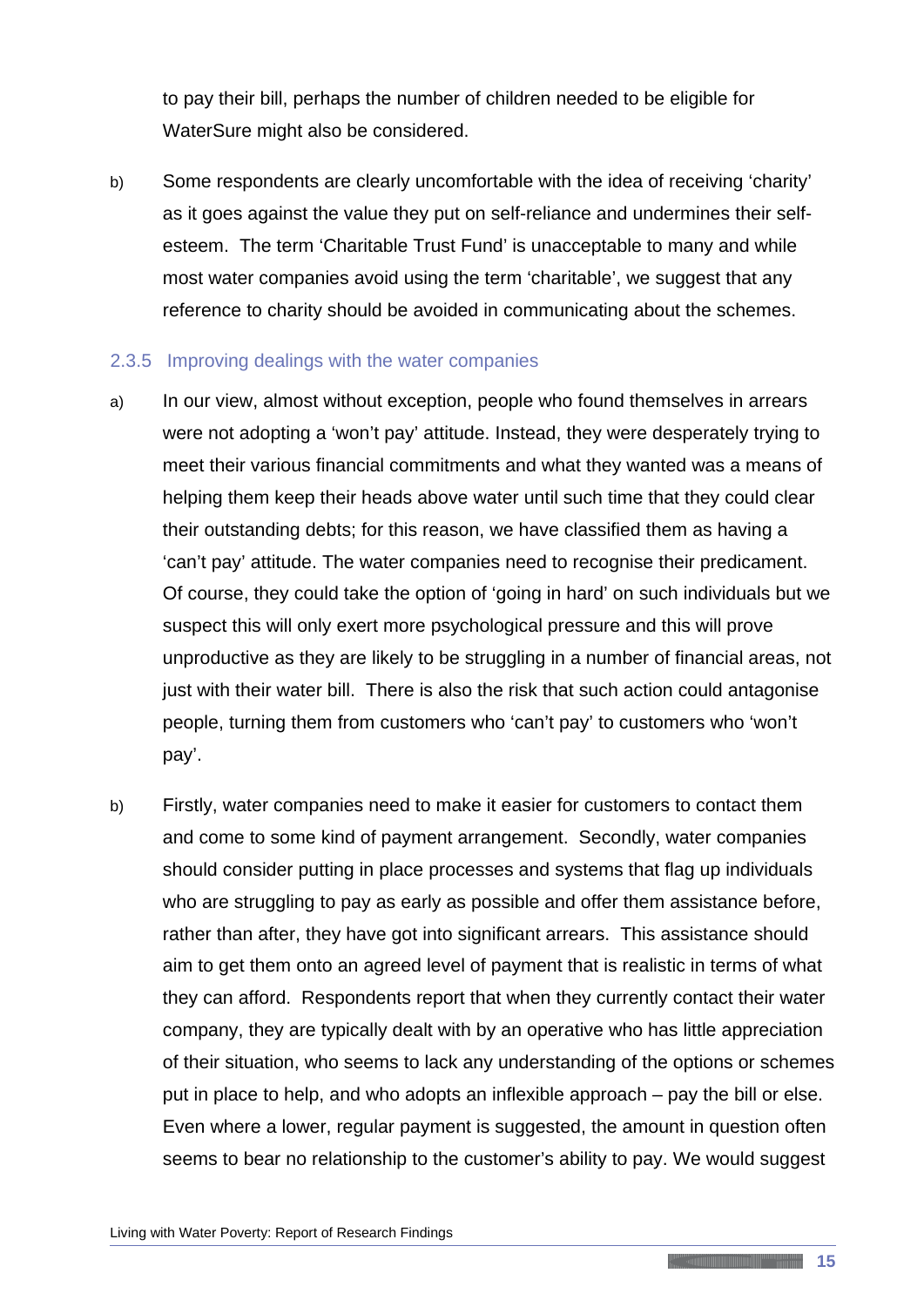to pay their bill, perhaps the number of children needed to be eligible for WaterSure might also be considered.

b) Some respondents are clearly uncomfortable with the idea of receiving 'charity' as it goes against the value they put on self-reliance and undermines their self-esteem. The term 'Charitable Trust Fund' is unacceptable to many and while most water companies avoid using the term 'charitable', we suggest that any reference to charity should be avoided in communicating about the schemes.

### 2.3.5 Improving dealings with the water companies

a) In our view, almost without exception, people who found themselves in arrears were not adopting a 'won't pay' attitude. Instead, they were desperately trying to meet their various financial commitments and what they wanted was a means of helping them keep their heads above water until such time that they could clear their outstanding debts; for this reason, we have classified them as having a 'can't pay' attitude. The water companies need to recognise their predicament. Of course, they could take the option of 'going in hard' on such individuals but we suspect this will only exert more psychological pressure and this will prove unproductive as they are likely to be struggling in a number of financial areas, not just with their water bill. There is also the risk that such action could antagonise people, turning them from customers who 'can't pay' to customers who 'won't pay'.

b) Firstly, water companies need to make it easier for customers to contact them and come to some kind of payment arrangement. Secondly, water companies should consider putting in place processes and systems that flag up individuals who are struggling to pay as early as possible and offer them assistance before, rather than after, they have got into significant arrears. This assistance should aim to get them onto an agreed level of payment that is realistic in terms of what they can afford. Respondents report that when they currently contact their water company, they are typically dealt with by an operative who has little appreciation of their situation, who seems to lack any understanding of the options or schemes put in place to help, and who adopts an inflexible approach – pay the bill or else. Even where a lower, regular payment is suggested, the amount in question often seems to bear no relationship to the customer's ability to pay. We would suggest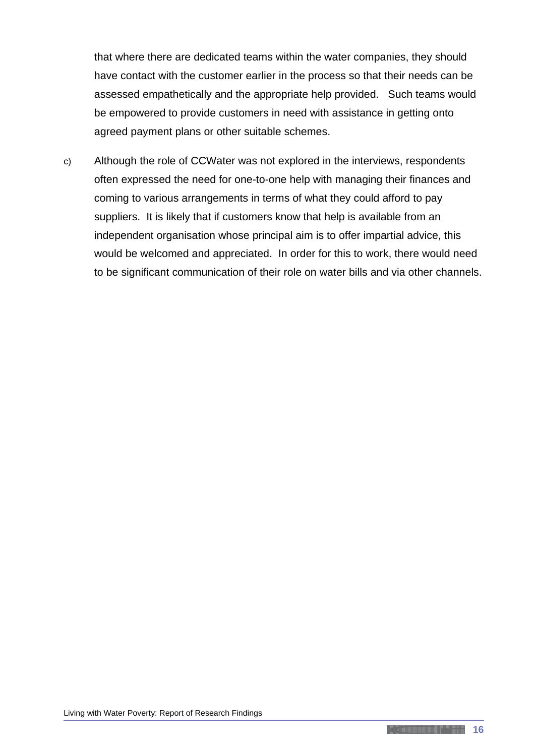that where there are dedicated teams within the water companies, they should have contact with the customer earlier in the process so that their needs can be assessed empathetically and the appropriate help provided. Such teams would be empowered to provide customers in need with assistance in getting onto agreed payment plans or other suitable schemes.

c) Although the role of CCWater was not explored in the interviews, respondents often expressed the need for one-to-one help with managing their finances and coming to various arrangements in terms of what they could afford to pay suppliers. It is likely that if customers know that help is available from an independent organisation whose principal aim is to offer impartial advice, this would be welcomed and appreciated. In order for this to work, there would need to be significant communication of their role on water bills and via other channels.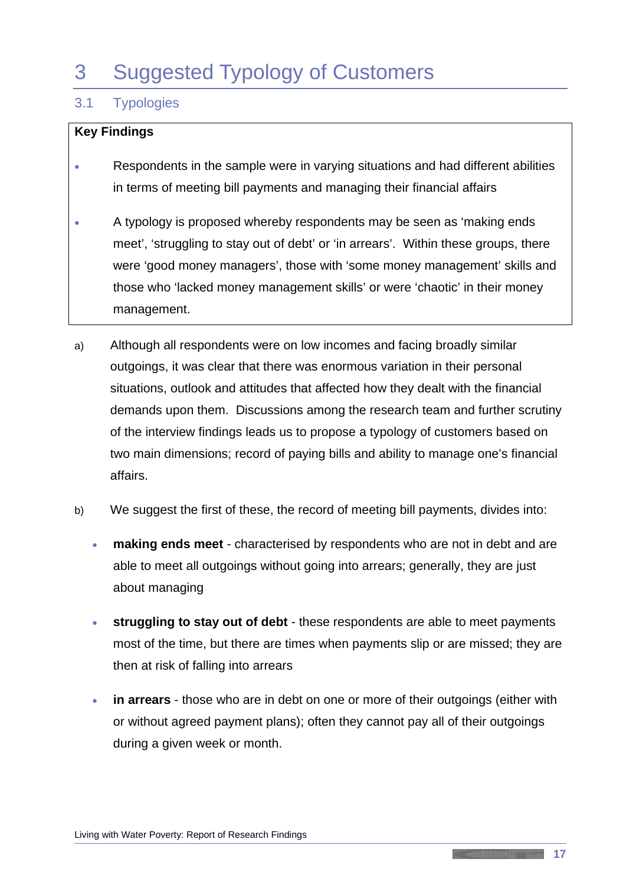# 3 Suggested Typology of Customers

## 3.1 Typologies

**Key Findings**

- Respondents in the sample were in varying situations and had different abilities in terms of meeting bill payments and managing their financial affairs
- A typology is proposed whereby respondents may be seen as 'making ends meet', 'struggling to stay out of debt' or 'in arrears'. Within these groups, there were 'good money managers', those with 'some money management' skills and those who 'lacked money management skills' or were 'chaotic' in their money management.

a) Although all respondents were on low incomes and facing broadly similar outgoings, it was clear that there was enormous variation in their personal situations, outlook and attitudes that affected how they dealt with the financial demands upon them. Discussions among the research team and further scrutiny of the interview findings leads us to propose a typology of customers based on two main dimensions; record of paying bills and ability to manage one's financial affairs.

b) We suggest the first of these, the record of meeting bill payments, divides into:

- **making ends meet** - characterised by respondents who are not in debt and are able to meet all outgoings without going into arrears; generally, they are just about managing
- **struggling to stay out of debt** - these respondents are able to meet payments most of the time, but there are times when payments slip or are missed; they are then at risk of falling into arrears
- **in arrears** - those who are in debt on one or more of their outgoings (either with or without agreed payment plans); often they cannot pay all of their outgoings during a given week or month.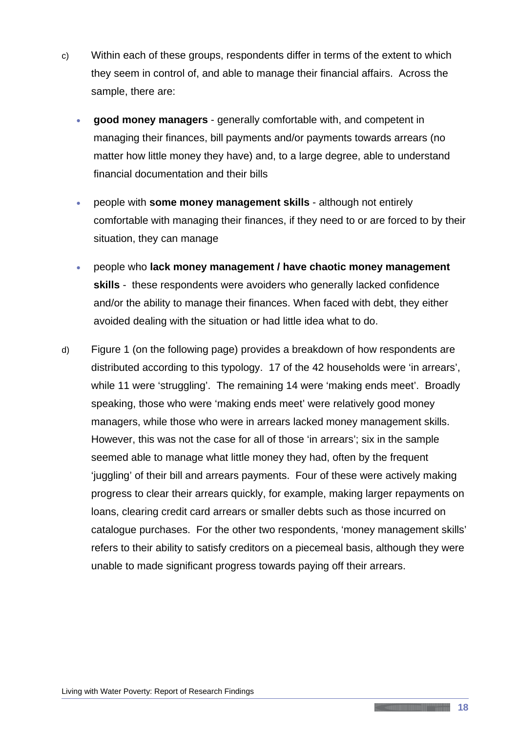c) Within each of these groups, respondents differ in terms of the extent to which they seem in control of, and able to manage their financial affairs. Across the sample, there are:

- **good money managers** - generally comfortable with, and competent in managing their finances, bill payments and/or payments towards arrears (no matter how little money they have) and, to a large degree, able to understand financial documentation and their bills
- people with **some money management skills** - although not entirely comfortable with managing their finances, if they need to or are forced to by their situation, they can manage
- people who **lack money management / have chaotic money management skills** - these respondents were avoiders who generally lacked confidence and/or the ability to manage their finances. When faced with debt, they either avoided dealing with the situation or had little idea what to do.

d) Figure 1 (on the following page) provides a breakdown of how respondents are distributed according to this typology. 17 of the 42 households were 'in arrears', while 11 were 'struggling'. The remaining 14 were 'making ends meet'. Broadly speaking, those who were 'making ends meet' were relatively good money managers, while those who were in arrears lacked money management skills. However, this was not the case for all of those 'in arrears'; six in the sample seemed able to manage what little money they had, often by the frequent 'juggling' of their bill and arrears payments. Four of these were actively making progress to clear their arrears quickly, for example, making larger repayments on loans, clearing credit card arrears or smaller debts such as those incurred on catalogue purchases. For the other two respondents, 'money management skills' refers to their ability to satisfy creditors on a piecemeal basis, although they were unable to made significant progress towards paying off their arrears.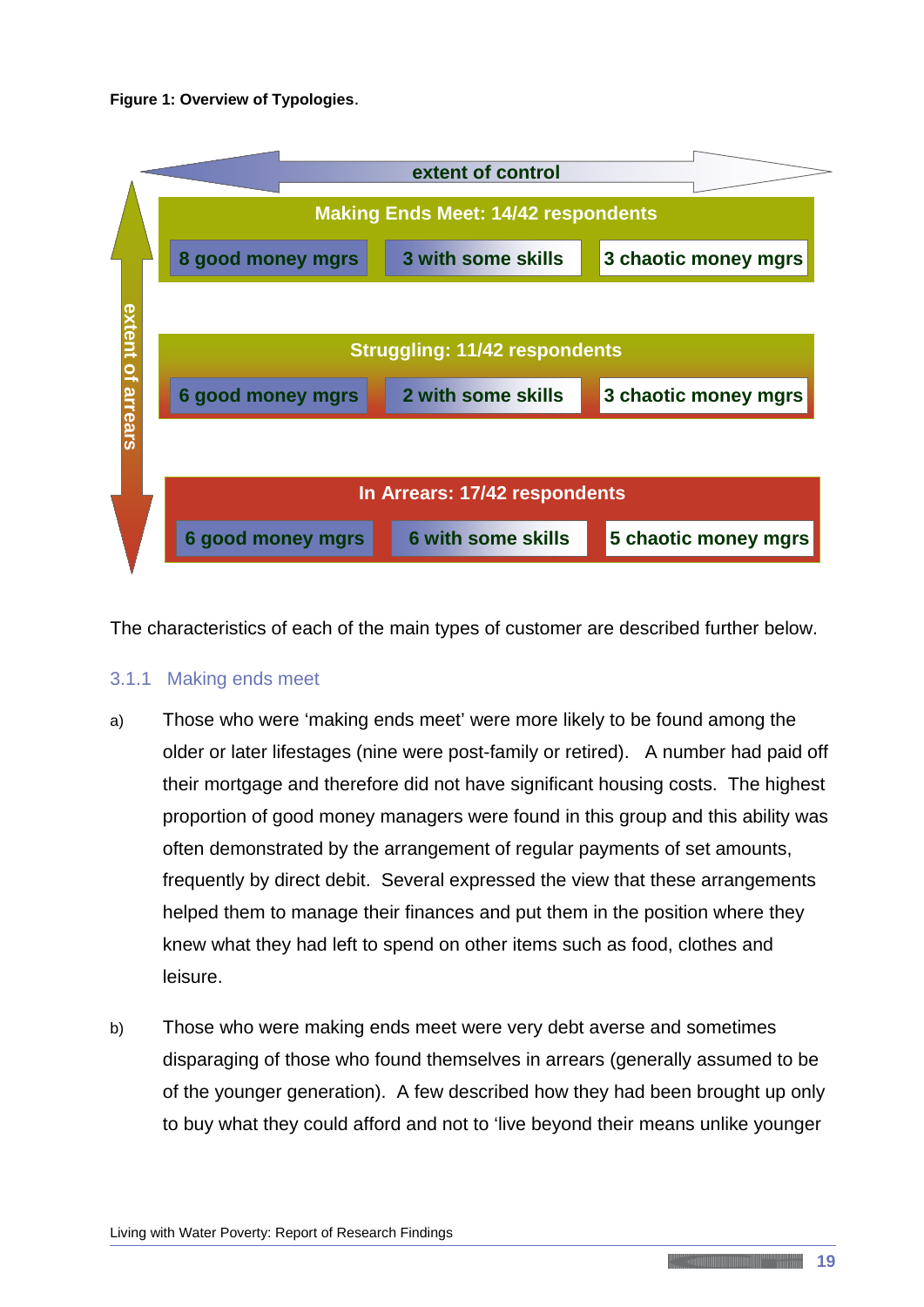**Figure 1: Overview of Typologies**.

extent of control

extent of arrears

| Making Ends Meet: 14/42 respondents | | |
|---|---|---|
| 8 good money mgrs | 3 with some skills | 3 chaotic money mgrs |

| Struggling: 11/42 respondents | | |
|---|---|---|
| 6 good money mgrs | 2 with some skills | 3 chaotic money mgrs |

| In Arrears: 17/42 respondents | | |
|---|---|---|
| 6 good money mgrs | 6 with some skills | 5 chaotic money mgrs |

The characteristics of each of the main types of customer are described further below.

### 3.1.1 Making ends meet

a) Those who were 'making ends meet' were more likely to be found among the older or later lifestages (nine were post-family or retired). A number had paid off their mortgage and therefore did not have significant housing costs. The highest proportion of good money managers were found in this group and this ability was often demonstrated by the arrangement of regular payments of set amounts, frequently by direct debit. Several expressed the view that these arrangements helped them to manage their finances and put them in the position where they knew what they had left to spend on other items such as food, clothes and leisure.

b) Those who were making ends meet were very debt averse and sometimes disparaging of those who found themselves in arrears (generally assumed to be of the younger generation). A few described how they had been brought up only to buy what they could afford and not to 'live beyond their means unlike younger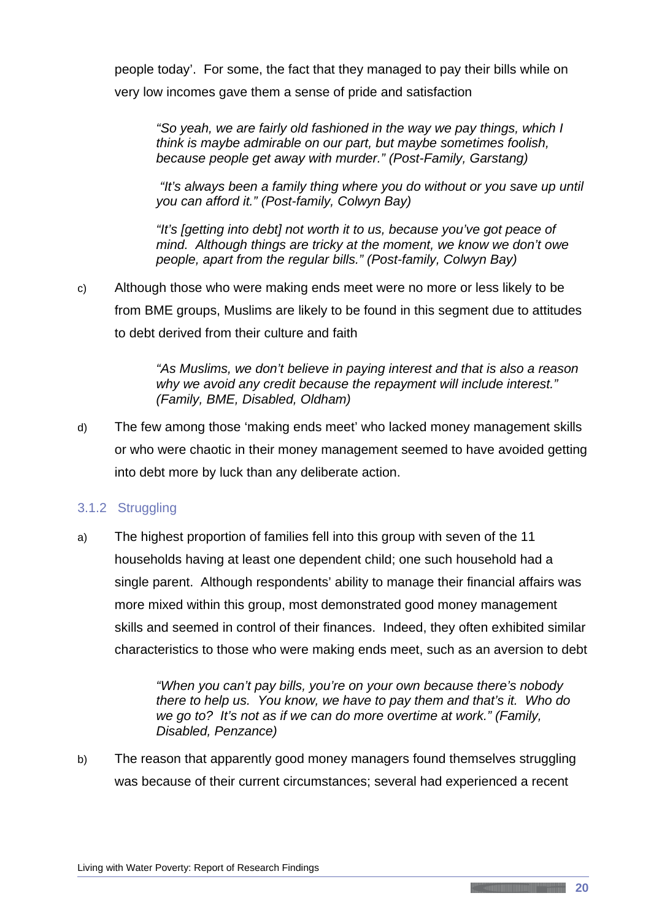people today'. For some, the fact that they managed to pay their bills while on very low incomes gave them a sense of pride and satisfaction

> *"So yeah, we are fairly old fashioned in the way we pay things, which I think is maybe admirable on our part, but maybe sometimes foolish, because people get away with murder." (Post-Family, Garstang)*
>
> *"It's always been a family thing where you do without or you save up until you can afford it." (Post-family, Colwyn Bay)*
>
> *"It's [getting into debt] not worth it to us, because you've got peace of mind. Although things are tricky at the moment, we know we don't owe people, apart from the regular bills." (Post-family, Colwyn Bay)*

c) Although those who were making ends meet were no more or less likely to be from BME groups, Muslims are likely to be found in this segment due to attitudes to debt derived from their culture and faith

> *"As Muslims, we don't believe in paying interest and that is also a reason why we avoid any credit because the repayment will include interest." (Family, BME, Disabled, Oldham)*

d) The few among those 'making ends meet' who lacked money management skills or who were chaotic in their money management seemed to have avoided getting into debt more by luck than any deliberate action.

### 3.1.2 Struggling

a) The highest proportion of families fell into this group with seven of the 11 households having at least one dependent child; one such household had a single parent. Although respondents' ability to manage their financial affairs was more mixed within this group, most demonstrated good money management skills and seemed in control of their finances. Indeed, they often exhibited similar characteristics to those who were making ends meet, such as an aversion to debt

> *"When you can't pay bills, you're on your own because there's nobody there to help us. You know, we have to pay them and that's it. Who do we go to? It's not as if we can do more overtime at work." (Family, Disabled, Penzance)*

b) The reason that apparently good money managers found themselves struggling was because of their current circumstances; several had experienced a recent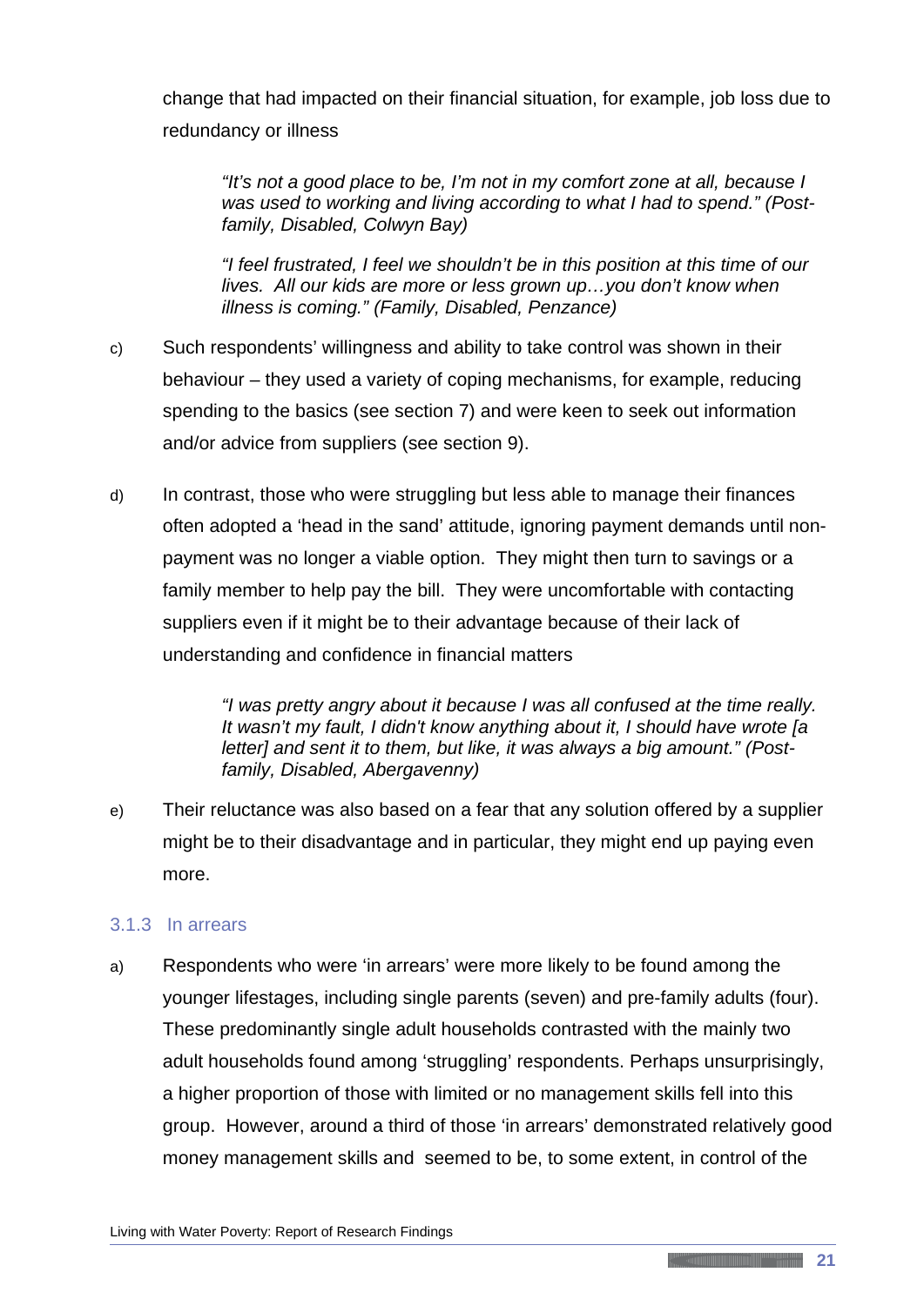change that had impacted on their financial situation, for example, job loss due to redundancy or illness

> *"It's not a good place to be, I'm not in my comfort zone at all, because I was used to working and living according to what I had to spend." (Post-family, Disabled, Colwyn Bay)*

> *"I feel frustrated, I feel we shouldn't be in this position at this time of our lives. All our kids are more or less grown up…you don't know when illness is coming." (Family, Disabled, Penzance)*

c) Such respondents' willingness and ability to take control was shown in their behaviour – they used a variety of coping mechanisms, for example, reducing spending to the basics (see section 7) and were keen to seek out information and/or advice from suppliers (see section 9).

d) In contrast, those who were struggling but less able to manage their finances often adopted a 'head in the sand' attitude, ignoring payment demands until non-payment was no longer a viable option. They might then turn to savings or a family member to help pay the bill. They were uncomfortable with contacting suppliers even if it might be to their advantage because of their lack of understanding and confidence in financial matters

> *"I was pretty angry about it because I was all confused at the time really. It wasn't my fault, I didn't know anything about it, I should have wrote [a letter] and sent it to them, but like, it was always a big amount." (Post-family, Disabled, Abergavenny)*

e) Their reluctance was also based on a fear that any solution offered by a supplier might be to their disadvantage and in particular, they might end up paying even more.

### 3.1.3 In arrears

a) Respondents who were 'in arrears' were more likely to be found among the younger lifestages, including single parents (seven) and pre-family adults (four). These predominantly single adult households contrasted with the mainly two adult households found among 'struggling' respondents. Perhaps unsurprisingly, a higher proportion of those with limited or no management skills fell into this group. However, around a third of those 'in arrears' demonstrated relatively good money management skills and seemed to be, to some extent, in control of the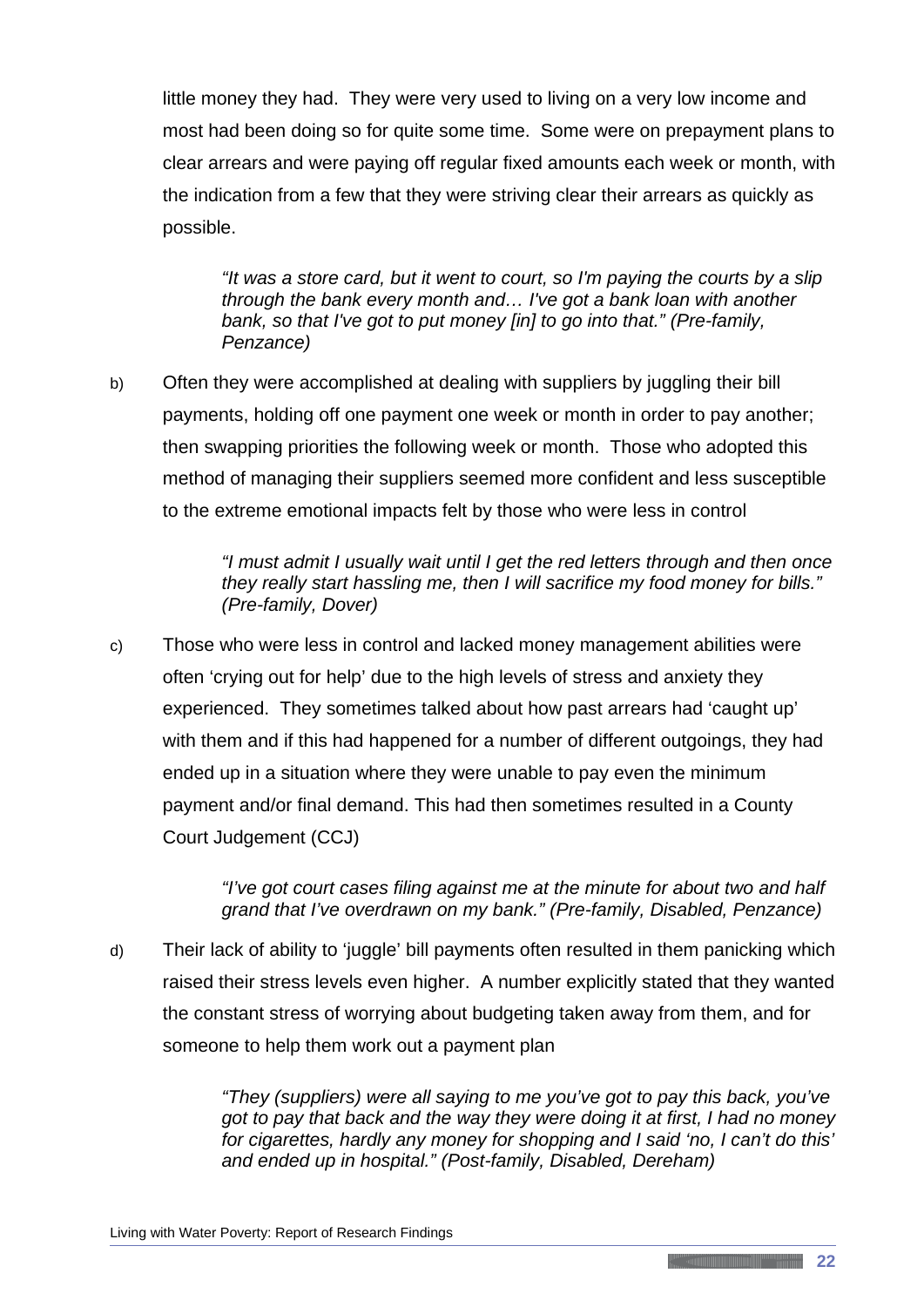little money they had. They were very used to living on a very low income and most had been doing so for quite some time. Some were on prepayment plans to clear arrears and were paying off regular fixed amounts each week or month, with the indication from a few that they were striving clear their arrears as quickly as possible.

> *"It was a store card, but it went to court, so I'm paying the courts by a slip through the bank every month and… I've got a bank loan with another bank, so that I've got to put money [in] to go into that." (Pre-family, Penzance)*

b) Often they were accomplished at dealing with suppliers by juggling their bill payments, holding off one payment one week or month in order to pay another; then swapping priorities the following week or month. Those who adopted this method of managing their suppliers seemed more confident and less susceptible to the extreme emotional impacts felt by those who were less in control

> *"I must admit I usually wait until I get the red letters through and then once they really start hassling me, then I will sacrifice my food money for bills." (Pre-family, Dover)*

c) Those who were less in control and lacked money management abilities were often 'crying out for help' due to the high levels of stress and anxiety they experienced. They sometimes talked about how past arrears had 'caught up' with them and if this had happened for a number of different outgoings, they had ended up in a situation where they were unable to pay even the minimum payment and/or final demand. This had then sometimes resulted in a County Court Judgement (CCJ)

> *"I've got court cases filing against me at the minute for about two and half grand that I've overdrawn on my bank." (Pre-family, Disabled, Penzance)*

d) Their lack of ability to 'juggle' bill payments often resulted in them panicking which raised their stress levels even higher. A number explicitly stated that they wanted the constant stress of worrying about budgeting taken away from them, and for someone to help them work out a payment plan

> *"They (suppliers) were all saying to me you've got to pay this back, you've got to pay that back and the way they were doing it at first, I had no money for cigarettes, hardly any money for shopping and I said 'no, I can't do this' and ended up in hospital." (Post-family, Disabled, Dereham)*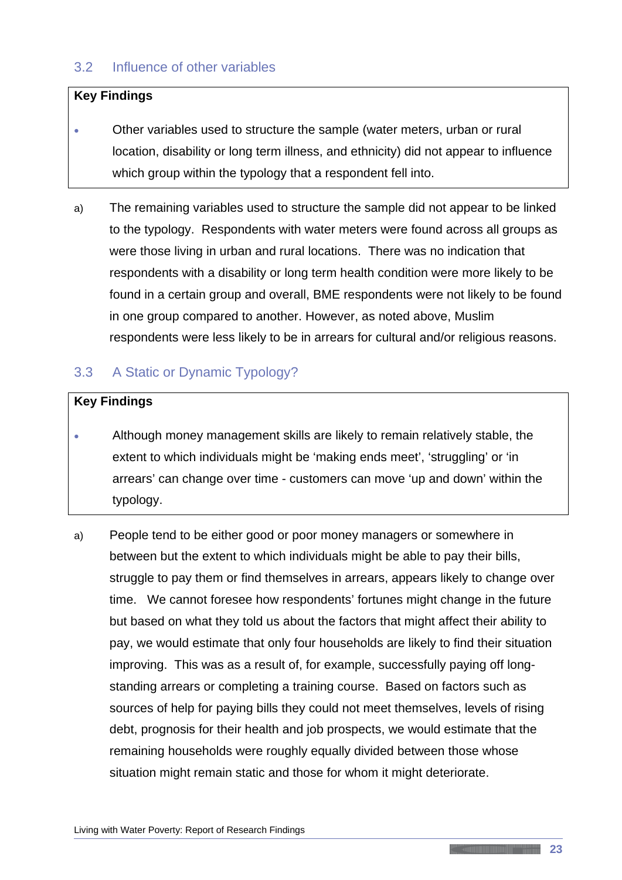## 3.2 Influence of other variables

**Key Findings**

- Other variables used to structure the sample (water meters, urban or rural location, disability or long term illness, and ethnicity) did not appear to influence which group within the typology that a respondent fell into.

a) The remaining variables used to structure the sample did not appear to be linked to the typology. Respondents with water meters were found across all groups as were those living in urban and rural locations. There was no indication that respondents with a disability or long term health condition were more likely to be found in a certain group and overall, BME respondents were not likely to be found in one group compared to another. However, as noted above, Muslim respondents were less likely to be in arrears for cultural and/or religious reasons.

## 3.3 A Static or Dynamic Typology?

**Key Findings**

- Although money management skills are likely to remain relatively stable, the extent to which individuals might be 'making ends meet', 'struggling' or 'in arrears' can change over time - customers can move 'up and down' within the typology.

a) People tend to be either good or poor money managers or somewhere in between but the extent to which individuals might be able to pay their bills, struggle to pay them or find themselves in arrears, appears likely to change over time. We cannot foresee how respondents' fortunes might change in the future but based on what they told us about the factors that might affect their ability to pay, we would estimate that only four households are likely to find their situation improving. This was as a result of, for example, successfully paying off long-standing arrears or completing a training course. Based on factors such as sources of help for paying bills they could not meet themselves, levels of rising debt, prognosis for their health and job prospects, we would estimate that the remaining households were roughly equally divided between those whose situation might remain static and those for whom it might deteriorate.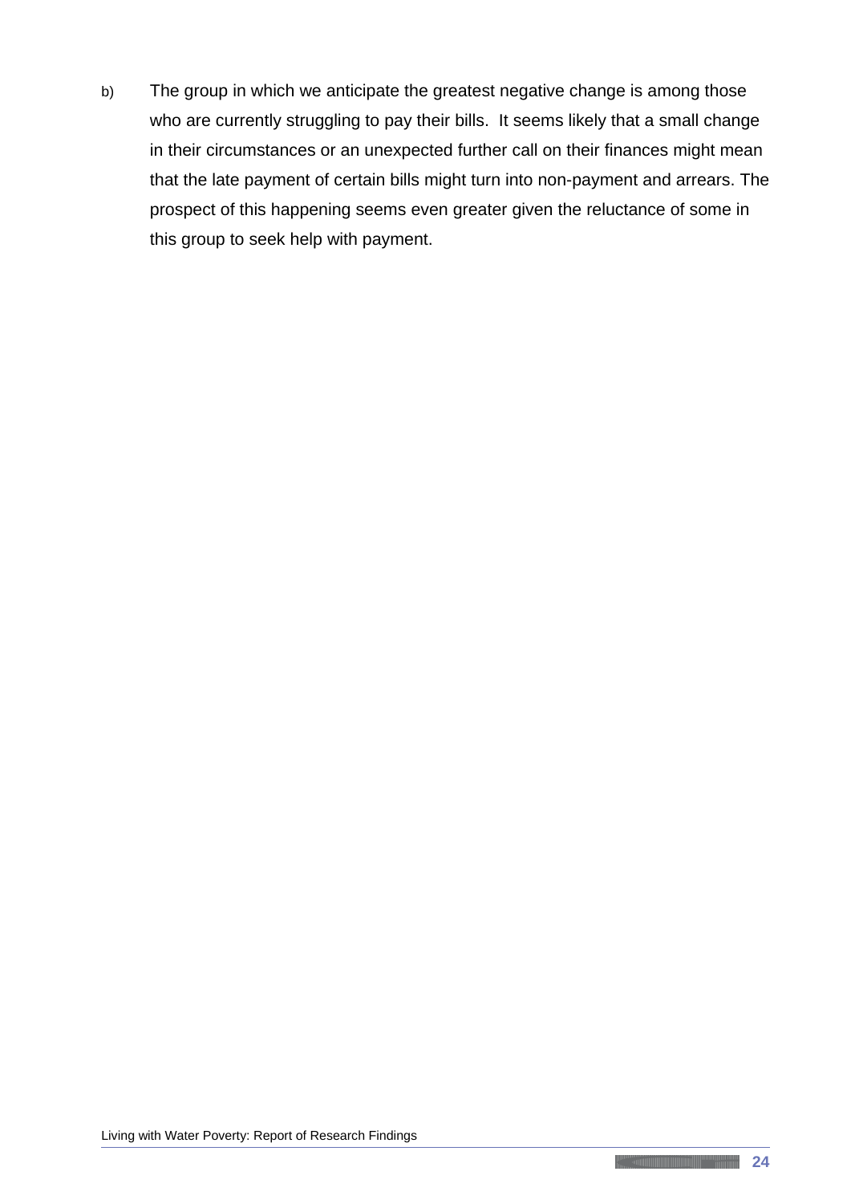b) The group in which we anticipate the greatest negative change is among those who are currently struggling to pay their bills. It seems likely that a small change in their circumstances or an unexpected further call on their finances might mean that the late payment of certain bills might turn into non-payment and arrears. The prospect of this happening seems even greater given the reluctance of some in this group to seek help with payment.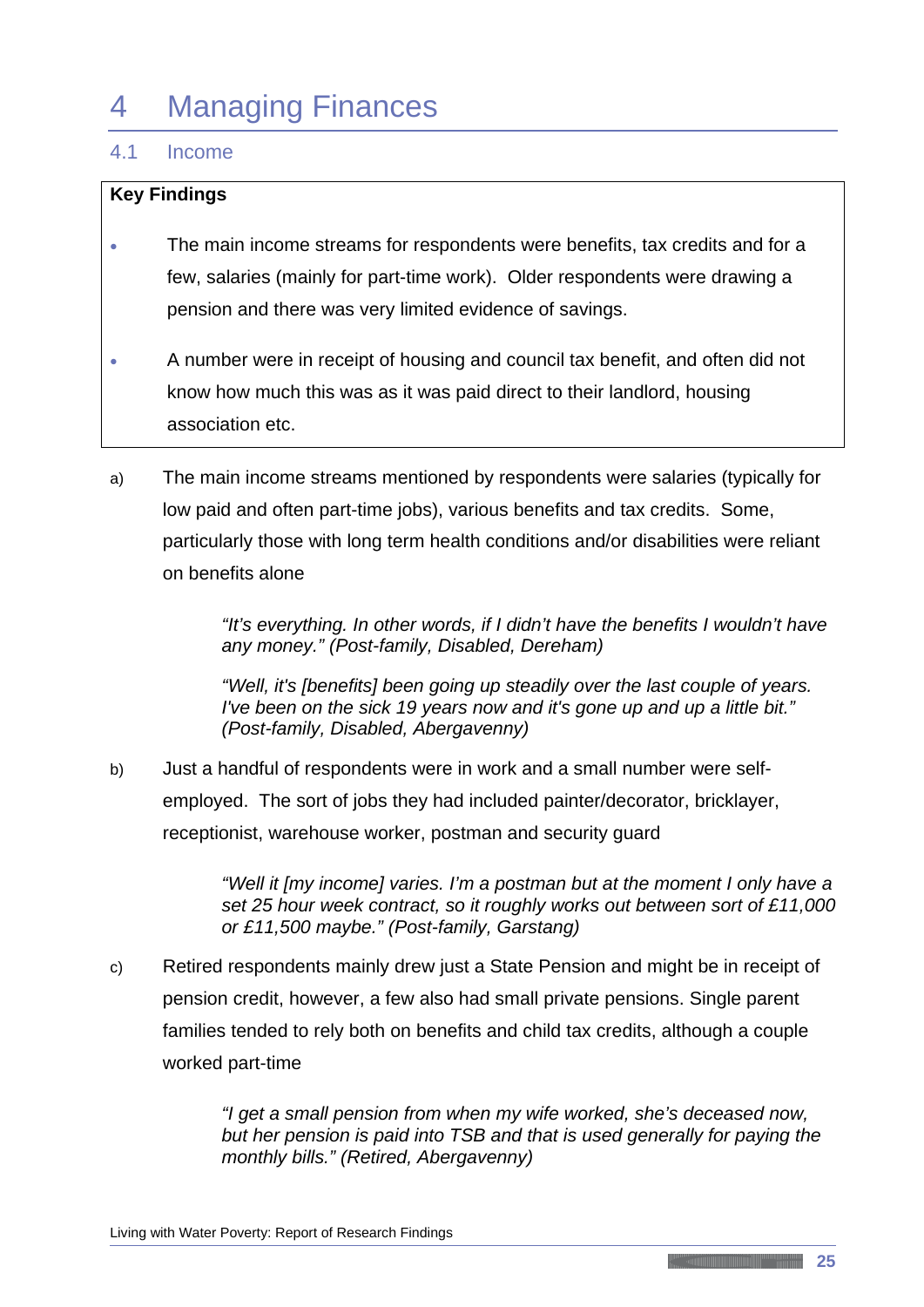# 4 Managing Finances

## 4.1 Income

**Key Findings**

- The main income streams for respondents were benefits, tax credits and for a few, salaries (mainly for part-time work). Older respondents were drawing a pension and there was very limited evidence of savings.
- A number were in receipt of housing and council tax benefit, and often did not know how much this was as it was paid direct to their landlord, housing association etc.

a) The main income streams mentioned by respondents were salaries (typically for low paid and often part-time jobs), various benefits and tax credits. Some, particularly those with long term health conditions and/or disabilities were reliant on benefits alone

> *"It's everything. In other words, if I didn't have the benefits I wouldn't have any money." (Post-family, Disabled, Dereham)*
>
> *"Well, it's [benefits] been going up steadily over the last couple of years. I've been on the sick 19 years now and it's gone up and up a little bit." (Post-family, Disabled, Abergavenny)*

b) Just a handful of respondents were in work and a small number were self-employed. The sort of jobs they had included painter/decorator, bricklayer, receptionist, warehouse worker, postman and security guard

> *"Well it [my income] varies. I'm a postman but at the moment I only have a set 25 hour week contract, so it roughly works out between sort of £11,000 or £11,500 maybe." (Post-family, Garstang)*

c) Retired respondents mainly drew just a State Pension and might be in receipt of pension credit, however, a few also had small private pensions. Single parent families tended to rely both on benefits and child tax credits, although a couple worked part-time

> *"I get a small pension from when my wife worked, she's deceased now, but her pension is paid into TSB and that is used generally for paying the monthly bills." (Retired, Abergavenny)*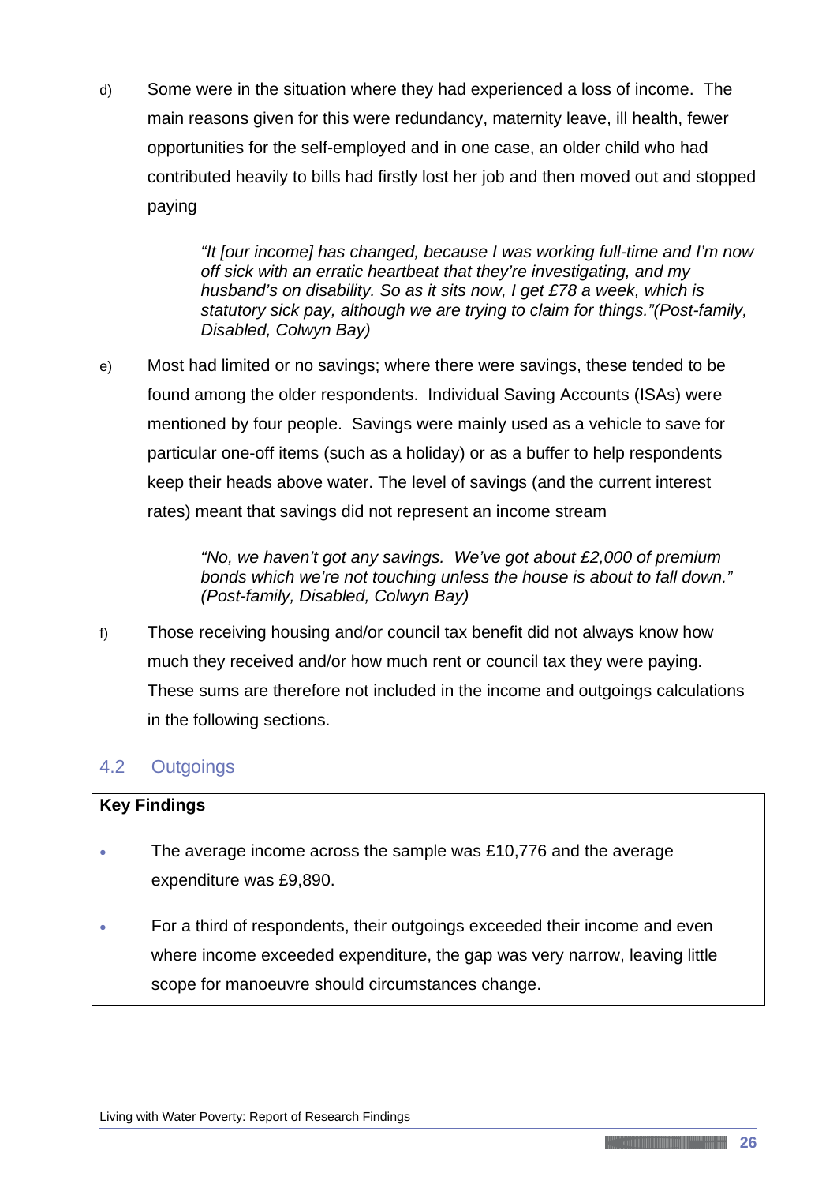d) Some were in the situation where they had experienced a loss of income. The main reasons given for this were redundancy, maternity leave, ill health, fewer opportunities for the self-employed and in one case, an older child who had contributed heavily to bills had firstly lost her job and then moved out and stopped paying

> *"It [our income] has changed, because I was working full-time and I'm now off sick with an erratic heartbeat that they're investigating, and my husband's on disability. So as it sits now, I get £78 a week, which is statutory sick pay, although we are trying to claim for things."(Post-family, Disabled, Colwyn Bay)*

e) Most had limited or no savings; where there were savings, these tended to be found among the older respondents. Individual Saving Accounts (ISAs) were mentioned by four people. Savings were mainly used as a vehicle to save for particular one-off items (such as a holiday) or as a buffer to help respondents keep their heads above water. The level of savings (and the current interest rates) meant that savings did not represent an income stream

> *"No, we haven't got any savings. We've got about £2,000 of premium bonds which we're not touching unless the house is about to fall down." (Post-family, Disabled, Colwyn Bay)*

f) Those receiving housing and/or council tax benefit did not always know how much they received and/or how much rent or council tax they were paying. These sums are therefore not included in the income and outgoings calculations in the following sections.

## 4.2 Outgoings

**Key Findings**

- The average income across the sample was £10,776 and the average expenditure was £9,890.
- For a third of respondents, their outgoings exceeded their income and even where income exceeded expenditure, the gap was very narrow, leaving little scope for manoeuvre should circumstances change.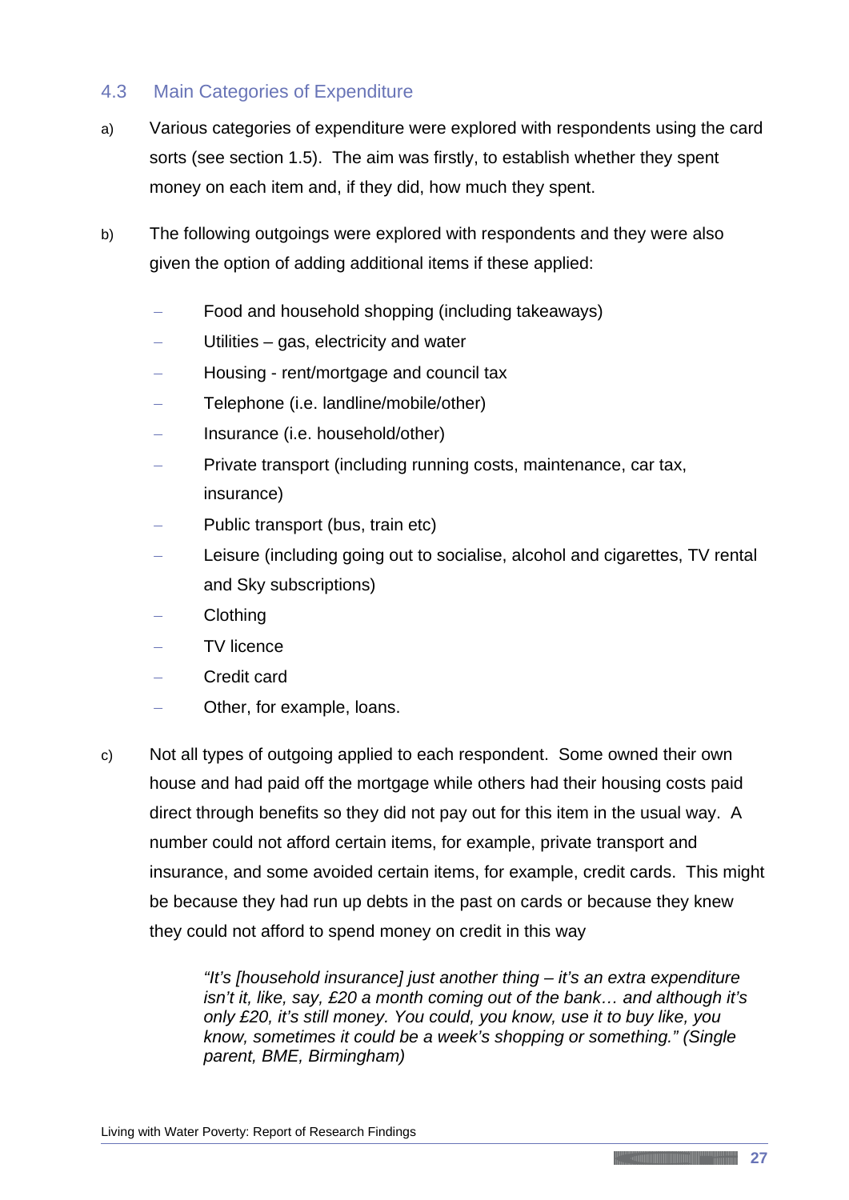## 4.3 Main Categories of Expenditure

a) Various categories of expenditure were explored with respondents using the card sorts (see section 1.5). The aim was firstly, to establish whether they spent money on each item and, if they did, how much they spent.

b) The following outgoings were explored with respondents and they were also given the option of adding additional items if these applied:

- Food and household shopping (including takeaways)
- Utilities – gas, electricity and water
- Housing - rent/mortgage and council tax
- Telephone (i.e. landline/mobile/other)
- Insurance (i.e. household/other)
- Private transport (including running costs, maintenance, car tax, insurance)
- Public transport (bus, train etc)
- Leisure (including going out to socialise, alcohol and cigarettes, TV rental and Sky subscriptions)
- Clothing
- TV licence
- Credit card
- Other, for example, loans.

c) Not all types of outgoing applied to each respondent. Some owned their own house and had paid off the mortgage while others had their housing costs paid direct through benefits so they did not pay out for this item in the usual way. A number could not afford certain items, for example, private transport and insurance, and some avoided certain items, for example, credit cards. This might be because they had run up debts in the past on cards or because they knew they could not afford to spend money on credit in this way

> *"It's [household insurance] just another thing – it's an extra expenditure isn't it, like, say, £20 a month coming out of the bank… and although it's only £20, it's still money. You could, you know, use it to buy like, you know, sometimes it could be a week's shopping or something." (Single parent, BME, Birmingham)*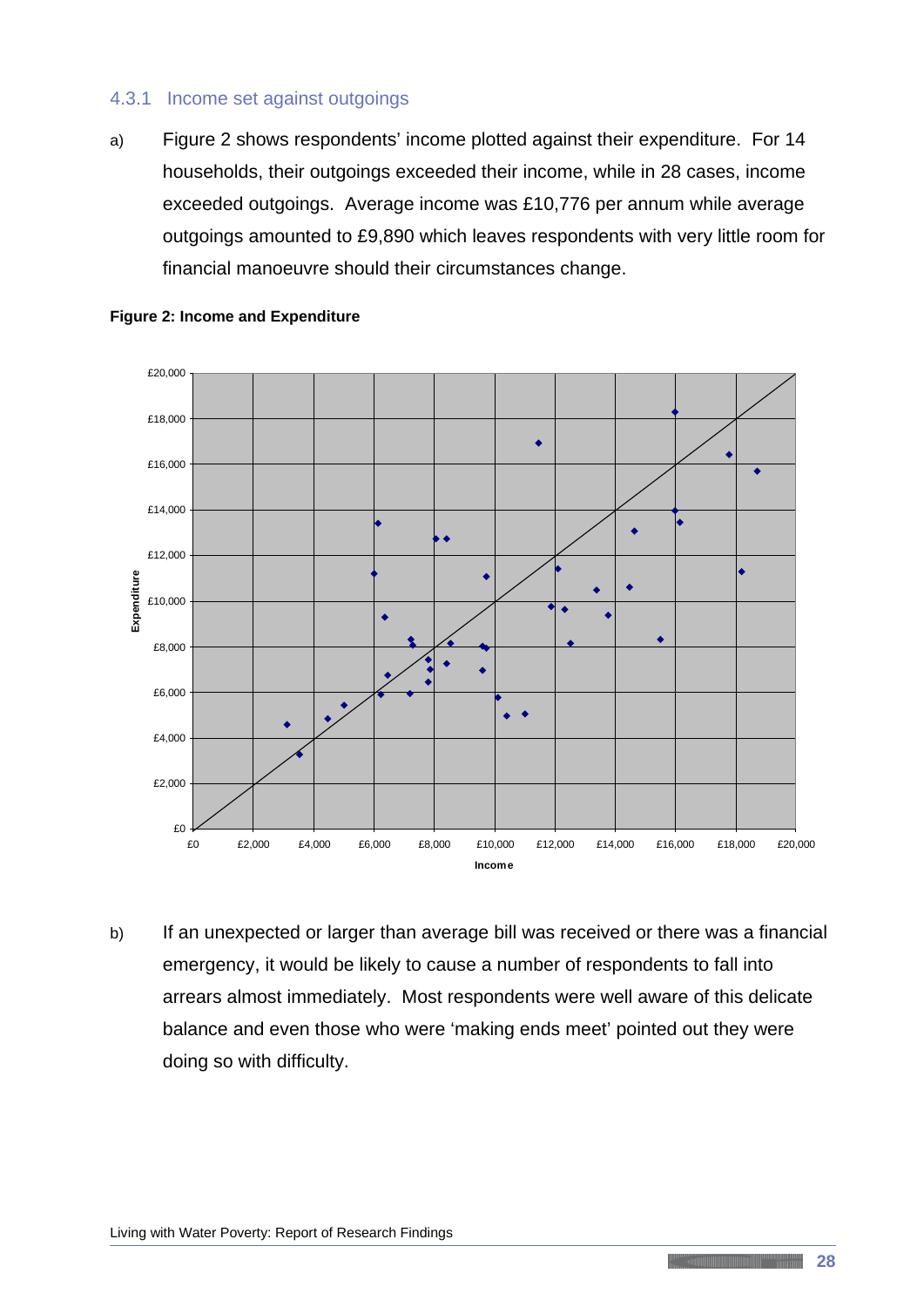### 4.3.1 Income set against outgoings

a) Figure 2 shows respondents' income plotted against their expenditure. For 14 households, their outgoings exceeded their income, while in 28 cases, income exceeded outgoings. Average income was £10,776 per annum while average outgoings amounted to £9,890 which leaves respondents with very little room for financial manoeuvre should their circumstances change.

**Figure 2: Income and Expenditure**

b) If an unexpected or larger than average bill was received or there was a financial emergency, it would be likely to cause a number of respondents to fall into arrears almost immediately. Most respondents were well aware of this delicate balance and even those who were 'making ends meet' pointed out they were doing so with difficulty.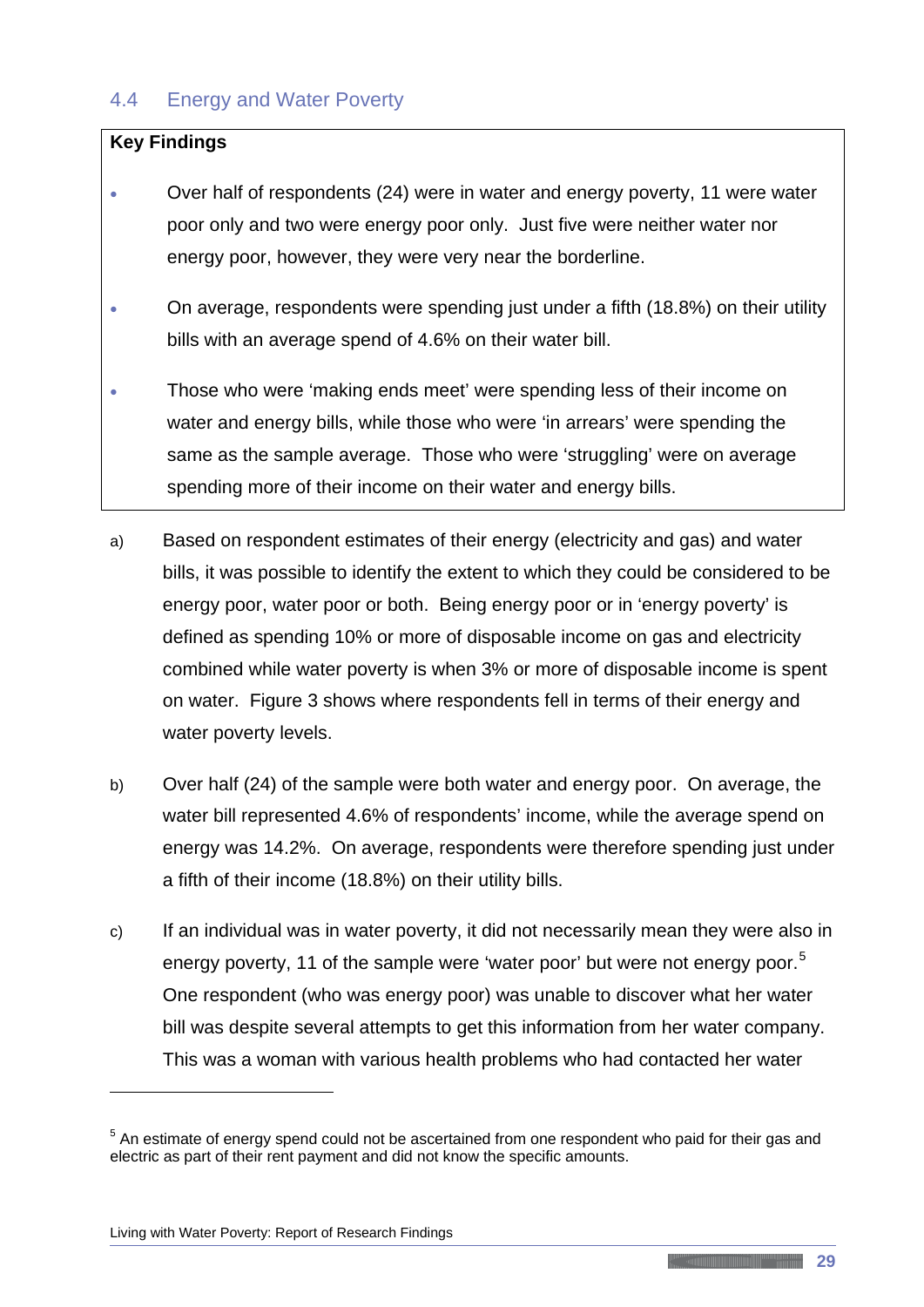## 4.4 Energy and Water Poverty

**Key Findings**

- Over half of respondents (24) were in water and energy poverty, 11 were water poor only and two were energy poor only. Just five were neither water nor energy poor, however, they were very near the borderline.
- On average, respondents were spending just under a fifth (18.8%) on their utility bills with an average spend of 4.6% on their water bill.
- Those who were 'making ends meet' were spending less of their income on water and energy bills, while those who were 'in arrears' were spending the same as the sample average. Those who were 'struggling' were on average spending more of their income on their water and energy bills.

a) Based on respondent estimates of their energy (electricity and gas) and water bills, it was possible to identify the extent to which they could be considered to be energy poor, water poor or both. Being energy poor or in 'energy poverty' is defined as spending 10% or more of disposable income on gas and electricity combined while water poverty is when 3% or more of disposable income is spent on water. Figure 3 shows where respondents fell in terms of their energy and water poverty levels.

b) Over half (24) of the sample were both water and energy poor. On average, the water bill represented 4.6% of respondents' income, while the average spend on energy was 14.2%. On average, respondents were therefore spending just under a fifth of their income (18.8%) on their utility bills.

c) If an individual was in water poverty, it did not necessarily mean they were also in energy poverty, 11 of the sample were 'water poor' but were not energy poor.[5] One respondent (who was energy poor) was unable to discover what her water bill was despite several attempts to get this information from her water company. This was a woman with various health problems who had contacted her water

[5] An estimate of energy spend could not be ascertained from one respondent who paid for their gas and electric as part of their rent payment and did not know the specific amounts.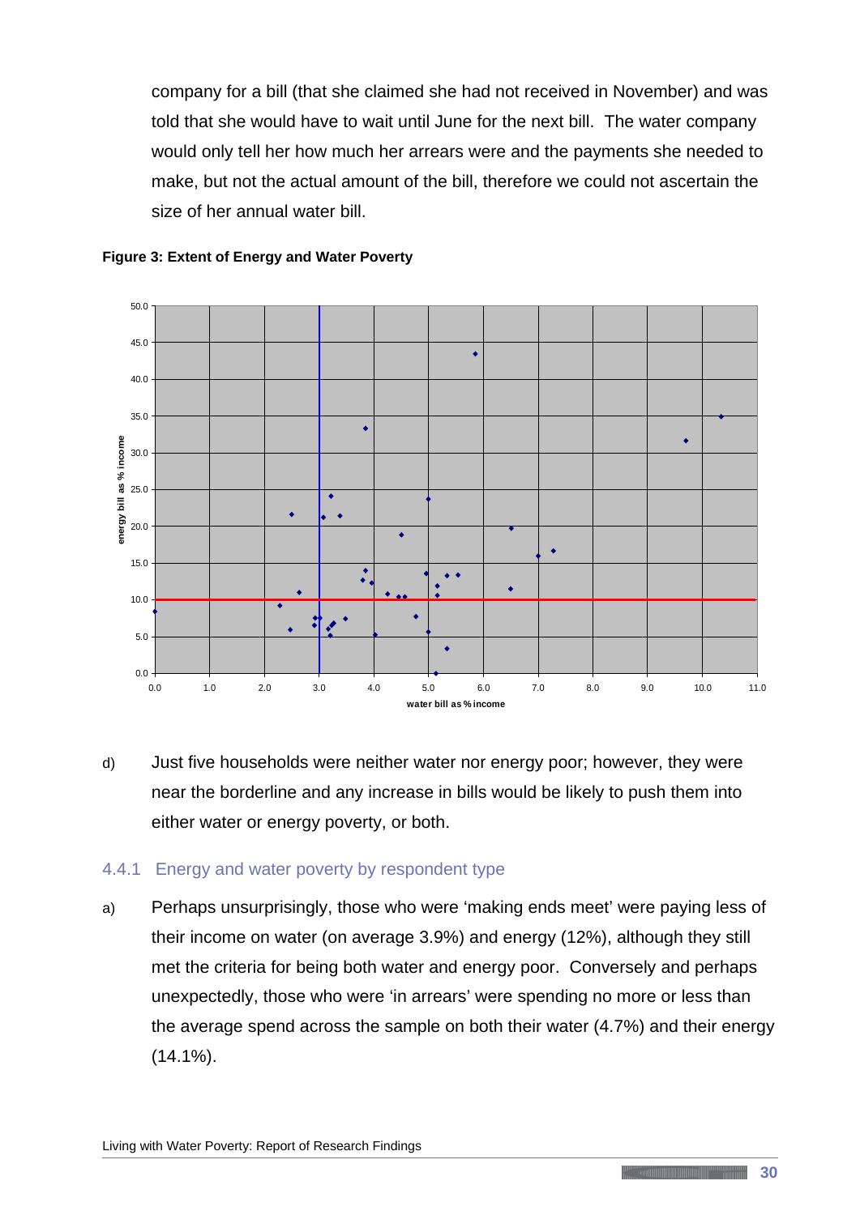company for a bill (that she claimed she had not received in November) and was told that she would have to wait until June for the next bill. The water company would only tell her how much her arrears were and the payments she needed to make, but not the actual amount of the bill, therefore we could not ascertain the size of her annual water bill.

**Figure 3: Extent of Energy and Water Poverty**

d) Just five households were neither water nor energy poor; however, they were near the borderline and any increase in bills would be likely to push them into either water or energy poverty, or both.

### 4.4.1 Energy and water poverty by respondent type

a) Perhaps unsurprisingly, those who were 'making ends meet' were paying less of their income on water (on average 3.9%) and energy (12%), although they still met the criteria for being both water and energy poor. Conversely and perhaps unexpectedly, those who were 'in arrears' were spending no more or less than the average spend across the sample on both their water (4.7%) and their energy (14.1%).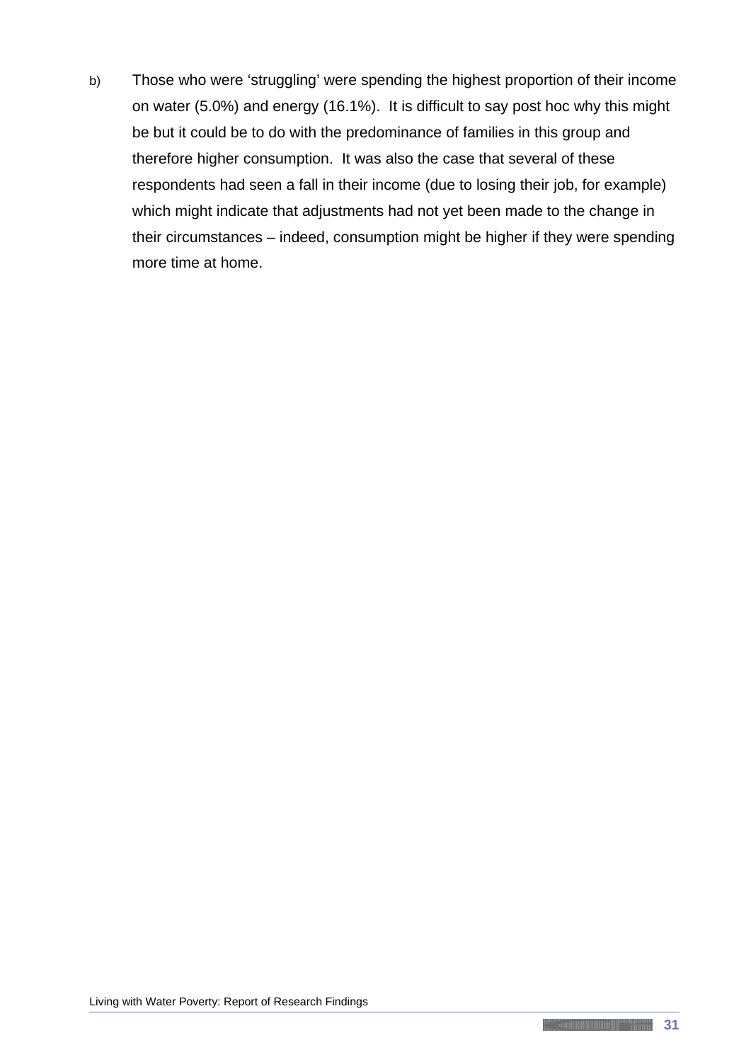b) Those who were 'struggling' were spending the highest proportion of their income on water (5.0%) and energy (16.1%). It is difficult to say post hoc why this might be but it could be to do with the predominance of families in this group and therefore higher consumption. It was also the case that several of these respondents had seen a fall in their income (due to losing their job, for example) which might indicate that adjustments had not yet been made to the change in their circumstances – indeed, consumption might be higher if they were spending more time at home.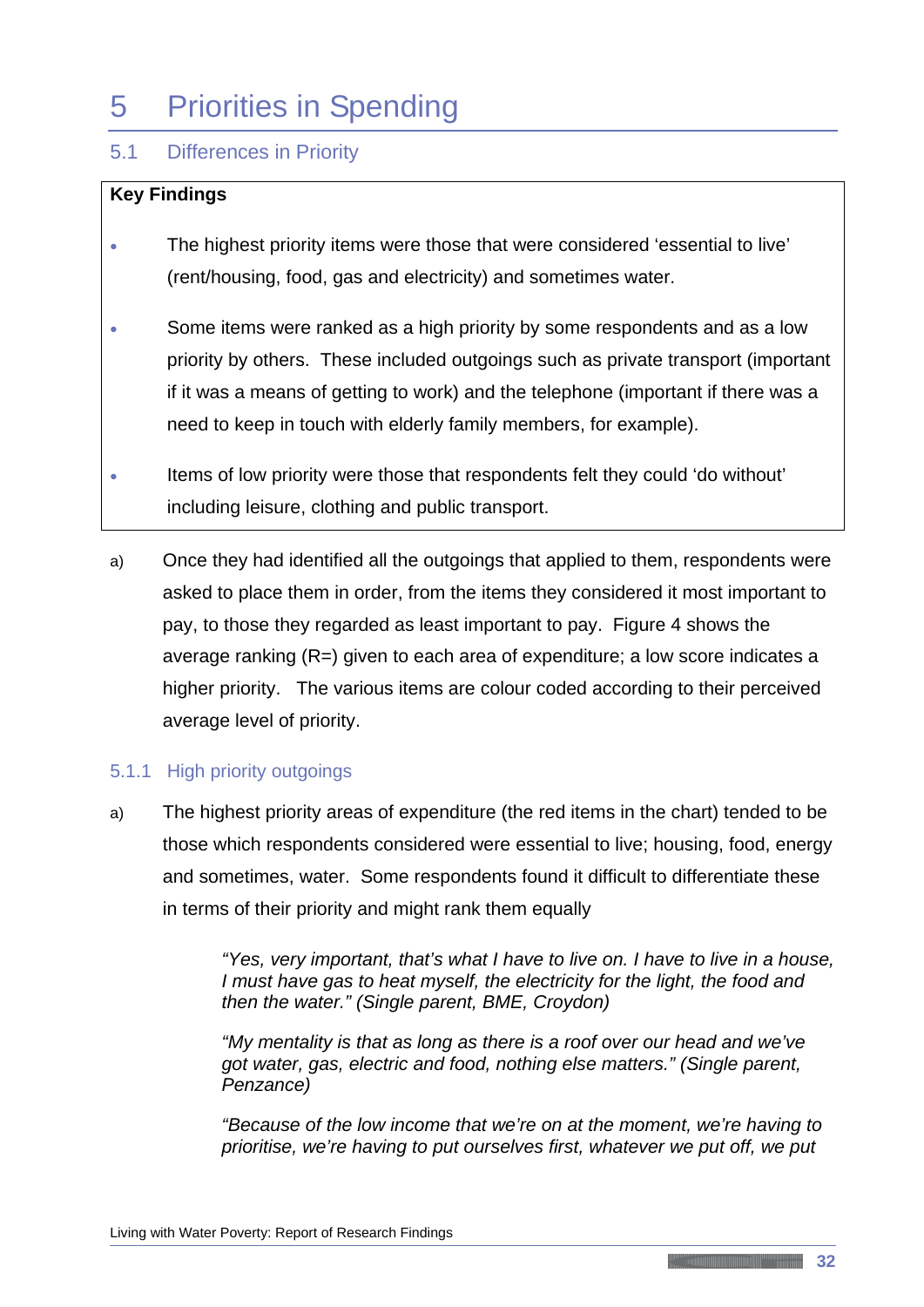# 5 Priorities in Spending

## 5.1 Differences in Priority

**Key Findings**

- The highest priority items were those that were considered 'essential to live' (rent/housing, food, gas and electricity) and sometimes water.
- Some items were ranked as a high priority by some respondents and as a low priority by others. These included outgoings such as private transport (important if it was a means of getting to work) and the telephone (important if there was a need to keep in touch with elderly family members, for example).
- Items of low priority were those that respondents felt they could 'do without' including leisure, clothing and public transport.

a) Once they had identified all the outgoings that applied to them, respondents were asked to place them in order, from the items they considered it most important to pay, to those they regarded as least important to pay. Figure 4 shows the average ranking (R=) given to each area of expenditure; a low score indicates a higher priority. The various items are colour coded according to their perceived average level of priority.

### 5.1.1 High priority outgoings

a) The highest priority areas of expenditure (the red items in the chart) tended to be those which respondents considered were essential to live; housing, food, energy and sometimes, water. Some respondents found it difficult to differentiate these in terms of their priority and might rank them equally

> *"Yes, very important, that's what I have to live on. I have to live in a house, I must have gas to heat myself, the electricity for the light, the food and then the water." (Single parent, BME, Croydon)*
>
> *"My mentality is that as long as there is a roof over our head and we've got water, gas, electric and food, nothing else matters." (Single parent, Penzance)*
>
> *"Because of the low income that we're on at the moment, we're having to prioritise, we're having to put ourselves first, whatever we put off, we put*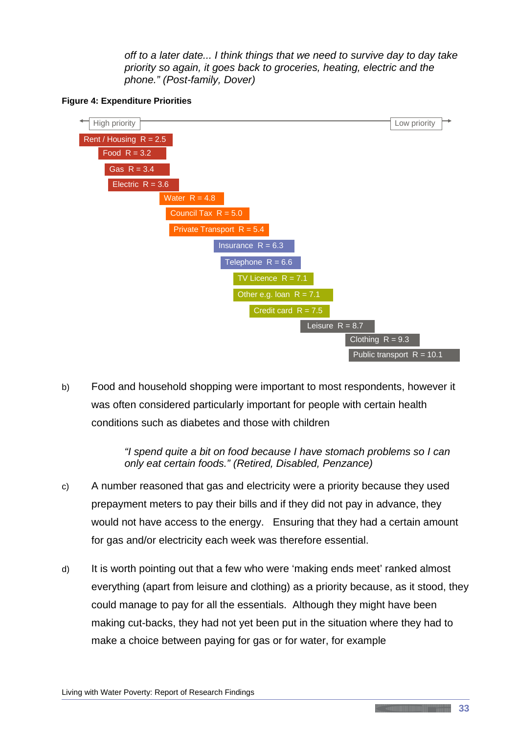*off to a later date... I think things that we need to survive day to day take priority so again, it goes back to groceries, heating, electric and the phone." (Post-family, Dover)*

**Figure 4: Expenditure Priorities**

High priority ← → Low priority

| Expenditure | R |
|---|---|
| Rent / Housing | R = 2.5 |
| Food | R = 3.2 |
| Gas | R = 3.4 |
| Electric | R = 3.6 |
| Water | R = 4.8 |
| Council Tax | R = 5.0 |
| Private Transport | R = 5.4 |
| Insurance | R = 6.3 |
| Telephone | R = 6.6 |
| TV Licence | R = 7.1 |
| Other e.g. loan | R = 7.1 |
| Credit card | R = 7.5 |
| Leisure | R = 8.7 |
| Clothing | R = 9.3 |
| Public transport | R = 10.1 |

b) Food and household shopping were important to most respondents, however it was often considered particularly important for people with certain health conditions such as diabetes and those with children

> *"I spend quite a bit on food because I have stomach problems so I can only eat certain foods." (Retired, Disabled, Penzance)*

c) A number reasoned that gas and electricity were a priority because they used prepayment meters to pay their bills and if they did not pay in advance, they would not have access to the energy. Ensuring that they had a certain amount for gas and/or electricity each week was therefore essential.

d) It is worth pointing out that a few who were 'making ends meet' ranked almost everything (apart from leisure and clothing) as a priority because, as it stood, they could manage to pay for all the essentials. Although they might have been making cut-backs, they had not yet been put in the situation where they had to make a choice between paying for gas or for water, for example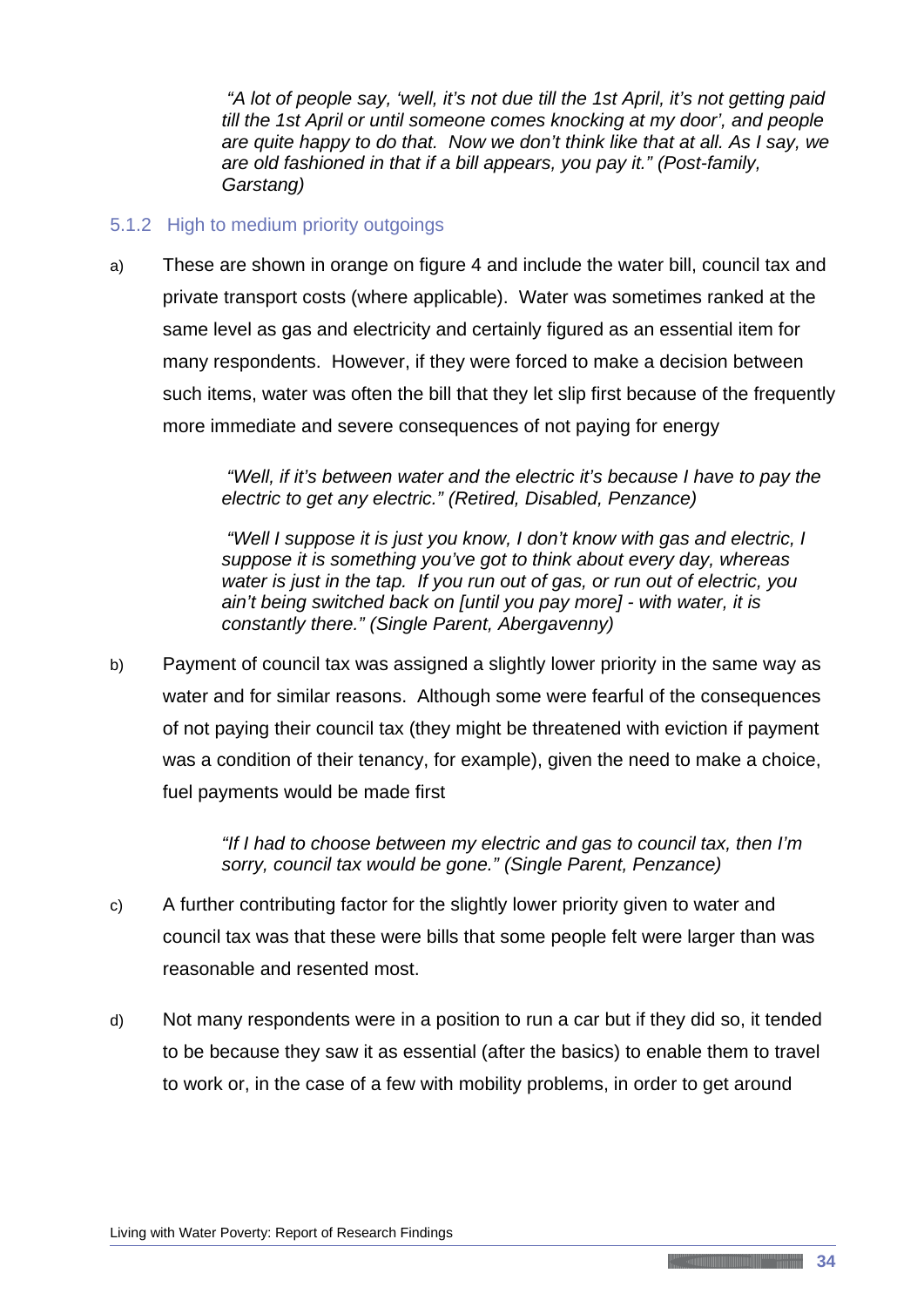*"A lot of people say, 'well, it's not due till the 1st April, it's not getting paid till the 1st April or until someone comes knocking at my door', and people are quite happy to do that. Now we don't think like that at all. As I say, we are old fashioned in that if a bill appears, you pay it." (Post-family, Garstang)*

### 5.1.2 High to medium priority outgoings

a) These are shown in orange on figure 4 and include the water bill, council tax and private transport costs (where applicable). Water was sometimes ranked at the same level as gas and electricity and certainly figured as an essential item for many respondents. However, if they were forced to make a decision between such items, water was often the bill that they let slip first because of the frequently more immediate and severe consequences of not paying for energy

*"Well, if it's between water and the electric it's because I have to pay the electric to get any electric." (Retired, Disabled, Penzance)*

*"Well I suppose it is just you know, I don't know with gas and electric, I suppose it is something you've got to think about every day, whereas water is just in the tap. If you run out of gas, or run out of electric, you ain't being switched back on [until you pay more] - with water, it is constantly there." (Single Parent, Abergavenny)*

b) Payment of council tax was assigned a slightly lower priority in the same way as water and for similar reasons. Although some were fearful of the consequences of not paying their council tax (they might be threatened with eviction if payment was a condition of their tenancy, for example), given the need to make a choice, fuel payments would be made first

*"If I had to choose between my electric and gas to council tax, then I'm sorry, council tax would be gone." (Single Parent, Penzance)*

c) A further contributing factor for the slightly lower priority given to water and council tax was that these were bills that some people felt were larger than was reasonable and resented most.

d) Not many respondents were in a position to run a car but if they did so, it tended to be because they saw it as essential (after the basics) to enable them to travel to work or, in the case of a few with mobility problems, in order to get around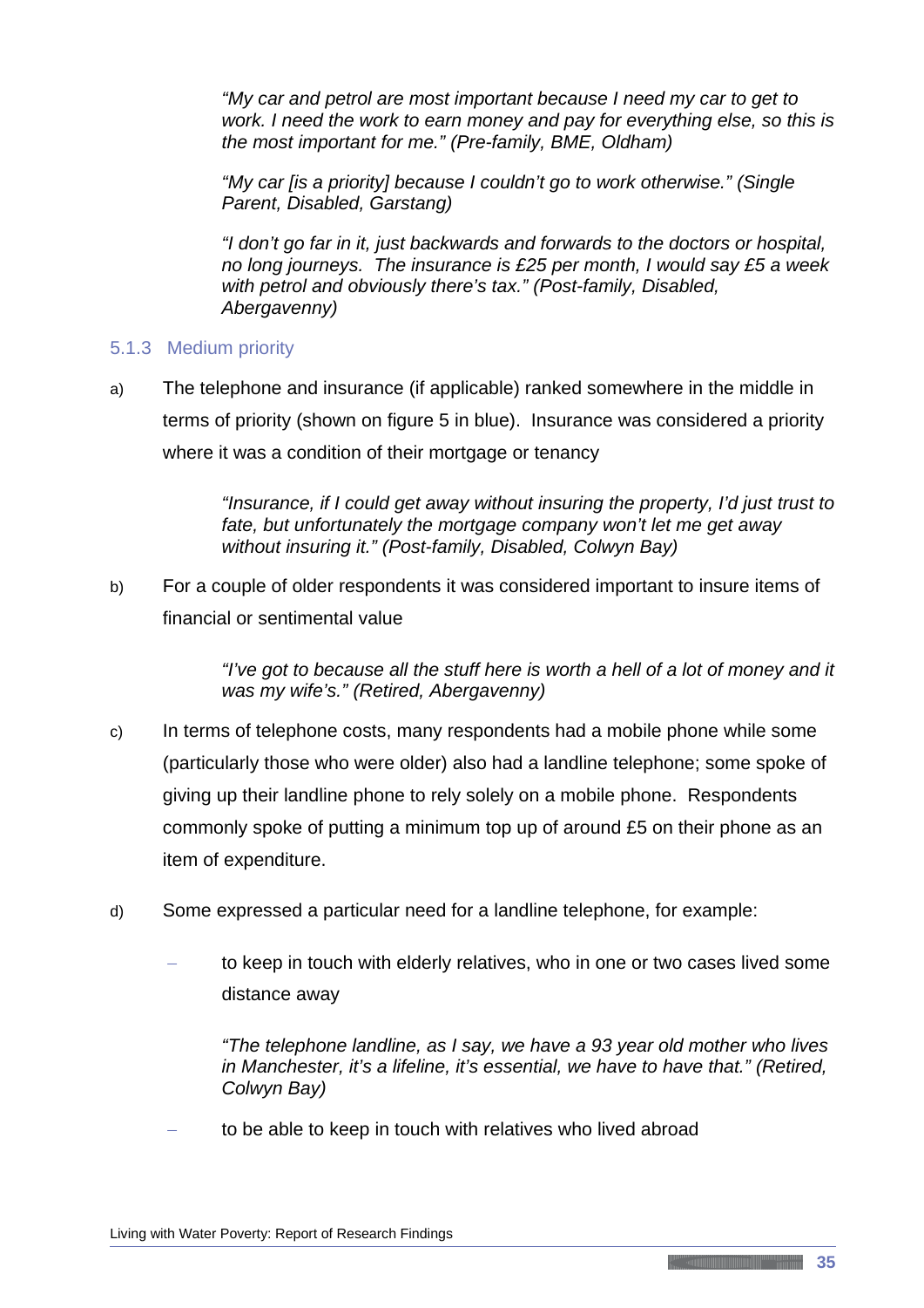*"My car and petrol are most important because I need my car to get to work. I need the work to earn money and pay for everything else, so this is the most important for me." (Pre-family, BME, Oldham)*

*"My car [is a priority] because I couldn't go to work otherwise." (Single Parent, Disabled, Garstang)*

*"I don't go far in it, just backwards and forwards to the doctors or hospital, no long journeys. The insurance is £25 per month, I would say £5 a week with petrol and obviously there's tax." (Post-family, Disabled, Abergavenny)*

### 5.1.3 Medium priority

a) The telephone and insurance (if applicable) ranked somewhere in the middle in terms of priority (shown on figure 5 in blue). Insurance was considered a priority where it was a condition of their mortgage or tenancy

> *"Insurance, if I could get away without insuring the property, I'd just trust to fate, but unfortunately the mortgage company won't let me get away without insuring it." (Post-family, Disabled, Colwyn Bay)*

b) For a couple of older respondents it was considered important to insure items of financial or sentimental value

> *"I've got to because all the stuff here is worth a hell of a lot of money and it was my wife's." (Retired, Abergavenny)*

c) In terms of telephone costs, many respondents had a mobile phone while some (particularly those who were older) also had a landline telephone; some spoke of giving up their landline phone to rely solely on a mobile phone. Respondents commonly spoke of putting a minimum top up of around £5 on their phone as an item of expenditure.

d) Some expressed a particular need for a landline telephone, for example:

- to keep in touch with elderly relatives, who in one or two cases lived some distance away

  *"The telephone landline, as I say, we have a 93 year old mother who lives in Manchester, it's a lifeline, it's essential, we have to have that." (Retired, Colwyn Bay)*

- to be able to keep in touch with relatives who lived abroad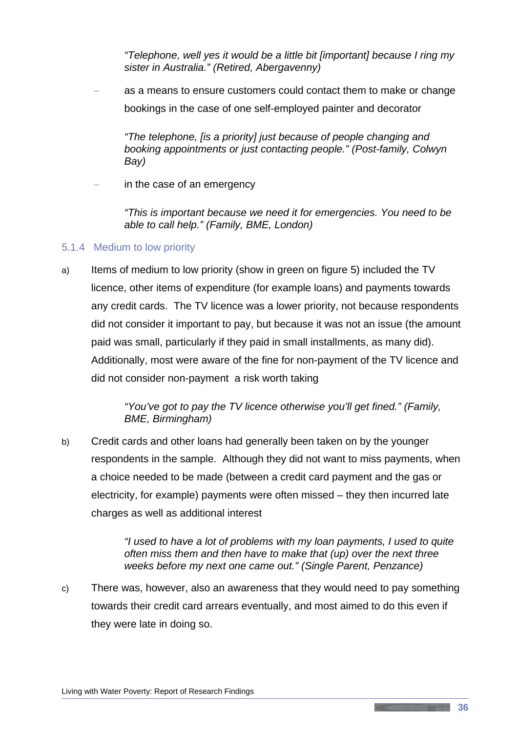*"Telephone, well yes it would be a little bit [important] because I ring my sister in Australia." (Retired, Abergavenny)*

- as a means to ensure customers could contact them to make or change bookings in the case of one self-employed painter and decorator

  *"The telephone, [is a priority] just because of people changing and booking appointments or just contacting people." (Post-family, Colwyn Bay)*

- in the case of an emergency

  *"This is important because we need it for emergencies. You need to be able to call help." (Family, BME, London)*

### 5.1.4 Medium to low priority

a) Items of medium to low priority (show in green on figure 5) included the TV licence, other items of expenditure (for example loans) and payments towards any credit cards. The TV licence was a lower priority, not because respondents did not consider it important to pay, but because it was not an issue (the amount paid was small, particularly if they paid in small installments, as many did). Additionally, most were aware of the fine for non-payment of the TV licence and did not consider non-payment a risk worth taking

   *"You've got to pay the TV licence otherwise you'll get fined." (Family, BME, Birmingham)*

b) Credit cards and other loans had generally been taken on by the younger respondents in the sample. Although they did not want to miss payments, when a choice needed to be made (between a credit card payment and the gas or electricity, for example) payments were often missed – they then incurred late charges as well as additional interest

   *"I used to have a lot of problems with my loan payments, I used to quite often miss them and then have to make that (up) over the next three weeks before my next one came out." (Single Parent, Penzance)*

c) There was, however, also an awareness that they would need to pay something towards their credit card arrears eventually, and most aimed to do this even if they were late in doing so.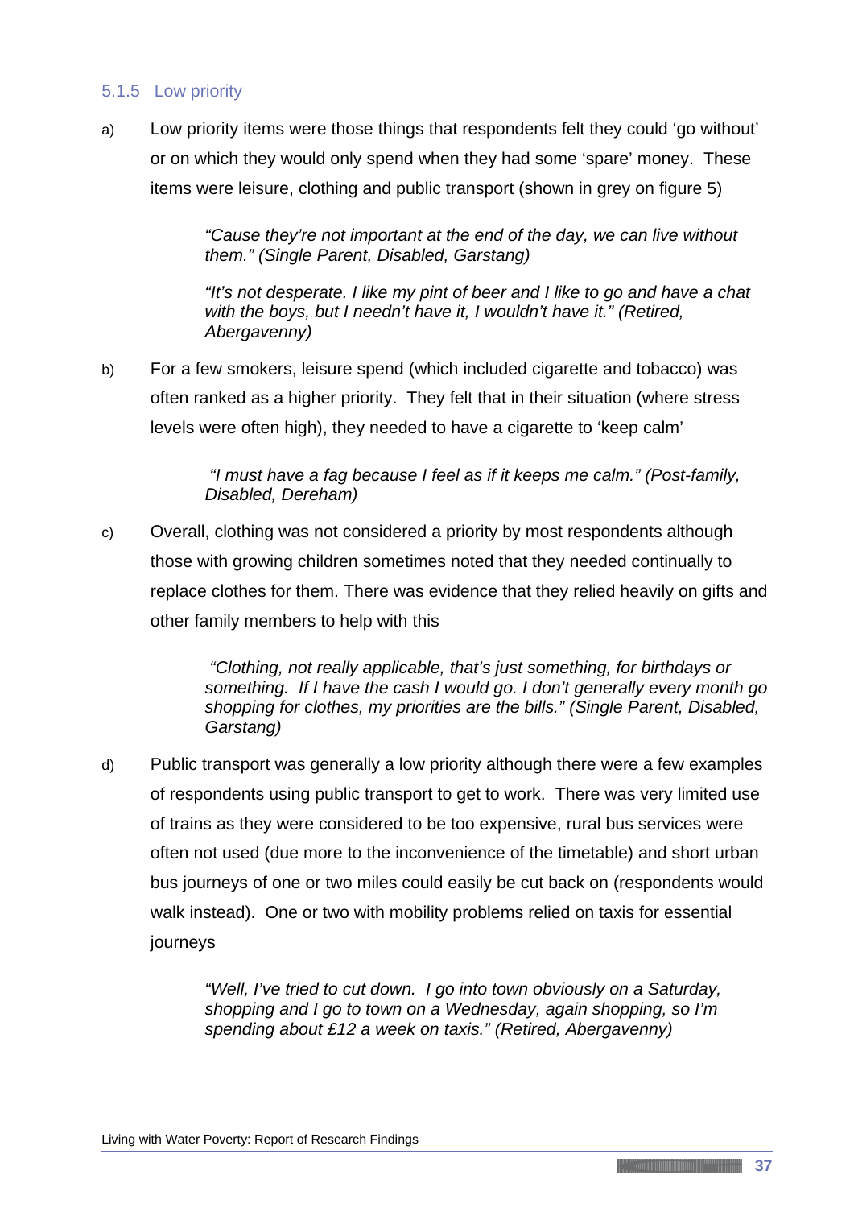### 5.1.5 Low priority

a) Low priority items were those things that respondents felt they could 'go without' or on which they would only spend when they had some 'spare' money. These items were leisure, clothing and public transport (shown in grey on figure 5)

> *"Cause they're not important at the end of the day, we can live without them." (Single Parent, Disabled, Garstang)*
>
> *"It's not desperate. I like my pint of beer and I like to go and have a chat with the boys, but I needn't have it, I wouldn't have it." (Retired, Abergavenny)*

b) For a few smokers, leisure spend (which included cigarette and tobacco) was often ranked as a higher priority. They felt that in their situation (where stress levels were often high), they needed to have a cigarette to 'keep calm'

> *"I must have a fag because I feel as if it keeps me calm." (Post-family, Disabled, Dereham)*

c) Overall, clothing was not considered a priority by most respondents although those with growing children sometimes noted that they needed continually to replace clothes for them. There was evidence that they relied heavily on gifts and other family members to help with this

> *"Clothing, not really applicable, that's just something, for birthdays or something. If I have the cash I would go. I don't generally every month go shopping for clothes, my priorities are the bills." (Single Parent, Disabled, Garstang)*

d) Public transport was generally a low priority although there were a few examples of respondents using public transport to get to work. There was very limited use of trains as they were considered to be too expensive, rural bus services were often not used (due more to the inconvenience of the timetable) and short urban bus journeys of one or two miles could easily be cut back on (respondents would walk instead). One or two with mobility problems relied on taxis for essential journeys

> *"Well, I've tried to cut down. I go into town obviously on a Saturday, shopping and I go to town on a Wednesday, again shopping, so I'm spending about £12 a week on taxis." (Retired, Abergavenny)*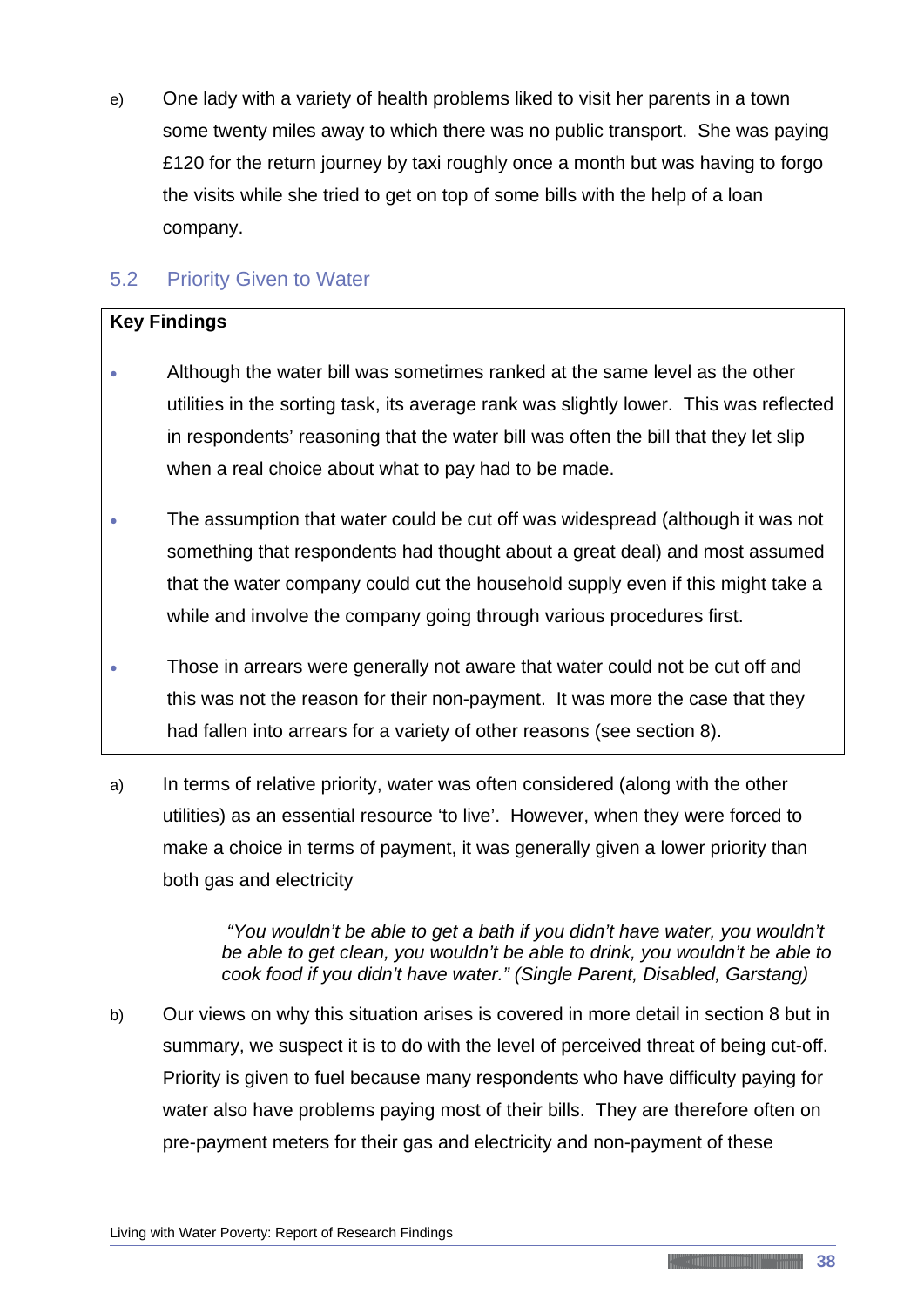e) One lady with a variety of health problems liked to visit her parents in a town some twenty miles away to which there was no public transport. She was paying £120 for the return journey by taxi roughly once a month but was having to forgo the visits while she tried to get on top of some bills with the help of a loan company.

## 5.2 Priority Given to Water

**Key Findings**

- Although the water bill was sometimes ranked at the same level as the other utilities in the sorting task, its average rank was slightly lower. This was reflected in respondents' reasoning that the water bill was often the bill that they let slip when a real choice about what to pay had to be made.
- The assumption that water could be cut off was widespread (although it was not something that respondents had thought about a great deal) and most assumed that the water company could cut the household supply even if this might take a while and involve the company going through various procedures first.
- Those in arrears were generally not aware that water could not be cut off and this was not the reason for their non-payment. It was more the case that they had fallen into arrears for a variety of other reasons (see section 8).

a) In terms of relative priority, water was often considered (along with the other utilities) as an essential resource 'to live'. However, when they were forced to make a choice in terms of payment, it was generally given a lower priority than both gas and electricity

> *"You wouldn't be able to get a bath if you didn't have water, you wouldn't be able to get clean, you wouldn't be able to drink, you wouldn't be able to cook food if you didn't have water." (Single Parent, Disabled, Garstang)*

b) Our views on why this situation arises is covered in more detail in section 8 but in summary, we suspect it is to do with the level of perceived threat of being cut-off. Priority is given to fuel because many respondents who have difficulty paying for water also have problems paying most of their bills. They are therefore often on pre-payment meters for their gas and electricity and non-payment of these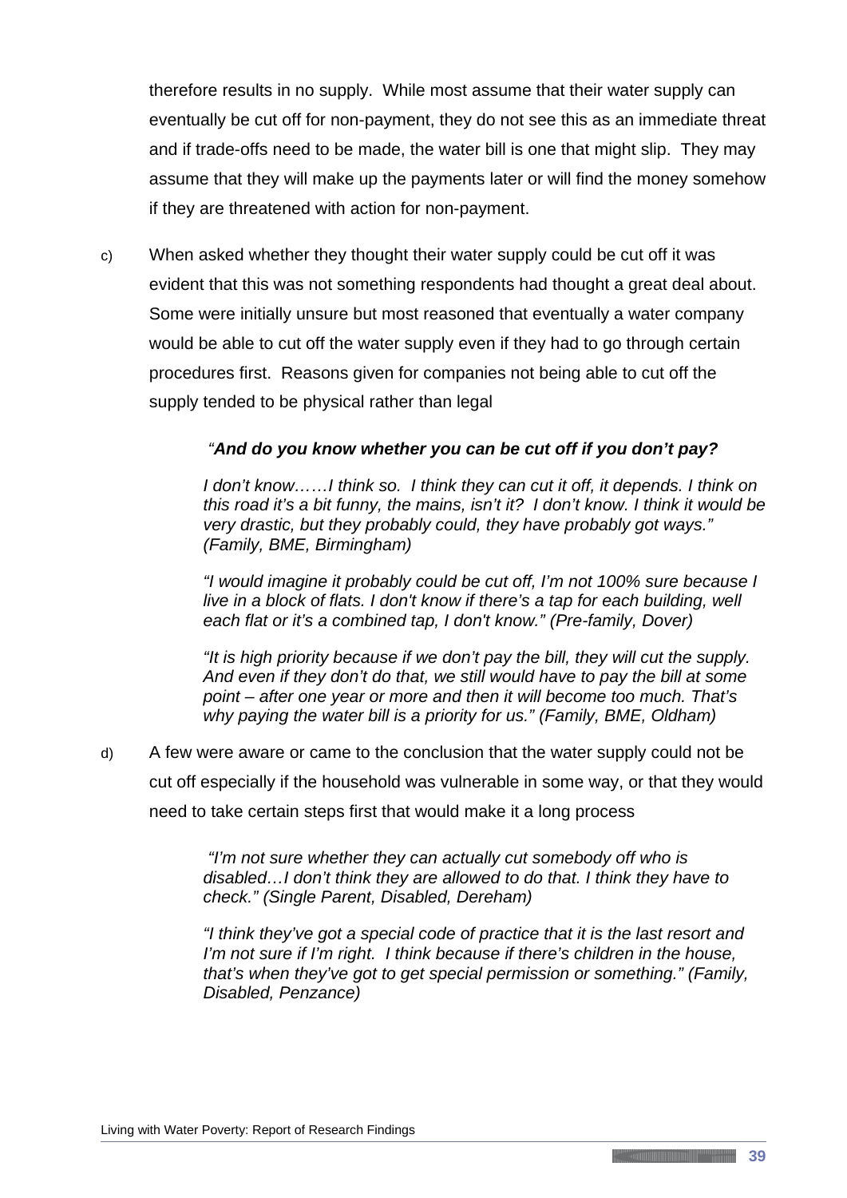therefore results in no supply. While most assume that their water supply can eventually be cut off for non-payment, they do not see this as an immediate threat and if trade-offs need to be made, the water bill is one that might slip. They may assume that they will make up the payments later or will find the money somehow if they are threatened with action for non-payment.

c) When asked whether they thought their water supply could be cut off it was evident that this was not something respondents had thought a great deal about. Some were initially unsure but most reasoned that eventually a water company would be able to cut off the water supply even if they had to go through certain procedures first. Reasons given for companies not being able to cut off the supply tended to be physical rather than legal

> *"**And do you know whether you can be cut off if you don't pay?***
>
> *I don't know……I think so. I think they can cut it off, it depends. I think on this road it's a bit funny, the mains, isn't it? I don't know. I think it would be very drastic, but they probably could, they have probably got ways." (Family, BME, Birmingham)*
>
> *"I would imagine it probably could be cut off, I'm not 100% sure because I live in a block of flats. I don't know if there's a tap for each building, well each flat or it's a combined tap, I don't know." (Pre-family, Dover)*
>
> *"It is high priority because if we don't pay the bill, they will cut the supply. And even if they don't do that, we still would have to pay the bill at some point – after one year or more and then it will become too much. That's why paying the water bill is a priority for us." (Family, BME, Oldham)*

d) A few were aware or came to the conclusion that the water supply could not be cut off especially if the household was vulnerable in some way, or that they would need to take certain steps first that would make it a long process

> *"I'm not sure whether they can actually cut somebody off who is disabled…I don't think they are allowed to do that. I think they have to check." (Single Parent, Disabled, Dereham)*
>
> *"I think they've got a special code of practice that it is the last resort and I'm not sure if I'm right. I think because if there's children in the house, that's when they've got to get special permission or something." (Family, Disabled, Penzance)*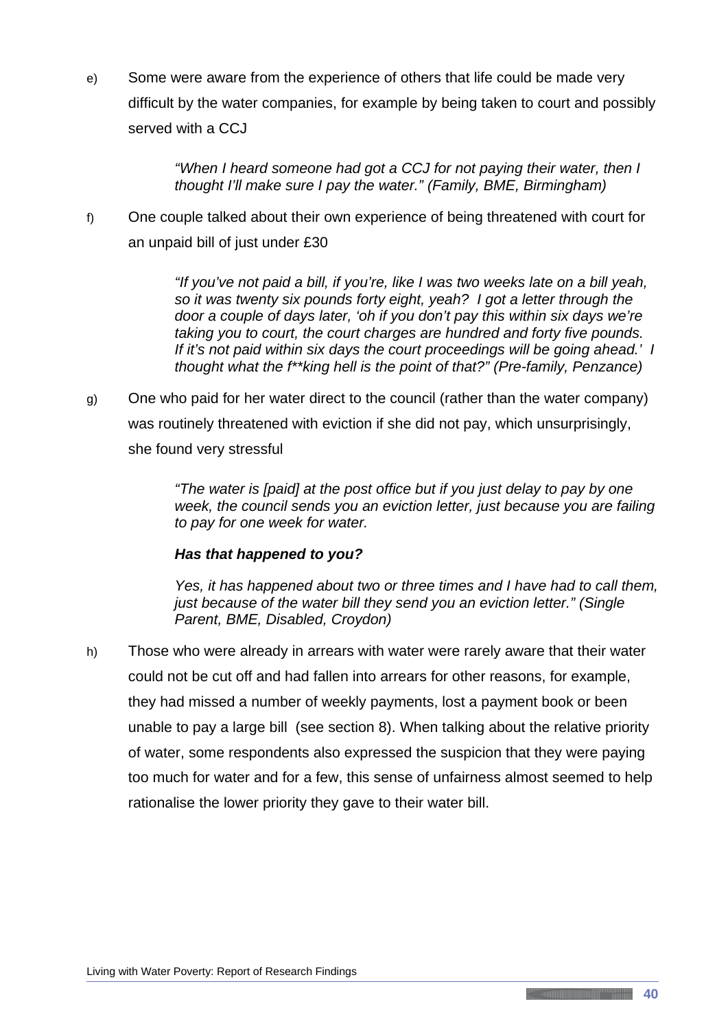e) Some were aware from the experience of others that life could be made very difficult by the water companies, for example by being taken to court and possibly served with a CCJ

> *"When I heard someone had got a CCJ for not paying their water, then I thought I'll make sure I pay the water." (Family, BME, Birmingham)*

f) One couple talked about their own experience of being threatened with court for an unpaid bill of just under £30

> *"If you've not paid a bill, if you're, like I was two weeks late on a bill yeah, so it was twenty six pounds forty eight, yeah? I got a letter through the door a couple of days later, 'oh if you don't pay this within six days we're taking you to court, the court charges are hundred and forty five pounds. If it's not paid within six days the court proceedings will be going ahead.' I thought what the f**king hell is the point of that?" (Pre-family, Penzance)*

g) One who paid for her water direct to the council (rather than the water company) was routinely threatened with eviction if she did not pay, which unsurprisingly, she found very stressful

> *"The water is [paid] at the post office but if you just delay to pay by one week, the council sends you an eviction letter, just because you are failing to pay for one week for water.*
>
> ***Has that happened to you?***
>
> *Yes, it has happened about two or three times and I have had to call them, just because of the water bill they send you an eviction letter." (Single Parent, BME, Disabled, Croydon)*

h) Those who were already in arrears with water were rarely aware that their water could not be cut off and had fallen into arrears for other reasons, for example, they had missed a number of weekly payments, lost a payment book or been unable to pay a large bill (see section 8). When talking about the relative priority of water, some respondents also expressed the suspicion that they were paying too much for water and for a few, this sense of unfairness almost seemed to help rationalise the lower priority they gave to their water bill.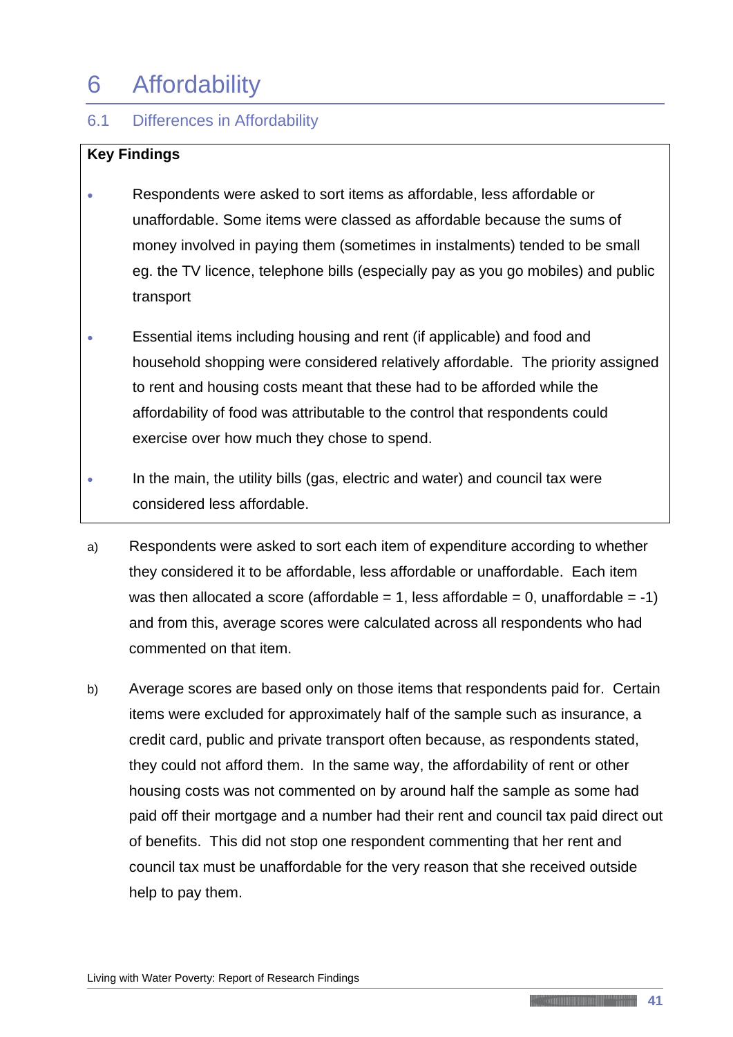# 6 Affordability

## 6.1 Differences in Affordability

**Key Findings**

- Respondents were asked to sort items as affordable, less affordable or unaffordable. Some items were classed as affordable because the sums of money involved in paying them (sometimes in instalments) tended to be small eg. the TV licence, telephone bills (especially pay as you go mobiles) and public transport
- Essential items including housing and rent (if applicable) and food and household shopping were considered relatively affordable. The priority assigned to rent and housing costs meant that these had to be afforded while the affordability of food was attributable to the control that respondents could exercise over how much they chose to spend.
- In the main, the utility bills (gas, electric and water) and council tax were considered less affordable.

a) Respondents were asked to sort each item of expenditure according to whether they considered it to be affordable, less affordable or unaffordable. Each item was then allocated a score (affordable = 1, less affordable = 0, unaffordable = -1) and from this, average scores were calculated across all respondents who had commented on that item.

b) Average scores are based only on those items that respondents paid for. Certain items were excluded for approximately half of the sample such as insurance, a credit card, public and private transport often because, as respondents stated, they could not afford them. In the same way, the affordability of rent or other housing costs was not commented on by around half the sample as some had paid off their mortgage and a number had their rent and council tax paid direct out of benefits. This did not stop one respondent commenting that her rent and council tax must be unaffordable for the very reason that she received outside help to pay them.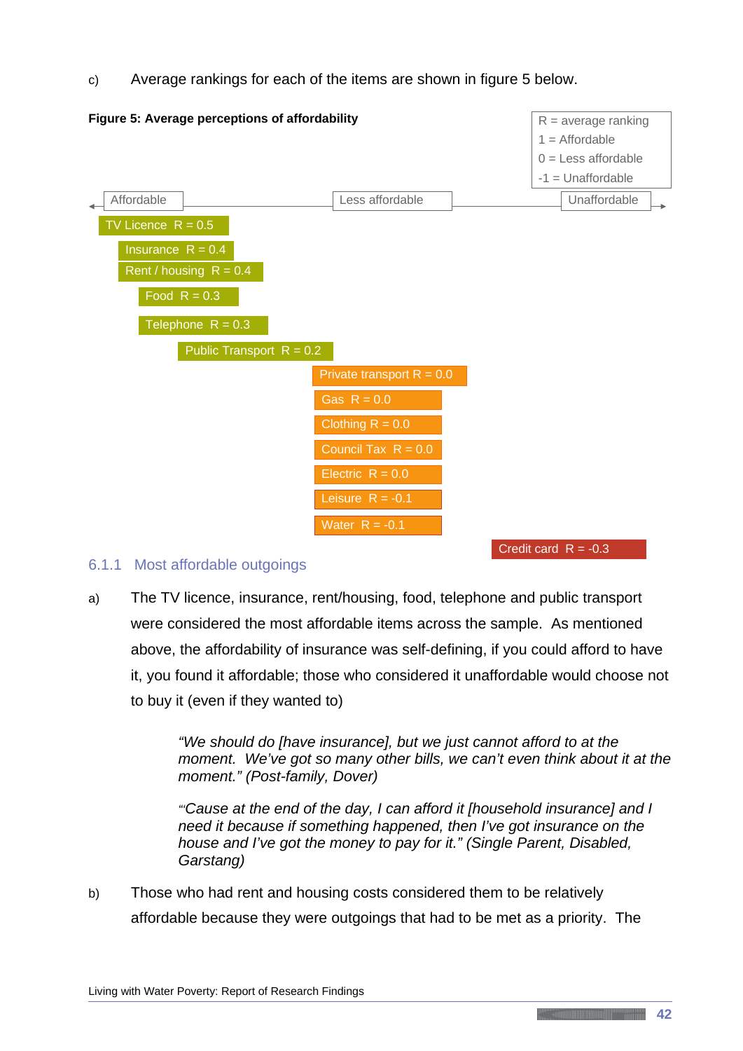c) Average rankings for each of the items are shown in figure 5 below.

**Figure 5: Average perceptions of affordability**

R = average ranking
1 = Affordable
0 = Less affordable
-1 = Unaffordable

Affordable — Less affordable — Unaffordable

TV Licence R = 0.5

Insurance R = 0.4

Rent / housing R = 0.4

Food R = 0.3

Telephone R = 0.3

Public Transport R = 0.2

Private transport R = 0.0

Gas R = 0.0

Clothing R = 0.0

Council Tax R = 0.0

Electric R = 0.0

Leisure R = -0.1

Water R = -0.1

Credit card R = -0.3

### 6.1.1 Most affordable outgoings

a) The TV licence, insurance, rent/housing, food, telephone and public transport were considered the most affordable items across the sample. As mentioned above, the affordability of insurance was self-defining, if you could afford to have it, you found it affordable; those who considered it unaffordable would choose not to buy it (even if they wanted to)

> *"We should do [have insurance], but we just cannot afford to at the moment. We've got so many other bills, we can't even think about it at the moment." (Post-family, Dover)*

> *"'Cause at the end of the day, I can afford it [household insurance] and I need it because if something happened, then I've got insurance on the house and I've got the money to pay for it." (Single Parent, Disabled, Garstang)*

b) Those who had rent and housing costs considered them to be relatively affordable because they were outgoings that had to be met as a priority. The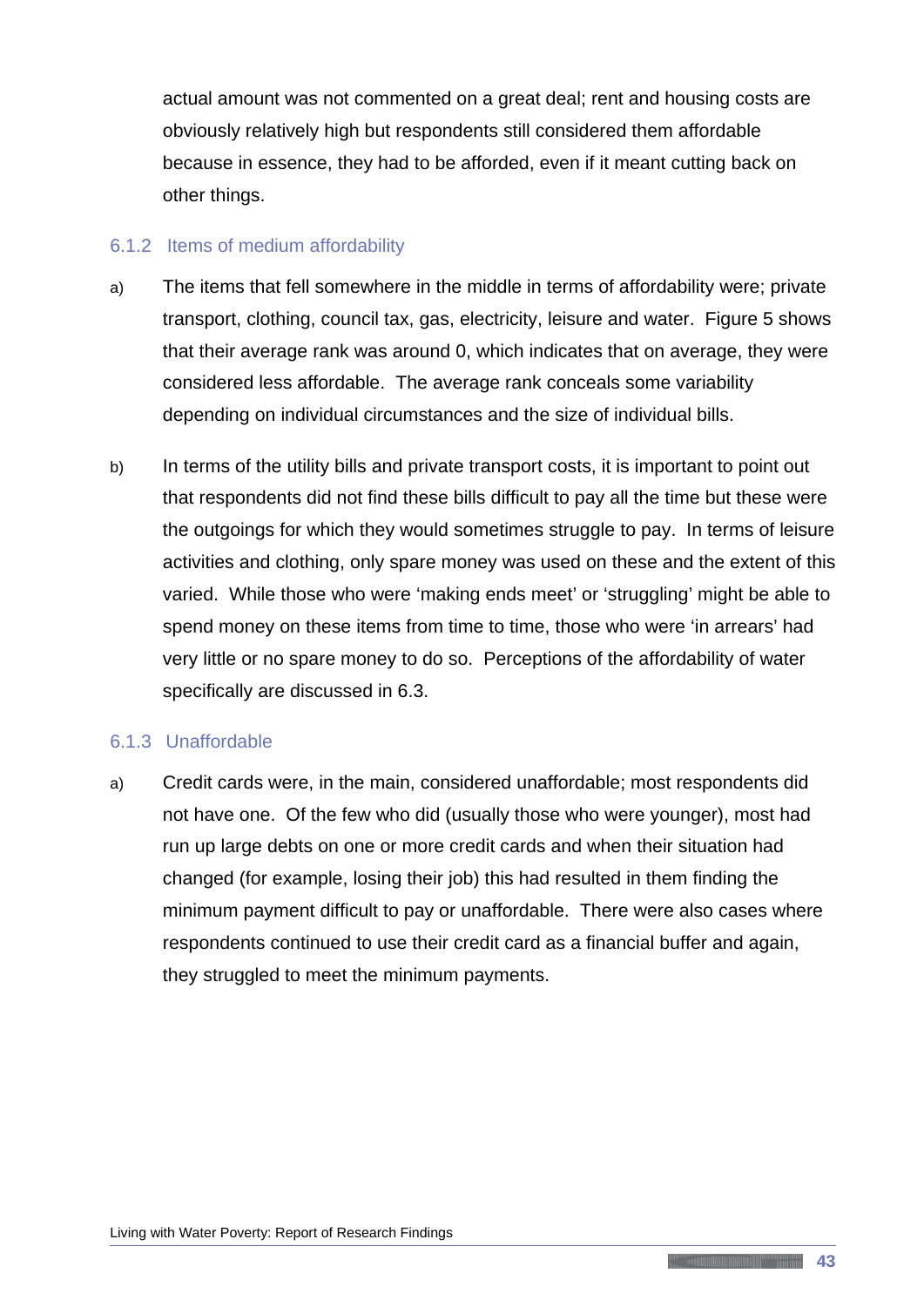actual amount was not commented on a great deal; rent and housing costs are obviously relatively high but respondents still considered them affordable because in essence, they had to be afforded, even if it meant cutting back on other things.

### 6.1.2 Items of medium affordability

a) The items that fell somewhere in the middle in terms of affordability were; private transport, clothing, council tax, gas, electricity, leisure and water. Figure 5 shows that their average rank was around 0, which indicates that on average, they were considered less affordable. The average rank conceals some variability depending on individual circumstances and the size of individual bills.

b) In terms of the utility bills and private transport costs, it is important to point out that respondents did not find these bills difficult to pay all the time but these were the outgoings for which they would sometimes struggle to pay. In terms of leisure activities and clothing, only spare money was used on these and the extent of this varied. While those who were 'making ends meet' or 'struggling' might be able to spend money on these items from time to time, those who were 'in arrears' had very little or no spare money to do so. Perceptions of the affordability of water specifically are discussed in 6.3.

### 6.1.3 Unaffordable

a) Credit cards were, in the main, considered unaffordable; most respondents did not have one. Of the few who did (usually those who were younger), most had run up large debts on one or more credit cards and when their situation had changed (for example, losing their job) this had resulted in them finding the minimum payment difficult to pay or unaffordable. There were also cases where respondents continued to use their credit card as a financial buffer and again, they struggled to meet the minimum payments.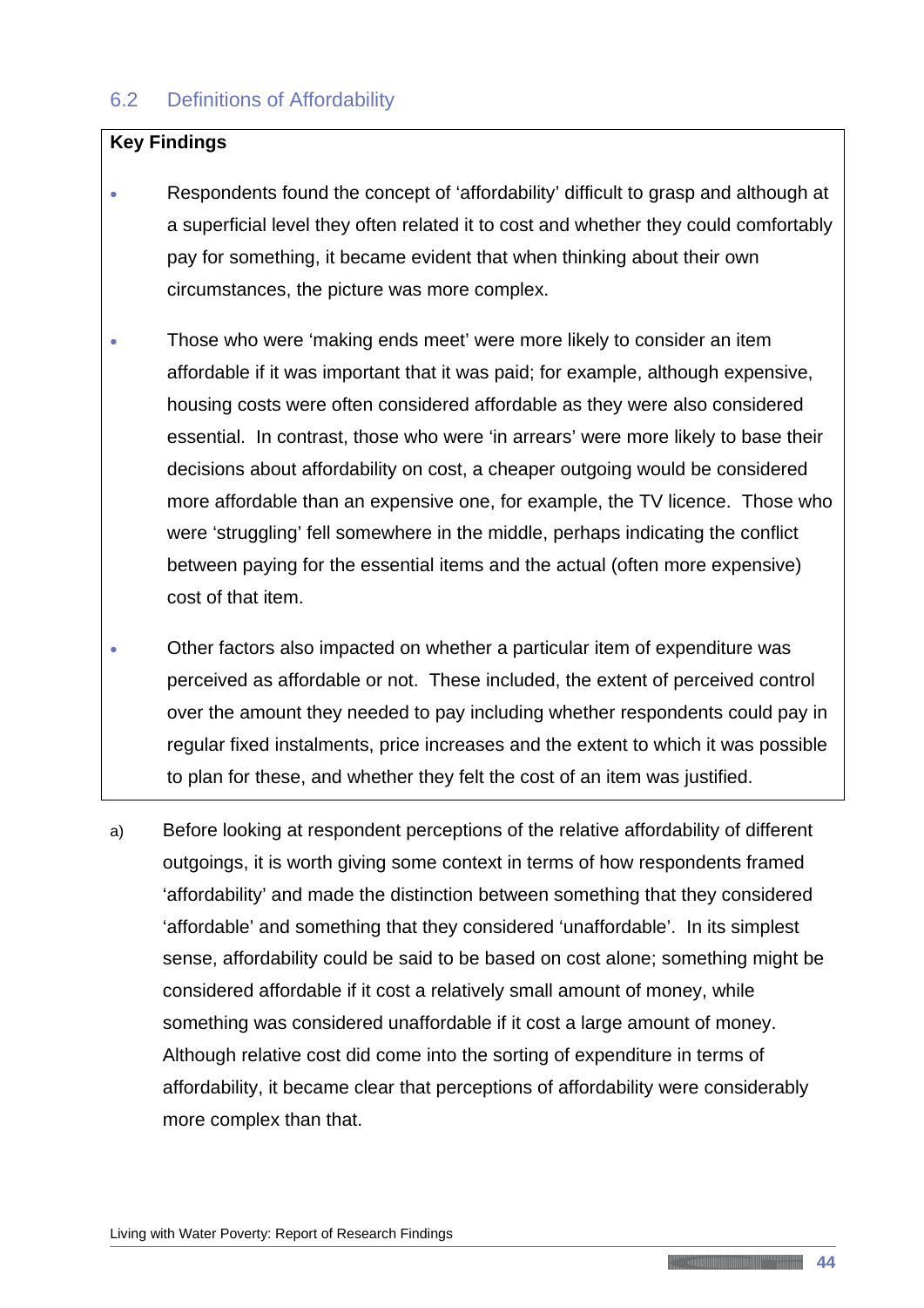## 6.2 Definitions of Affordability

**Key Findings**

- Respondents found the concept of 'affordability' difficult to grasp and although at a superficial level they often related it to cost and whether they could comfortably pay for something, it became evident that when thinking about their own circumstances, the picture was more complex.
- Those who were 'making ends meet' were more likely to consider an item affordable if it was important that it was paid; for example, although expensive, housing costs were often considered affordable as they were also considered essential. In contrast, those who were 'in arrears' were more likely to base their decisions about affordability on cost, a cheaper outgoing would be considered more affordable than an expensive one, for example, the TV licence. Those who were 'struggling' fell somewhere in the middle, perhaps indicating the conflict between paying for the essential items and the actual (often more expensive) cost of that item.
- Other factors also impacted on whether a particular item of expenditure was perceived as affordable or not. These included, the extent of perceived control over the amount they needed to pay including whether respondents could pay in regular fixed instalments, price increases and the extent to which it was possible to plan for these, and whether they felt the cost of an item was justified.

a) Before looking at respondent perceptions of the relative affordability of different outgoings, it is worth giving some context in terms of how respondents framed 'affordability' and made the distinction between something that they considered 'affordable' and something that they considered 'unaffordable'. In its simplest sense, affordability could be said to be based on cost alone; something might be considered affordable if it cost a relatively small amount of money, while something was considered unaffordable if it cost a large amount of money. Although relative cost did come into the sorting of expenditure in terms of affordability, it became clear that perceptions of affordability were considerably more complex than that.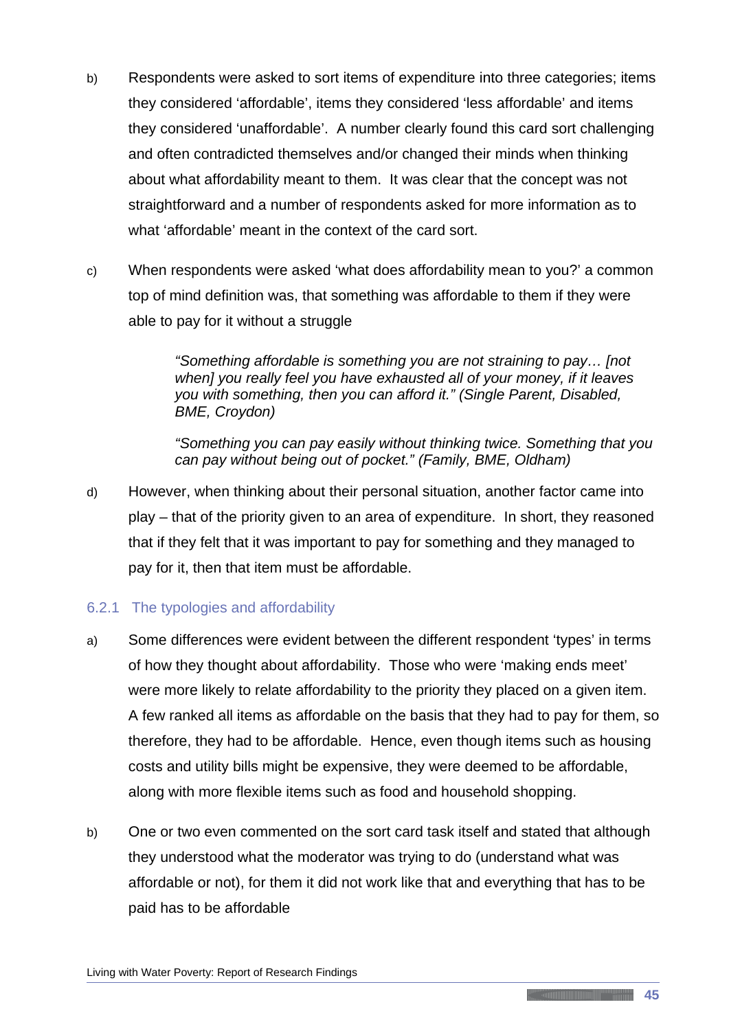b) Respondents were asked to sort items of expenditure into three categories; items they considered 'affordable', items they considered 'less affordable' and items they considered 'unaffordable'. A number clearly found this card sort challenging and often contradicted themselves and/or changed their minds when thinking about what affordability meant to them. It was clear that the concept was not straightforward and a number of respondents asked for more information as to what 'affordable' meant in the context of the card sort.

c) When respondents were asked 'what does affordability mean to you?' a common top of mind definition was, that something was affordable to them if they were able to pay for it without a struggle

> *"Something affordable is something you are not straining to pay… [not when] you really feel you have exhausted all of your money, if it leaves you with something, then you can afford it." (Single Parent, Disabled, BME, Croydon)*
>
> *"Something you can pay easily without thinking twice. Something that you can pay without being out of pocket." (Family, BME, Oldham)*

d) However, when thinking about their personal situation, another factor came into play – that of the priority given to an area of expenditure. In short, they reasoned that if they felt that it was important to pay for something and they managed to pay for it, then that item must be affordable.

### 6.2.1 The typologies and affordability

a) Some differences were evident between the different respondent 'types' in terms of how they thought about affordability. Those who were 'making ends meet' were more likely to relate affordability to the priority they placed on a given item. A few ranked all items as affordable on the basis that they had to pay for them, so therefore, they had to be affordable. Hence, even though items such as housing costs and utility bills might be expensive, they were deemed to be affordable, along with more flexible items such as food and household shopping.

b) One or two even commented on the sort card task itself and stated that although they understood what the moderator was trying to do (understand what was affordable or not), for them it did not work like that and everything that has to be paid has to be affordable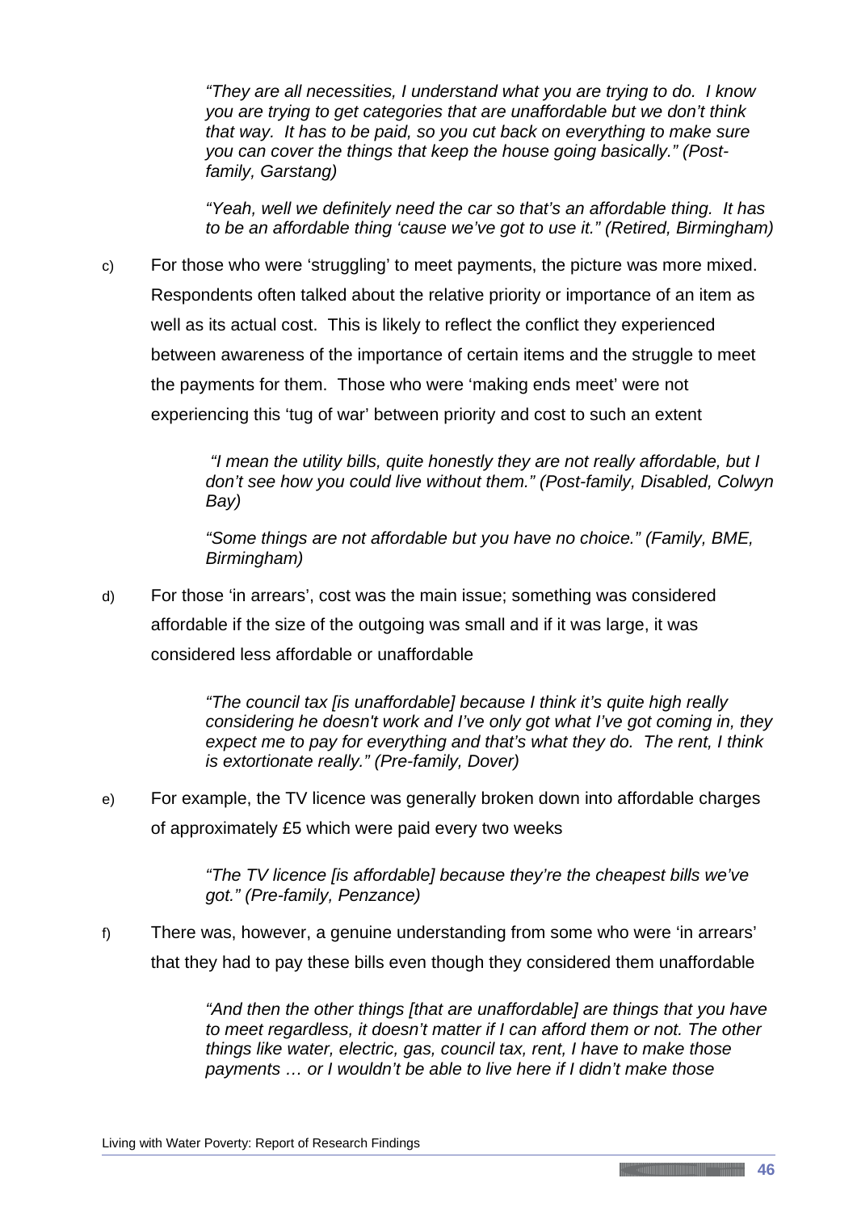> *"They are all necessities, I understand what you are trying to do. I know you are trying to get categories that are unaffordable but we don't think that way. It has to be paid, so you cut back on everything to make sure you can cover the things that keep the house going basically." (Post-family, Garstang)*

> *"Yeah, well we definitely need the car so that's an affordable thing. It has to be an affordable thing 'cause we've got to use it." (Retired, Birmingham)*

c) For those who were 'struggling' to meet payments, the picture was more mixed. Respondents often talked about the relative priority or importance of an item as well as its actual cost. This is likely to reflect the conflict they experienced between awareness of the importance of certain items and the struggle to meet the payments for them. Those who were 'making ends meet' were not experiencing this 'tug of war' between priority and cost to such an extent

> *"I mean the utility bills, quite honestly they are not really affordable, but I don't see how you could live without them." (Post-family, Disabled, Colwyn Bay)*

> *"Some things are not affordable but you have no choice." (Family, BME, Birmingham)*

d) For those 'in arrears', cost was the main issue; something was considered affordable if the size of the outgoing was small and if it was large, it was considered less affordable or unaffordable

> *"The council tax [is unaffordable] because I think it's quite high really considering he doesn't work and I've only got what I've got coming in, they expect me to pay for everything and that's what they do. The rent, I think is extortionate really." (Pre-family, Dover)*

e) For example, the TV licence was generally broken down into affordable charges of approximately £5 which were paid every two weeks

> *"The TV licence [is affordable] because they're the cheapest bills we've got." (Pre-family, Penzance)*

f) There was, however, a genuine understanding from some who were 'in arrears' that they had to pay these bills even though they considered them unaffordable

> *"And then the other things [that are unaffordable] are things that you have to meet regardless, it doesn't matter if I can afford them or not. The other things like water, electric, gas, council tax, rent, I have to make those payments … or I wouldn't be able to live here if I didn't make those*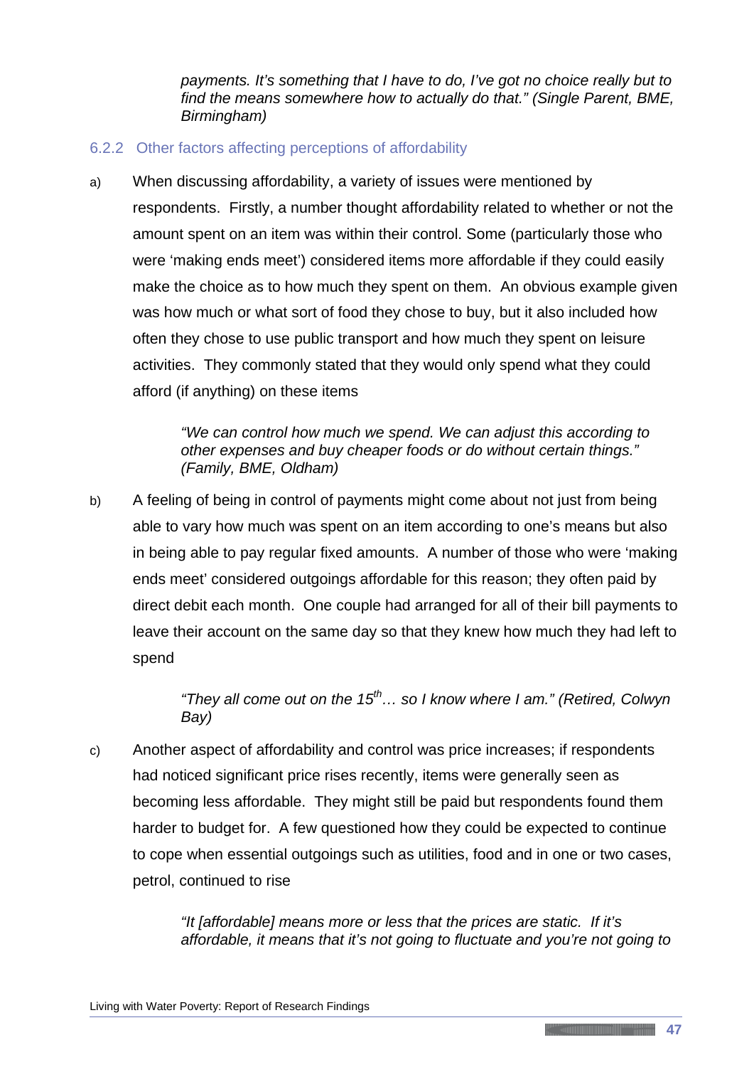*payments. It's something that I have to do, I've got no choice really but to find the means somewhere how to actually do that." (Single Parent, BME, Birmingham)*

### 6.2.2 Other factors affecting perceptions of affordability

a) When discussing affordability, a variety of issues were mentioned by respondents. Firstly, a number thought affordability related to whether or not the amount spent on an item was within their control. Some (particularly those who were 'making ends meet') considered items more affordable if they could easily make the choice as to how much they spent on them. An obvious example given was how much or what sort of food they chose to buy, but it also included how often they chose to use public transport and how much they spent on leisure activities. They commonly stated that they would only spend what they could afford (if anything) on these items

> *"We can control how much we spend. We can adjust this according to other expenses and buy cheaper foods or do without certain things." (Family, BME, Oldham)*

b) A feeling of being in control of payments might come about not just from being able to vary how much was spent on an item according to one's means but also in being able to pay regular fixed amounts. A number of those who were 'making ends meet' considered outgoings affordable for this reason; they often paid by direct debit each month. One couple had arranged for all of their bill payments to leave their account on the same day so that they knew how much they had left to spend

> *"They all come out on the 15th… so I know where I am." (Retired, Colwyn Bay)*

c) Another aspect of affordability and control was price increases; if respondents had noticed significant price rises recently, items were generally seen as becoming less affordable. They might still be paid but respondents found them harder to budget for. A few questioned how they could be expected to continue to cope when essential outgoings such as utilities, food and in one or two cases, petrol, continued to rise

> *"It [affordable] means more or less that the prices are static. If it's affordable, it means that it's not going to fluctuate and you're not going to*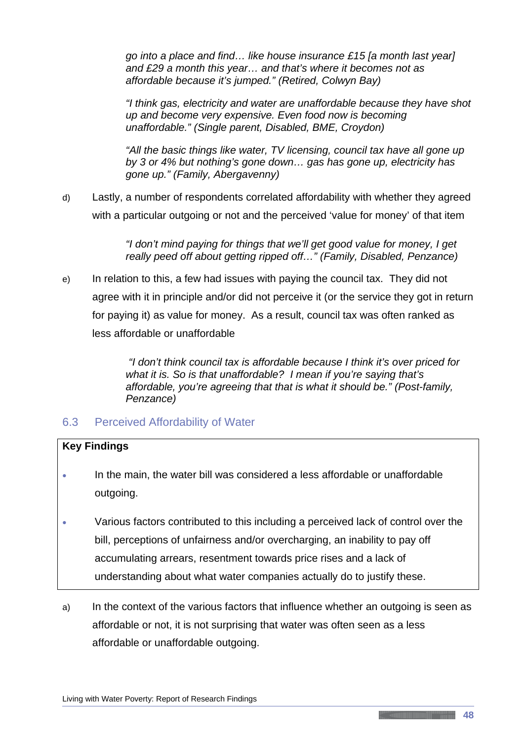*go into a place and find… like house insurance £15 [a month last year] and £29 a month this year… and that's where it becomes not as affordable because it's jumped." (Retired, Colwyn Bay)*

*"I think gas, electricity and water are unaffordable because they have shot up and become very expensive. Even food now is becoming unaffordable." (Single parent, Disabled, BME, Croydon)*

*"All the basic things like water, TV licensing, council tax have all gone up by 3 or 4% but nothing's gone down… gas has gone up, electricity has gone up." (Family, Abergavenny)*

d) Lastly, a number of respondents correlated affordability with whether they agreed with a particular outgoing or not and the perceived 'value for money' of that item

> *"I don't mind paying for things that we'll get good value for money, I get really peed off about getting ripped off…" (Family, Disabled, Penzance)*

e) In relation to this, a few had issues with paying the council tax. They did not agree with it in principle and/or did not perceive it (or the service they got in return for paying it) as value for money. As a result, council tax was often ranked as less affordable or unaffordable

> *"I don't think council tax is affordable because I think it's over priced for what it is. So is that unaffordable? I mean if you're saying that's affordable, you're agreeing that that is what it should be." (Post-family, Penzance)*

## 6.3 Perceived Affordability of Water

**Key Findings**

- In the main, the water bill was considered a less affordable or unaffordable outgoing.
- Various factors contributed to this including a perceived lack of control over the bill, perceptions of unfairness and/or overcharging, an inability to pay off accumulating arrears, resentment towards price rises and a lack of understanding about what water companies actually do to justify these.

a) In the context of the various factors that influence whether an outgoing is seen as affordable or not, it is not surprising that water was often seen as a less affordable or unaffordable outgoing.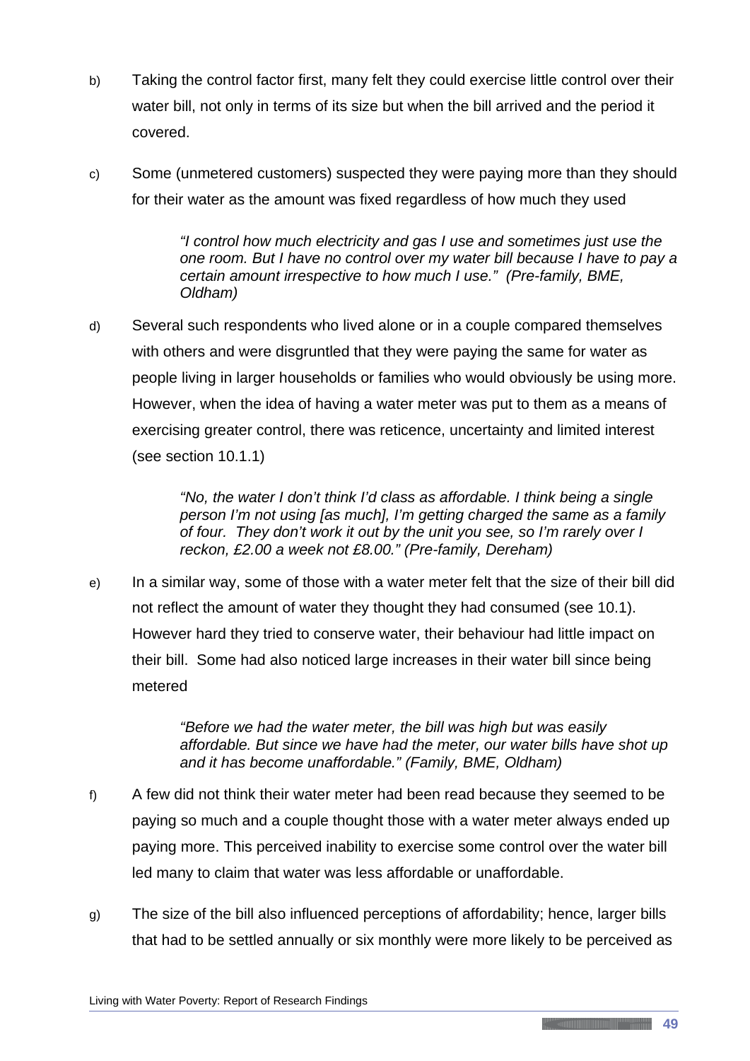b) Taking the control factor first, many felt they could exercise little control over their water bill, not only in terms of its size but when the bill arrived and the period it covered.

c) Some (unmetered customers) suspected they were paying more than they should for their water as the amount was fixed regardless of how much they used

> *"I control how much electricity and gas I use and sometimes just use the one room. But I have no control over my water bill because I have to pay a certain amount irrespective to how much I use." (Pre-family, BME, Oldham)*

d) Several such respondents who lived alone or in a couple compared themselves with others and were disgruntled that they were paying the same for water as people living in larger households or families who would obviously be using more. However, when the idea of having a water meter was put to them as a means of exercising greater control, there was reticence, uncertainty and limited interest (see section 10.1.1)

> *"No, the water I don't think I'd class as affordable. I think being a single person I'm not using [as much], I'm getting charged the same as a family of four. They don't work it out by the unit you see, so I'm rarely over I reckon, £2.00 a week not £8.00." (Pre-family, Dereham)*

e) In a similar way, some of those with a water meter felt that the size of their bill did not reflect the amount of water they thought they had consumed (see 10.1). However hard they tried to conserve water, their behaviour had little impact on their bill. Some had also noticed large increases in their water bill since being metered

> *"Before we had the water meter, the bill was high but was easily affordable. But since we have had the meter, our water bills have shot up and it has become unaffordable." (Family, BME, Oldham)*

f) A few did not think their water meter had been read because they seemed to be paying so much and a couple thought those with a water meter always ended up paying more. This perceived inability to exercise some control over the water bill led many to claim that water was less affordable or unaffordable.

g) The size of the bill also influenced perceptions of affordability; hence, larger bills that had to be settled annually or six monthly were more likely to be perceived as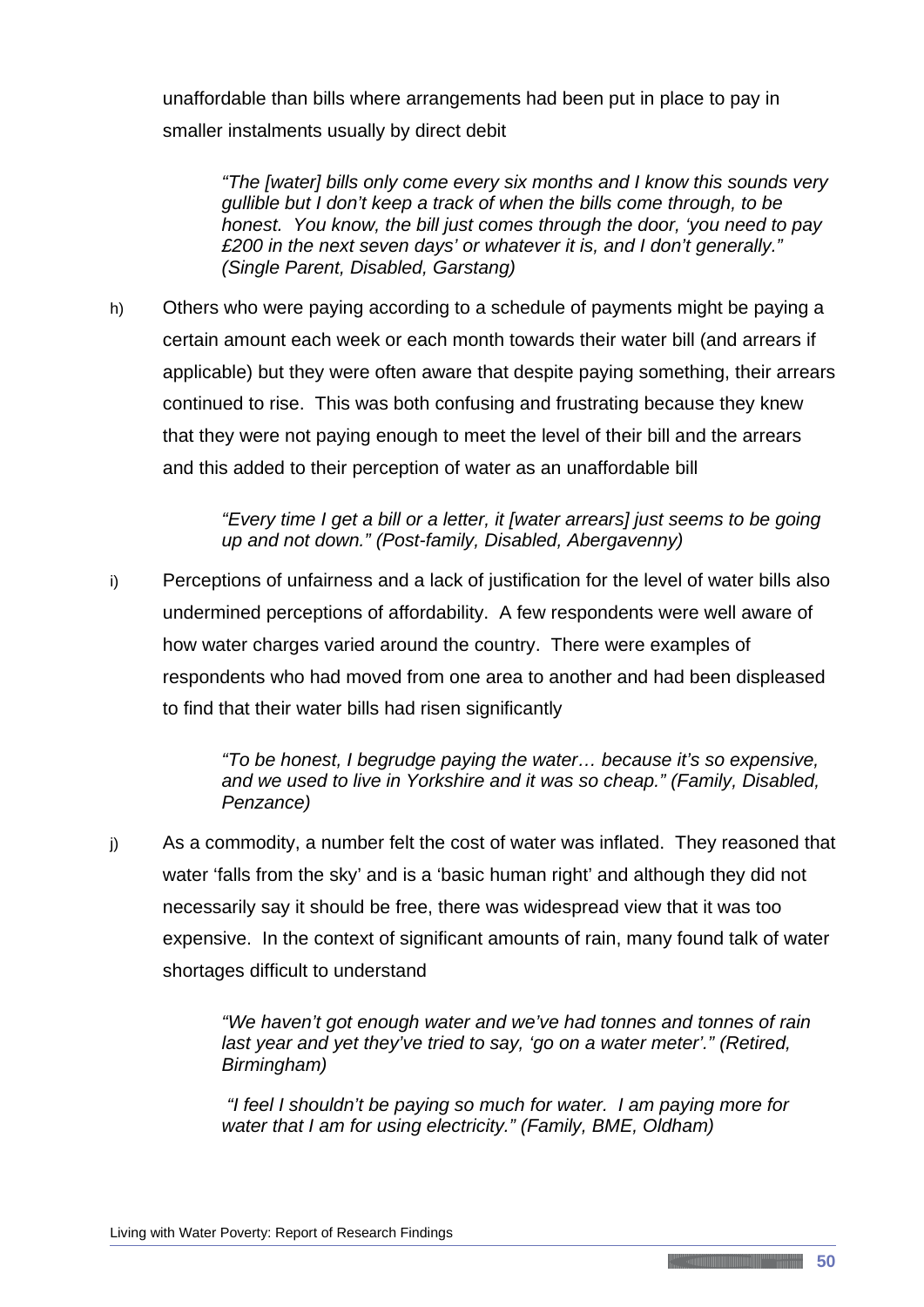unaffordable than bills where arrangements had been put in place to pay in smaller instalments usually by direct debit

> *"The [water] bills only come every six months and I know this sounds very gullible but I don't keep a track of when the bills come through, to be honest. You know, the bill just comes through the door, 'you need to pay £200 in the next seven days' or whatever it is, and I don't generally." (Single Parent, Disabled, Garstang)*

h) Others who were paying according to a schedule of payments might be paying a certain amount each week or each month towards their water bill (and arrears if applicable) but they were often aware that despite paying something, their arrears continued to rise. This was both confusing and frustrating because they knew that they were not paying enough to meet the level of their bill and the arrears and this added to their perception of water as an unaffordable bill

> *"Every time I get a bill or a letter, it [water arrears] just seems to be going up and not down." (Post-family, Disabled, Abergavenny)*

i) Perceptions of unfairness and a lack of justification for the level of water bills also undermined perceptions of affordability. A few respondents were well aware of how water charges varied around the country. There were examples of respondents who had moved from one area to another and had been displeased to find that their water bills had risen significantly

> *"To be honest, I begrudge paying the water… because it's so expensive, and we used to live in Yorkshire and it was so cheap." (Family, Disabled, Penzance)*

j) As a commodity, a number felt the cost of water was inflated. They reasoned that water 'falls from the sky' and is a 'basic human right' and although they did not necessarily say it should be free, there was widespread view that it was too expensive. In the context of significant amounts of rain, many found talk of water shortages difficult to understand

> *"We haven't got enough water and we've had tonnes and tonnes of rain last year and yet they've tried to say, 'go on a water meter'." (Retired, Birmingham)*

> *"I feel I shouldn't be paying so much for water. I am paying more for water that I am for using electricity." (Family, BME, Oldham)*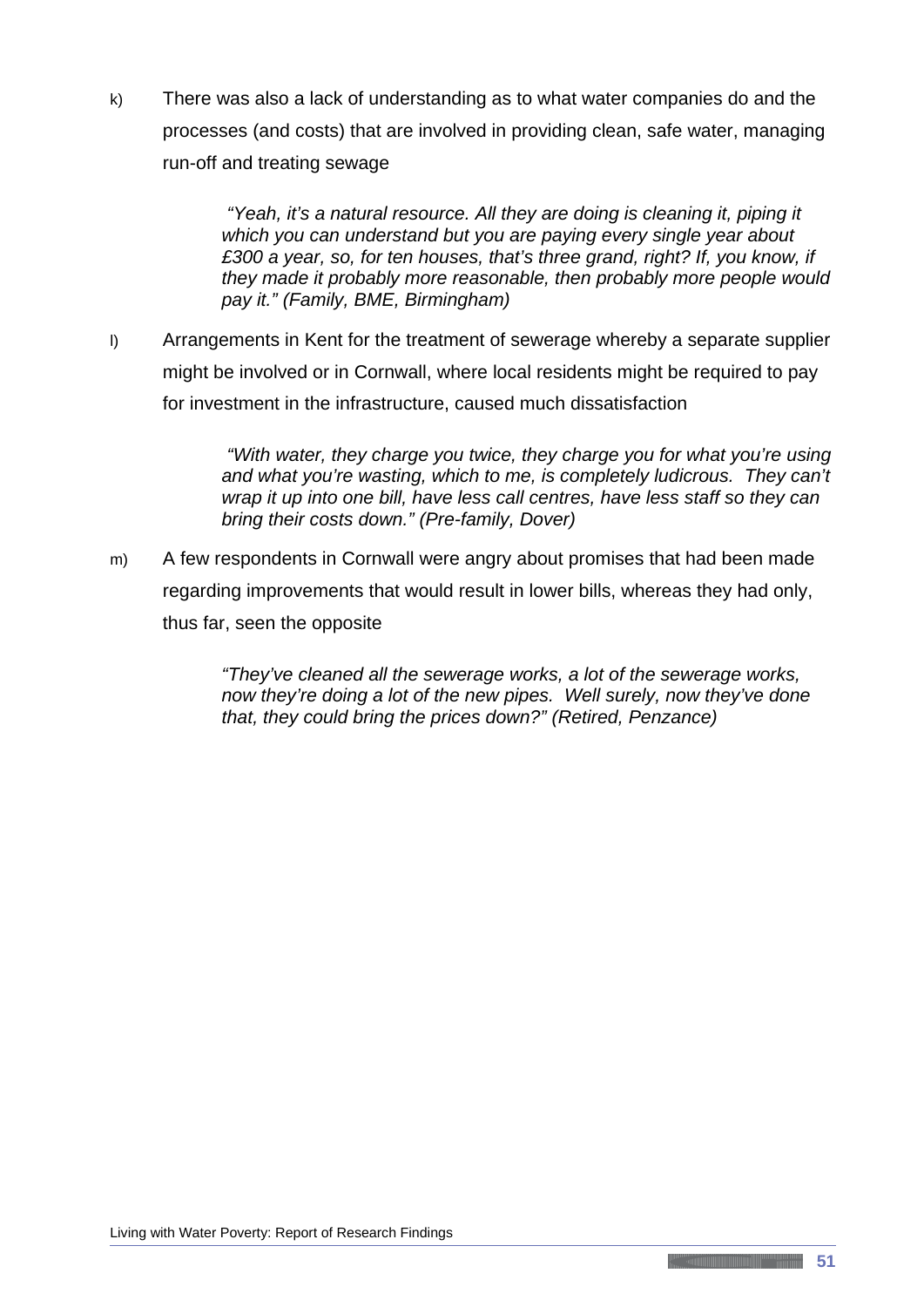k) There was also a lack of understanding as to what water companies do and the processes (and costs) that are involved in providing clean, safe water, managing run-off and treating sewage

> *"Yeah, it's a natural resource. All they are doing is cleaning it, piping it which you can understand but you are paying every single year about £300 a year, so, for ten houses, that's three grand, right? If, you know, if they made it probably more reasonable, then probably more people would pay it." (Family, BME, Birmingham)*

l) Arrangements in Kent for the treatment of sewerage whereby a separate supplier might be involved or in Cornwall, where local residents might be required to pay for investment in the infrastructure, caused much dissatisfaction

> *"With water, they charge you twice, they charge you for what you're using and what you're wasting, which to me, is completely ludicrous. They can't wrap it up into one bill, have less call centres, have less staff so they can bring their costs down." (Pre-family, Dover)*

m) A few respondents in Cornwall were angry about promises that had been made regarding improvements that would result in lower bills, whereas they had only, thus far, seen the opposite

> *"They've cleaned all the sewerage works, a lot of the sewerage works, now they're doing a lot of the new pipes. Well surely, now they've done that, they could bring the prices down?" (Retired, Penzance)*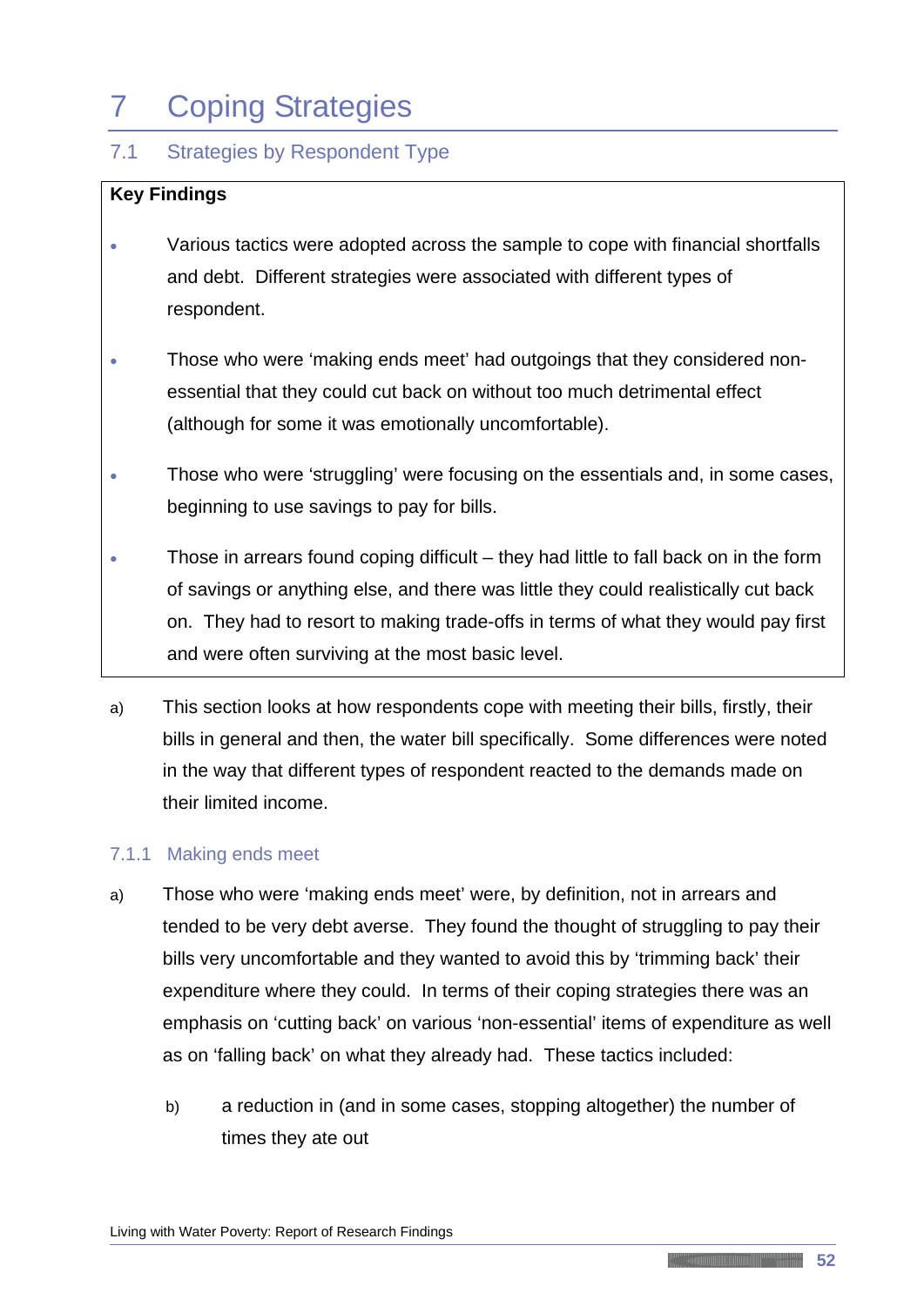# 7 Coping Strategies

## 7.1 Strategies by Respondent Type

**Key Findings**

- Various tactics were adopted across the sample to cope with financial shortfalls and debt. Different strategies were associated with different types of respondent.
- Those who were 'making ends meet' had outgoings that they considered non-essential that they could cut back on without too much detrimental effect (although for some it was emotionally uncomfortable).
- Those who were 'struggling' were focusing on the essentials and, in some cases, beginning to use savings to pay for bills.
- Those in arrears found coping difficult – they had little to fall back on in the form of savings or anything else, and there was little they could realistically cut back on. They had to resort to making trade-offs in terms of what they would pay first and were often surviving at the most basic level.

a) This section looks at how respondents cope with meeting their bills, firstly, their bills in general and then, the water bill specifically. Some differences were noted in the way that different types of respondent reacted to the demands made on their limited income.

### 7.1.1 Making ends meet

a) Those who were 'making ends meet' were, by definition, not in arrears and tended to be very debt averse. They found the thought of struggling to pay their bills very uncomfortable and they wanted to avoid this by 'trimming back' their expenditure where they could. In terms of their coping strategies there was an emphasis on 'cutting back' on various 'non-essential' items of expenditure as well as on 'falling back' on what they already had. These tactics included:

   b) a reduction in (and in some cases, stopping altogether) the number of times they ate out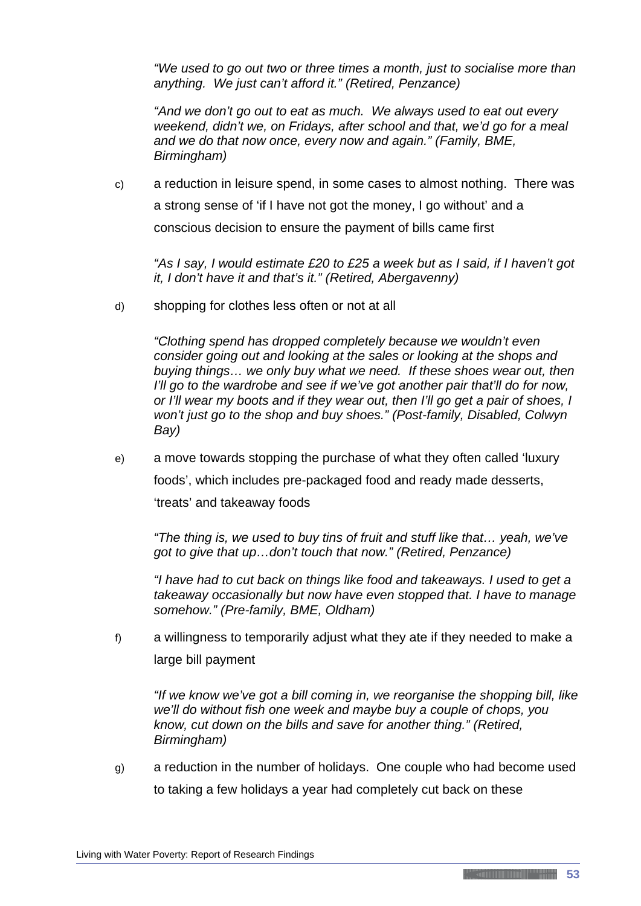*"We used to go out two or three times a month, just to socialise more than anything. We just can't afford it." (Retired, Penzance)*

*"And we don't go out to eat as much. We always used to eat out every weekend, didn't we, on Fridays, after school and that, we'd go for a meal and we do that now once, every now and again." (Family, BME, Birmingham)*

c) a reduction in leisure spend, in some cases to almost nothing. There was a strong sense of 'if I have not got the money, I go without' and a conscious decision to ensure the payment of bills came first

*"As I say, I would estimate £20 to £25 a week but as I said, if I haven't got it, I don't have it and that's it." (Retired, Abergavenny)*

d) shopping for clothes less often or not at all

*"Clothing spend has dropped completely because we wouldn't even consider going out and looking at the sales or looking at the shops and buying things… we only buy what we need. If these shoes wear out, then I'll go to the wardrobe and see if we've got another pair that'll do for now, or I'll wear my boots and if they wear out, then I'll go get a pair of shoes, I won't just go to the shop and buy shoes." (Post-family, Disabled, Colwyn Bay)*

e) a move towards stopping the purchase of what they often called 'luxury foods', which includes pre-packaged food and ready made desserts, 'treats' and takeaway foods

*"The thing is, we used to buy tins of fruit and stuff like that… yeah, we've got to give that up…don't touch that now." (Retired, Penzance)*

*"I have had to cut back on things like food and takeaways. I used to get a takeaway occasionally but now have even stopped that. I have to manage somehow." (Pre-family, BME, Oldham)*

f) a willingness to temporarily adjust what they ate if they needed to make a large bill payment

*"If we know we've got a bill coming in, we reorganise the shopping bill, like we'll do without fish one week and maybe buy a couple of chops, you know, cut down on the bills and save for another thing." (Retired, Birmingham)*

g) a reduction in the number of holidays. One couple who had become used to taking a few holidays a year had completely cut back on these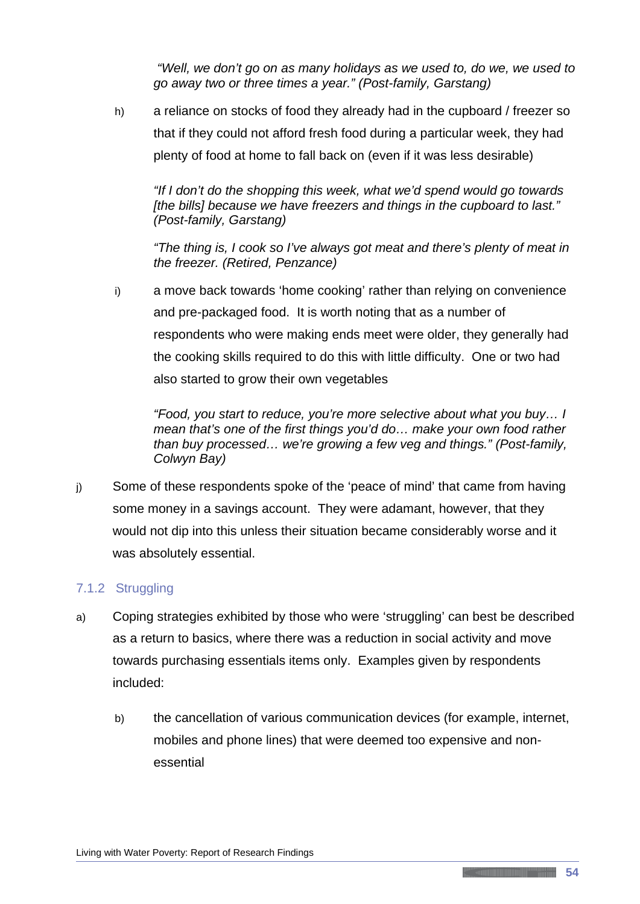*"Well, we don't go on as many holidays as we used to, do we, we used to go away two or three times a year." (Post-family, Garstang)*

h) a reliance on stocks of food they already had in the cupboard / freezer so that if they could not afford fresh food during a particular week, they had plenty of food at home to fall back on (even if it was less desirable)

*"If I don't do the shopping this week, what we'd spend would go towards [the bills] because we have freezers and things in the cupboard to last." (Post-family, Garstang)*

*"The thing is, I cook so I've always got meat and there's plenty of meat in the freezer. (Retired, Penzance)*

i) a move back towards 'home cooking' rather than relying on convenience and pre-packaged food. It is worth noting that as a number of respondents who were making ends meet were older, they generally had the cooking skills required to do this with little difficulty. One or two had also started to grow their own vegetables

*"Food, you start to reduce, you're more selective about what you buy… I mean that's one of the first things you'd do… make your own food rather than buy processed… we're growing a few veg and things." (Post-family, Colwyn Bay)*

j) Some of these respondents spoke of the 'peace of mind' that came from having some money in a savings account. They were adamant, however, that they would not dip into this unless their situation became considerably worse and it was absolutely essential.

### 7.1.2 Struggling

a) Coping strategies exhibited by those who were 'struggling' can best be described as a return to basics, where there was a reduction in social activity and move towards purchasing essentials items only. Examples given by respondents included:

b) the cancellation of various communication devices (for example, internet, mobiles and phone lines) that were deemed too expensive and non-essential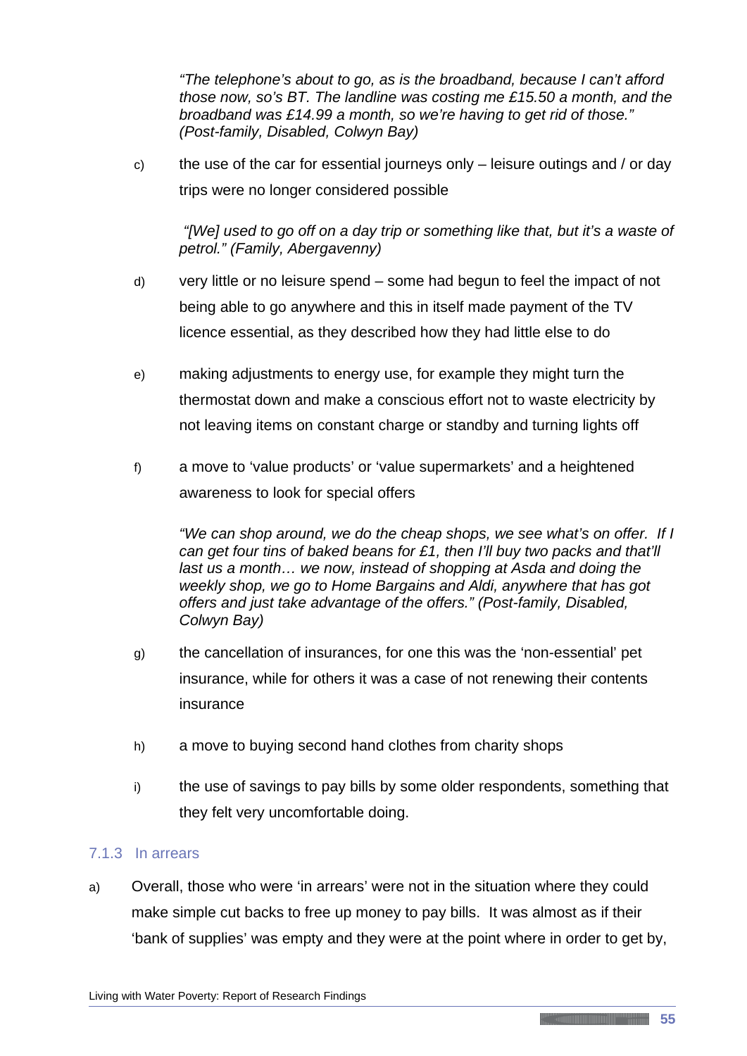*"The telephone's about to go, as is the broadband, because I can't afford those now, so's BT. The landline was costing me £15.50 a month, and the broadband was £14.99 a month, so we're having to get rid of those." (Post-family, Disabled, Colwyn Bay)*

c) the use of the car for essential journeys only – leisure outings and / or day trips were no longer considered possible

*"[We] used to go off on a day trip or something like that, but it's a waste of petrol." (Family, Abergavenny)*

d) very little or no leisure spend – some had begun to feel the impact of not being able to go anywhere and this in itself made payment of the TV licence essential, as they described how they had little else to do

e) making adjustments to energy use, for example they might turn the thermostat down and make a conscious effort not to waste electricity by not leaving items on constant charge or standby and turning lights off

f) a move to 'value products' or 'value supermarkets' and a heightened awareness to look for special offers

*"We can shop around, we do the cheap shops, we see what's on offer. If I can get four tins of baked beans for £1, then I'll buy two packs and that'll last us a month… we now, instead of shopping at Asda and doing the weekly shop, we go to Home Bargains and Aldi, anywhere that has got offers and just take advantage of the offers." (Post-family, Disabled, Colwyn Bay)*

g) the cancellation of insurances, for one this was the 'non-essential' pet insurance, while for others it was a case of not renewing their contents insurance

h) a move to buying second hand clothes from charity shops

i) the use of savings to pay bills by some older respondents, something that they felt very uncomfortable doing.

### 7.1.3 In arrears

a) Overall, those who were 'in arrears' were not in the situation where they could make simple cut backs to free up money to pay bills. It was almost as if their 'bank of supplies' was empty and they were at the point where in order to get by,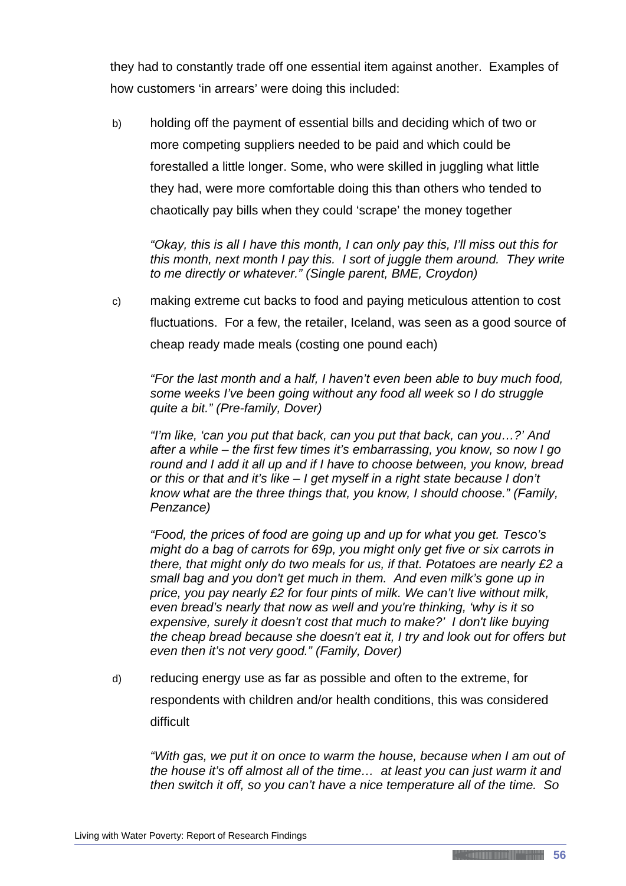they had to constantly trade off one essential item against another. Examples of how customers 'in arrears' were doing this included:

b) holding off the payment of essential bills and deciding which of two or more competing suppliers needed to be paid and which could be forestalled a little longer. Some, who were skilled in juggling what little they had, were more comfortable doing this than others who tended to chaotically pay bills when they could 'scrape' the money together

*"Okay, this is all I have this month, I can only pay this, I'll miss out this for this month, next month I pay this. I sort of juggle them around. They write to me directly or whatever." (Single parent, BME, Croydon)*

c) making extreme cut backs to food and paying meticulous attention to cost fluctuations. For a few, the retailer, Iceland, was seen as a good source of cheap ready made meals (costing one pound each)

*"For the last month and a half, I haven't even been able to buy much food, some weeks I've been going without any food all week so I do struggle quite a bit." (Pre-family, Dover)*

*"I'm like, 'can you put that back, can you put that back, can you…?' And after a while – the first few times it's embarrassing, you know, so now I go round and I add it all up and if I have to choose between, you know, bread or this or that and it's like – I get myself in a right state because I don't know what are the three things that, you know, I should choose." (Family, Penzance)*

*"Food, the prices of food are going up and up for what you get. Tesco's might do a bag of carrots for 69p, you might only get five or six carrots in there, that might only do two meals for us, if that. Potatoes are nearly £2 a small bag and you don't get much in them. And even milk's gone up in price, you pay nearly £2 for four pints of milk. We can't live without milk, even bread's nearly that now as well and you're thinking, 'why is it so expensive, surely it doesn't cost that much to make?' I don't like buying the cheap bread because she doesn't eat it, I try and look out for offers but even then it's not very good." (Family, Dover)*

d) reducing energy use as far as possible and often to the extreme, for respondents with children and/or health conditions, this was considered difficult

*"With gas, we put it on once to warm the house, because when I am out of the house it's off almost all of the time… at least you can just warm it and then switch it off, so you can't have a nice temperature all of the time. So*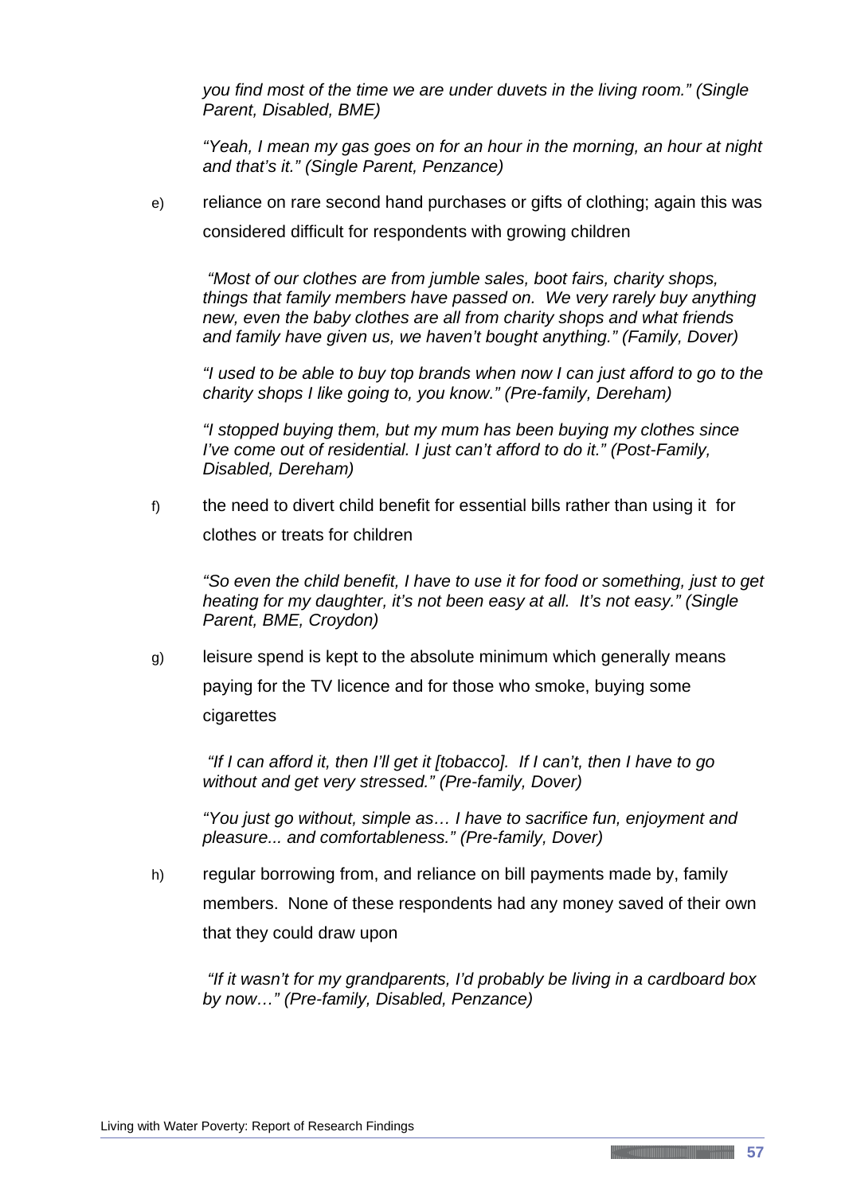*you find most of the time we are under duvets in the living room." (Single Parent, Disabled, BME)*

*"Yeah, I mean my gas goes on for an hour in the morning, an hour at night and that's it." (Single Parent, Penzance)*

e) reliance on rare second hand purchases or gifts of clothing; again this was considered difficult for respondents with growing children

*"Most of our clothes are from jumble sales, boot fairs, charity shops, things that family members have passed on. We very rarely buy anything new, even the baby clothes are all from charity shops and what friends and family have given us, we haven't bought anything." (Family, Dover)*

*"I used to be able to buy top brands when now I can just afford to go to the charity shops I like going to, you know." (Pre-family, Dereham)*

*"I stopped buying them, but my mum has been buying my clothes since I've come out of residential. I just can't afford to do it." (Post-Family, Disabled, Dereham)*

f) the need to divert child benefit for essential bills rather than using it for clothes or treats for children

*"So even the child benefit, I have to use it for food or something, just to get heating for my daughter, it's not been easy at all. It's not easy." (Single Parent, BME, Croydon)*

g) leisure spend is kept to the absolute minimum which generally means paying for the TV licence and for those who smoke, buying some cigarettes

*"If I can afford it, then I'll get it [tobacco]. If I can't, then I have to go without and get very stressed." (Pre-family, Dover)*

*"You just go without, simple as… I have to sacrifice fun, enjoyment and pleasure... and comfortableness." (Pre-family, Dover)*

h) regular borrowing from, and reliance on bill payments made by, family members. None of these respondents had any money saved of their own that they could draw upon

*"If it wasn't for my grandparents, I'd probably be living in a cardboard box by now…" (Pre-family, Disabled, Penzance)*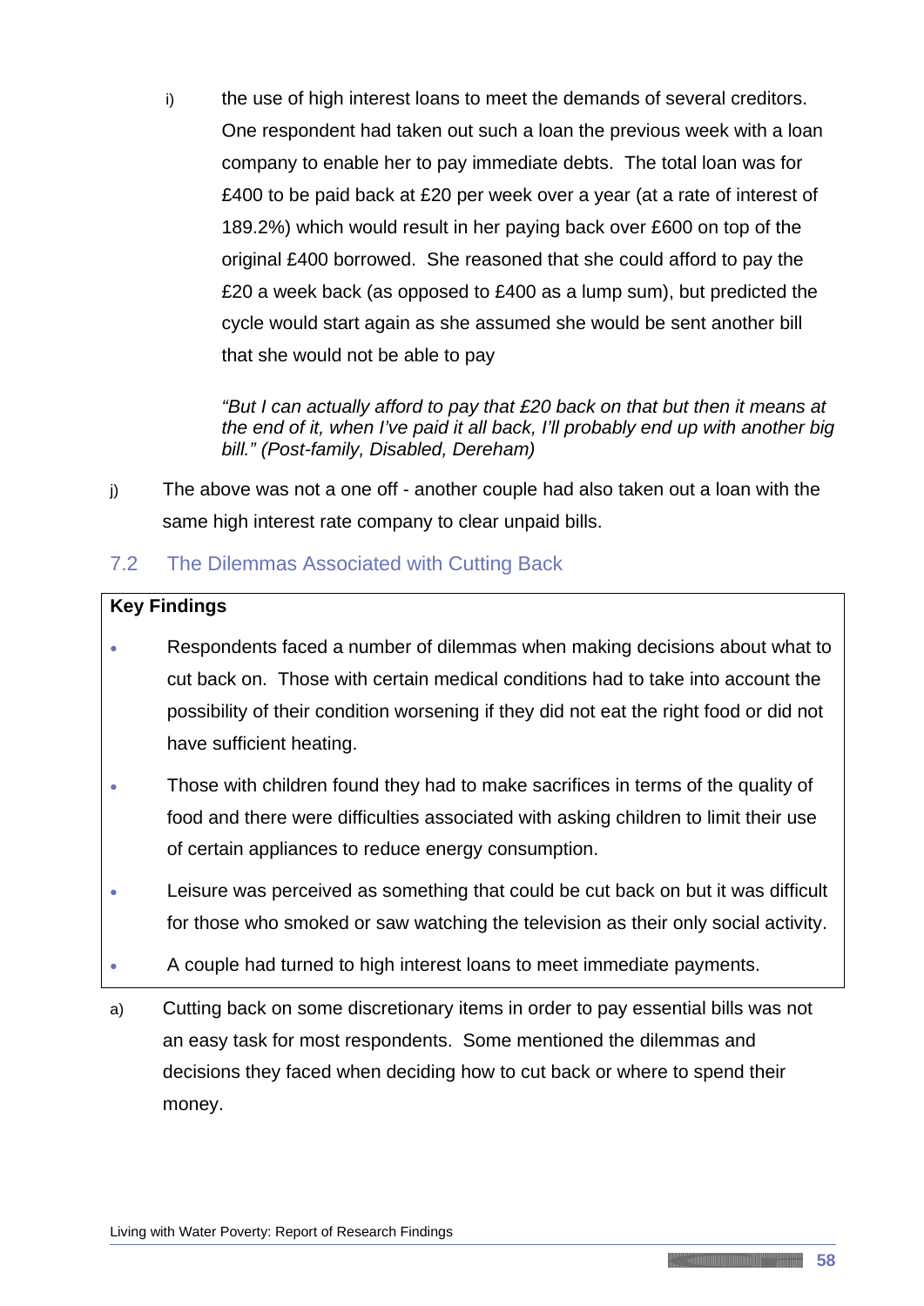i) the use of high interest loans to meet the demands of several creditors. One respondent had taken out such a loan the previous week with a loan company to enable her to pay immediate debts. The total loan was for £400 to be paid back at £20 per week over a year (at a rate of interest of 189.2%) which would result in her paying back over £600 on top of the original £400 borrowed. She reasoned that she could afford to pay the £20 a week back (as opposed to £400 as a lump sum), but predicted the cycle would start again as she assumed she would be sent another bill that she would not be able to pay

*"But I can actually afford to pay that £20 back on that but then it means at the end of it, when I've paid it all back, I'll probably end up with another big bill." (Post-family, Disabled, Dereham)*

j) The above was not a one off - another couple had also taken out a loan with the same high interest rate company to clear unpaid bills.

## 7.2 The Dilemmas Associated with Cutting Back

**Key Findings**

- Respondents faced a number of dilemmas when making decisions about what to cut back on. Those with certain medical conditions had to take into account the possibility of their condition worsening if they did not eat the right food or did not have sufficient heating.
- Those with children found they had to make sacrifices in terms of the quality of food and there were difficulties associated with asking children to limit their use of certain appliances to reduce energy consumption.
- Leisure was perceived as something that could be cut back on but it was difficult for those who smoked or saw watching the television as their only social activity.
- A couple had turned to high interest loans to meet immediate payments.

a) Cutting back on some discretionary items in order to pay essential bills was not an easy task for most respondents. Some mentioned the dilemmas and decisions they faced when deciding how to cut back or where to spend their money.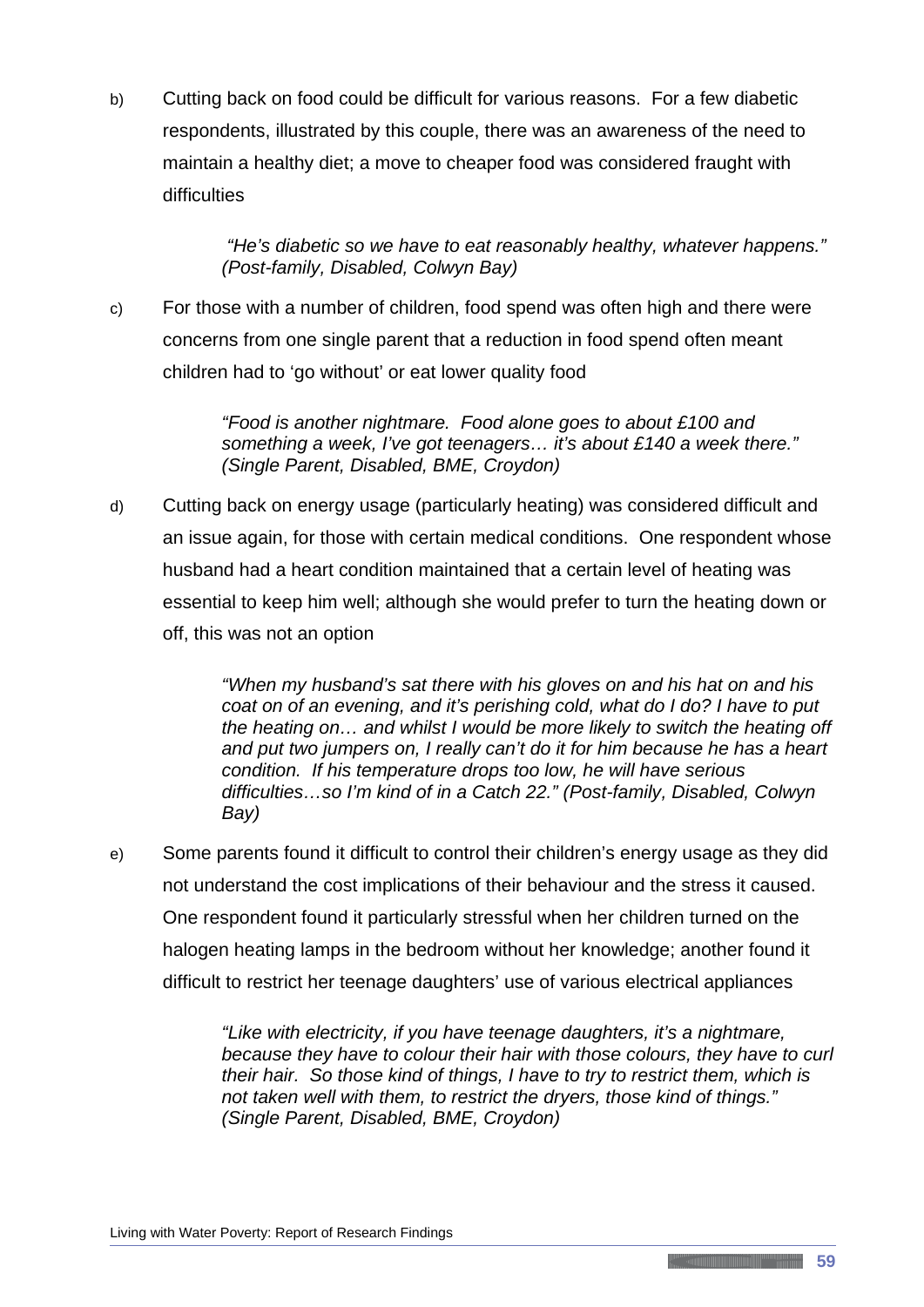b) Cutting back on food could be difficult for various reasons. For a few diabetic respondents, illustrated by this couple, there was an awareness of the need to maintain a healthy diet; a move to cheaper food was considered fraught with difficulties

> *"He's diabetic so we have to eat reasonably healthy, whatever happens." (Post-family, Disabled, Colwyn Bay)*

c) For those with a number of children, food spend was often high and there were concerns from one single parent that a reduction in food spend often meant children had to 'go without' or eat lower quality food

> *"Food is another nightmare. Food alone goes to about £100 and something a week, I've got teenagers… it's about £140 a week there." (Single Parent, Disabled, BME, Croydon)*

d) Cutting back on energy usage (particularly heating) was considered difficult and an issue again, for those with certain medical conditions. One respondent whose husband had a heart condition maintained that a certain level of heating was essential to keep him well; although she would prefer to turn the heating down or off, this was not an option

> *"When my husband's sat there with his gloves on and his hat on and his coat on of an evening, and it's perishing cold, what do I do? I have to put the heating on… and whilst I would be more likely to switch the heating off and put two jumpers on, I really can't do it for him because he has a heart condition. If his temperature drops too low, he will have serious difficulties…so I'm kind of in a Catch 22." (Post-family, Disabled, Colwyn Bay)*

e) Some parents found it difficult to control their children's energy usage as they did not understand the cost implications of their behaviour and the stress it caused. One respondent found it particularly stressful when her children turned on the halogen heating lamps in the bedroom without her knowledge; another found it difficult to restrict her teenage daughters' use of various electrical appliances

> *"Like with electricity, if you have teenage daughters, it's a nightmare, because they have to colour their hair with those colours, they have to curl their hair. So those kind of things, I have to try to restrict them, which is not taken well with them, to restrict the dryers, those kind of things." (Single Parent, Disabled, BME, Croydon)*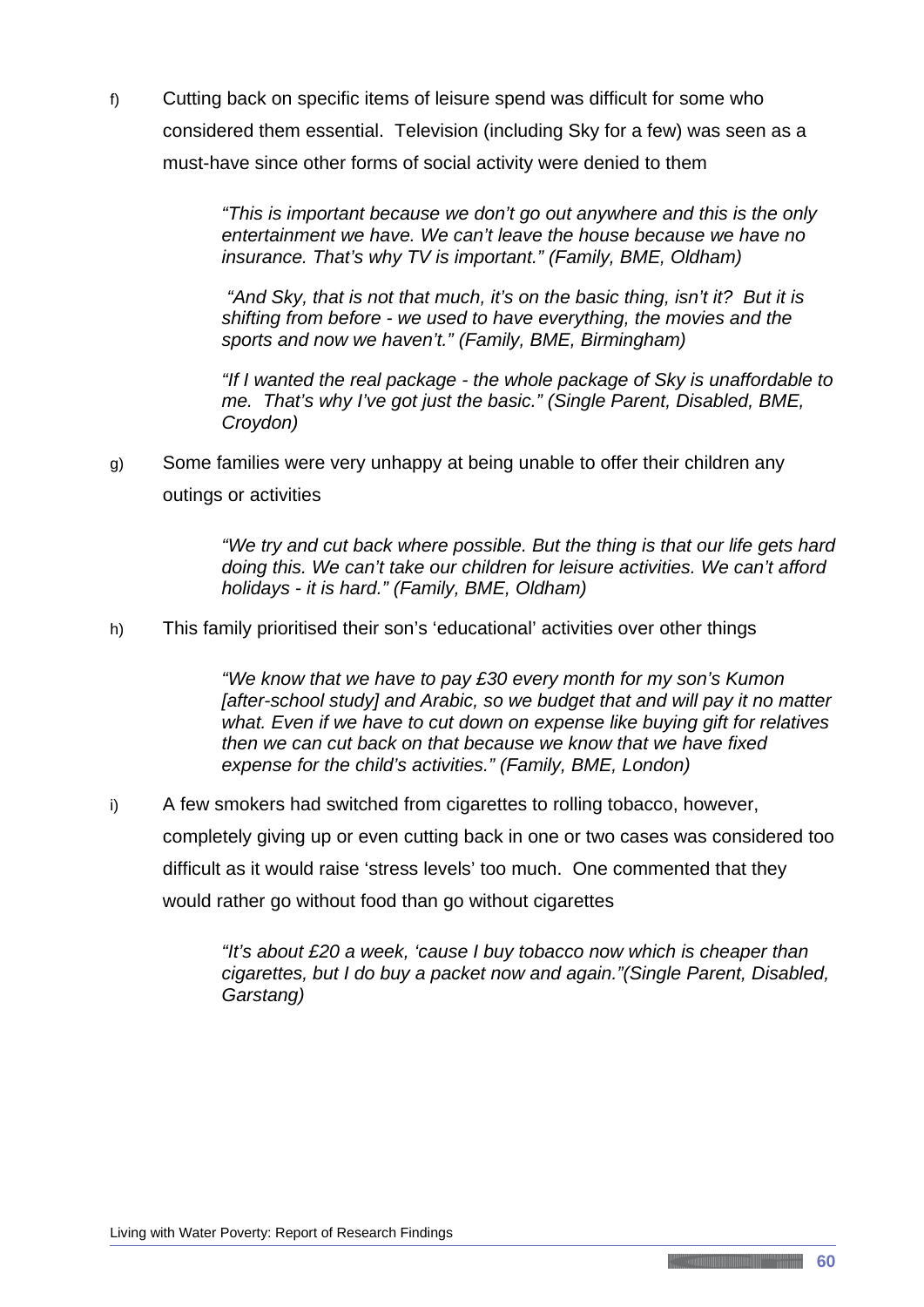f) Cutting back on specific items of leisure spend was difficult for some who considered them essential. Television (including Sky for a few) was seen as a must-have since other forms of social activity were denied to them

> *"This is important because we don't go out anywhere and this is the only entertainment we have. We can't leave the house because we have no insurance. That's why TV is important." (Family, BME, Oldham)*
>
> *"And Sky, that is not that much, it's on the basic thing, isn't it? But it is shifting from before - we used to have everything, the movies and the sports and now we haven't." (Family, BME, Birmingham)*
>
> *"If I wanted the real package - the whole package of Sky is unaffordable to me. That's why I've got just the basic." (Single Parent, Disabled, BME, Croydon)*

g) Some families were very unhappy at being unable to offer their children any outings or activities

> *"We try and cut back where possible. But the thing is that our life gets hard doing this. We can't take our children for leisure activities. We can't afford holidays - it is hard." (Family, BME, Oldham)*

h) This family prioritised their son's 'educational' activities over other things

> *"We know that we have to pay £30 every month for my son's Kumon [after-school study] and Arabic, so we budget that and will pay it no matter what. Even if we have to cut down on expense like buying gift for relatives then we can cut back on that because we know that we have fixed expense for the child's activities." (Family, BME, London)*

i) A few smokers had switched from cigarettes to rolling tobacco, however, completely giving up or even cutting back in one or two cases was considered too difficult as it would raise 'stress levels' too much. One commented that they would rather go without food than go without cigarettes

> *"It's about £20 a week, 'cause I buy tobacco now which is cheaper than cigarettes, but I do buy a packet now and again."(Single Parent, Disabled, Garstang)*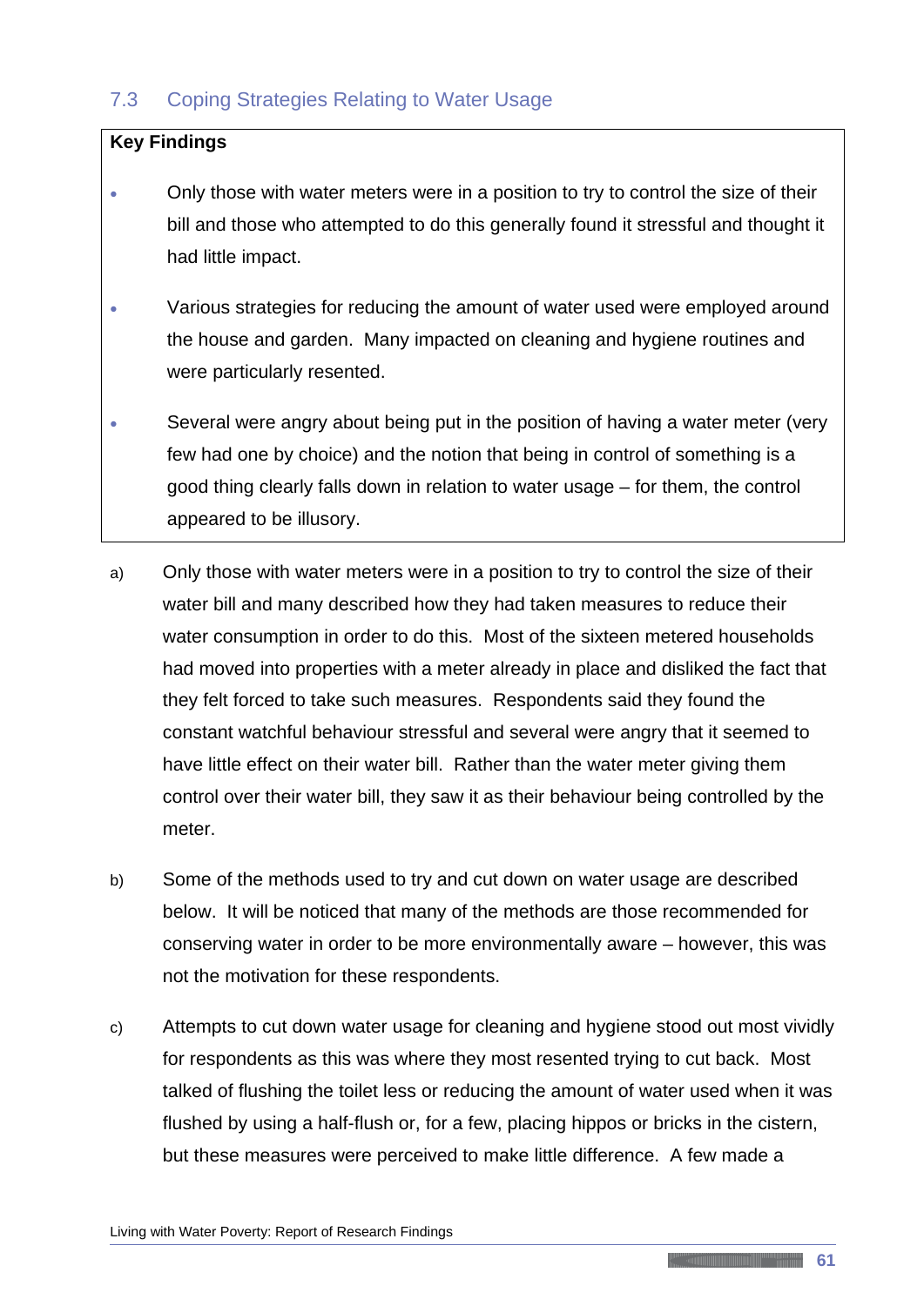## 7.3 Coping Strategies Relating to Water Usage

**Key Findings**

- Only those with water meters were in a position to try to control the size of their bill and those who attempted to do this generally found it stressful and thought it had little impact.
- Various strategies for reducing the amount of water used were employed around the house and garden. Many impacted on cleaning and hygiene routines and were particularly resented.
- Several were angry about being put in the position of having a water meter (very few had one by choice) and the notion that being in control of something is a good thing clearly falls down in relation to water usage – for them, the control appeared to be illusory.

a) Only those with water meters were in a position to try to control the size of their water bill and many described how they had taken measures to reduce their water consumption in order to do this. Most of the sixteen metered households had moved into properties with a meter already in place and disliked the fact that they felt forced to take such measures. Respondents said they found the constant watchful behaviour stressful and several were angry that it seemed to have little effect on their water bill. Rather than the water meter giving them control over their water bill, they saw it as their behaviour being controlled by the meter.

b) Some of the methods used to try and cut down on water usage are described below. It will be noticed that many of the methods are those recommended for conserving water in order to be more environmentally aware – however, this was not the motivation for these respondents.

c) Attempts to cut down water usage for cleaning and hygiene stood out most vividly for respondents as this was where they most resented trying to cut back. Most talked of flushing the toilet less or reducing the amount of water used when it was flushed by using a half-flush or, for a few, placing hippos or bricks in the cistern, but these measures were perceived to make little difference. A few made a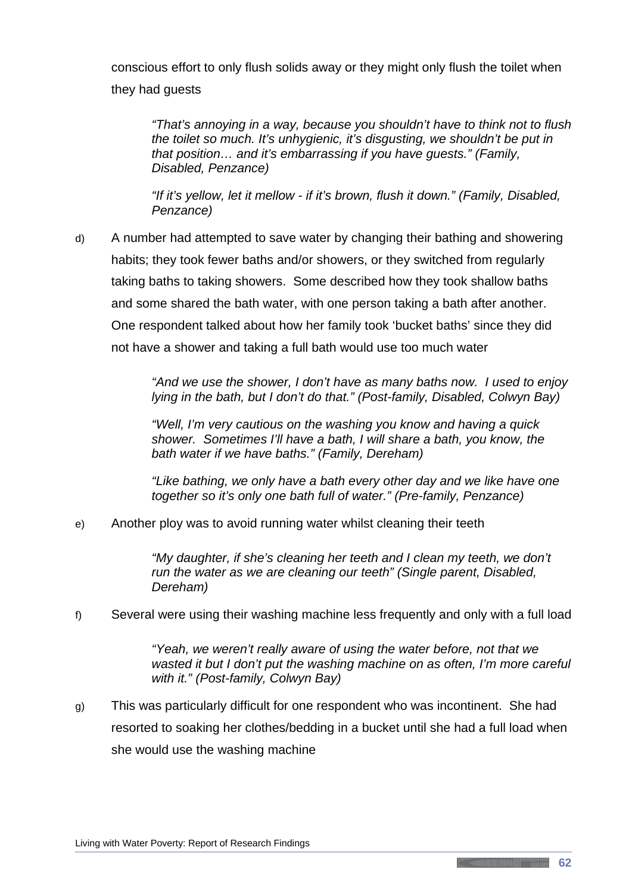conscious effort to only flush solids away or they might only flush the toilet when they had guests

> *"That's annoying in a way, because you shouldn't have to think not to flush the toilet so much. It's unhygienic, it's disgusting, we shouldn't be put in that position… and it's embarrassing if you have guests." (Family, Disabled, Penzance)*
>
> *"If it's yellow, let it mellow - if it's brown, flush it down." (Family, Disabled, Penzance)*

d) A number had attempted to save water by changing their bathing and showering habits; they took fewer baths and/or showers, or they switched from regularly taking baths to taking showers. Some described how they took shallow baths and some shared the bath water, with one person taking a bath after another. One respondent talked about how her family took 'bucket baths' since they did not have a shower and taking a full bath would use too much water

> *"And we use the shower, I don't have as many baths now. I used to enjoy lying in the bath, but I don't do that." (Post-family, Disabled, Colwyn Bay)*
>
> *"Well, I'm very cautious on the washing you know and having a quick shower. Sometimes I'll have a bath, I will share a bath, you know, the bath water if we have baths." (Family, Dereham)*
>
> *"Like bathing, we only have a bath every other day and we like have one together so it's only one bath full of water." (Pre-family, Penzance)*

e) Another ploy was to avoid running water whilst cleaning their teeth

> *"My daughter, if she's cleaning her teeth and I clean my teeth, we don't run the water as we are cleaning our teeth" (Single parent, Disabled, Dereham)*

f) Several were using their washing machine less frequently and only with a full load

> *"Yeah, we weren't really aware of using the water before, not that we wasted it but I don't put the washing machine on as often, I'm more careful with it." (Post-family, Colwyn Bay)*

g) This was particularly difficult for one respondent who was incontinent. She had resorted to soaking her clothes/bedding in a bucket until she had a full load when she would use the washing machine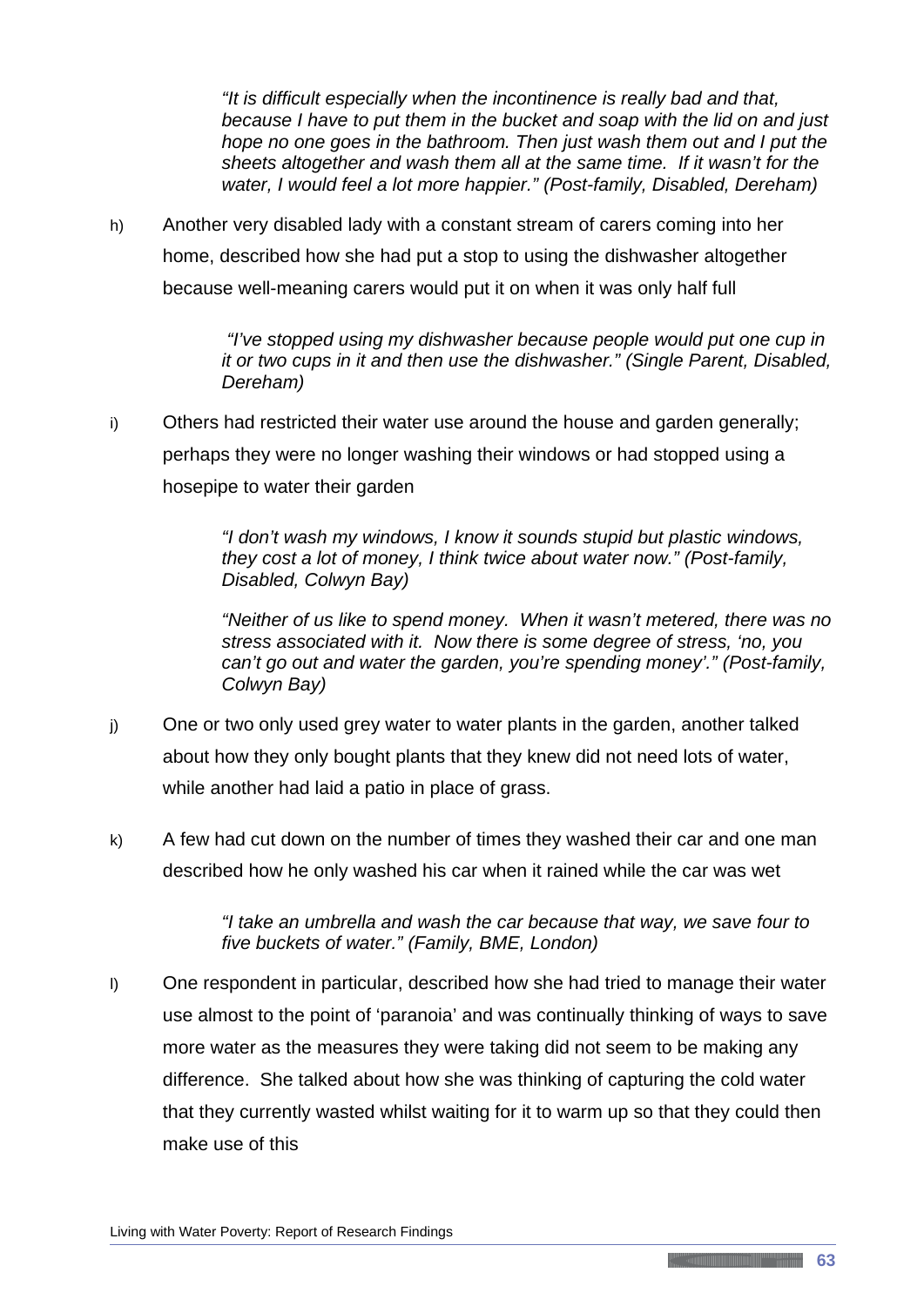> *"It is difficult especially when the incontinence is really bad and that, because I have to put them in the bucket and soap with the lid on and just hope no one goes in the bathroom. Then just wash them out and I put the sheets altogether and wash them all at the same time. If it wasn't for the water, I would feel a lot more happier." (Post-family, Disabled, Dereham)*

h) Another very disabled lady with a constant stream of carers coming into her home, described how she had put a stop to using the dishwasher altogether because well-meaning carers would put it on when it was only half full

> *"I've stopped using my dishwasher because people would put one cup in it or two cups in it and then use the dishwasher." (Single Parent, Disabled, Dereham)*

i) Others had restricted their water use around the house and garden generally; perhaps they were no longer washing their windows or had stopped using a hosepipe to water their garden

> *"I don't wash my windows, I know it sounds stupid but plastic windows, they cost a lot of money, I think twice about water now." (Post-family, Disabled, Colwyn Bay)*
>
> *"Neither of us like to spend money. When it wasn't metered, there was no stress associated with it. Now there is some degree of stress, 'no, you can't go out and water the garden, you're spending money'." (Post-family, Colwyn Bay)*

j) One or two only used grey water to water plants in the garden, another talked about how they only bought plants that they knew did not need lots of water, while another had laid a patio in place of grass.

k) A few had cut down on the number of times they washed their car and one man described how he only washed his car when it rained while the car was wet

> *"I take an umbrella and wash the car because that way, we save four to five buckets of water." (Family, BME, London)*

l) One respondent in particular, described how she had tried to manage their water use almost to the point of 'paranoia' and was continually thinking of ways to save more water as the measures they were taking did not seem to be making any difference. She talked about how she was thinking of capturing the cold water that they currently wasted whilst waiting for it to warm up so that they could then make use of this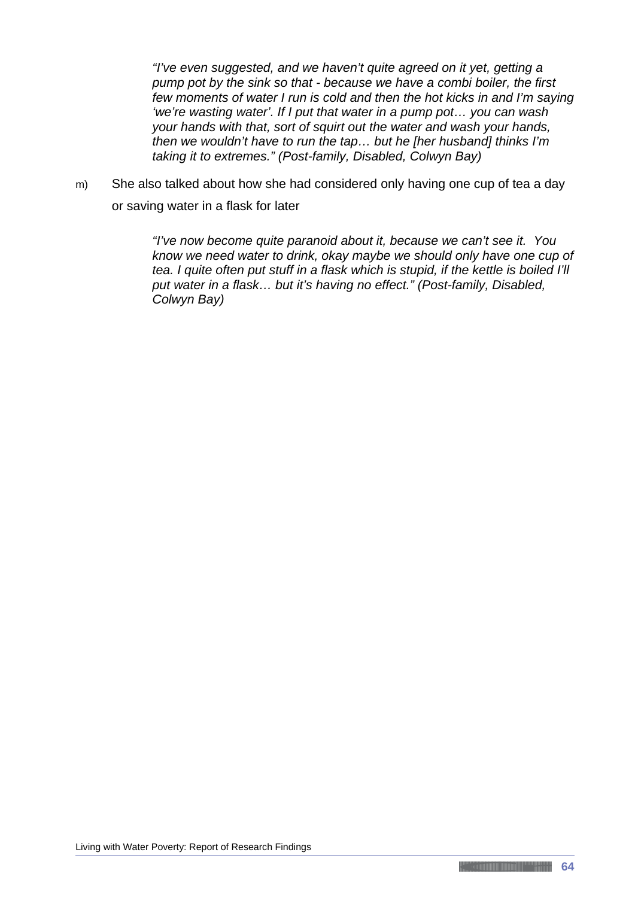> *"I've even suggested, and we haven't quite agreed on it yet, getting a pump pot by the sink so that - because we have a combi boiler, the first few moments of water I run is cold and then the hot kicks in and I'm saying 'we're wasting water'. If I put that water in a pump pot… you can wash your hands with that, sort of squirt out the water and wash your hands, then we wouldn't have to run the tap… but he [her husband] thinks I'm taking it to extremes." (Post-family, Disabled, Colwyn Bay)*

m) She also talked about how she had considered only having one cup of tea a day or saving water in a flask for later

> *"I've now become quite paranoid about it, because we can't see it. You know we need water to drink, okay maybe we should only have one cup of tea. I quite often put stuff in a flask which is stupid, if the kettle is boiled I'll put water in a flask… but it's having no effect." (Post-family, Disabled, Colwyn Bay)*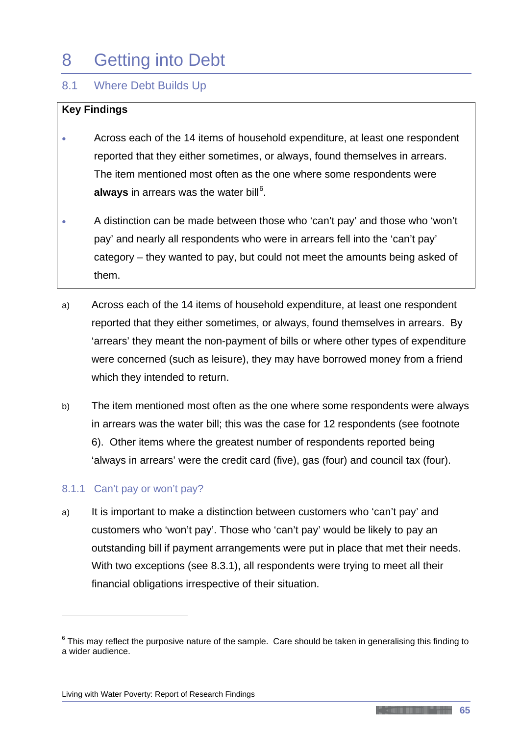# 8 Getting into Debt

## 8.1 Where Debt Builds Up

**Key Findings**

- Across each of the 14 items of household expenditure, at least one respondent reported that they either sometimes, or always, found themselves in arrears. The item mentioned most often as the one where some respondents were **always** in arrears was the water bill[6].
- A distinction can be made between those who 'can't pay' and those who 'won't pay' and nearly all respondents who were in arrears fell into the 'can't pay' category – they wanted to pay, but could not meet the amounts being asked of them.

a) Across each of the 14 items of household expenditure, at least one respondent reported that they either sometimes, or always, found themselves in arrears. By 'arrears' they meant the non-payment of bills or where other types of expenditure were concerned (such as leisure), they may have borrowed money from a friend which they intended to return.

b) The item mentioned most often as the one where some respondents were always in arrears was the water bill; this was the case for 12 respondents (see footnote 6). Other items where the greatest number of respondents reported being 'always in arrears' were the credit card (five), gas (four) and council tax (four).

### 8.1.1 Can't pay or won't pay?

a) It is important to make a distinction between customers who 'can't pay' and customers who 'won't pay'. Those who 'can't pay' would be likely to pay an outstanding bill if payment arrangements were put in place that met their needs. With two exceptions (see 8.3.1), all respondents were trying to meet all their financial obligations irrespective of their situation.

---

[6] This may reflect the purposive nature of the sample. Care should be taken in generalising this finding to a wider audience.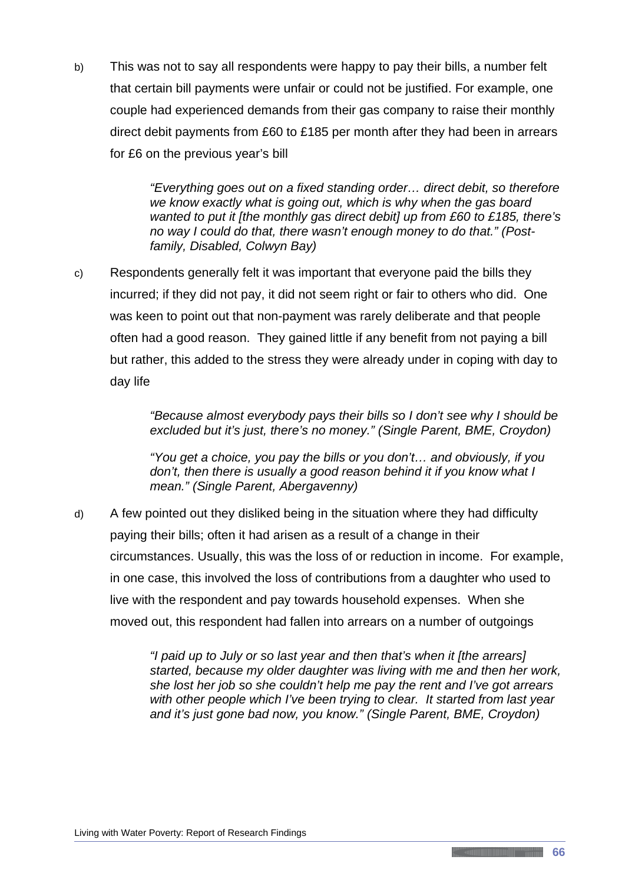b) This was not to say all respondents were happy to pay their bills, a number felt that certain bill payments were unfair or could not be justified. For example, one couple had experienced demands from their gas company to raise their monthly direct debit payments from £60 to £185 per month after they had been in arrears for £6 on the previous year's bill

> *"Everything goes out on a fixed standing order… direct debit, so therefore we know exactly what is going out, which is why when the gas board wanted to put it [the monthly gas direct debit] up from £60 to £185, there's no way I could do that, there wasn't enough money to do that." (Post-family, Disabled, Colwyn Bay)*

c) Respondents generally felt it was important that everyone paid the bills they incurred; if they did not pay, it did not seem right or fair to others who did. One was keen to point out that non-payment was rarely deliberate and that people often had a good reason. They gained little if any benefit from not paying a bill but rather, this added to the stress they were already under in coping with day to day life

> *"Because almost everybody pays their bills so I don't see why I should be excluded but it's just, there's no money." (Single Parent, BME, Croydon)*
>
> *"You get a choice, you pay the bills or you don't… and obviously, if you don't, then there is usually a good reason behind it if you know what I mean." (Single Parent, Abergavenny)*

d) A few pointed out they disliked being in the situation where they had difficulty paying their bills; often it had arisen as a result of a change in their circumstances. Usually, this was the loss of or reduction in income. For example, in one case, this involved the loss of contributions from a daughter who used to live with the respondent and pay towards household expenses. When she moved out, this respondent had fallen into arrears on a number of outgoings

> *"I paid up to July or so last year and then that's when it [the arrears] started, because my older daughter was living with me and then her work, she lost her job so she couldn't help me pay the rent and I've got arrears with other people which I've been trying to clear. It started from last year and it's just gone bad now, you know." (Single Parent, BME, Croydon)*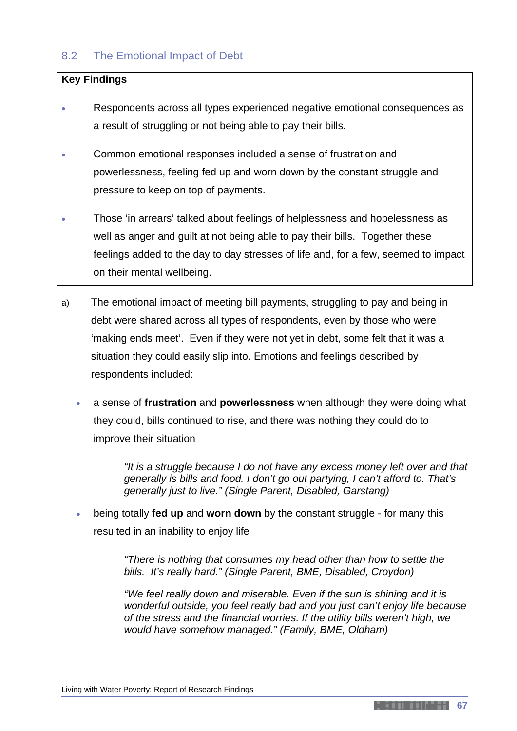## 8.2 The Emotional Impact of Debt

**Key Findings**

- Respondents across all types experienced negative emotional consequences as a result of struggling or not being able to pay their bills.
- Common emotional responses included a sense of frustration and powerlessness, feeling fed up and worn down by the constant struggle and pressure to keep on top of payments.
- Those 'in arrears' talked about feelings of helplessness and hopelessness as well as anger and guilt at not being able to pay their bills. Together these feelings added to the day to day stresses of life and, for a few, seemed to impact on their mental wellbeing.

a) The emotional impact of meeting bill payments, struggling to pay and being in debt were shared across all types of respondents, even by those who were 'making ends meet'. Even if they were not yet in debt, some felt that it was a situation they could easily slip into. Emotions and feelings described by respondents included:

- a sense of **frustration** and **powerlessness** when although they were doing what they could, bills continued to rise, and there was nothing they could do to improve their situation

> *"It is a struggle because I do not have any excess money left over and that generally is bills and food. I don't go out partying, I can't afford to. That's generally just to live." (Single Parent, Disabled, Garstang)*

- being totally **fed up** and **worn down** by the constant struggle - for many this resulted in an inability to enjoy life

> *"There is nothing that consumes my head other than how to settle the bills. It's really hard." (Single Parent, BME, Disabled, Croydon)*

> *"We feel really down and miserable. Even if the sun is shining and it is wonderful outside, you feel really bad and you just can't enjoy life because of the stress and the financial worries. If the utility bills weren't high, we would have somehow managed." (Family, BME, Oldham)*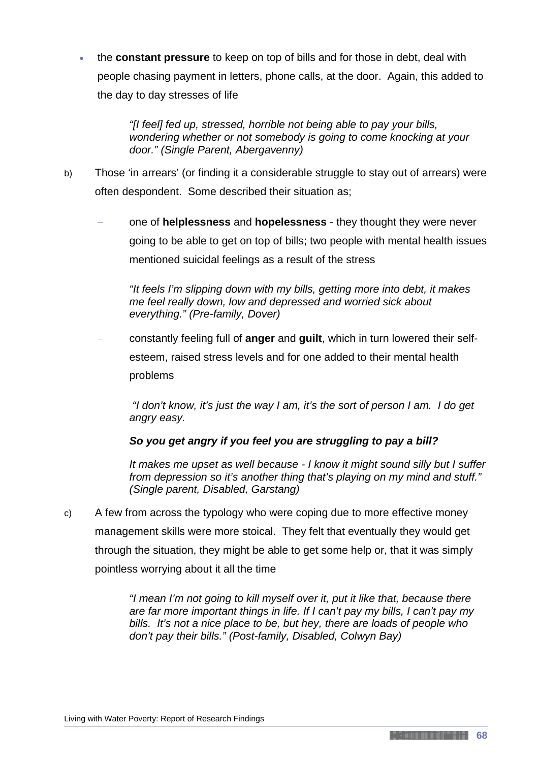- the **constant pressure** to keep on top of bills and for those in debt, deal with people chasing payment in letters, phone calls, at the door. Again, this added to the day to day stresses of life

  > *"[I feel] fed up, stressed, horrible not being able to pay your bills, wondering whether or not somebody is going to come knocking at your door." (Single Parent, Abergavenny)*

b) Those 'in arrears' (or finding it a considerable struggle to stay out of arrears) were often despondent. Some described their situation as;

  - one of **helplessness** and **hopelessness** - they thought they were never going to be able to get on top of bills; two people with mental health issues mentioned suicidal feelings as a result of the stress

    > *"It feels I'm slipping down with my bills, getting more into debt, it makes me feel really down, low and depressed and worried sick about everything." (Pre-family, Dover)*

  - constantly feeling full of **anger** and **guilt**, which in turn lowered their self-esteem, raised stress levels and for one added to their mental health problems

    > *"I don't know, it's just the way I am, it's the sort of person I am. I do get angry easy.*
    >
    > ***So you get angry if you feel you are struggling to pay a bill?***
    >
    > *It makes me upset as well because - I know it might sound silly but I suffer from depression so it's another thing that's playing on my mind and stuff." (Single parent, Disabled, Garstang)*

c) A few from across the typology who were coping due to more effective money management skills were more stoical. They felt that eventually they would get through the situation, they might be able to get some help or, that it was simply pointless worrying about it all the time

  > *"I mean I'm not going to kill myself over it, put it like that, because there are far more important things in life. If I can't pay my bills, I can't pay my bills. It's not a nice place to be, but hey, there are loads of people who don't pay their bills." (Post-family, Disabled, Colwyn Bay)*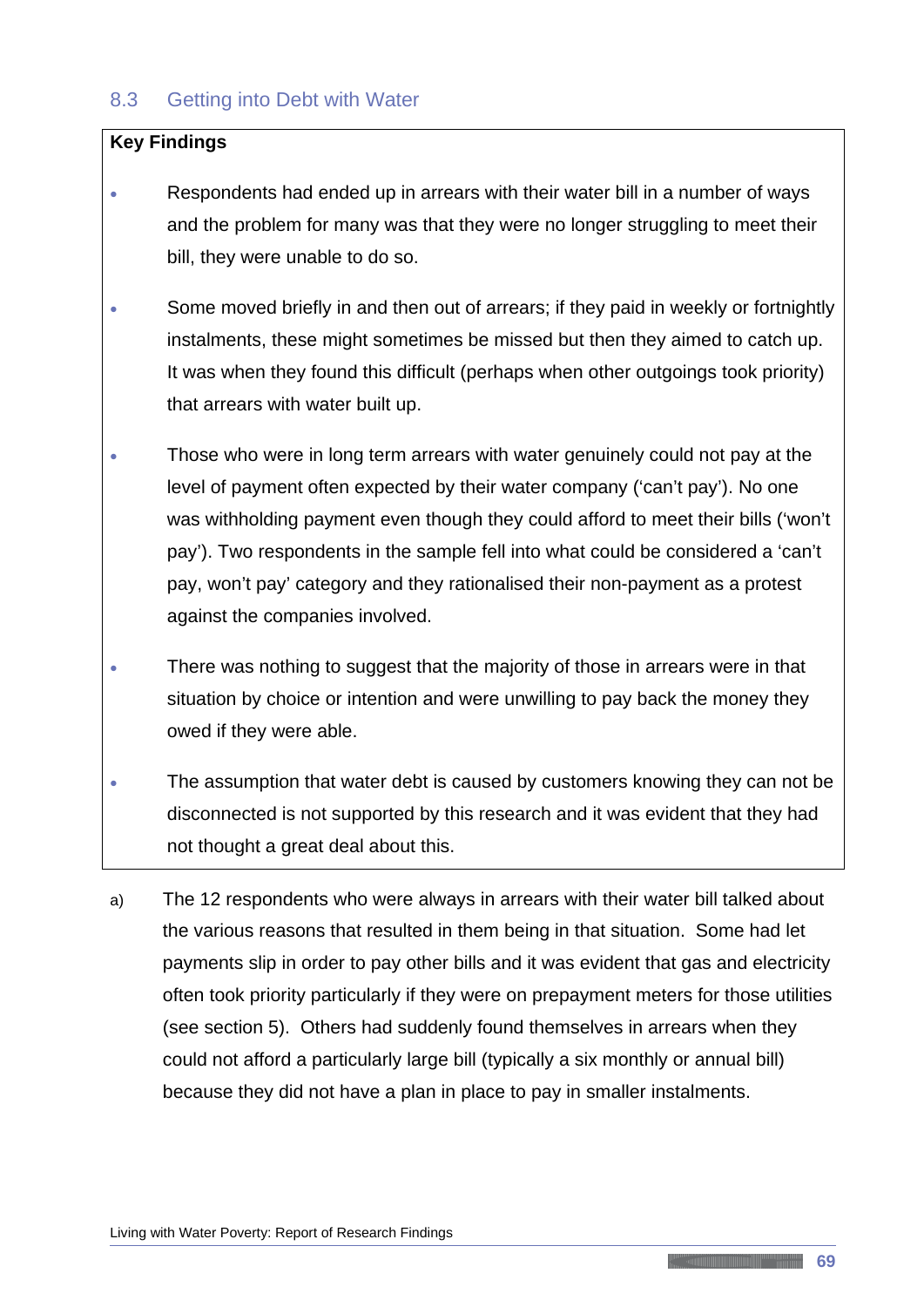## 8.3 Getting into Debt with Water

**Key Findings**

- Respondents had ended up in arrears with their water bill in a number of ways and the problem for many was that they were no longer struggling to meet their bill, they were unable to do so.
- Some moved briefly in and then out of arrears; if they paid in weekly or fortnightly instalments, these might sometimes be missed but then they aimed to catch up. It was when they found this difficult (perhaps when other outgoings took priority) that arrears with water built up.
- Those who were in long term arrears with water genuinely could not pay at the level of payment often expected by their water company ('can't pay'). No one was withholding payment even though they could afford to meet their bills ('won't pay'). Two respondents in the sample fell into what could be considered a 'can't pay, won't pay' category and they rationalised their non-payment as a protest against the companies involved.
- There was nothing to suggest that the majority of those in arrears were in that situation by choice or intention and were unwilling to pay back the money they owed if they were able.
- The assumption that water debt is caused by customers knowing they can not be disconnected is not supported by this research and it was evident that they had not thought a great deal about this.

a) The 12 respondents who were always in arrears with their water bill talked about the various reasons that resulted in them being in that situation. Some had let payments slip in order to pay other bills and it was evident that gas and electricity often took priority particularly if they were on prepayment meters for those utilities (see section 5). Others had suddenly found themselves in arrears when they could not afford a particularly large bill (typically a six monthly or annual bill) because they did not have a plan in place to pay in smaller instalments.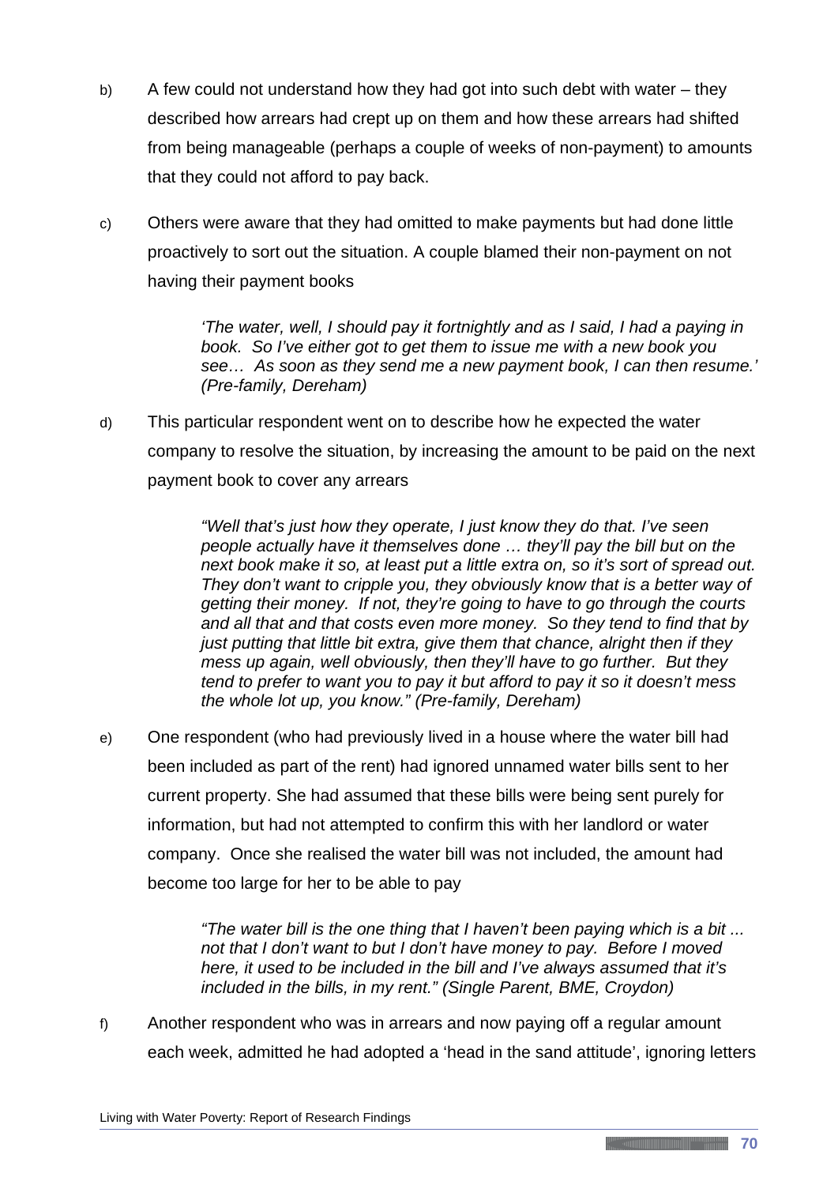b) A few could not understand how they had got into such debt with water – they described how arrears had crept up on them and how these arrears had shifted from being manageable (perhaps a couple of weeks of non-payment) to amounts that they could not afford to pay back.

c) Others were aware that they had omitted to make payments but had done little proactively to sort out the situation. A couple blamed their non-payment on not having their payment books

> *'The water, well, I should pay it fortnightly and as I said, I had a paying in book. So I've either got to get them to issue me with a new book you see… As soon as they send me a new payment book, I can then resume.' (Pre-family, Dereham)*

d) This particular respondent went on to describe how he expected the water company to resolve the situation, by increasing the amount to be paid on the next payment book to cover any arrears

> *"Well that's just how they operate, I just know they do that. I've seen people actually have it themselves done … they'll pay the bill but on the next book make it so, at least put a little extra on, so it's sort of spread out. They don't want to cripple you, they obviously know that is a better way of getting their money. If not, they're going to have to go through the courts and all that and that costs even more money. So they tend to find that by just putting that little bit extra, give them that chance, alright then if they mess up again, well obviously, then they'll have to go further. But they tend to prefer to want you to pay it but afford to pay it so it doesn't mess the whole lot up, you know." (Pre-family, Dereham)*

e) One respondent (who had previously lived in a house where the water bill had been included as part of the rent) had ignored unnamed water bills sent to her current property. She had assumed that these bills were being sent purely for information, but had not attempted to confirm this with her landlord or water company. Once she realised the water bill was not included, the amount had become too large for her to be able to pay

> *"The water bill is the one thing that I haven't been paying which is a bit ... not that I don't want to but I don't have money to pay. Before I moved here, it used to be included in the bill and I've always assumed that it's included in the bills, in my rent." (Single Parent, BME, Croydon)*

f) Another respondent who was in arrears and now paying off a regular amount each week, admitted he had adopted a 'head in the sand attitude', ignoring letters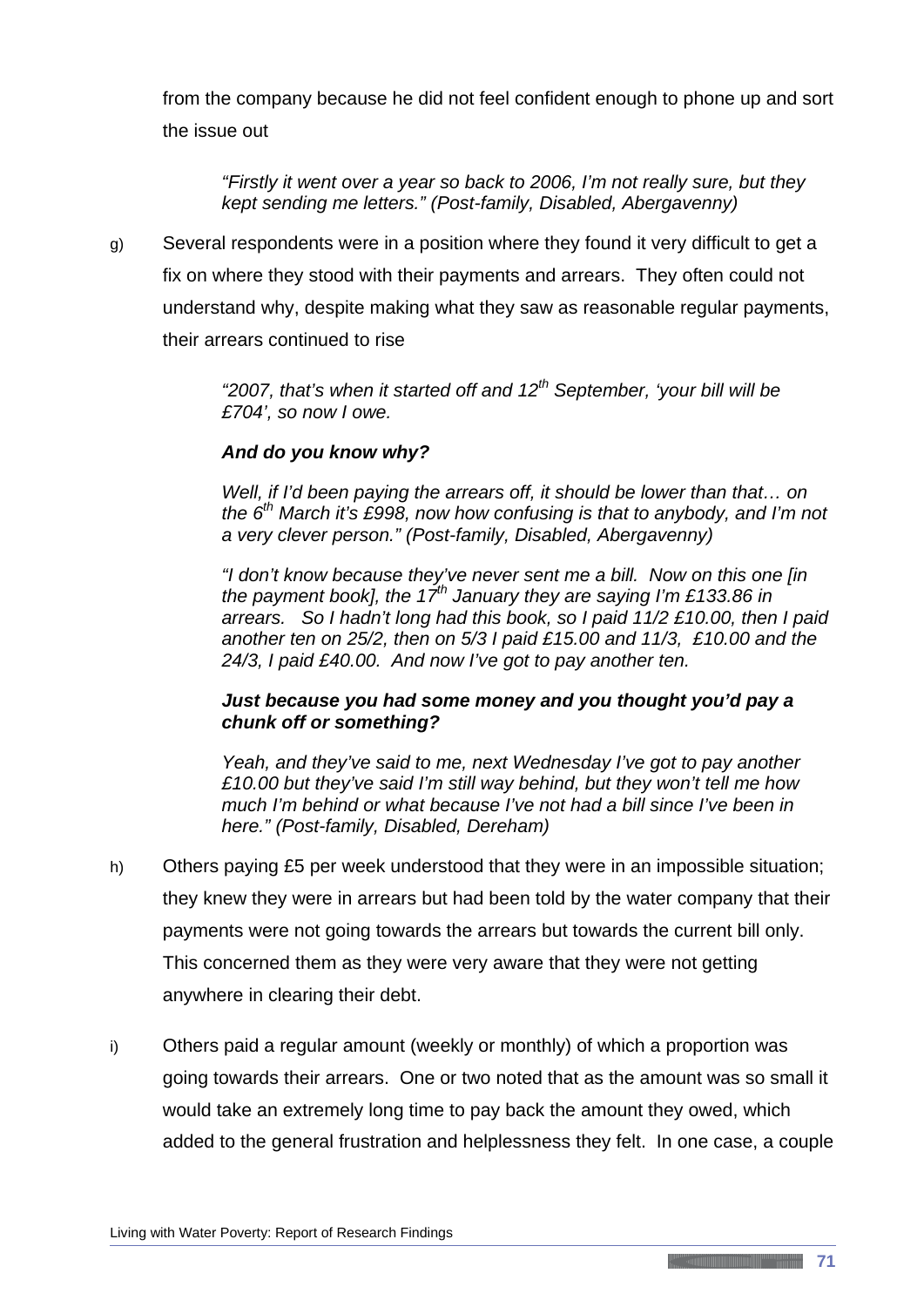from the company because he did not feel confident enough to phone up and sort the issue out

> *"Firstly it went over a year so back to 2006, I'm not really sure, but they kept sending me letters." (Post-family, Disabled, Abergavenny)*

g) Several respondents were in a position where they found it very difficult to get a fix on where they stood with their payments and arrears. They often could not understand why, despite making what they saw as reasonable regular payments, their arrears continued to rise

> *"2007, that's when it started off and 12th September, 'your bill will be £704', so now I owe.*
>
> ***And do you know why?***
>
> *Well, if I'd been paying the arrears off, it should be lower than that… on the 6th March it's £998, now how confusing is that to anybody, and I'm not a very clever person." (Post-family, Disabled, Abergavenny)*
>
> *"I don't know because they've never sent me a bill. Now on this one [in the payment book], the 17th January they are saying I'm £133.86 in arrears. So I hadn't long had this book, so I paid 11/2 £10.00, then I paid another ten on 25/2, then on 5/3 I paid £15.00 and 11/3, £10.00 and the 24/3, I paid £40.00. And now I've got to pay another ten.*
>
> ***Just because you had some money and you thought you'd pay a chunk off or something?***
>
> *Yeah, and they've said to me, next Wednesday I've got to pay another £10.00 but they've said I'm still way behind, but they won't tell me how much I'm behind or what because I've not had a bill since I've been in here." (Post-family, Disabled, Dereham)*

h) Others paying £5 per week understood that they were in an impossible situation; they knew they were in arrears but had been told by the water company that their payments were not going towards the arrears but towards the current bill only. This concerned them as they were very aware that they were not getting anywhere in clearing their debt.

i) Others paid a regular amount (weekly or monthly) of which a proportion was going towards their arrears. One or two noted that as the amount was so small it would take an extremely long time to pay back the amount they owed, which added to the general frustration and helplessness they felt. In one case, a couple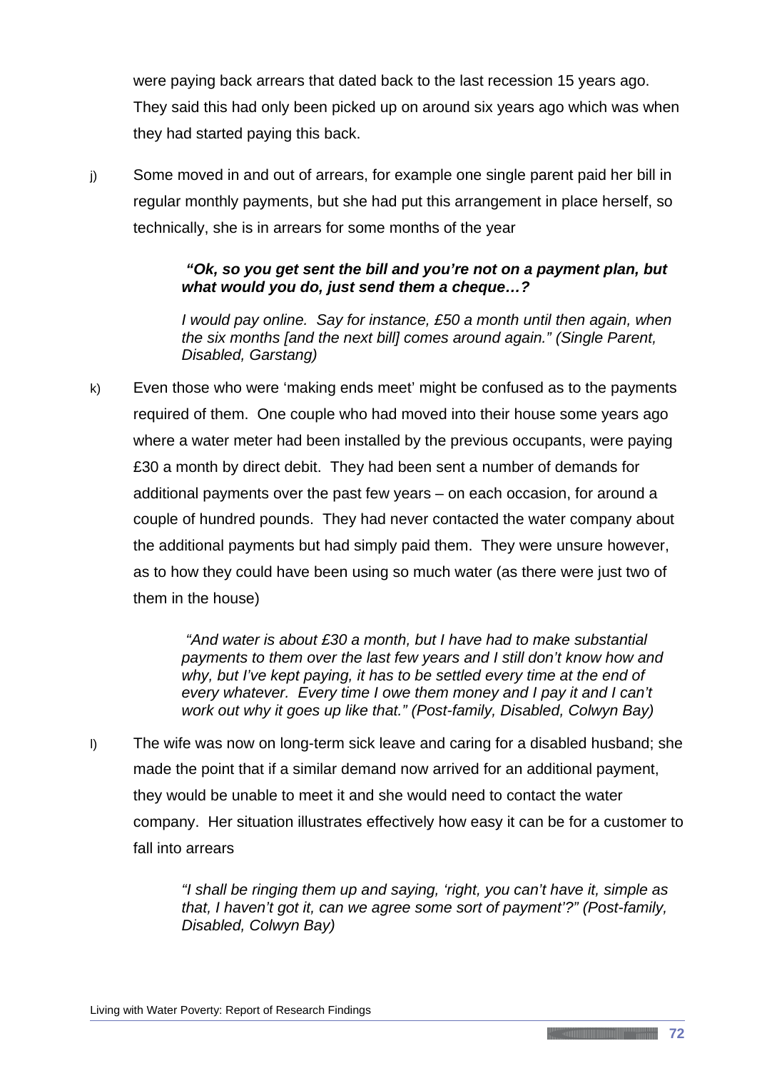were paying back arrears that dated back to the last recession 15 years ago. They said this had only been picked up on around six years ago which was when they had started paying this back.

j) Some moved in and out of arrears, for example one single parent paid her bill in regular monthly payments, but she had put this arrangement in place herself, so technically, she is in arrears for some months of the year

> ***"Ok, so you get sent the bill and you're not on a payment plan, but what would you do, just send them a cheque…?***
>
> *I would pay online. Say for instance, £50 a month until then again, when the six months [and the next bill] comes around again." (Single Parent, Disabled, Garstang)*

k) Even those who were 'making ends meet' might be confused as to the payments required of them. One couple who had moved into their house some years ago where a water meter had been installed by the previous occupants, were paying £30 a month by direct debit. They had been sent a number of demands for additional payments over the past few years – on each occasion, for around a couple of hundred pounds. They had never contacted the water company about the additional payments but had simply paid them. They were unsure however, as to how they could have been using so much water (as there were just two of them in the house)

> *"And water is about £30 a month, but I have had to make substantial payments to them over the last few years and I still don't know how and why, but I've kept paying, it has to be settled every time at the end of every whatever. Every time I owe them money and I pay it and I can't work out why it goes up like that." (Post-family, Disabled, Colwyn Bay)*

l) The wife was now on long-term sick leave and caring for a disabled husband; she made the point that if a similar demand now arrived for an additional payment, they would be unable to meet it and she would need to contact the water company. Her situation illustrates effectively how easy it can be for a customer to fall into arrears

> *"I shall be ringing them up and saying, 'right, you can't have it, simple as that, I haven't got it, can we agree some sort of payment'?" (Post-family, Disabled, Colwyn Bay)*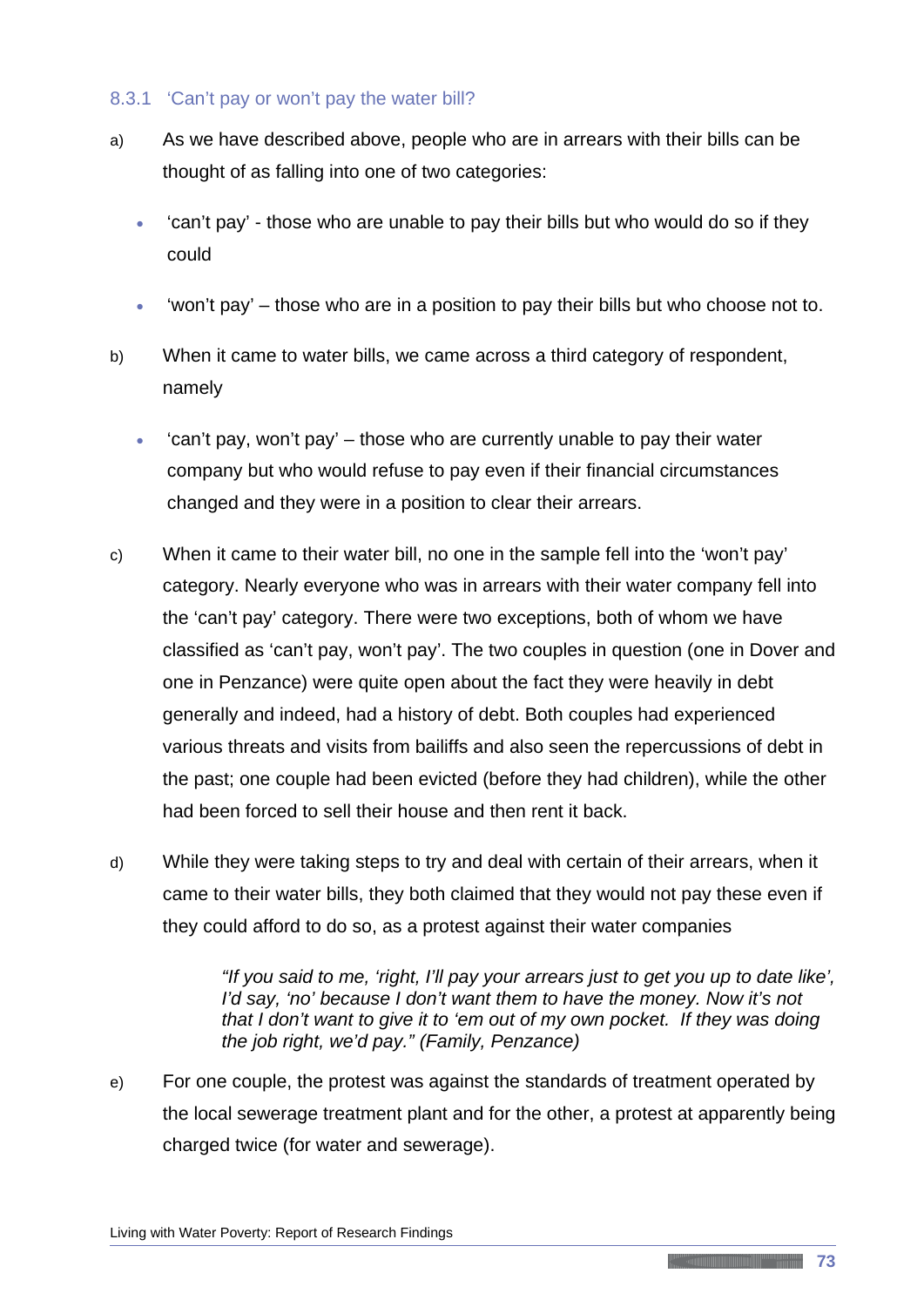### 8.3.1 'Can't pay or won't pay the water bill?

a) As we have described above, people who are in arrears with their bills can be thought of as falling into one of two categories:

- 'can't pay' - those who are unable to pay their bills but who would do so if they could
- 'won't pay' – those who are in a position to pay their bills but who choose not to.

b) When it came to water bills, we came across a third category of respondent, namely

- 'can't pay, won't pay' – those who are currently unable to pay their water company but who would refuse to pay even if their financial circumstances changed and they were in a position to clear their arrears.

c) When it came to their water bill, no one in the sample fell into the 'won't pay' category. Nearly everyone who was in arrears with their water company fell into the 'can't pay' category. There were two exceptions, both of whom we have classified as 'can't pay, won't pay'. The two couples in question (one in Dover and one in Penzance) were quite open about the fact they were heavily in debt generally and indeed, had a history of debt. Both couples had experienced various threats and visits from bailiffs and also seen the repercussions of debt in the past; one couple had been evicted (before they had children), while the other had been forced to sell their house and then rent it back.

d) While they were taking steps to try and deal with certain of their arrears, when it came to their water bills, they both claimed that they would not pay these even if they could afford to do so, as a protest against their water companies

> *"If you said to me, 'right, I'll pay your arrears just to get you up to date like', I'd say, 'no' because I don't want them to have the money. Now it's not that I don't want to give it to 'em out of my own pocket. If they was doing the job right, we'd pay." (Family, Penzance)*

e) For one couple, the protest was against the standards of treatment operated by the local sewerage treatment plant and for the other, a protest at apparently being charged twice (for water and sewerage).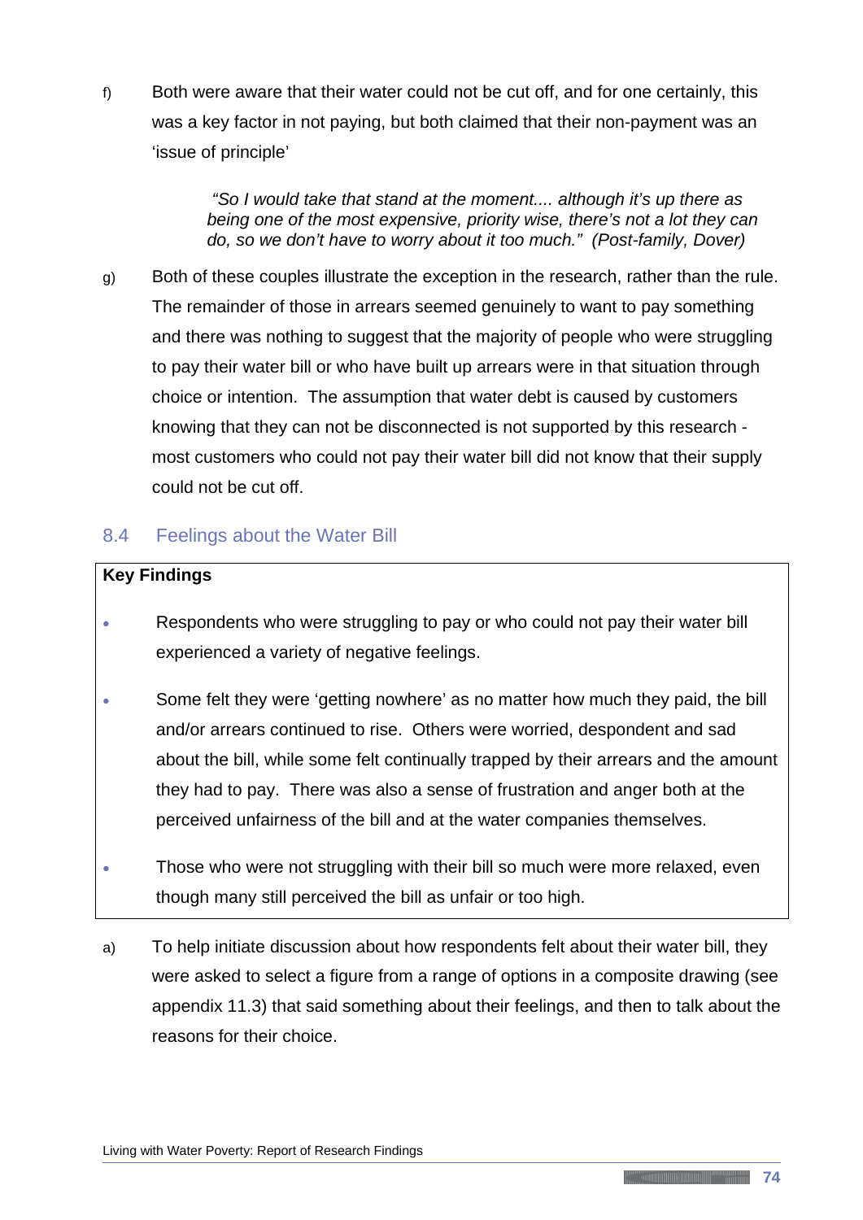f) Both were aware that their water could not be cut off, and for one certainly, this was a key factor in not paying, but both claimed that their non-payment was an 'issue of principle'

> *"So I would take that stand at the moment.... although it's up there as being one of the most expensive, priority wise, there's not a lot they can do, so we don't have to worry about it too much." (Post-family, Dover)*

g) Both of these couples illustrate the exception in the research, rather than the rule. The remainder of those in arrears seemed genuinely to want to pay something and there was nothing to suggest that the majority of people who were struggling to pay their water bill or who have built up arrears were in that situation through choice or intention. The assumption that water debt is caused by customers knowing that they can not be disconnected is not supported by this research - most customers who could not pay their water bill did not know that their supply could not be cut off.

## 8.4 Feelings about the Water Bill

**Key Findings**

- Respondents who were struggling to pay or who could not pay their water bill experienced a variety of negative feelings.
- Some felt they were 'getting nowhere' as no matter how much they paid, the bill and/or arrears continued to rise. Others were worried, despondent and sad about the bill, while some felt continually trapped by their arrears and the amount they had to pay. There was also a sense of frustration and anger both at the perceived unfairness of the bill and at the water companies themselves.
- Those who were not struggling with their bill so much were more relaxed, even though many still perceived the bill as unfair or too high.

a) To help initiate discussion about how respondents felt about their water bill, they were asked to select a figure from a range of options in a composite drawing (see appendix 11.3) that said something about their feelings, and then to talk about the reasons for their choice.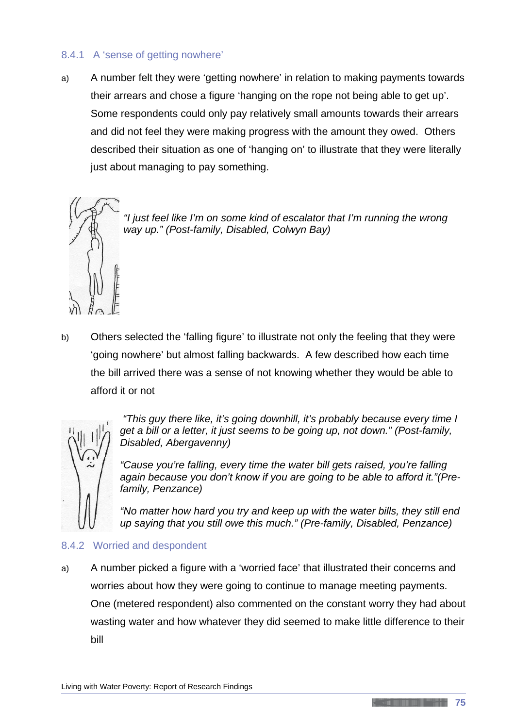### 8.4.1 A 'sense of getting nowhere'

a) A number felt they were 'getting nowhere' in relation to making payments towards their arrears and chose a figure 'hanging on the rope not being able to get up'. Some respondents could only pay relatively small amounts towards their arrears and did not feel they were making progress with the amount they owed. Others described their situation as one of 'hanging on' to illustrate that they were literally just about managing to pay something.

*"I just feel like I'm on some kind of escalator that I'm running the wrong way up." (Post-family, Disabled, Colwyn Bay)*

b) Others selected the 'falling figure' to illustrate not only the feeling that they were 'going nowhere' but almost falling backwards. A few described how each time the bill arrived there was a sense of not knowing whether they would be able to afford it or not

*"This guy there like, it's going downhill, it's probably because every time I get a bill or a letter, it just seems to be going up, not down." (Post-family, Disabled, Abergavenny)*

*"Cause you're falling, every time the water bill gets raised, you're falling again because you don't know if you are going to be able to afford it."(Pre-family, Penzance)*

*"No matter how hard you try and keep up with the water bills, they still end up saying that you still owe this much." (Pre-family, Disabled, Penzance)*

### 8.4.2 Worried and despondent

a) A number picked a figure with a 'worried face' that illustrated their concerns and worries about how they were going to continue to manage meeting payments. One (metered respondent) also commented on the constant worry they had about wasting water and how whatever they did seemed to make little difference to their bill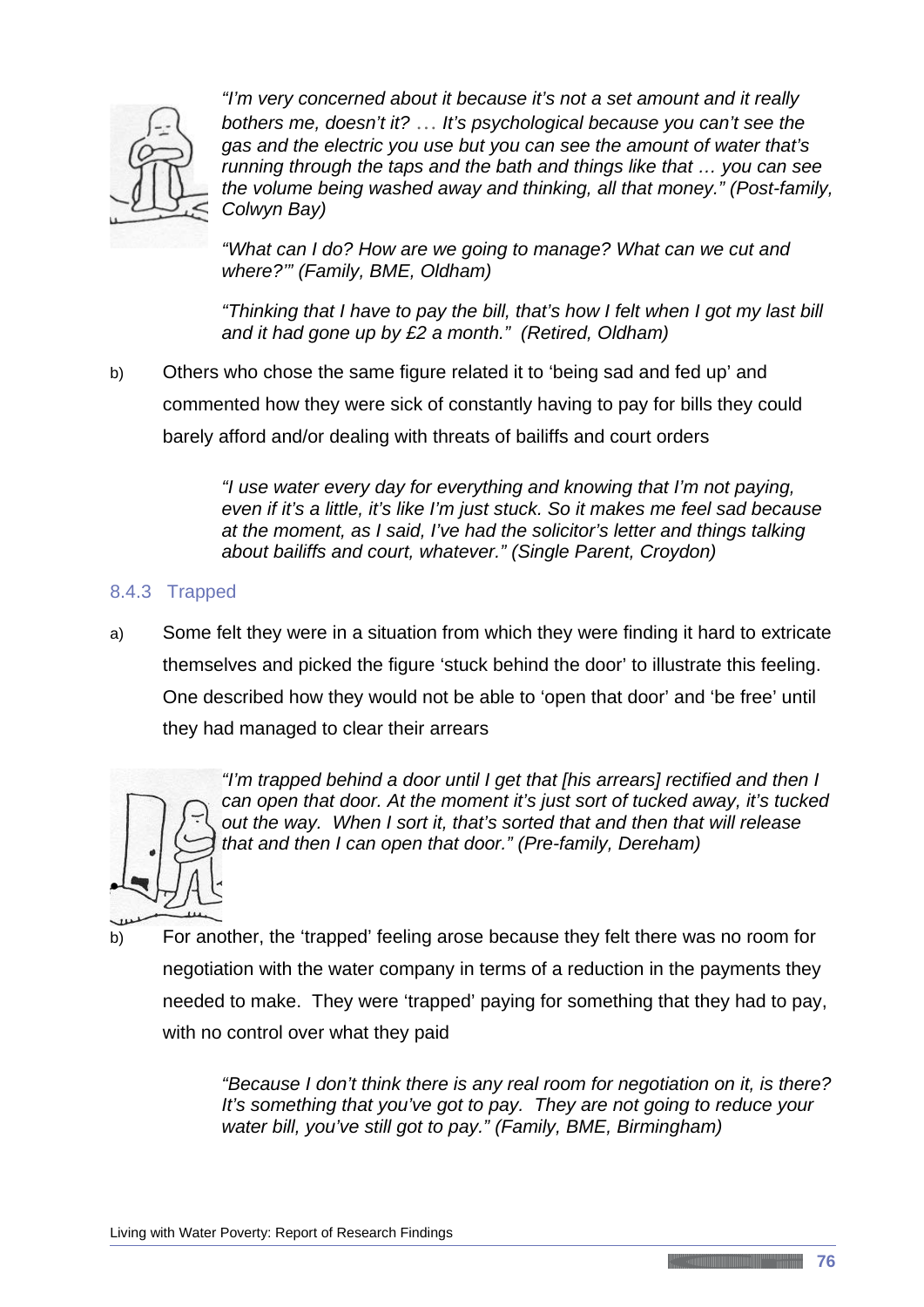*"I'm very concerned about it because it's not a set amount and it really bothers me, doesn't it? … It's psychological because you can't see the gas and the electric you use but you can see the amount of water that's running through the taps and the bath and things like that … you can see the volume being washed away and thinking, all that money." (Post-family, Colwyn Bay)*

*"What can I do? How are we going to manage? What can we cut and where?'" (Family, BME, Oldham)*

*"Thinking that I have to pay the bill, that's how I felt when I got my last bill and it had gone up by £2 a month." (Retired, Oldham)*

b) Others who chose the same figure related it to 'being sad and fed up' and commented how they were sick of constantly having to pay for bills they could barely afford and/or dealing with threats of bailiffs and court orders

> *"I use water every day for everything and knowing that I'm not paying, even if it's a little, it's like I'm just stuck. So it makes me feel sad because at the moment, as I said, I've had the solicitor's letter and things talking about bailiffs and court, whatever." (Single Parent, Croydon)*

### 8.4.3 Trapped

a) Some felt they were in a situation from which they were finding it hard to extricate themselves and picked the figure 'stuck behind the door' to illustrate this feeling. One described how they would not be able to 'open that door' and 'be free' until they had managed to clear their arrears

*"I'm trapped behind a door until I get that [his arrears] rectified and then I can open that door. At the moment it's just sort of tucked away, it's tucked out the way. When I sort it, that's sorted that and then that will release that and then I can open that door." (Pre-family, Dereham)*

b) For another, the 'trapped' feeling arose because they felt there was no room for negotiation with the water company in terms of a reduction in the payments they needed to make. They were 'trapped' paying for something that they had to pay, with no control over what they paid

> *"Because I don't think there is any real room for negotiation on it, is there? It's something that you've got to pay. They are not going to reduce your water bill, you've still got to pay." (Family, BME, Birmingham)*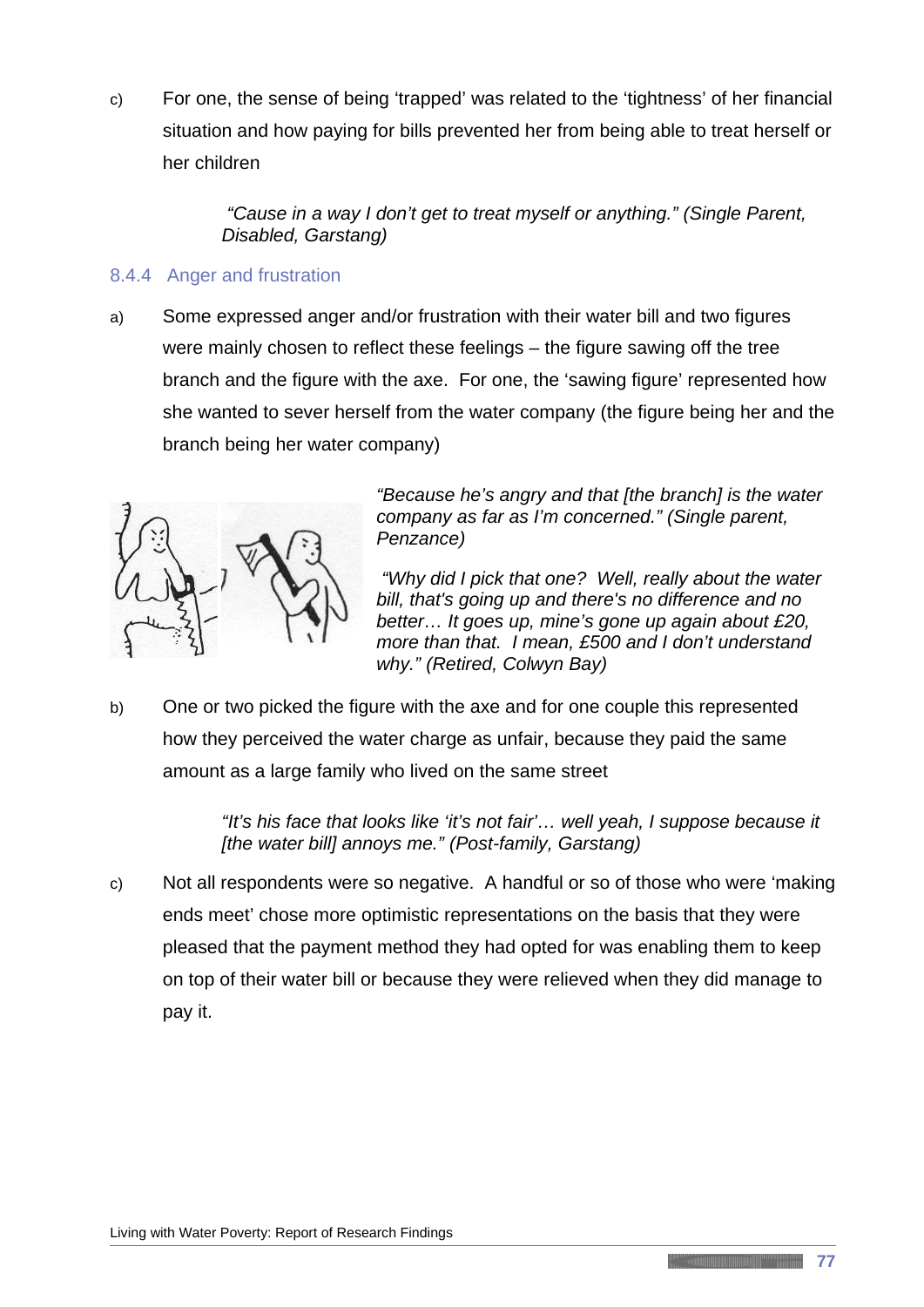c) For one, the sense of being 'trapped' was related to the 'tightness' of her financial situation and how paying for bills prevented her from being able to treat herself or her children

> *"Cause in a way I don't get to treat myself or anything." (Single Parent, Disabled, Garstang)*

### 8.4.4 Anger and frustration

a) Some expressed anger and/or frustration with their water bill and two figures were mainly chosen to reflect these feelings – the figure sawing off the tree branch and the figure with the axe. For one, the 'sawing figure' represented how she wanted to sever herself from the water company (the figure being her and the branch being her water company)

> *"Because he's angry and that [the branch] is the water company as far as I'm concerned." (Single parent, Penzance)*

> *"Why did I pick that one? Well, really about the water bill, that's going up and there's no difference and no better… It goes up, mine's gone up again about £20, more than that. I mean, £500 and I don't understand why." (Retired, Colwyn Bay)*

b) One or two picked the figure with the axe and for one couple this represented how they perceived the water charge as unfair, because they paid the same amount as a large family who lived on the same street

> *"It's his face that looks like 'it's not fair'… well yeah, I suppose because it [the water bill] annoys me." (Post-family, Garstang)*

c) Not all respondents were so negative. A handful or so of those who were 'making ends meet' chose more optimistic representations on the basis that they were pleased that the payment method they had opted for was enabling them to keep on top of their water bill or because they were relieved when they did manage to pay it.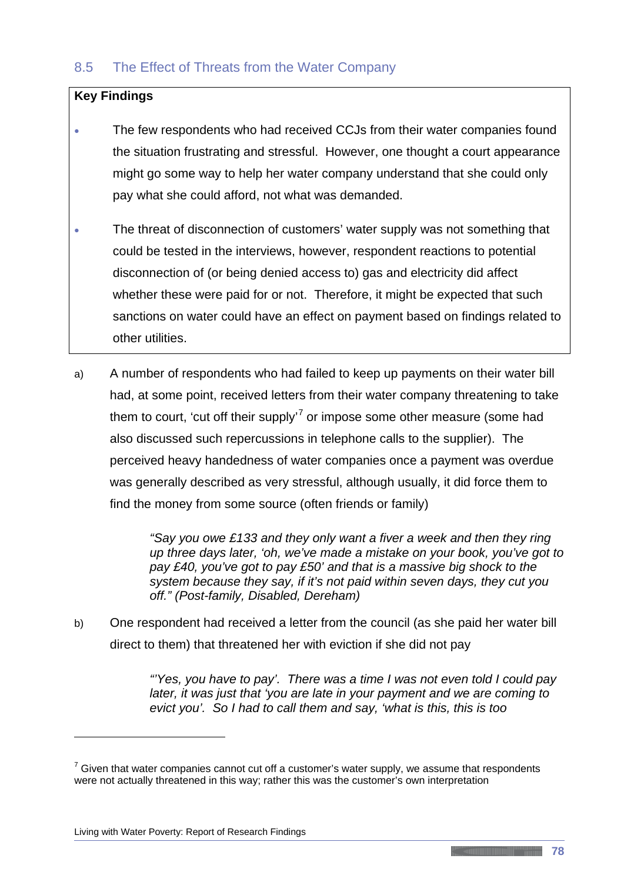## 8.5 The Effect of Threats from the Water Company

**Key Findings**

- The few respondents who had received CCJs from their water companies found the situation frustrating and stressful. However, one thought a court appearance might go some way to help her water company understand that she could only pay what she could afford, not what was demanded.
- The threat of disconnection of customers' water supply was not something that could be tested in the interviews, however, respondent reactions to potential disconnection of (or being denied access to) gas and electricity did affect whether these were paid for or not. Therefore, it might be expected that such sanctions on water could have an effect on payment based on findings related to other utilities.

a) A number of respondents who had failed to keep up payments on their water bill had, at some point, received letters from their water company threatening to take them to court, 'cut off their supply'[7] or impose some other measure (some had also discussed such repercussions in telephone calls to the supplier). The perceived heavy handedness of water companies once a payment was overdue was generally described as very stressful, although usually, it did force them to find the money from some source (often friends or family)

> *"Say you owe £133 and they only want a fiver a week and then they ring up three days later, 'oh, we've made a mistake on your book, you've got to pay £40, you've got to pay £50' and that is a massive big shock to the system because they say, if it's not paid within seven days, they cut you off." (Post-family, Disabled, Dereham)*

b) One respondent had received a letter from the council (as she paid her water bill direct to them) that threatened her with eviction if she did not pay

> *"'Yes, you have to pay'. There was a time I was not even told I could pay later, it was just that 'you are late in your payment and we are coming to evict you'. So I had to call them and say, 'what is this, this is too*

[7] Given that water companies cannot cut off a customer's water supply, we assume that respondents were not actually threatened in this way; rather this was the customer's own interpretation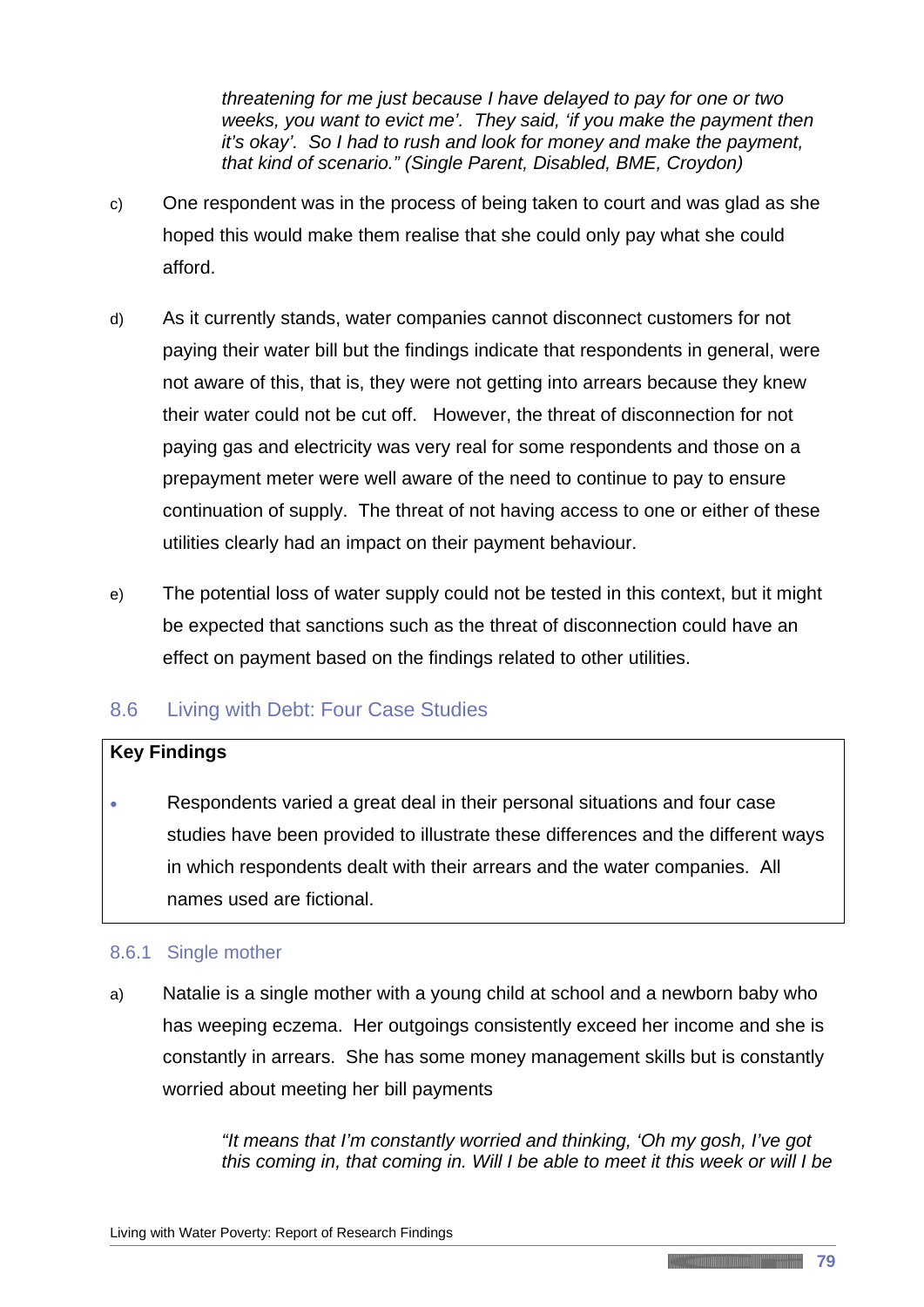> *threatening for me just because I have delayed to pay for one or two weeks, you want to evict me'. They said, 'if you make the payment then it's okay'. So I had to rush and look for money and make the payment, that kind of scenario." (Single Parent, Disabled, BME, Croydon)*

c) One respondent was in the process of being taken to court and was glad as she hoped this would make them realise that she could only pay what she could afford.

d) As it currently stands, water companies cannot disconnect customers for not paying their water bill but the findings indicate that respondents in general, were not aware of this, that is, they were not getting into arrears because they knew their water could not be cut off. However, the threat of disconnection for not paying gas and electricity was very real for some respondents and those on a prepayment meter were well aware of the need to continue to pay to ensure continuation of supply. The threat of not having access to one or either of these utilities clearly had an impact on their payment behaviour.

e) The potential loss of water supply could not be tested in this context, but it might be expected that sanctions such as the threat of disconnection could have an effect on payment based on the findings related to other utilities.

## 8.6 Living with Debt: Four Case Studies

**Key Findings**

- Respondents varied a great deal in their personal situations and four case studies have been provided to illustrate these differences and the different ways in which respondents dealt with their arrears and the water companies. All names used are fictional.

### 8.6.1 Single mother

a) Natalie is a single mother with a young child at school and a newborn baby who has weeping eczema. Her outgoings consistently exceed her income and she is constantly in arrears. She has some money management skills but is constantly worried about meeting her bill payments

> *"It means that I'm constantly worried and thinking, 'Oh my gosh, I've got this coming in, that coming in. Will I be able to meet it this week or will I be*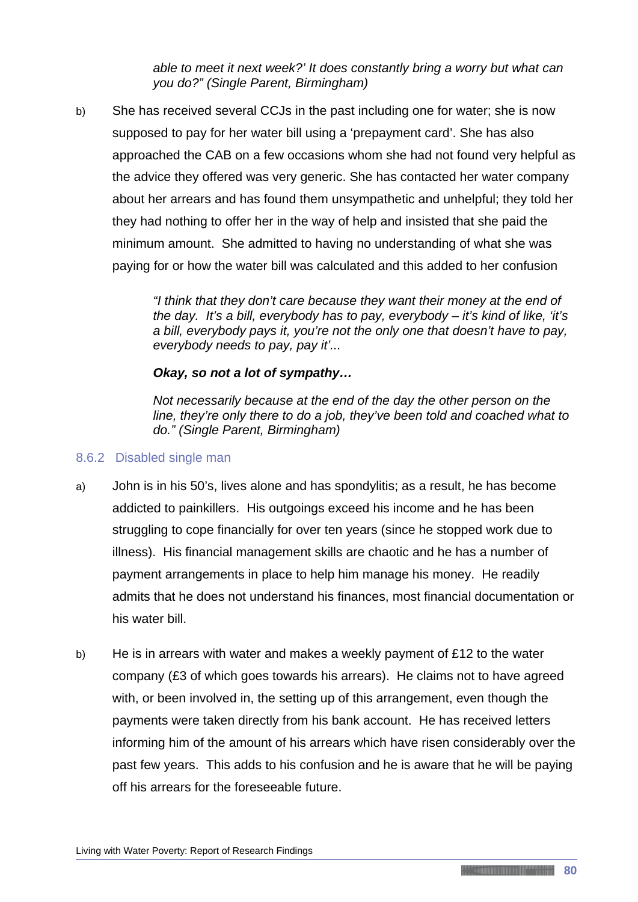> *able to meet it next week?' It does constantly bring a worry but what can you do?" (Single Parent, Birmingham)*

b) She has received several CCJs in the past including one for water; she is now supposed to pay for her water bill using a 'prepayment card'. She has also approached the CAB on a few occasions whom she had not found very helpful as the advice they offered was very generic. She has contacted her water company about her arrears and has found them unsympathetic and unhelpful; they told her they had nothing to offer her in the way of help and insisted that she paid the minimum amount. She admitted to having no understanding of what she was paying for or how the water bill was calculated and this added to her confusion

> *"I think that they don't care because they want their money at the end of the day. It's a bill, everybody has to pay, everybody – it's kind of like, 'it's a bill, everybody pays it, you're not the only one that doesn't have to pay, everybody needs to pay, pay it'...*
>
> ***Okay, so not a lot of sympathy…***
>
> *Not necessarily because at the end of the day the other person on the line, they're only there to do a job, they've been told and coached what to do." (Single Parent, Birmingham)*

### 8.6.2 Disabled single man

a) John is in his 50's, lives alone and has spondylitis; as a result, he has become addicted to painkillers. His outgoings exceed his income and he has been struggling to cope financially for over ten years (since he stopped work due to illness). His financial management skills are chaotic and he has a number of payment arrangements in place to help him manage his money. He readily admits that he does not understand his finances, most financial documentation or his water bill.

b) He is in arrears with water and makes a weekly payment of £12 to the water company (£3 of which goes towards his arrears). He claims not to have agreed with, or been involved in, the setting up of this arrangement, even though the payments were taken directly from his bank account. He has received letters informing him of the amount of his arrears which have risen considerably over the past few years. This adds to his confusion and he is aware that he will be paying off his arrears for the foreseeable future.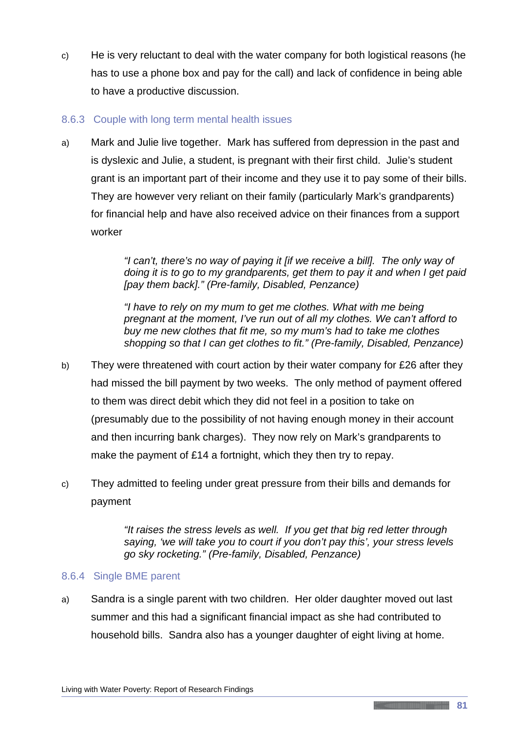c) He is very reluctant to deal with the water company for both logistical reasons (he has to use a phone box and pay for the call) and lack of confidence in being able to have a productive discussion.

### 8.6.3 Couple with long term mental health issues

a) Mark and Julie live together. Mark has suffered from depression in the past and is dyslexic and Julie, a student, is pregnant with their first child. Julie's student grant is an important part of their income and they use it to pay some of their bills. They are however very reliant on their family (particularly Mark's grandparents) for financial help and have also received advice on their finances from a support worker

> *"I can't, there's no way of paying it [if we receive a bill]. The only way of doing it is to go to my grandparents, get them to pay it and when I get paid [pay them back]." (Pre-family, Disabled, Penzance)*

> *"I have to rely on my mum to get me clothes. What with me being pregnant at the moment, I've run out of all my clothes. We can't afford to buy me new clothes that fit me, so my mum's had to take me clothes shopping so that I can get clothes to fit." (Pre-family, Disabled, Penzance)*

b) They were threatened with court action by their water company for £26 after they had missed the bill payment by two weeks. The only method of payment offered to them was direct debit which they did not feel in a position to take on (presumably due to the possibility of not having enough money in their account and then incurring bank charges). They now rely on Mark's grandparents to make the payment of £14 a fortnight, which they then try to repay.

c) They admitted to feeling under great pressure from their bills and demands for payment

> *"It raises the stress levels as well. If you get that big red letter through saying, 'we will take you to court if you don't pay this', your stress levels go sky rocketing." (Pre-family, Disabled, Penzance)*

### 8.6.4 Single BME parent

a) Sandra is a single parent with two children. Her older daughter moved out last summer and this had a significant financial impact as she had contributed to household bills. Sandra also has a younger daughter of eight living at home.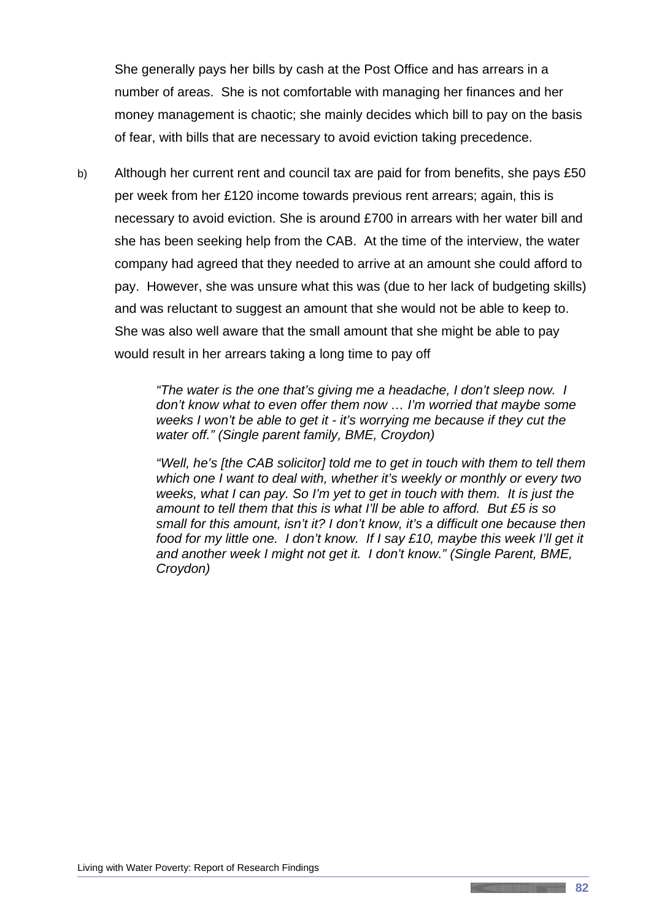She generally pays her bills by cash at the Post Office and has arrears in a number of areas. She is not comfortable with managing her finances and her money management is chaotic; she mainly decides which bill to pay on the basis of fear, with bills that are necessary to avoid eviction taking precedence.

b) Although her current rent and council tax are paid for from benefits, she pays £50 per week from her £120 income towards previous rent arrears; again, this is necessary to avoid eviction. She is around £700 in arrears with her water bill and she has been seeking help from the CAB. At the time of the interview, the water company had agreed that they needed to arrive at an amount she could afford to pay. However, she was unsure what this was (due to her lack of budgeting skills) and was reluctant to suggest an amount that she would not be able to keep to. She was also well aware that the small amount that she might be able to pay would result in her arrears taking a long time to pay off

> *"The water is the one that's giving me a headache, I don't sleep now. I don't know what to even offer them now … I'm worried that maybe some weeks I won't be able to get it - it's worrying me because if they cut the water off." (Single parent family, BME, Croydon)*

> *"Well, he's [the CAB solicitor] told me to get in touch with them to tell them which one I want to deal with, whether it's weekly or monthly or every two weeks, what I can pay. So I'm yet to get in touch with them. It is just the amount to tell them that this is what I'll be able to afford. But £5 is so small for this amount, isn't it? I don't know, it's a difficult one because then food for my little one. I don't know. If I say £10, maybe this week I'll get it and another week I might not get it. I don't know." (Single Parent, BME, Croydon)*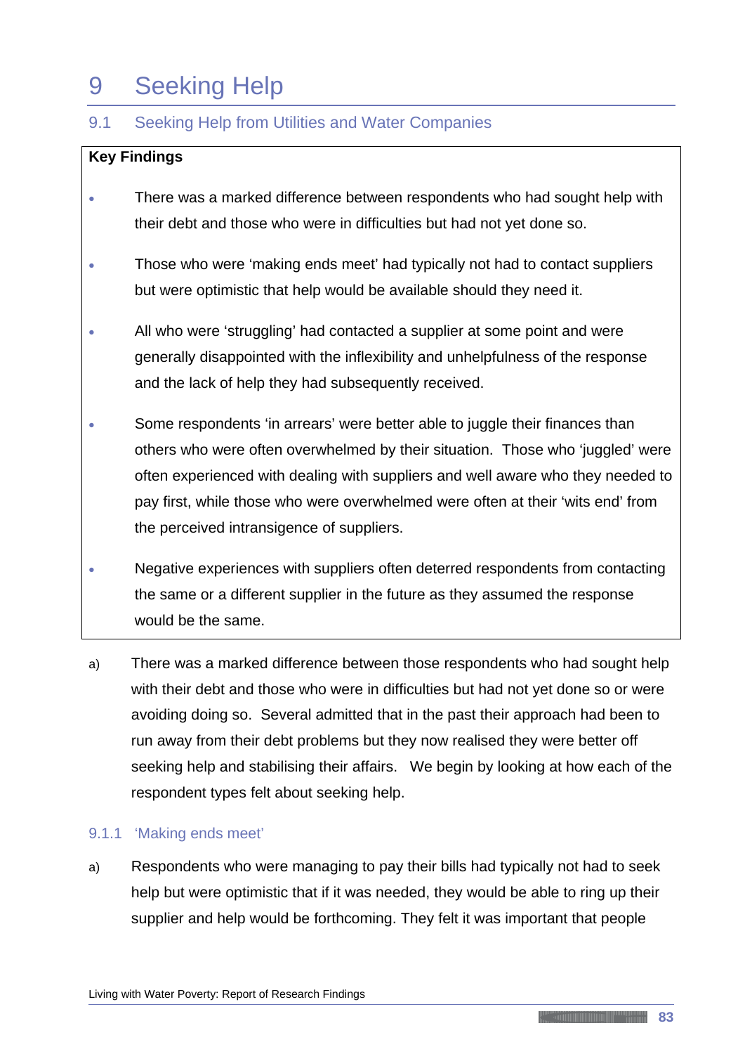# 9 Seeking Help

## 9.1 Seeking Help from Utilities and Water Companies

**Key Findings**

- There was a marked difference between respondents who had sought help with their debt and those who were in difficulties but had not yet done so.
- Those who were 'making ends meet' had typically not had to contact suppliers but were optimistic that help would be available should they need it.
- All who were 'struggling' had contacted a supplier at some point and were generally disappointed with the inflexibility and unhelpfulness of the response and the lack of help they had subsequently received.
- Some respondents 'in arrears' were better able to juggle their finances than others who were often overwhelmed by their situation. Those who 'juggled' were often experienced with dealing with suppliers and well aware who they needed to pay first, while those who were overwhelmed were often at their 'wits end' from the perceived intransigence of suppliers.
- Negative experiences with suppliers often deterred respondents from contacting the same or a different supplier in the future as they assumed the response would be the same.

a) There was a marked difference between those respondents who had sought help with their debt and those who were in difficulties but had not yet done so or were avoiding doing so. Several admitted that in the past their approach had been to run away from their debt problems but they now realised they were better off seeking help and stabilising their affairs. We begin by looking at how each of the respondent types felt about seeking help.

### 9.1.1 'Making ends meet'

a) Respondents who were managing to pay their bills had typically not had to seek help but were optimistic that if it was needed, they would be able to ring up their supplier and help would be forthcoming. They felt it was important that people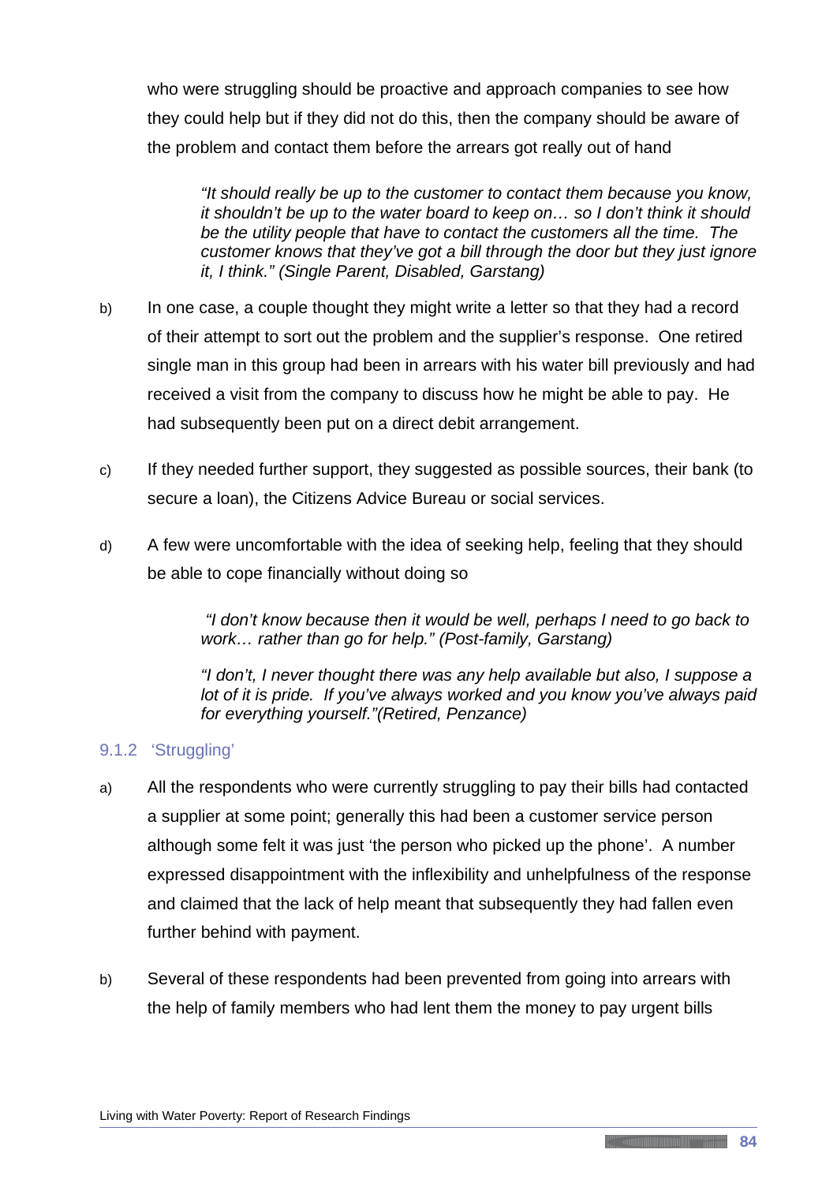who were struggling should be proactive and approach companies to see how they could help but if they did not do this, then the company should be aware of the problem and contact them before the arrears got really out of hand

> *"It should really be up to the customer to contact them because you know, it shouldn't be up to the water board to keep on… so I don't think it should be the utility people that have to contact the customers all the time. The customer knows that they've got a bill through the door but they just ignore it, I think." (Single Parent, Disabled, Garstang)*

b) In one case, a couple thought they might write a letter so that they had a record of their attempt to sort out the problem and the supplier's response. One retired single man in this group had been in arrears with his water bill previously and had received a visit from the company to discuss how he might be able to pay. He had subsequently been put on a direct debit arrangement.

c) If they needed further support, they suggested as possible sources, their bank (to secure a loan), the Citizens Advice Bureau or social services.

d) A few were uncomfortable with the idea of seeking help, feeling that they should be able to cope financially without doing so

> *"I don't know because then it would be well, perhaps I need to go back to work… rather than go for help." (Post-family, Garstang)*

> *"I don't, I never thought there was any help available but also, I suppose a lot of it is pride. If you've always worked and you know you've always paid for everything yourself."(Retired, Penzance)*

### 9.1.2 'Struggling'

a) All the respondents who were currently struggling to pay their bills had contacted a supplier at some point; generally this had been a customer service person although some felt it was just 'the person who picked up the phone'. A number expressed disappointment with the inflexibility and unhelpfulness of the response and claimed that the lack of help meant that subsequently they had fallen even further behind with payment.

b) Several of these respondents had been prevented from going into arrears with the help of family members who had lent them the money to pay urgent bills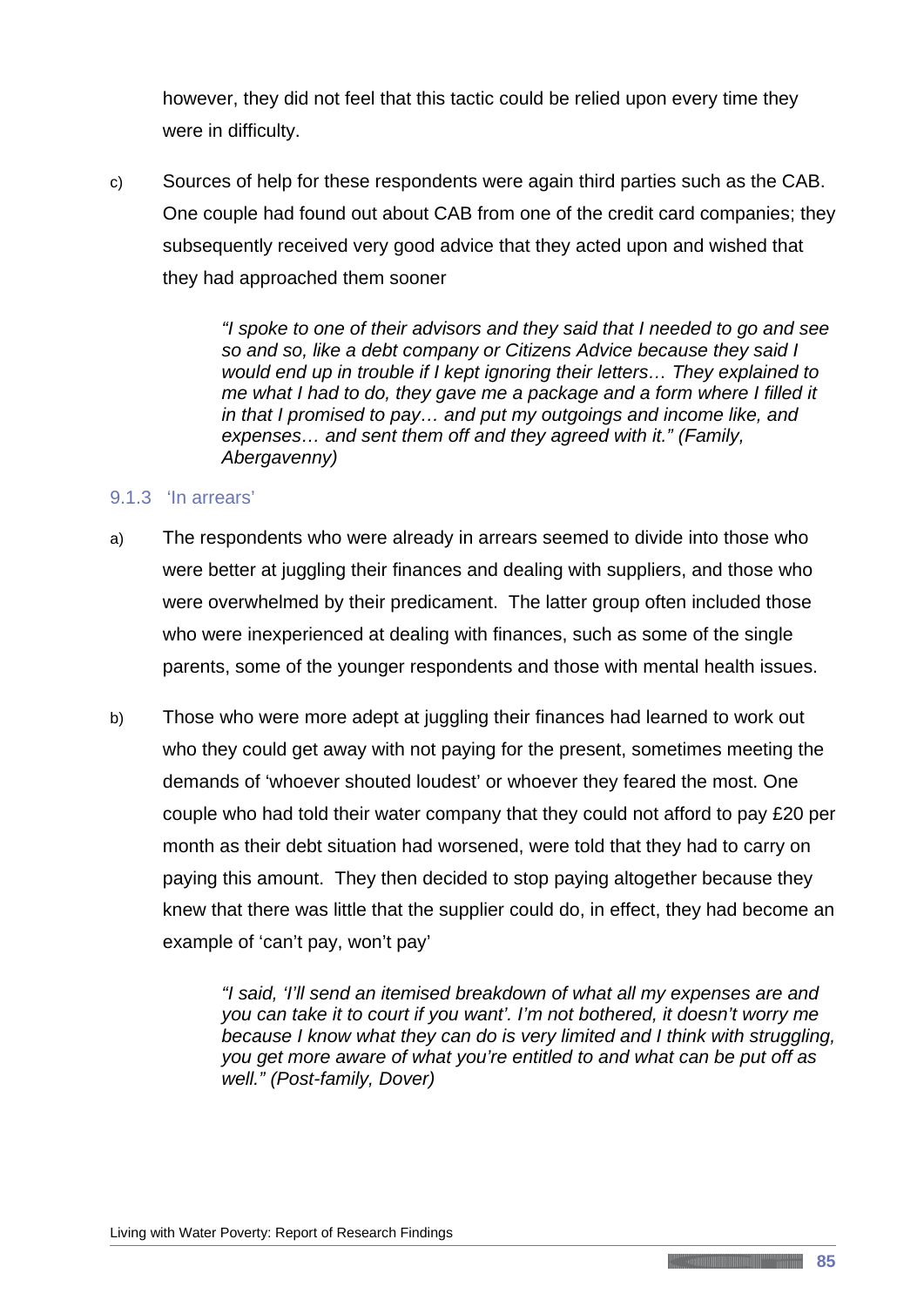however, they did not feel that this tactic could be relied upon every time they were in difficulty.

c) Sources of help for these respondents were again third parties such as the CAB. One couple had found out about CAB from one of the credit card companies; they subsequently received very good advice that they acted upon and wished that they had approached them sooner

> *"I spoke to one of their advisors and they said that I needed to go and see so and so, like a debt company or Citizens Advice because they said I would end up in trouble if I kept ignoring their letters… They explained to me what I had to do, they gave me a package and a form where I filled it in that I promised to pay… and put my outgoings and income like, and expenses… and sent them off and they agreed with it." (Family, Abergavenny)*

### 9.1.3 'In arrears'

a) The respondents who were already in arrears seemed to divide into those who were better at juggling their finances and dealing with suppliers, and those who were overwhelmed by their predicament. The latter group often included those who were inexperienced at dealing with finances, such as some of the single parents, some of the younger respondents and those with mental health issues.

b) Those who were more adept at juggling their finances had learned to work out who they could get away with not paying for the present, sometimes meeting the demands of 'whoever shouted loudest' or whoever they feared the most. One couple who had told their water company that they could not afford to pay £20 per month as their debt situation had worsened, were told that they had to carry on paying this amount. They then decided to stop paying altogether because they knew that there was little that the supplier could do, in effect, they had become an example of 'can't pay, won't pay'

> *"I said, 'I'll send an itemised breakdown of what all my expenses are and you can take it to court if you want'. I'm not bothered, it doesn't worry me because I know what they can do is very limited and I think with struggling, you get more aware of what you're entitled to and what can be put off as well." (Post-family, Dover)*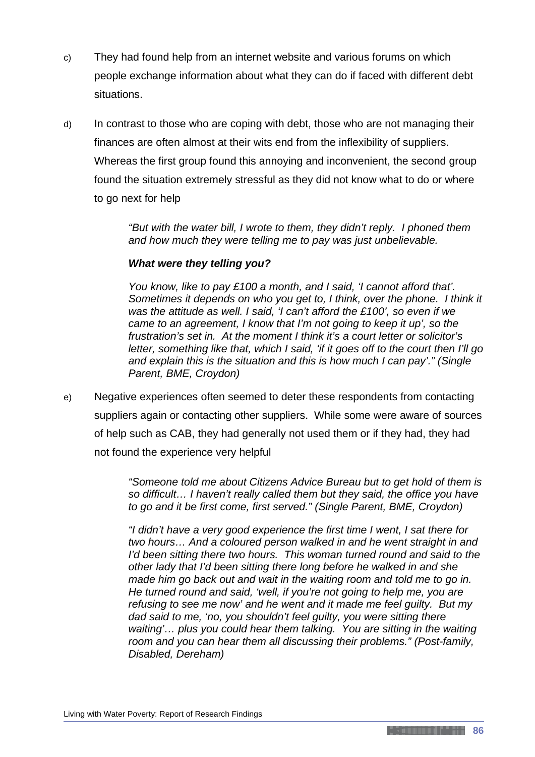c) They had found help from an internet website and various forums on which people exchange information about what they can do if faced with different debt situations.

d) In contrast to those who are coping with debt, those who are not managing their finances are often almost at their wits end from the inflexibility of suppliers. Whereas the first group found this annoying and inconvenient, the second group found the situation extremely stressful as they did not know what to do or where to go next for help

> *"But with the water bill, I wrote to them, they didn't reply. I phoned them and how much they were telling me to pay was just unbelievable.*
>
> ***What were they telling you?***
>
> *You know, like to pay £100 a month, and I said, 'I cannot afford that'. Sometimes it depends on who you get to, I think, over the phone. I think it was the attitude as well. I said, 'I can't afford the £100', so even if we came to an agreement, I know that I'm not going to keep it up', so the frustration's set in. At the moment I think it's a court letter or solicitor's letter, something like that, which I said, 'if it goes off to the court then I'll go and explain this is the situation and this is how much I can pay'." (Single Parent, BME, Croydon)*

e) Negative experiences often seemed to deter these respondents from contacting suppliers again or contacting other suppliers. While some were aware of sources of help such as CAB, they had generally not used them or if they had, they had not found the experience very helpful

> *"Someone told me about Citizens Advice Bureau but to get hold of them is so difficult… I haven't really called them but they said, the office you have to go and it be first come, first served." (Single Parent, BME, Croydon)*
>
> *"I didn't have a very good experience the first time I went, I sat there for two hours… And a coloured person walked in and he went straight in and I'd been sitting there two hours. This woman turned round and said to the other lady that I'd been sitting there long before he walked in and she made him go back out and wait in the waiting room and told me to go in. He turned round and said, 'well, if you're not going to help me, you are refusing to see me now' and he went and it made me feel guilty. But my dad said to me, 'no, you shouldn't feel guilty, you were sitting there waiting'… plus you could hear them talking. You are sitting in the waiting room and you can hear them all discussing their problems." (Post-family, Disabled, Dereham)*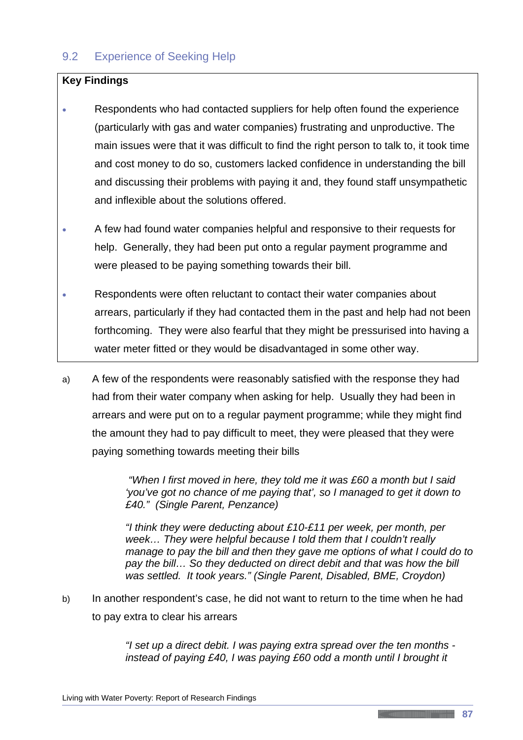## 9.2 Experience of Seeking Help

**Key Findings**

- Respondents who had contacted suppliers for help often found the experience (particularly with gas and water companies) frustrating and unproductive. The main issues were that it was difficult to find the right person to talk to, it took time and cost money to do so, customers lacked confidence in understanding the bill and discussing their problems with paying it and, they found staff unsympathetic and inflexible about the solutions offered.
- A few had found water companies helpful and responsive to their requests for help. Generally, they had been put onto a regular payment programme and were pleased to be paying something towards their bill.
- Respondents were often reluctant to contact their water companies about arrears, particularly if they had contacted them in the past and help had not been forthcoming. They were also fearful that they might be pressurised into having a water meter fitted or they would be disadvantaged in some other way.

a) A few of the respondents were reasonably satisfied with the response they had had from their water company when asking for help. Usually they had been in arrears and were put on to a regular payment programme; while they might find the amount they had to pay difficult to meet, they were pleased that they were paying something towards meeting their bills

> *"When I first moved in here, they told me it was £60 a month but I said 'you've got no chance of me paying that', so I managed to get it down to £40." (Single Parent, Penzance)*

> *"I think they were deducting about £10-£11 per week, per month, per week… They were helpful because I told them that I couldn't really manage to pay the bill and then they gave me options of what I could do to pay the bill… So they deducted on direct debit and that was how the bill was settled. It took years." (Single Parent, Disabled, BME, Croydon)*

b) In another respondent's case, he did not want to return to the time when he had to pay extra to clear his arrears

> *"I set up a direct debit. I was paying extra spread over the ten months - instead of paying £40, I was paying £60 odd a month until I brought it*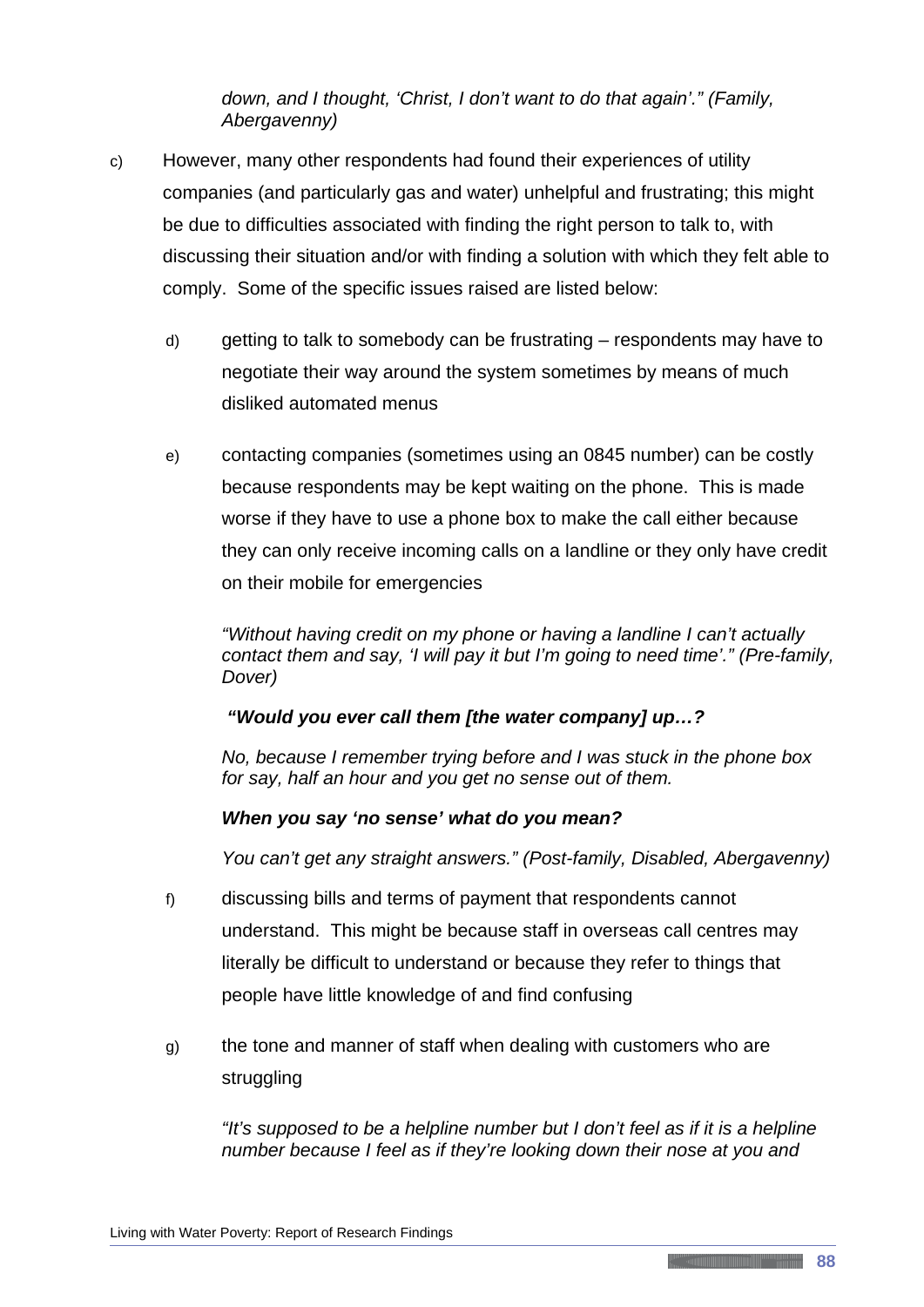*down, and I thought, 'Christ, I don't want to do that again'." (Family, Abergavenny)*

c) However, many other respondents had found their experiences of utility companies (and particularly gas and water) unhelpful and frustrating; this might be due to difficulties associated with finding the right person to talk to, with discussing their situation and/or with finding a solution with which they felt able to comply. Some of the specific issues raised are listed below:

d) getting to talk to somebody can be frustrating – respondents may have to negotiate their way around the system sometimes by means of much disliked automated menus

e) contacting companies (sometimes using an 0845 number) can be costly because respondents may be kept waiting on the phone. This is made worse if they have to use a phone box to make the call either because they can only receive incoming calls on a landline or they only have credit on their mobile for emergencies

*"Without having credit on my phone or having a landline I can't actually contact them and say, 'I will pay it but I'm going to need time'." (Pre-family, Dover)*

***"Would you ever call them [the water company] up…?***

*No, because I remember trying before and I was stuck in the phone box for say, half an hour and you get no sense out of them.*

***When you say 'no sense' what do you mean?***

*You can't get any straight answers." (Post-family, Disabled, Abergavenny)*

f) discussing bills and terms of payment that respondents cannot understand. This might be because staff in overseas call centres may literally be difficult to understand or because they refer to things that people have little knowledge of and find confusing

g) the tone and manner of staff when dealing with customers who are struggling

*"It's supposed to be a helpline number but I don't feel as if it is a helpline number because I feel as if they're looking down their nose at you and*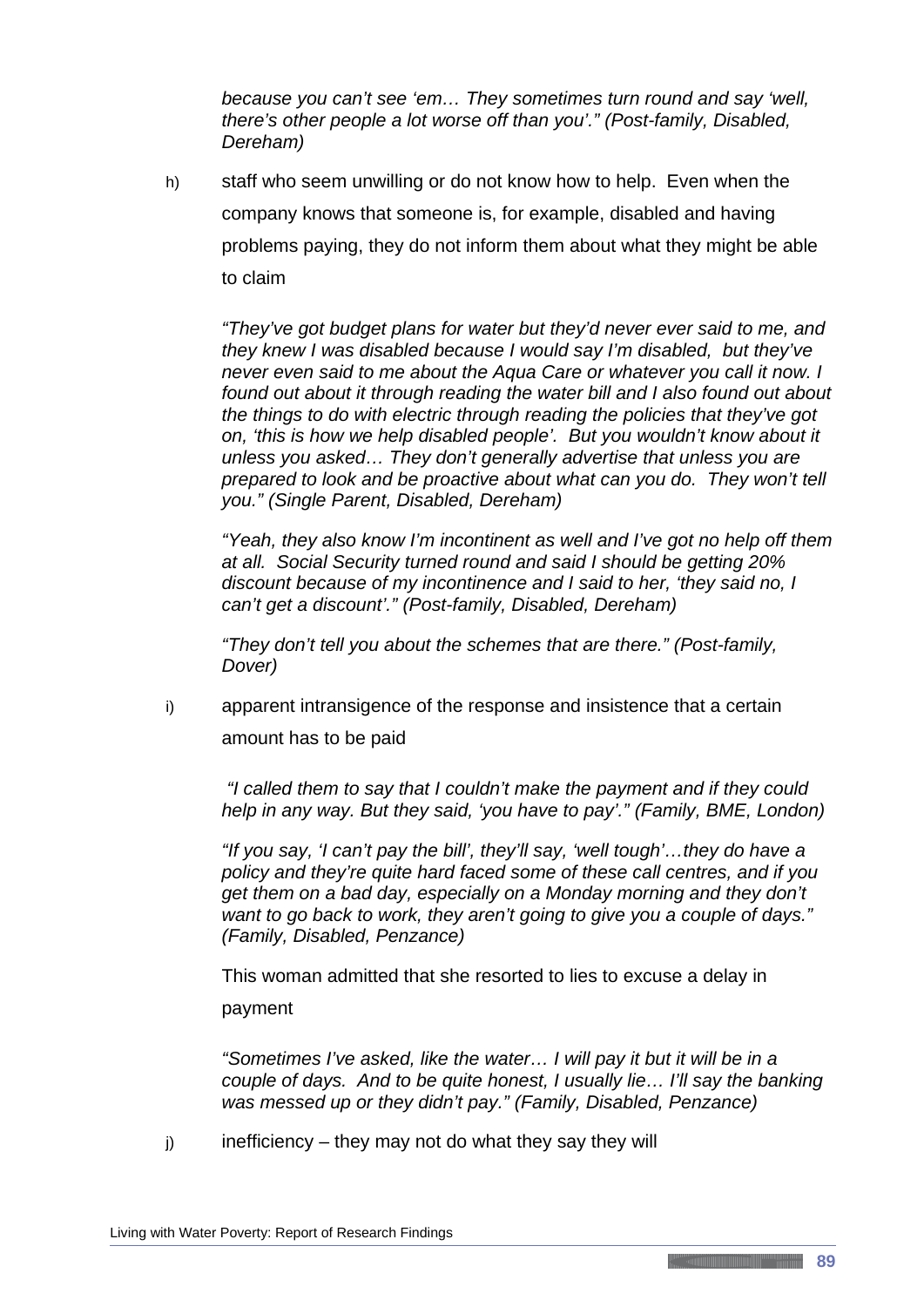*because you can't see 'em… They sometimes turn round and say 'well, there's other people a lot worse off than you'." (Post-family, Disabled, Dereham)*

h) staff who seem unwilling or do not know how to help. Even when the company knows that someone is, for example, disabled and having problems paying, they do not inform them about what they might be able to claim

*"They've got budget plans for water but they'd never ever said to me, and they knew I was disabled because I would say I'm disabled, but they've never even said to me about the Aqua Care or whatever you call it now. I found out about it through reading the water bill and I also found out about the things to do with electric through reading the policies that they've got on, 'this is how we help disabled people'. But you wouldn't know about it unless you asked… They don't generally advertise that unless you are prepared to look and be proactive about what can you do. They won't tell you." (Single Parent, Disabled, Dereham)*

*"Yeah, they also know I'm incontinent as well and I've got no help off them at all. Social Security turned round and said I should be getting 20% discount because of my incontinence and I said to her, 'they said no, I can't get a discount'." (Post-family, Disabled, Dereham)*

*"They don't tell you about the schemes that are there." (Post-family, Dover)*

i) apparent intransigence of the response and insistence that a certain amount has to be paid

*"I called them to say that I couldn't make the payment and if they could help in any way. But they said, 'you have to pay'." (Family, BME, London)*

*"If you say, 'I can't pay the bill', they'll say, 'well tough'…they do have a policy and they're quite hard faced some of these call centres, and if you get them on a bad day, especially on a Monday morning and they don't want to go back to work, they aren't going to give you a couple of days." (Family, Disabled, Penzance)*

This woman admitted that she resorted to lies to excuse a delay in payment

*"Sometimes I've asked, like the water… I will pay it but it will be in a couple of days. And to be quite honest, I usually lie… I'll say the banking was messed up or they didn't pay." (Family, Disabled, Penzance)*

j) inefficiency – they may not do what they say they will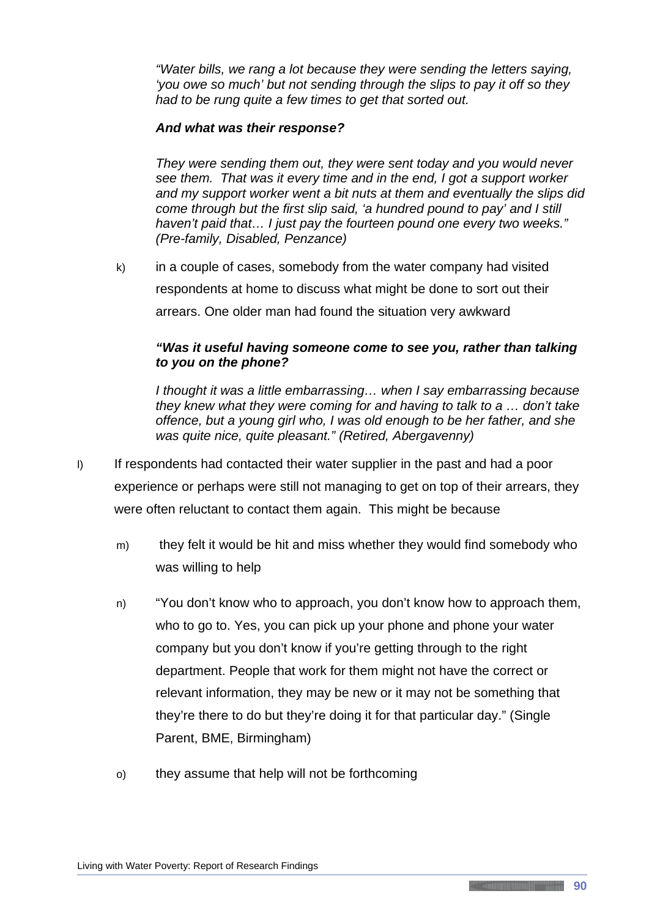*"Water bills, we rang a lot because they were sending the letters saying, 'you owe so much' but not sending through the slips to pay it off so they had to be rung quite a few times to get that sorted out.*

***And what was their response?***

*They were sending them out, they were sent today and you would never see them. That was it every time and in the end, I got a support worker and my support worker went a bit nuts at them and eventually the slips did come through but the first slip said, 'a hundred pound to pay' and I still haven't paid that… I just pay the fourteen pound one every two weeks." (Pre-family, Disabled, Penzance)*

k) in a couple of cases, somebody from the water company had visited respondents at home to discuss what might be done to sort out their arrears. One older man had found the situation very awkward

***"Was it useful having someone come to see you, rather than talking to you on the phone?***

*I thought it was a little embarrassing… when I say embarrassing because they knew what they were coming for and having to talk to a … don't take offence, but a young girl who, I was old enough to be her father, and she was quite nice, quite pleasant." (Retired, Abergavenny)*

l) If respondents had contacted their water supplier in the past and had a poor experience or perhaps were still not managing to get on top of their arrears, they were often reluctant to contact them again. This might be because

m) they felt it would be hit and miss whether they would find somebody who was willing to help

n) "You don't know who to approach, you don't know how to approach them, who to go to. Yes, you can pick up your phone and phone your water company but you don't know if you're getting through to the right department. People that work for them might not have the correct or relevant information, they may be new or it may not be something that they're there to do but they're doing it for that particular day." (Single Parent, BME, Birmingham)

o) they assume that help will not be forthcoming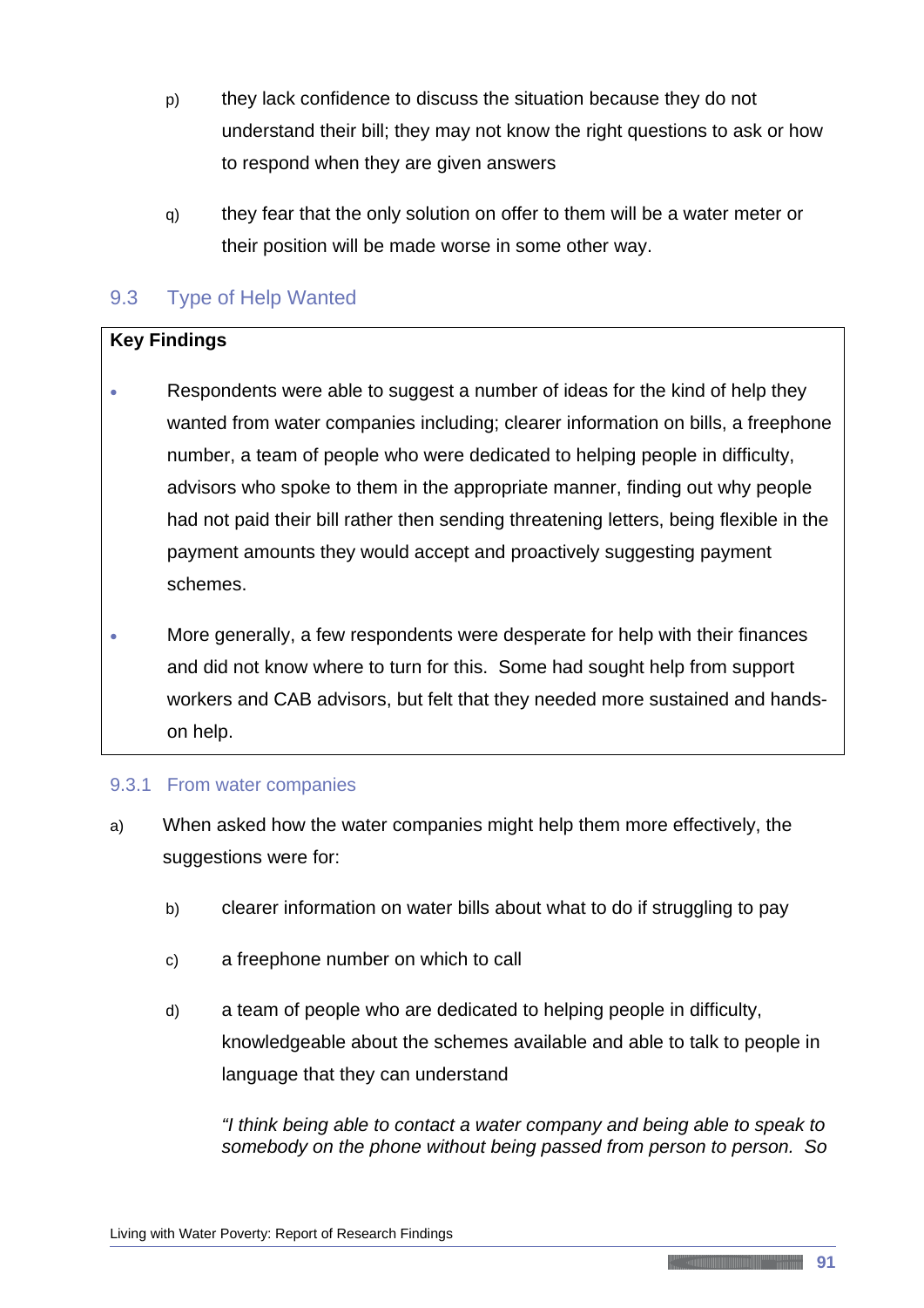p) they lack confidence to discuss the situation because they do not understand their bill; they may not know the right questions to ask or how to respond when they are given answers

q) they fear that the only solution on offer to them will be a water meter or their position will be made worse in some other way.

## 9.3 Type of Help Wanted

**Key Findings**

- Respondents were able to suggest a number of ideas for the kind of help they wanted from water companies including; clearer information on bills, a freephone number, a team of people who were dedicated to helping people in difficulty, advisors who spoke to them in the appropriate manner, finding out why people had not paid their bill rather then sending threatening letters, being flexible in the payment amounts they would accept and proactively suggesting payment schemes.

- More generally, a few respondents were desperate for help with their finances and did not know where to turn for this. Some had sought help from support workers and CAB advisors, but felt that they needed more sustained and hands-on help.

### 9.3.1 From water companies

a) When asked how the water companies might help them more effectively, the suggestions were for:

b) clearer information on water bills about what to do if struggling to pay

c) a freephone number on which to call

d) a team of people who are dedicated to helping people in difficulty, knowledgeable about the schemes available and able to talk to people in language that they can understand

*"I think being able to contact a water company and being able to speak to somebody on the phone without being passed from person to person. So*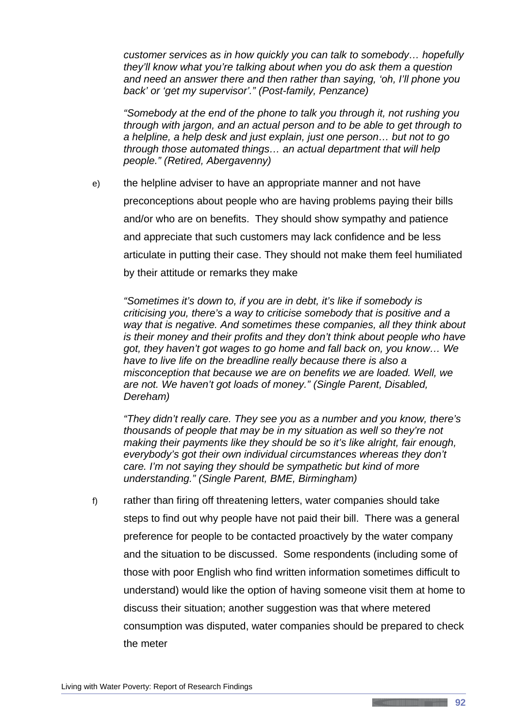*customer services as in how quickly you can talk to somebody… hopefully they'll know what you're talking about when you do ask them a question and need an answer there and then rather than saying, 'oh, I'll phone you back' or 'get my supervisor'." (Post-family, Penzance)*

*"Somebody at the end of the phone to talk you through it, not rushing you through with jargon, and an actual person and to be able to get through to a helpline, a help desk and just explain, just one person… but not to go through those automated things… an actual department that will help people." (Retired, Abergavenny)*

e) the helpline adviser to have an appropriate manner and not have preconceptions about people who are having problems paying their bills and/or who are on benefits. They should show sympathy and patience and appreciate that such customers may lack confidence and be less articulate in putting their case. They should not make them feel humiliated by their attitude or remarks they make

*"Sometimes it's down to, if you are in debt, it's like if somebody is criticising you, there's a way to criticise somebody that is positive and a way that is negative. And sometimes these companies, all they think about is their money and their profits and they don't think about people who have got, they haven't got wages to go home and fall back on, you know… We have to live life on the breadline really because there is also a misconception that because we are on benefits we are loaded. Well, we are not. We haven't got loads of money." (Single Parent, Disabled, Dereham)*

*"They didn't really care. They see you as a number and you know, there's thousands of people that may be in my situation as well so they're not making their payments like they should be so it's like alright, fair enough, everybody's got their own individual circumstances whereas they don't care. I'm not saying they should be sympathetic but kind of more understanding." (Single Parent, BME, Birmingham)*

f) rather than firing off threatening letters, water companies should take steps to find out why people have not paid their bill. There was a general preference for people to be contacted proactively by the water company and the situation to be discussed. Some respondents (including some of those with poor English who find written information sometimes difficult to understand) would like the option of having someone visit them at home to discuss their situation; another suggestion was that where metered consumption was disputed, water companies should be prepared to check the meter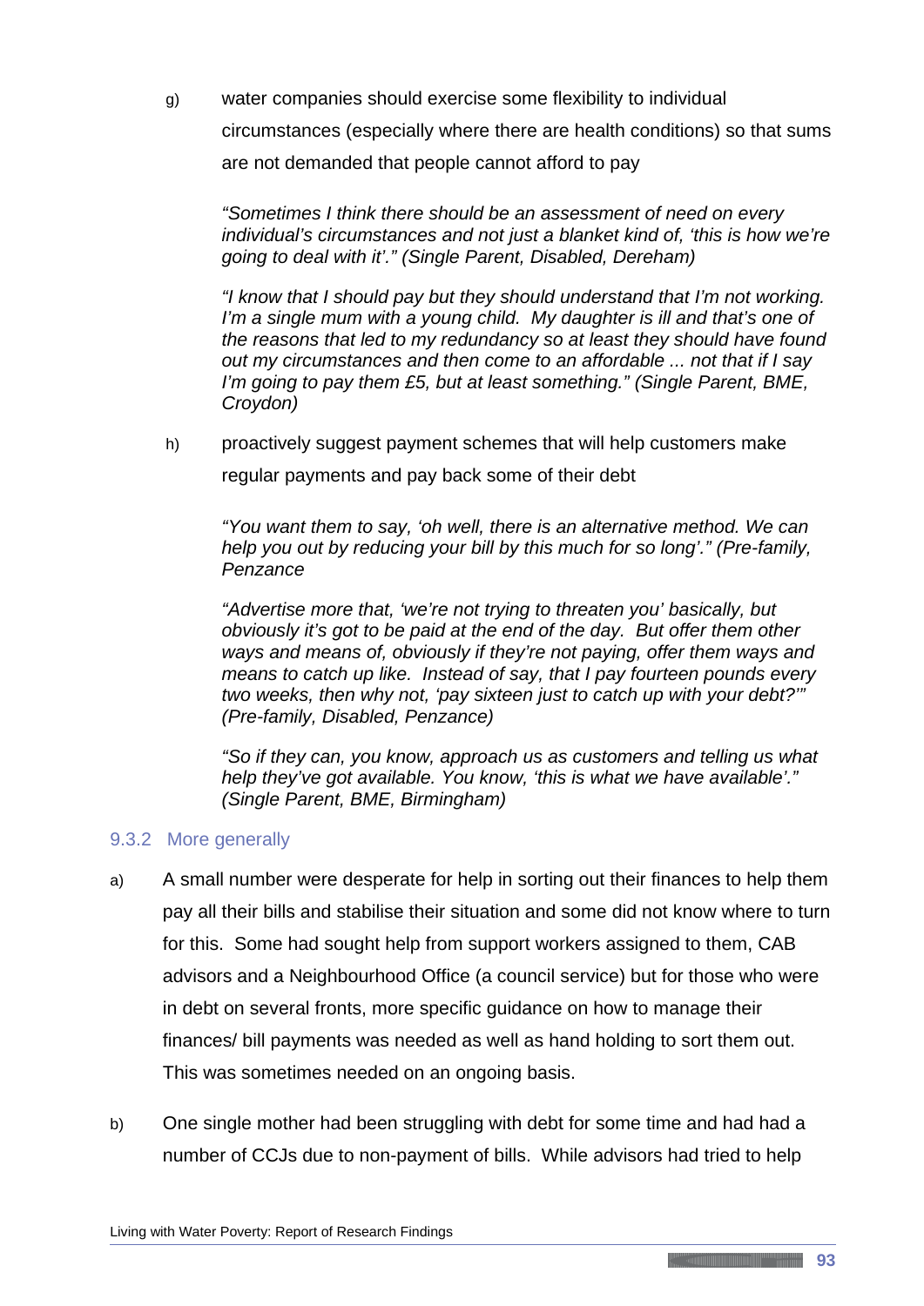g) water companies should exercise some flexibility to individual circumstances (especially where there are health conditions) so that sums are not demanded that people cannot afford to pay

*"Sometimes I think there should be an assessment of need on every individual's circumstances and not just a blanket kind of, 'this is how we're going to deal with it'." (Single Parent, Disabled, Dereham)*

*"I know that I should pay but they should understand that I'm not working. I'm a single mum with a young child. My daughter is ill and that's one of the reasons that led to my redundancy so at least they should have found out my circumstances and then come to an affordable ... not that if I say I'm going to pay them £5, but at least something." (Single Parent, BME, Croydon)*

h) proactively suggest payment schemes that will help customers make regular payments and pay back some of their debt

*"You want them to say, 'oh well, there is an alternative method. We can help you out by reducing your bill by this much for so long'." (Pre-family, Penzance*

*"Advertise more that, 'we're not trying to threaten you' basically, but obviously it's got to be paid at the end of the day. But offer them other ways and means of, obviously if they're not paying, offer them ways and means to catch up like. Instead of say, that I pay fourteen pounds every two weeks, then why not, 'pay sixteen just to catch up with your debt?'" (Pre-family, Disabled, Penzance)*

*"So if they can, you know, approach us as customers and telling us what help they've got available. You know, 'this is what we have available'." (Single Parent, BME, Birmingham)*

### 9.3.2 More generally

a) A small number were desperate for help in sorting out their finances to help them pay all their bills and stabilise their situation and some did not know where to turn for this. Some had sought help from support workers assigned to them, CAB advisors and a Neighbourhood Office (a council service) but for those who were in debt on several fronts, more specific guidance on how to manage their finances/ bill payments was needed as well as hand holding to sort them out. This was sometimes needed on an ongoing basis.

b) One single mother had been struggling with debt for some time and had had a number of CCJs due to non-payment of bills. While advisors had tried to help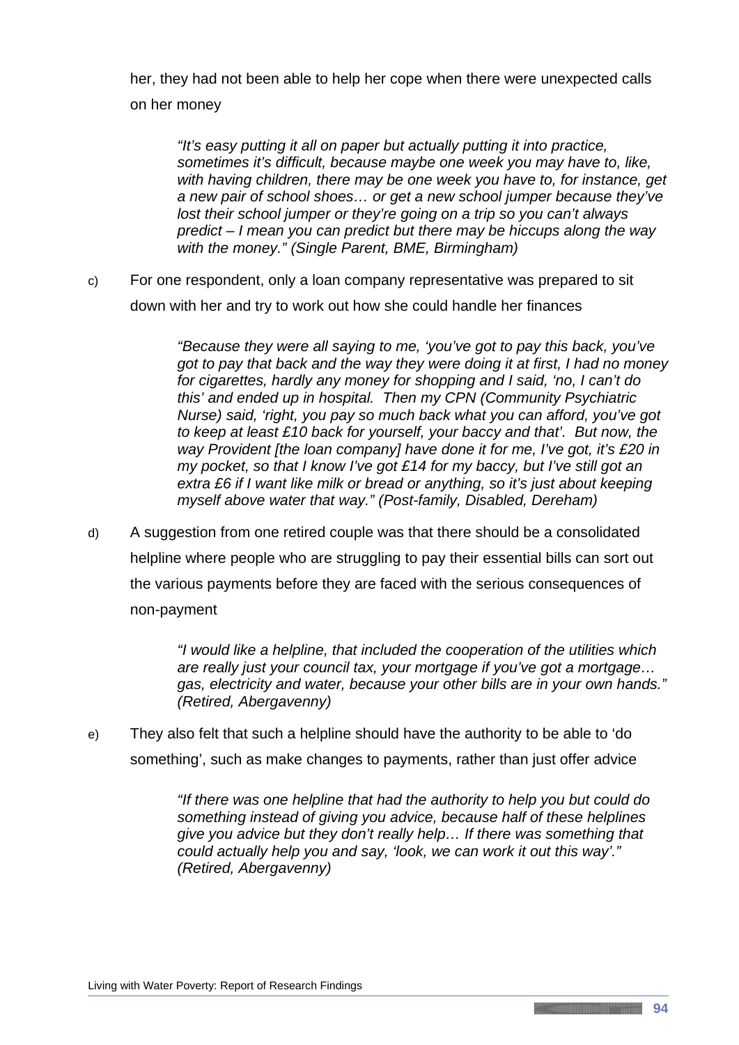her, they had not been able to help her cope when there were unexpected calls on her money

> *"It's easy putting it all on paper but actually putting it into practice, sometimes it's difficult, because maybe one week you may have to, like, with having children, there may be one week you have to, for instance, get a new pair of school shoes… or get a new school jumper because they've lost their school jumper or they're going on a trip so you can't always predict – I mean you can predict but there may be hiccups along the way with the money." (Single Parent, BME, Birmingham)*

c) For one respondent, only a loan company representative was prepared to sit down with her and try to work out how she could handle her finances

> *"Because they were all saying to me, 'you've got to pay this back, you've got to pay that back and the way they were doing it at first, I had no money for cigarettes, hardly any money for shopping and I said, 'no, I can't do this' and ended up in hospital. Then my CPN (Community Psychiatric Nurse) said, 'right, you pay so much back what you can afford, you've got to keep at least £10 back for yourself, your baccy and that'. But now, the way Provident [the loan company] have done it for me, I've got, it's £20 in my pocket, so that I know I've got £14 for my baccy, but I've still got an extra £6 if I want like milk or bread or anything, so it's just about keeping myself above water that way." (Post-family, Disabled, Dereham)*

d) A suggestion from one retired couple was that there should be a consolidated helpline where people who are struggling to pay their essential bills can sort out the various payments before they are faced with the serious consequences of non-payment

> *"I would like a helpline, that included the cooperation of the utilities which are really just your council tax, your mortgage if you've got a mortgage… gas, electricity and water, because your other bills are in your own hands." (Retired, Abergavenny)*

e) They also felt that such a helpline should have the authority to be able to 'do something', such as make changes to payments, rather than just offer advice

> *"If there was one helpline that had the authority to help you but could do something instead of giving you advice, because half of these helplines give you advice but they don't really help… If there was something that could actually help you and say, 'look, we can work it out this way'." (Retired, Abergavenny)*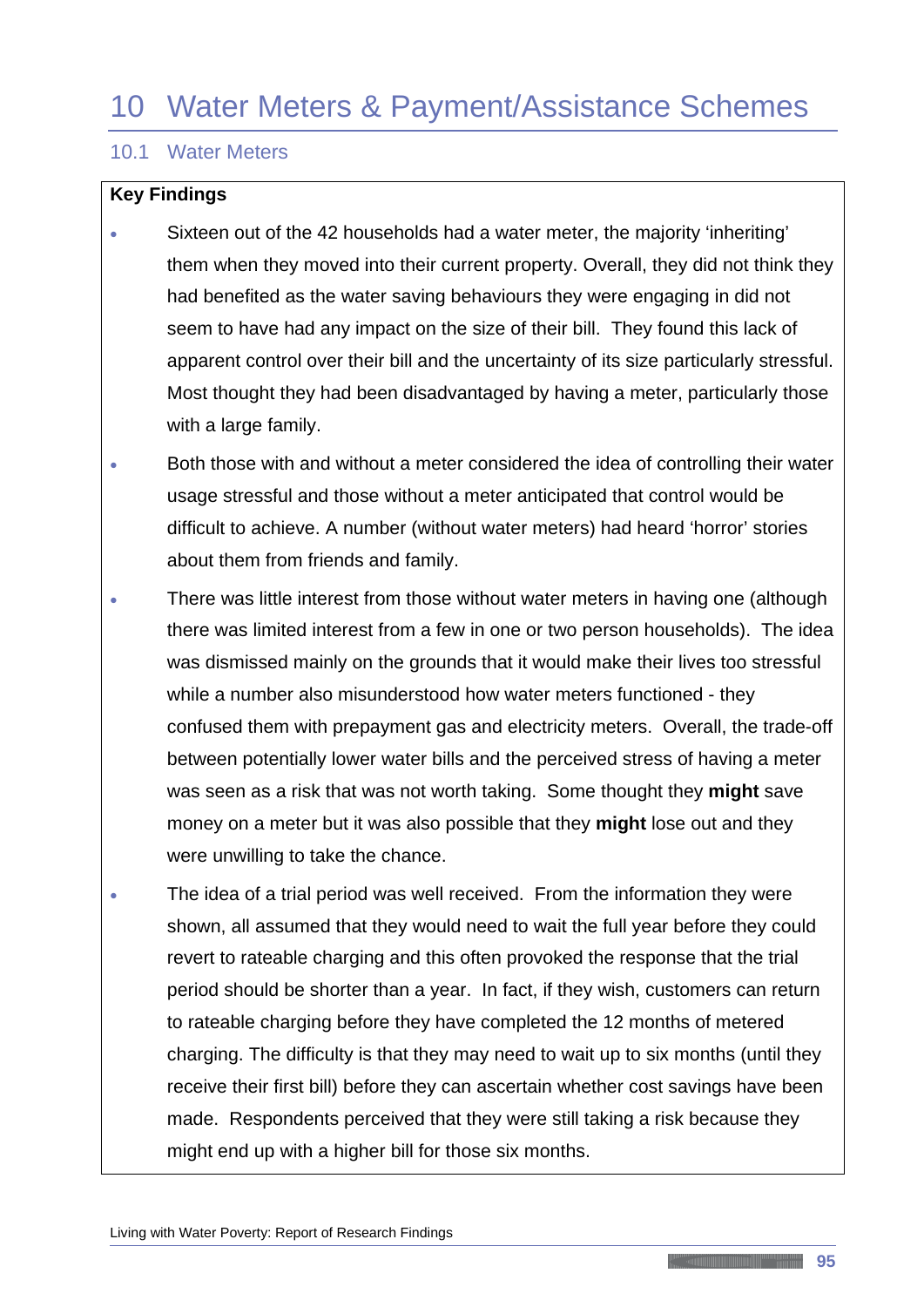# 10 Water Meters & Payment/Assistance Schemes

## 10.1 Water Meters

**Key Findings**

- Sixteen out of the 42 households had a water meter, the majority 'inheriting' them when they moved into their current property. Overall, they did not think they had benefited as the water saving behaviours they were engaging in did not seem to have had any impact on the size of their bill. They found this lack of apparent control over their bill and the uncertainty of its size particularly stressful. Most thought they had been disadvantaged by having a meter, particularly those with a large family.
- Both those with and without a meter considered the idea of controlling their water usage stressful and those without a meter anticipated that control would be difficult to achieve. A number (without water meters) had heard 'horror' stories about them from friends and family.
- There was little interest from those without water meters in having one (although there was limited interest from a few in one or two person households). The idea was dismissed mainly on the grounds that it would make their lives too stressful while a number also misunderstood how water meters functioned - they confused them with prepayment gas and electricity meters. Overall, the trade-off between potentially lower water bills and the perceived stress of having a meter was seen as a risk that was not worth taking. Some thought they **might** save money on a meter but it was also possible that they **might** lose out and they were unwilling to take the chance.
- The idea of a trial period was well received. From the information they were shown, all assumed that they would need to wait the full year before they could revert to rateable charging and this often provoked the response that the trial period should be shorter than a year. In fact, if they wish, customers can return to rateable charging before they have completed the 12 months of metered charging. The difficulty is that they may need to wait up to six months (until they receive their first bill) before they can ascertain whether cost savings have been made. Respondents perceived that they were still taking a risk because they might end up with a higher bill for those six months.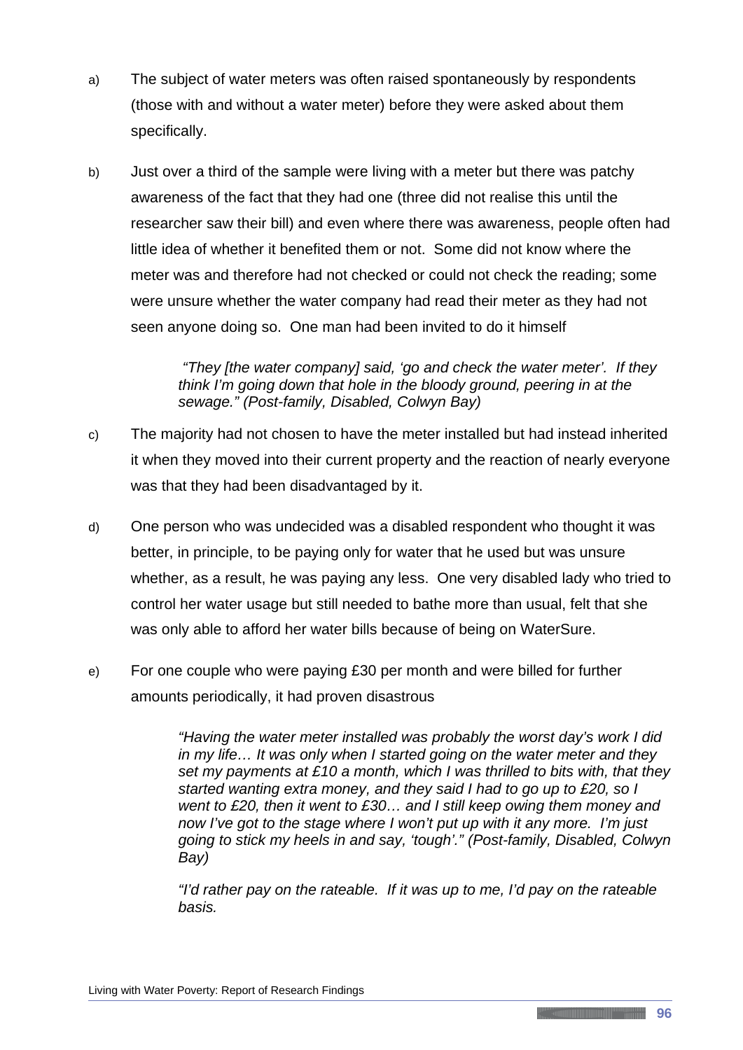a) The subject of water meters was often raised spontaneously by respondents (those with and without a water meter) before they were asked about them specifically.

b) Just over a third of the sample were living with a meter but there was patchy awareness of the fact that they had one (three did not realise this until the researcher saw their bill) and even where there was awareness, people often had little idea of whether it benefited them or not. Some did not know where the meter was and therefore had not checked or could not check the reading; some were unsure whether the water company had read their meter as they had not seen anyone doing so. One man had been invited to do it himself

> *"They [the water company] said, 'go and check the water meter'. If they think I'm going down that hole in the bloody ground, peering in at the sewage." (Post-family, Disabled, Colwyn Bay)*

c) The majority had not chosen to have the meter installed but had instead inherited it when they moved into their current property and the reaction of nearly everyone was that they had been disadvantaged by it.

d) One person who was undecided was a disabled respondent who thought it was better, in principle, to be paying only for water that he used but was unsure whether, as a result, he was paying any less. One very disabled lady who tried to control her water usage but still needed to bathe more than usual, felt that she was only able to afford her water bills because of being on WaterSure.

e) For one couple who were paying £30 per month and were billed for further amounts periodically, it had proven disastrous

> *"Having the water meter installed was probably the worst day's work I did in my life… It was only when I started going on the water meter and they set my payments at £10 a month, which I was thrilled to bits with, that they started wanting extra money, and they said I had to go up to £20, so I went to £20, then it went to £30… and I still keep owing them money and now I've got to the stage where I won't put up with it any more. I'm just going to stick my heels in and say, 'tough'." (Post-family, Disabled, Colwyn Bay)*
>
> *"I'd rather pay on the rateable. If it was up to me, I'd pay on the rateable basis.*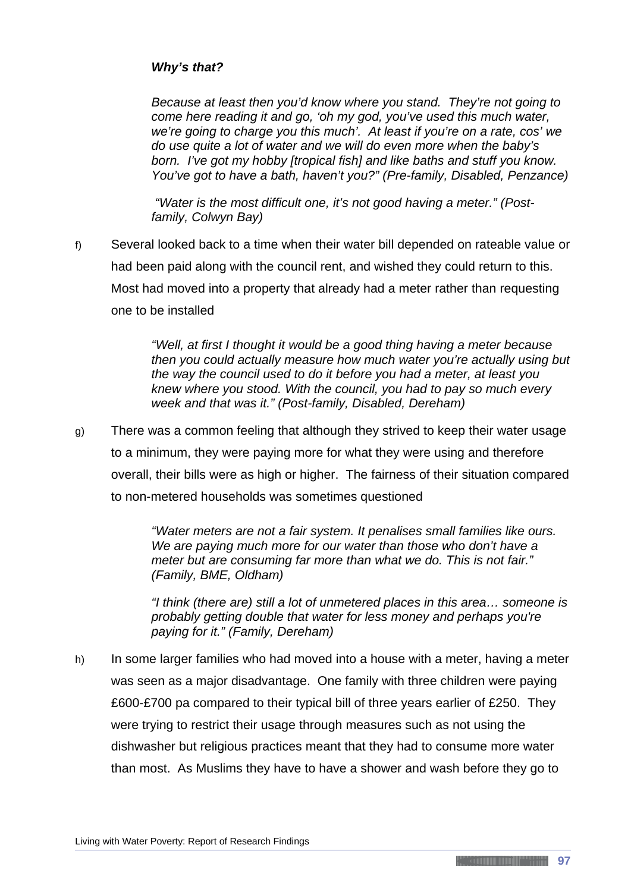***Why's that?***

*Because at least then you'd know where you stand. They're not going to come here reading it and go, 'oh my god, you've used this much water, we're going to charge you this much'. At least if you're on a rate, cos' we do use quite a lot of water and we will do even more when the baby's born. I've got my hobby [tropical fish] and like baths and stuff you know. You've got to have a bath, haven't you?" (Pre-family, Disabled, Penzance)*

*"Water is the most difficult one, it's not good having a meter." (Post-family, Colwyn Bay)*

f) Several looked back to a time when their water bill depended on rateable value or had been paid along with the council rent, and wished they could return to this. Most had moved into a property that already had a meter rather than requesting one to be installed

> *"Well, at first I thought it would be a good thing having a meter because then you could actually measure how much water you're actually using but the way the council used to do it before you had a meter, at least you knew where you stood. With the council, you had to pay so much every week and that was it." (Post-family, Disabled, Dereham)*

g) There was a common feeling that although they strived to keep their water usage to a minimum, they were paying more for what they were using and therefore overall, their bills were as high or higher. The fairness of their situation compared to non-metered households was sometimes questioned

> *"Water meters are not a fair system. It penalises small families like ours. We are paying much more for our water than those who don't have a meter but are consuming far more than what we do. This is not fair." (Family, BME, Oldham)*
>
> *"I think (there are) still a lot of unmetered places in this area… someone is probably getting double that water for less money and perhaps you're paying for it." (Family, Dereham)*

h) In some larger families who had moved into a house with a meter, having a meter was seen as a major disadvantage. One family with three children were paying £600-£700 pa compared to their typical bill of three years earlier of £250. They were trying to restrict their usage through measures such as not using the dishwasher but religious practices meant that they had to consume more water than most. As Muslims they have to have a shower and wash before they go to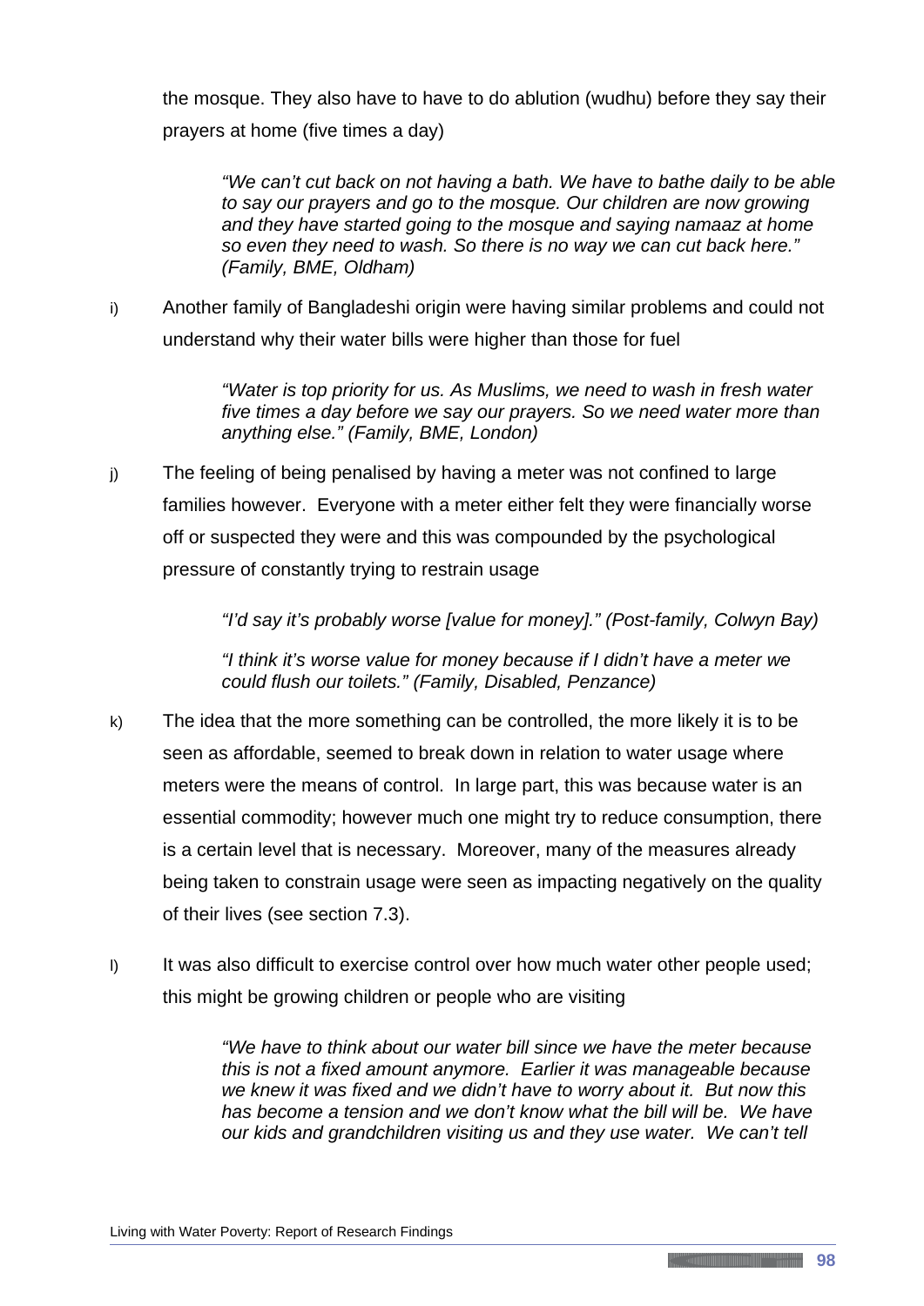the mosque. They also have to have to do ablution (wudhu) before they say their prayers at home (five times a day)

> *"We can't cut back on not having a bath. We have to bathe daily to be able to say our prayers and go to the mosque. Our children are now growing and they have started going to the mosque and saying namaaz at home so even they need to wash. So there is no way we can cut back here." (Family, BME, Oldham)*

i) Another family of Bangladeshi origin were having similar problems and could not understand why their water bills were higher than those for fuel

> *"Water is top priority for us. As Muslims, we need to wash in fresh water five times a day before we say our prayers. So we need water more than anything else." (Family, BME, London)*

j) The feeling of being penalised by having a meter was not confined to large families however. Everyone with a meter either felt they were financially worse off or suspected they were and this was compounded by the psychological pressure of constantly trying to restrain usage

> *"I'd say it's probably worse [value for money]." (Post-family, Colwyn Bay)*
>
> *"I think it's worse value for money because if I didn't have a meter we could flush our toilets." (Family, Disabled, Penzance)*

k) The idea that the more something can be controlled, the more likely it is to be seen as affordable, seemed to break down in relation to water usage where meters were the means of control. In large part, this was because water is an essential commodity; however much one might try to reduce consumption, there is a certain level that is necessary. Moreover, many of the measures already being taken to constrain usage were seen as impacting negatively on the quality of their lives (see section 7.3).

l) It was also difficult to exercise control over how much water other people used; this might be growing children or people who are visiting

> *"We have to think about our water bill since we have the meter because this is not a fixed amount anymore. Earlier it was manageable because we knew it was fixed and we didn't have to worry about it. But now this has become a tension and we don't know what the bill will be. We have our kids and grandchildren visiting us and they use water. We can't tell*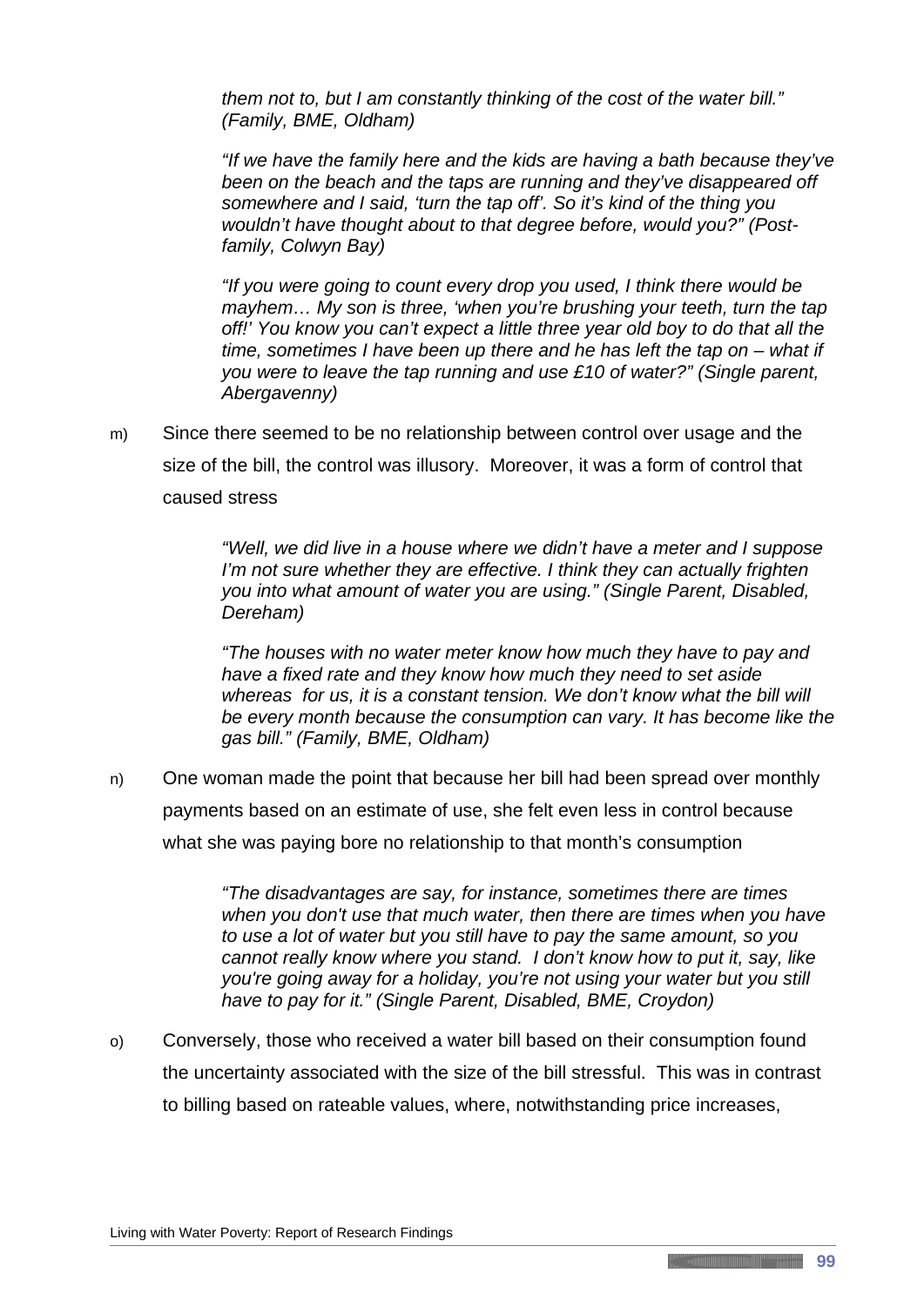*them not to, but I am constantly thinking of the cost of the water bill." (Family, BME, Oldham)*

*"If we have the family here and the kids are having a bath because they've been on the beach and the taps are running and they've disappeared off somewhere and I said, 'turn the tap off'. So it's kind of the thing you wouldn't have thought about to that degree before, would you?" (Post-family, Colwyn Bay)*

*"If you were going to count every drop you used, I think there would be mayhem… My son is three, 'when you're brushing your teeth, turn the tap off!' You know you can't expect a little three year old boy to do that all the time, sometimes I have been up there and he has left the tap on – what if you were to leave the tap running and use £10 of water?" (Single parent, Abergavenny)*

m) Since there seemed to be no relationship between control over usage and the size of the bill, the control was illusory. Moreover, it was a form of control that caused stress

*"Well, we did live in a house where we didn't have a meter and I suppose I'm not sure whether they are effective. I think they can actually frighten you into what amount of water you are using." (Single Parent, Disabled, Dereham)*

*"The houses with no water meter know how much they have to pay and have a fixed rate and they know how much they need to set aside whereas for us, it is a constant tension. We don't know what the bill will be every month because the consumption can vary. It has become like the gas bill." (Family, BME, Oldham)*

n) One woman made the point that because her bill had been spread over monthly payments based on an estimate of use, she felt even less in control because what she was paying bore no relationship to that month's consumption

*"The disadvantages are say, for instance, sometimes there are times when you don't use that much water, then there are times when you have to use a lot of water but you still have to pay the same amount, so you cannot really know where you stand. I don't know how to put it, say, like you're going away for a holiday, you're not using your water but you still have to pay for it." (Single Parent, Disabled, BME, Croydon)*

o) Conversely, those who received a water bill based on their consumption found the uncertainty associated with the size of the bill stressful. This was in contrast to billing based on rateable values, where, notwithstanding price increases,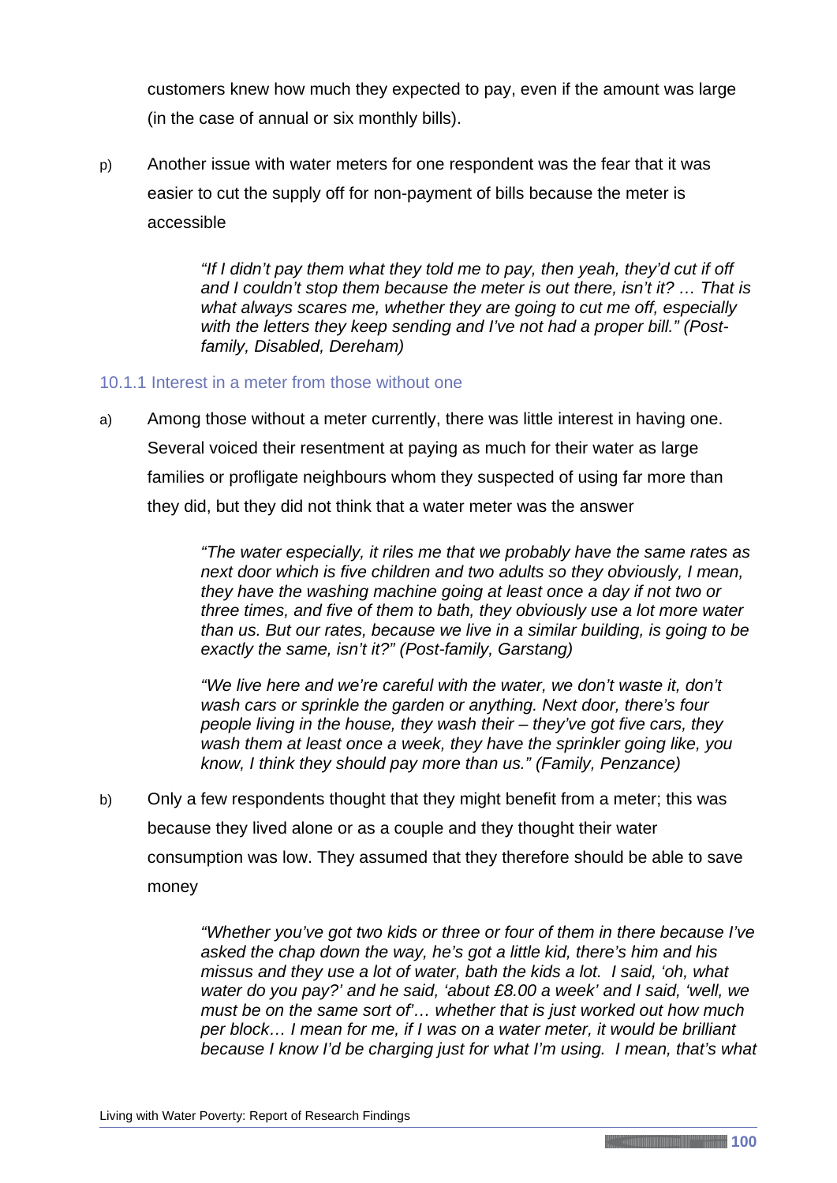customers knew how much they expected to pay, even if the amount was large (in the case of annual or six monthly bills).

p) Another issue with water meters for one respondent was the fear that it was easier to cut the supply off for non-payment of bills because the meter is accessible

> *"If I didn't pay them what they told me to pay, then yeah, they'd cut if off and I couldn't stop them because the meter is out there, isn't it? … That is what always scares me, whether they are going to cut me off, especially with the letters they keep sending and I've not had a proper bill." (Post-family, Disabled, Dereham)*

### 10.1.1 Interest in a meter from those without one

a) Among those without a meter currently, there was little interest in having one. Several voiced their resentment at paying as much for their water as large families or profligate neighbours whom they suspected of using far more than they did, but they did not think that a water meter was the answer

> *"The water especially, it riles me that we probably have the same rates as next door which is five children and two adults so they obviously, I mean, they have the washing machine going at least once a day if not two or three times, and five of them to bath, they obviously use a lot more water than us. But our rates, because we live in a similar building, is going to be exactly the same, isn't it?" (Post-family, Garstang)*

> *"We live here and we're careful with the water, we don't waste it, don't wash cars or sprinkle the garden or anything. Next door, there's four people living in the house, they wash their – they've got five cars, they wash them at least once a week, they have the sprinkler going like, you know, I think they should pay more than us." (Family, Penzance)*

b) Only a few respondents thought that they might benefit from a meter; this was because they lived alone or as a couple and they thought their water consumption was low. They assumed that they therefore should be able to save money

> *"Whether you've got two kids or three or four of them in there because I've asked the chap down the way, he's got a little kid, there's him and his missus and they use a lot of water, bath the kids a lot. I said, 'oh, what water do you pay?' and he said, 'about £8.00 a week' and I said, 'well, we must be on the same sort of'… whether that is just worked out how much per block… I mean for me, if I was on a water meter, it would be brilliant because I know I'd be charging just for what I'm using. I mean, that's what*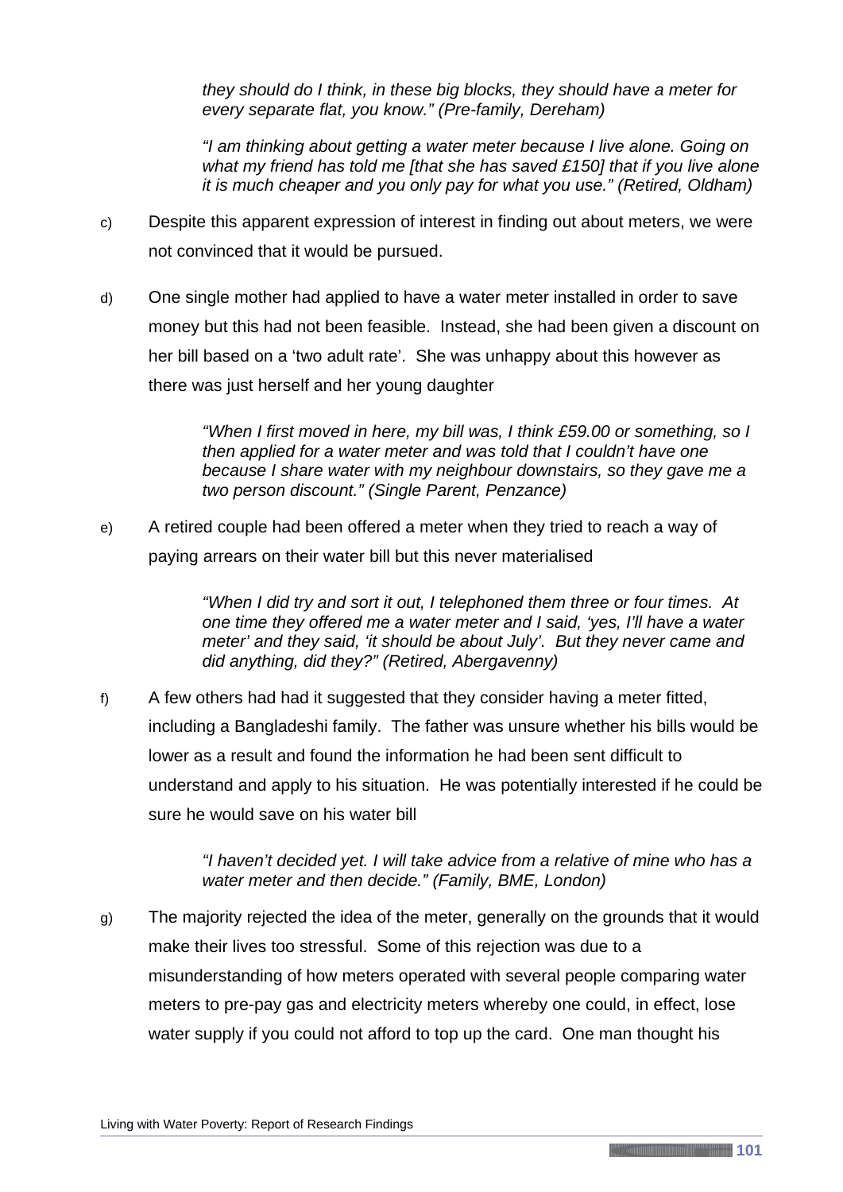*they should do I think, in these big blocks, they should have a meter for every separate flat, you know." (Pre-family, Dereham)*

*"I am thinking about getting a water meter because I live alone. Going on what my friend has told me [that she has saved £150] that if you live alone it is much cheaper and you only pay for what you use." (Retired, Oldham)*

c) Despite this apparent expression of interest in finding out about meters, we were not convinced that it would be pursued.

d) One single mother had applied to have a water meter installed in order to save money but this had not been feasible. Instead, she had been given a discount on her bill based on a 'two adult rate'. She was unhappy about this however as there was just herself and her young daughter

*"When I first moved in here, my bill was, I think £59.00 or something, so I then applied for a water meter and was told that I couldn't have one because I share water with my neighbour downstairs, so they gave me a two person discount." (Single Parent, Penzance)*

e) A retired couple had been offered a meter when they tried to reach a way of paying arrears on their water bill but this never materialised

*"When I did try and sort it out, I telephoned them three or four times. At one time they offered me a water meter and I said, 'yes, I'll have a water meter' and they said, 'it should be about July'. But they never came and did anything, did they?" (Retired, Abergavenny)*

f) A few others had had it suggested that they consider having a meter fitted, including a Bangladeshi family. The father was unsure whether his bills would be lower as a result and found the information he had been sent difficult to understand and apply to his situation. He was potentially interested if he could be sure he would save on his water bill

*"I haven't decided yet. I will take advice from a relative of mine who has a water meter and then decide." (Family, BME, London)*

g) The majority rejected the idea of the meter, generally on the grounds that it would make their lives too stressful. Some of this rejection was due to a misunderstanding of how meters operated with several people comparing water meters to pre-pay gas and electricity meters whereby one could, in effect, lose water supply if you could not afford to top up the card. One man thought his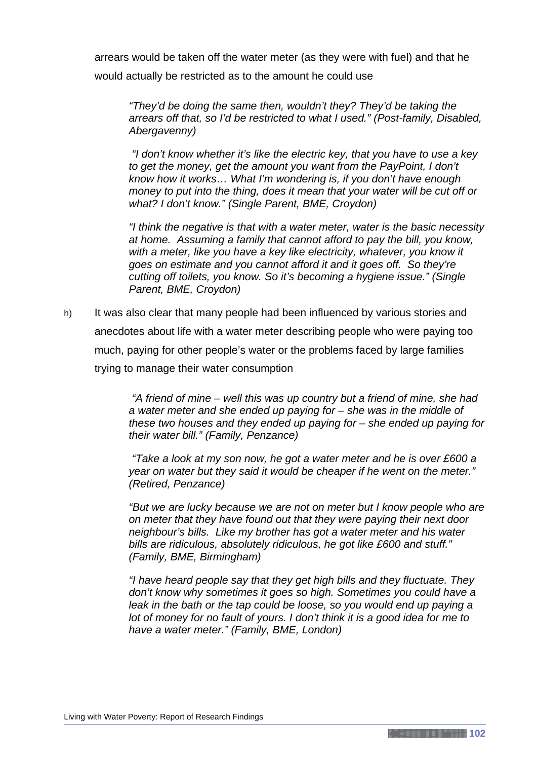arrears would be taken off the water meter (as they were with fuel) and that he would actually be restricted as to the amount he could use

> *"They'd be doing the same then, wouldn't they? They'd be taking the arrears off that, so I'd be restricted to what I used." (Post-family, Disabled, Abergavenny)*
>
> *"I don't know whether it's like the electric key, that you have to use a key to get the money, get the amount you want from the PayPoint, I don't know how it works… What I'm wondering is, if you don't have enough money to put into the thing, does it mean that your water will be cut off or what? I don't know." (Single Parent, BME, Croydon)*
>
> *"I think the negative is that with a water meter, water is the basic necessity at home. Assuming a family that cannot afford to pay the bill, you know, with a meter, like you have a key like electricity, whatever, you know it goes on estimate and you cannot afford it and it goes off. So they're cutting off toilets, you know. So it's becoming a hygiene issue." (Single Parent, BME, Croydon)*

h) It was also clear that many people had been influenced by various stories and anecdotes about life with a water meter describing people who were paying too much, paying for other people's water or the problems faced by large families trying to manage their water consumption

> *"A friend of mine – well this was up country but a friend of mine, she had a water meter and she ended up paying for – she was in the middle of these two houses and they ended up paying for – she ended up paying for their water bill." (Family, Penzance)*
>
> *"Take a look at my son now, he got a water meter and he is over £600 a year on water but they said it would be cheaper if he went on the meter." (Retired, Penzance)*
>
> *"But we are lucky because we are not on meter but I know people who are on meter that they have found out that they were paying their next door neighbour's bills. Like my brother has got a water meter and his water bills are ridiculous, absolutely ridiculous, he got like £600 and stuff." (Family, BME, Birmingham)*
>
> *"I have heard people say that they get high bills and they fluctuate. They don't know why sometimes it goes so high. Sometimes you could have a leak in the bath or the tap could be loose, so you would end up paying a lot of money for no fault of yours. I don't think it is a good idea for me to have a water meter." (Family, BME, London)*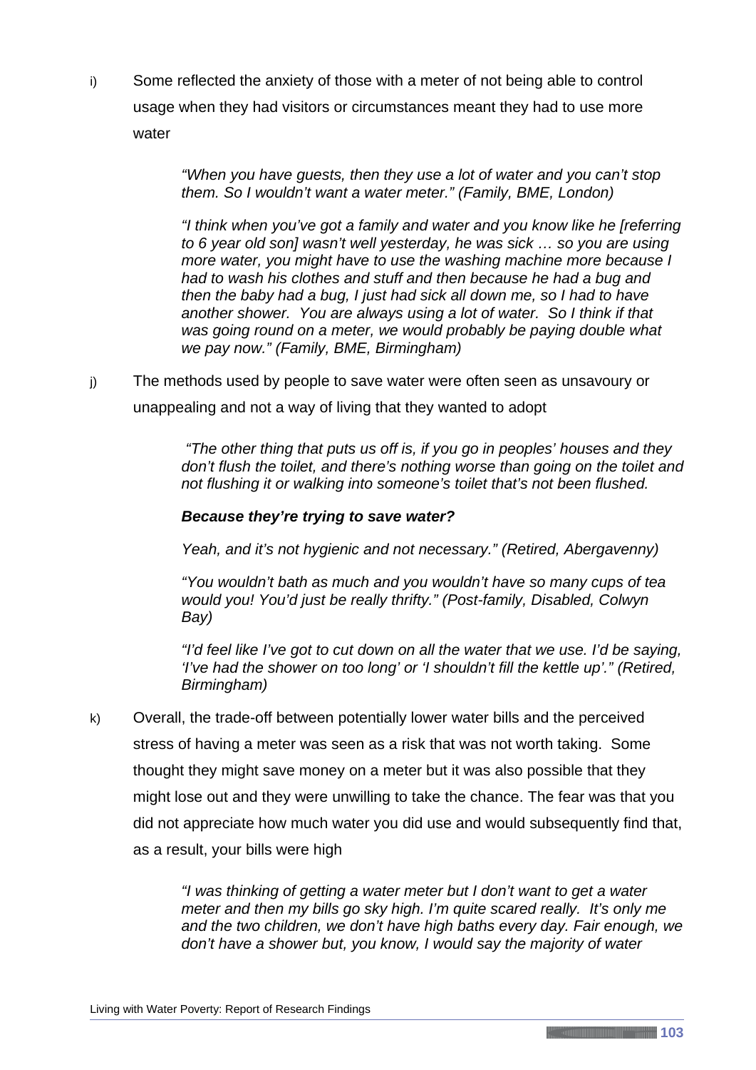i) Some reflected the anxiety of those with a meter of not being able to control usage when they had visitors or circumstances meant they had to use more water

> *"When you have guests, then they use a lot of water and you can't stop them. So I wouldn't want a water meter." (Family, BME, London)*
>
> *"I think when you've got a family and water and you know like he [referring to 6 year old son] wasn't well yesterday, he was sick … so you are using more water, you might have to use the washing machine more because I had to wash his clothes and stuff and then because he had a bug and then the baby had a bug, I just had sick all down me, so I had to have another shower. You are always using a lot of water. So I think if that was going round on a meter, we would probably be paying double what we pay now." (Family, BME, Birmingham)*

j) The methods used by people to save water were often seen as unsavoury or unappealing and not a way of living that they wanted to adopt

> *"The other thing that puts us off is, if you go in peoples' houses and they don't flush the toilet, and there's nothing worse than going on the toilet and not flushing it or walking into someone's toilet that's not been flushed.*
>
> ***Because they're trying to save water?***
>
> *Yeah, and it's not hygienic and not necessary." (Retired, Abergavenny)*
>
> *"You wouldn't bath as much and you wouldn't have so many cups of tea would you! You'd just be really thrifty." (Post-family, Disabled, Colwyn Bay)*
>
> *"I'd feel like I've got to cut down on all the water that we use. I'd be saying, 'I've had the shower on too long' or 'I shouldn't fill the kettle up'." (Retired, Birmingham)*

k) Overall, the trade-off between potentially lower water bills and the perceived stress of having a meter was seen as a risk that was not worth taking. Some thought they might save money on a meter but it was also possible that they might lose out and they were unwilling to take the chance. The fear was that you did not appreciate how much water you did use and would subsequently find that, as a result, your bills were high

> *"I was thinking of getting a water meter but I don't want to get a water meter and then my bills go sky high. I'm quite scared really. It's only me and the two children, we don't have high baths every day. Fair enough, we don't have a shower but, you know, I would say the majority of water*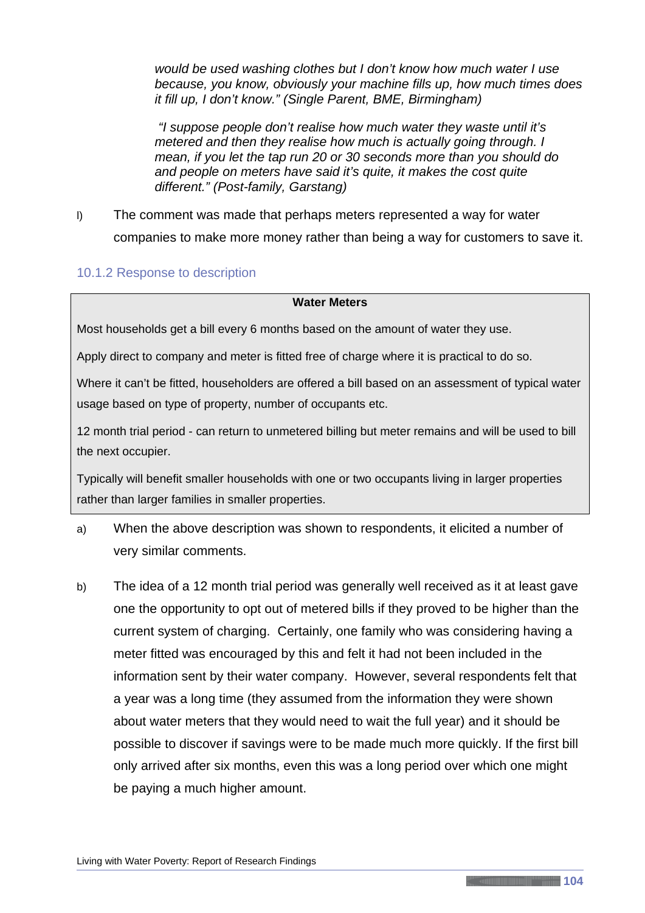*would be used washing clothes but I don't know how much water I use because, you know, obviously your machine fills up, how much times does it fill up, I don't know." (Single Parent, BME, Birmingham)*

*"I suppose people don't realise how much water they waste until it's metered and then they realise how much is actually going through. I mean, if you let the tap run 20 or 30 seconds more than you should do and people on meters have said it's quite, it makes the cost quite different." (Post-family, Garstang)*

l) The comment was made that perhaps meters represented a way for water companies to make more money rather than being a way for customers to save it.

### 10.1.2 Response to description

> **Water Meters**
>
> Most households get a bill every 6 months based on the amount of water they use.
>
> Apply direct to company and meter is fitted free of charge where it is practical to do so.
>
> Where it can't be fitted, householders are offered a bill based on an assessment of typical water usage based on type of property, number of occupants etc.
>
> 12 month trial period - can return to unmetered billing but meter remains and will be used to bill the next occupier.
>
> Typically will benefit smaller households with one or two occupants living in larger properties rather than larger families in smaller properties.

a) When the above description was shown to respondents, it elicited a number of very similar comments.

b) The idea of a 12 month trial period was generally well received as it at least gave one the opportunity to opt out of metered bills if they proved to be higher than the current system of charging. Certainly, one family who was considering having a meter fitted was encouraged by this and felt it had not been included in the information sent by their water company. However, several respondents felt that a year was a long time (they assumed from the information they were shown about water meters that they would need to wait the full year) and it should be possible to discover if savings were to be made much more quickly. If the first bill only arrived after six months, even this was a long period over which one might be paying a much higher amount.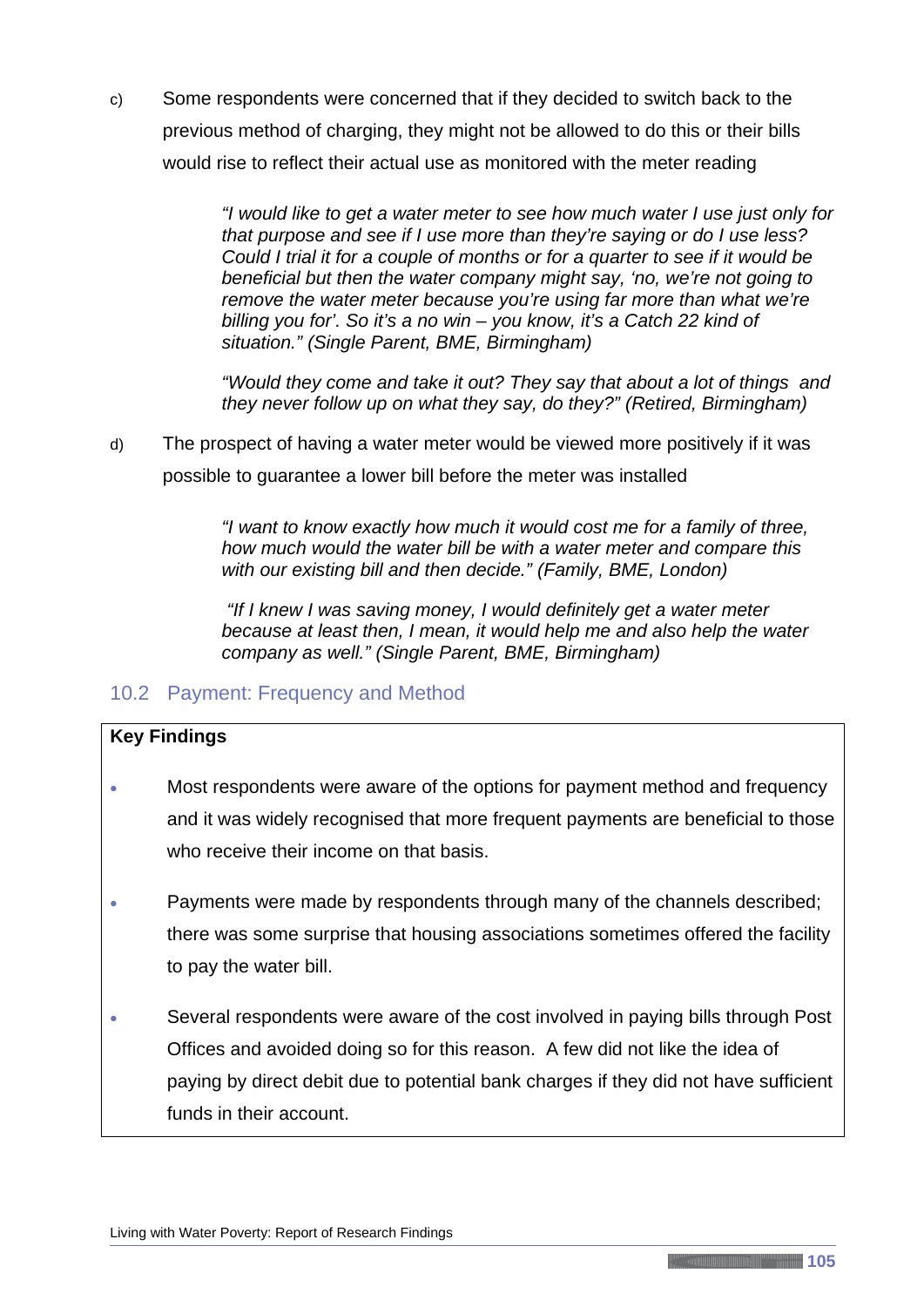c) Some respondents were concerned that if they decided to switch back to the previous method of charging, they might not be allowed to do this or their bills would rise to reflect their actual use as monitored with the meter reading

> *"I would like to get a water meter to see how much water I use just only for that purpose and see if I use more than they're saying or do I use less? Could I trial it for a couple of months or for a quarter to see if it would be beneficial but then the water company might say, 'no, we're not going to remove the water meter because you're using far more than what we're billing you for'. So it's a no win – you know, it's a Catch 22 kind of situation." (Single Parent, BME, Birmingham)*

> *"Would they come and take it out? They say that about a lot of things and they never follow up on what they say, do they?" (Retired, Birmingham)*

d) The prospect of having a water meter would be viewed more positively if it was possible to guarantee a lower bill before the meter was installed

> *"I want to know exactly how much it would cost me for a family of three, how much would the water bill be with a water meter and compare this with our existing bill and then decide." (Family, BME, London)*

> *"If I knew I was saving money, I would definitely get a water meter because at least then, I mean, it would help me and also help the water company as well." (Single Parent, BME, Birmingham)*

## 10.2 Payment: Frequency and Method

**Key Findings**

- Most respondents were aware of the options for payment method and frequency and it was widely recognised that more frequent payments are beneficial to those who receive their income on that basis.
- Payments were made by respondents through many of the channels described; there was some surprise that housing associations sometimes offered the facility to pay the water bill.
- Several respondents were aware of the cost involved in paying bills through Post Offices and avoided doing so for this reason. A few did not like the idea of paying by direct debit due to potential bank charges if they did not have sufficient funds in their account.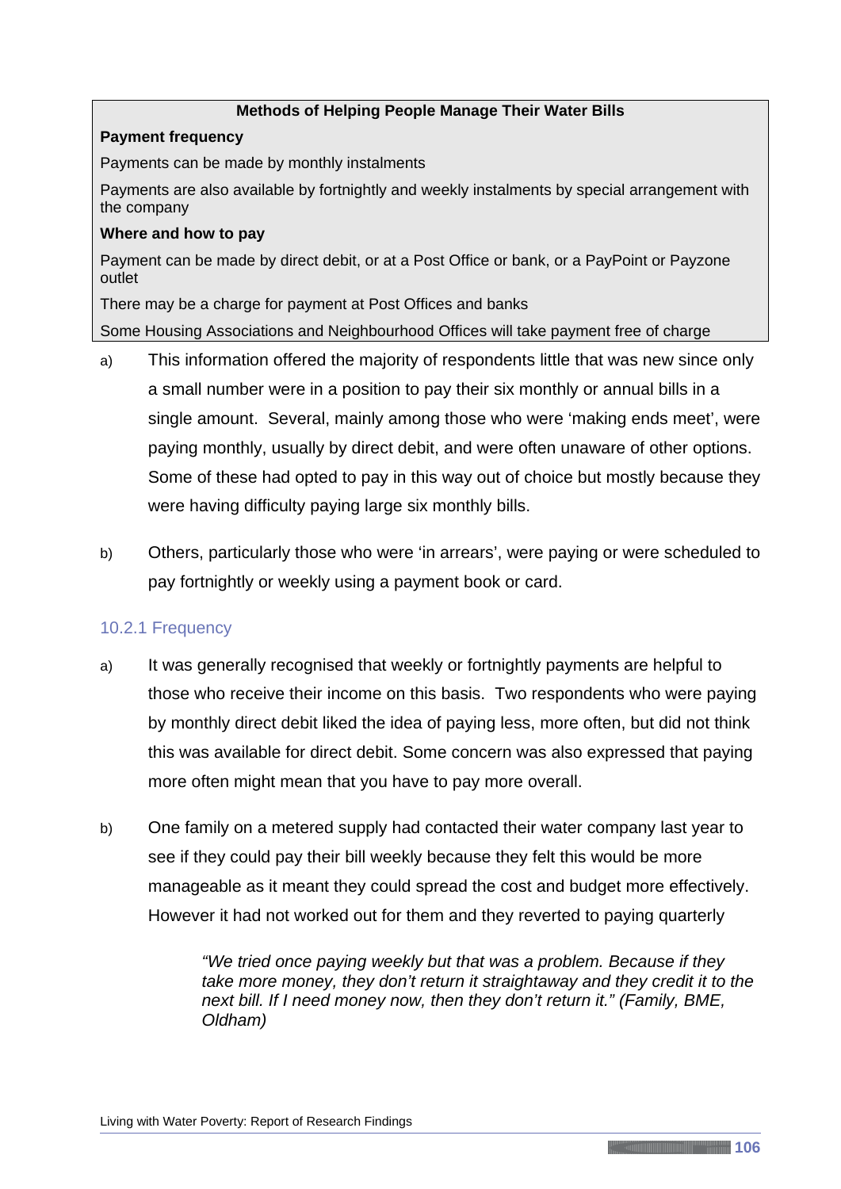| Methods of Helping People Manage Their Water Bills |
|---|
| **Payment frequency** |
| Payments can be made by monthly instalments |
| Payments are also available by fortnightly and weekly instalments by special arrangement with the company |
| **Where and how to pay** |
| Payment can be made by direct debit, or at a Post Office or bank, or a PayPoint or Payzone outlet |
| There may be a charge for payment at Post Offices and banks |
| Some Housing Associations and Neighbourhood Offices will take payment free of charge |

a) This information offered the majority of respondents little that was new since only a small number were in a position to pay their six monthly or annual bills in a single amount. Several, mainly among those who were 'making ends meet', were paying monthly, usually by direct debit, and were often unaware of other options. Some of these had opted to pay in this way out of choice but mostly because they were having difficulty paying large six monthly bills.

b) Others, particularly those who were 'in arrears', were paying or were scheduled to pay fortnightly or weekly using a payment book or card.

### 10.2.1 Frequency

a) It was generally recognised that weekly or fortnightly payments are helpful to those who receive their income on this basis. Two respondents who were paying by monthly direct debit liked the idea of paying less, more often, but did not think this was available for direct debit. Some concern was also expressed that paying more often might mean that you have to pay more overall.

b) One family on a metered supply had contacted their water company last year to see if they could pay their bill weekly because they felt this would be more manageable as it meant they could spread the cost and budget more effectively. However it had not worked out for them and they reverted to paying quarterly

> *"We tried once paying weekly but that was a problem. Because if they take more money, they don't return it straightaway and they credit it to the next bill. If I need money now, then they don't return it." (Family, BME, Oldham)*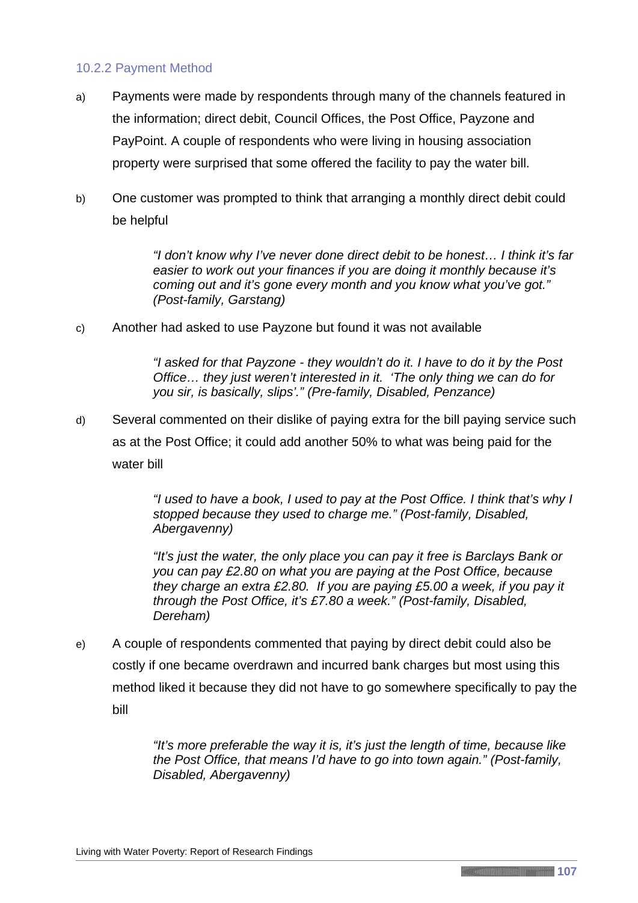### 10.2.2 Payment Method

a) Payments were made by respondents through many of the channels featured in the information; direct debit, Council Offices, the Post Office, Payzone and PayPoint. A couple of respondents who were living in housing association property were surprised that some offered the facility to pay the water bill.

b) One customer was prompted to think that arranging a monthly direct debit could be helpful

> *"I don't know why I've never done direct debit to be honest… I think it's far easier to work out your finances if you are doing it monthly because it's coming out and it's gone every month and you know what you've got." (Post-family, Garstang)*

c) Another had asked to use Payzone but found it was not available

> *"I asked for that Payzone - they wouldn't do it. I have to do it by the Post Office… they just weren't interested in it. 'The only thing we can do for you sir, is basically, slips'." (Pre-family, Disabled, Penzance)*

d) Several commented on their dislike of paying extra for the bill paying service such as at the Post Office; it could add another 50% to what was being paid for the water bill

> *"I used to have a book, I used to pay at the Post Office. I think that's why I stopped because they used to charge me." (Post-family, Disabled, Abergavenny)*
>
> *"It's just the water, the only place you can pay it free is Barclays Bank or you can pay £2.80 on what you are paying at the Post Office, because they charge an extra £2.80. If you are paying £5.00 a week, if you pay it through the Post Office, it's £7.80 a week." (Post-family, Disabled, Dereham)*

e) A couple of respondents commented that paying by direct debit could also be costly if one became overdrawn and incurred bank charges but most using this method liked it because they did not have to go somewhere specifically to pay the bill

> *"It's more preferable the way it is, it's just the length of time, because like the Post Office, that means I'd have to go into town again." (Post-family, Disabled, Abergavenny)*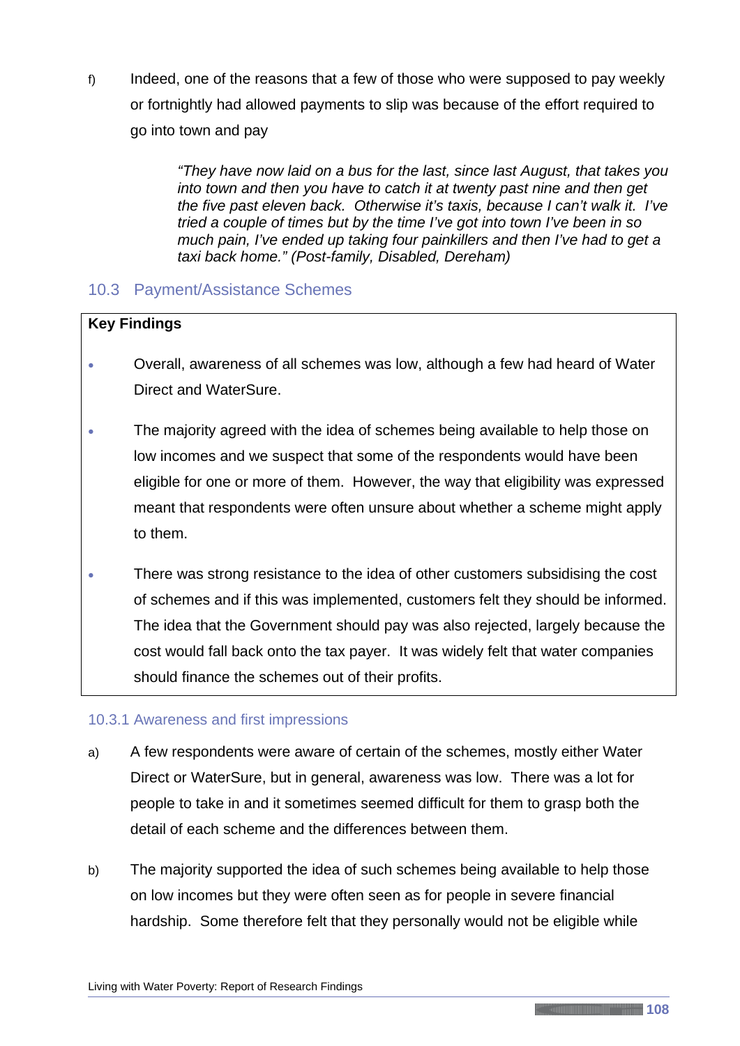f) Indeed, one of the reasons that a few of those who were supposed to pay weekly or fortnightly had allowed payments to slip was because of the effort required to go into town and pay

> *"They have now laid on a bus for the last, since last August, that takes you into town and then you have to catch it at twenty past nine and then get the five past eleven back. Otherwise it's taxis, because I can't walk it. I've tried a couple of times but by the time I've got into town I've been in so much pain, I've ended up taking four painkillers and then I've had to get a taxi back home." (Post-family, Disabled, Dereham)*

## 10.3 Payment/Assistance Schemes

**Key Findings**

- Overall, awareness of all schemes was low, although a few had heard of Water Direct and WaterSure.
- The majority agreed with the idea of schemes being available to help those on low incomes and we suspect that some of the respondents would have been eligible for one or more of them. However, the way that eligibility was expressed meant that respondents were often unsure about whether a scheme might apply to them.
- There was strong resistance to the idea of other customers subsidising the cost of schemes and if this was implemented, customers felt they should be informed. The idea that the Government should pay was also rejected, largely because the cost would fall back onto the tax payer. It was widely felt that water companies should finance the schemes out of their profits.

### 10.3.1 Awareness and first impressions

a) A few respondents were aware of certain of the schemes, mostly either Water Direct or WaterSure, but in general, awareness was low. There was a lot for people to take in and it sometimes seemed difficult for them to grasp both the detail of each scheme and the differences between them.

b) The majority supported the idea of such schemes being available to help those on low incomes but they were often seen as for people in severe financial hardship. Some therefore felt that they personally would not be eligible while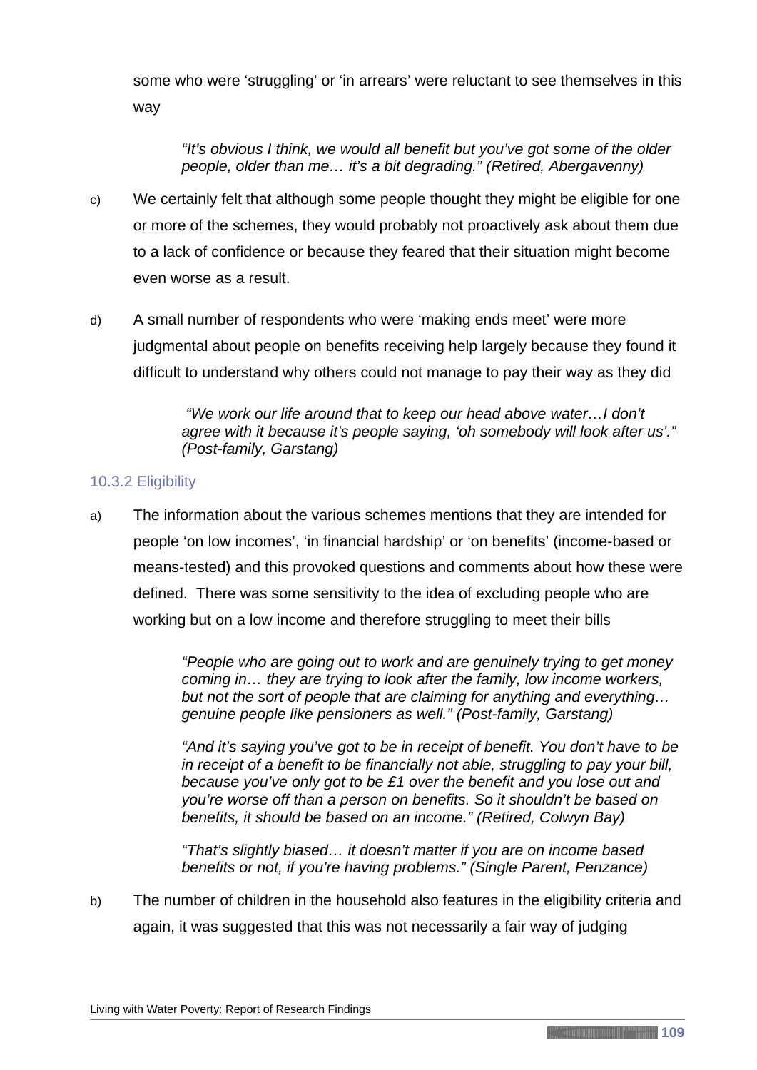some who were 'struggling' or 'in arrears' were reluctant to see themselves in this way

> *"It's obvious I think, we would all benefit but you've got some of the older people, older than me… it's a bit degrading." (Retired, Abergavenny)*

c) We certainly felt that although some people thought they might be eligible for one or more of the schemes, they would probably not proactively ask about them due to a lack of confidence or because they feared that their situation might become even worse as a result.

d) A small number of respondents who were 'making ends meet' were more judgmental about people on benefits receiving help largely because they found it difficult to understand why others could not manage to pay their way as they did

> *"We work our life around that to keep our head above water…I don't agree with it because it's people saying, 'oh somebody will look after us'." (Post-family, Garstang)*

### 10.3.2 Eligibility

a) The information about the various schemes mentions that they are intended for people 'on low incomes', 'in financial hardship' or 'on benefits' (income-based or means-tested) and this provoked questions and comments about how these were defined. There was some sensitivity to the idea of excluding people who are working but on a low income and therefore struggling to meet their bills

> *"People who are going out to work and are genuinely trying to get money coming in… they are trying to look after the family, low income workers, but not the sort of people that are claiming for anything and everything… genuine people like pensioners as well." (Post-family, Garstang)*

> *"And it's saying you've got to be in receipt of benefit. You don't have to be in receipt of a benefit to be financially not able, struggling to pay your bill, because you've only got to be £1 over the benefit and you lose out and you're worse off than a person on benefits. So it shouldn't be based on benefits, it should be based on an income." (Retired, Colwyn Bay)*

> *"That's slightly biased… it doesn't matter if you are on income based benefits or not, if you're having problems." (Single Parent, Penzance)*

b) The number of children in the household also features in the eligibility criteria and again, it was suggested that this was not necessarily a fair way of judging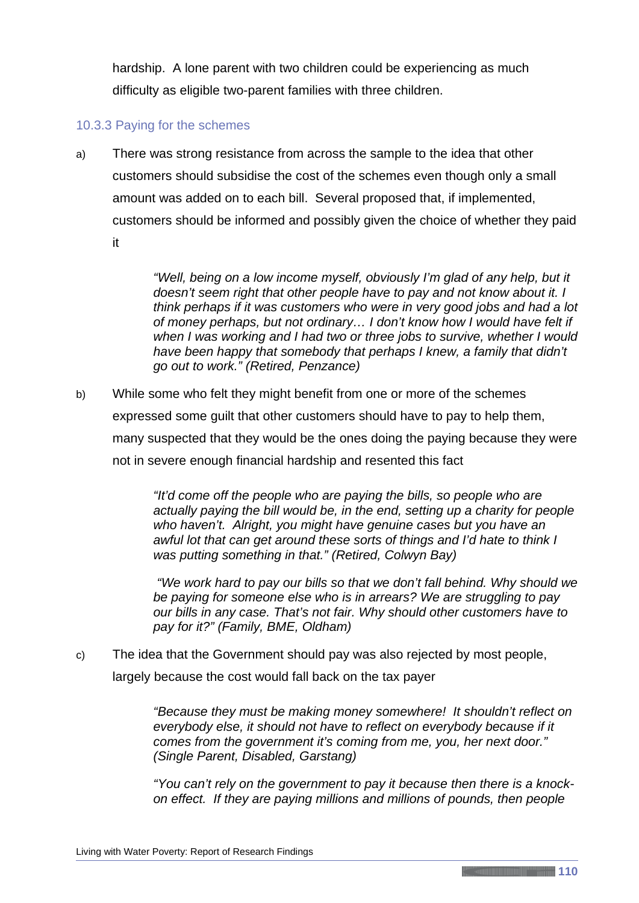hardship. A lone parent with two children could be experiencing as much difficulty as eligible two-parent families with three children.

### 10.3.3 Paying for the schemes

a) There was strong resistance from across the sample to the idea that other customers should subsidise the cost of the schemes even though only a small amount was added on to each bill. Several proposed that, if implemented, customers should be informed and possibly given the choice of whether they paid it

> *"Well, being on a low income myself, obviously I'm glad of any help, but it doesn't seem right that other people have to pay and not know about it. I think perhaps if it was customers who were in very good jobs and had a lot of money perhaps, but not ordinary… I don't know how I would have felt if when I was working and I had two or three jobs to survive, whether I would have been happy that somebody that perhaps I knew, a family that didn't go out to work." (Retired, Penzance)*

b) While some who felt they might benefit from one or more of the schemes expressed some guilt that other customers should have to pay to help them, many suspected that they would be the ones doing the paying because they were not in severe enough financial hardship and resented this fact

> *"It'd come off the people who are paying the bills, so people who are actually paying the bill would be, in the end, setting up a charity for people who haven't. Alright, you might have genuine cases but you have an awful lot that can get around these sorts of things and I'd hate to think I was putting something in that." (Retired, Colwyn Bay)*

> *"We work hard to pay our bills so that we don't fall behind. Why should we be paying for someone else who is in arrears? We are struggling to pay our bills in any case. That's not fair. Why should other customers have to pay for it?" (Family, BME, Oldham)*

c) The idea that the Government should pay was also rejected by most people, largely because the cost would fall back on the tax payer

> *"Because they must be making money somewhere! It shouldn't reflect on everybody else, it should not have to reflect on everybody because if it comes from the government it's coming from me, you, her next door." (Single Parent, Disabled, Garstang)*

> *"You can't rely on the government to pay it because then there is a knock-on effect. If they are paying millions and millions of pounds, then people*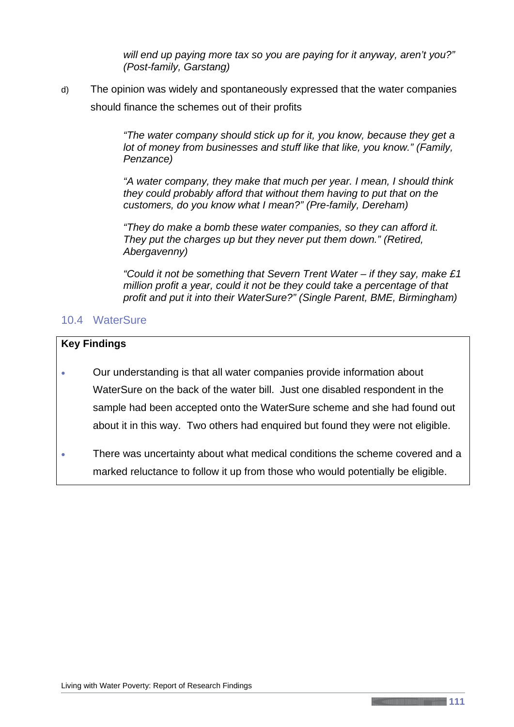*will end up paying more tax so you are paying for it anyway, aren't you?" (Post-family, Garstang)*

d) The opinion was widely and spontaneously expressed that the water companies should finance the schemes out of their profits

> *"The water company should stick up for it, you know, because they get a lot of money from businesses and stuff like that like, you know." (Family, Penzance)*
>
> *"A water company, they make that much per year. I mean, I should think they could probably afford that without them having to put that on the customers, do you know what I mean?" (Pre-family, Dereham)*
>
> *"They do make a bomb these water companies, so they can afford it. They put the charges up but they never put them down." (Retired, Abergavenny)*
>
> *"Could it not be something that Severn Trent Water – if they say, make £1 million profit a year, could it not be they could take a percentage of that profit and put it into their WaterSure?" (Single Parent, BME, Birmingham)*

## 10.4 WaterSure

**Key Findings**

- Our understanding is that all water companies provide information about WaterSure on the back of the water bill. Just one disabled respondent in the sample had been accepted onto the WaterSure scheme and she had found out about it in this way. Two others had enquired but found they were not eligible.
- There was uncertainty about what medical conditions the scheme covered and a marked reluctance to follow it up from those who would potentially be eligible.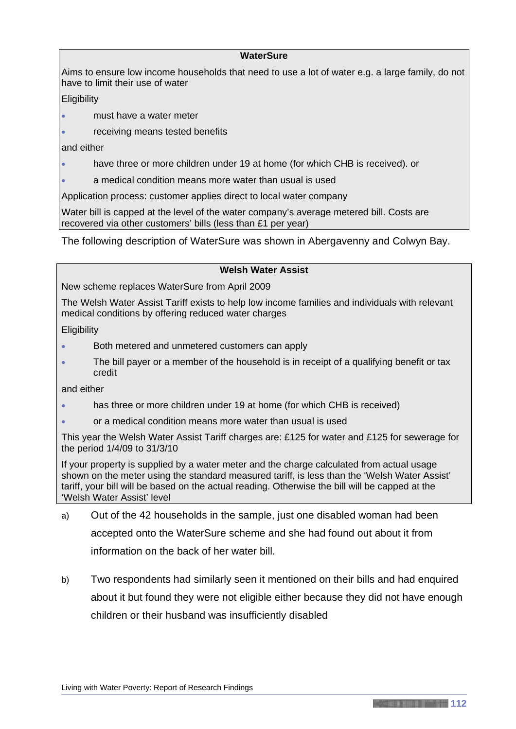**WaterSure**

Aims to ensure low income households that need to use a lot of water e.g. a large family, do not have to limit their use of water

Eligibility

- must have a water meter
- receiving means tested benefits

and either

- have three or more children under 19 at home (for which CHB is received). or
- a medical condition means more water than usual is used

Application process: customer applies direct to local water company

Water bill is capped at the level of the water company's average metered bill. Costs are recovered via other customers' bills (less than £1 per year)

The following description of WaterSure was shown in Abergavenny and Colwyn Bay.

**Welsh Water Assist**

New scheme replaces WaterSure from April 2009

The Welsh Water Assist Tariff exists to help low income families and individuals with relevant medical conditions by offering reduced water charges

Eligibility

- Both metered and unmetered customers can apply
- The bill payer or a member of the household is in receipt of a qualifying benefit or tax credit

and either

- has three or more children under 19 at home (for which CHB is received)
- or a medical condition means more water than usual is used

This year the Welsh Water Assist Tariff charges are: £125 for water and £125 for sewerage for the period 1/4/09 to 31/3/10

If your property is supplied by a water meter and the charge calculated from actual usage shown on the meter using the standard measured tariff, is less than the 'Welsh Water Assist' tariff, your bill will be based on the actual reading. Otherwise the bill will be capped at the 'Welsh Water Assist' level

a) Out of the 42 households in the sample, just one disabled woman had been accepted onto the WaterSure scheme and she had found out about it from information on the back of her water bill.

b) Two respondents had similarly seen it mentioned on their bills and had enquired about it but found they were not eligible either because they did not have enough children or their husband was insufficiently disabled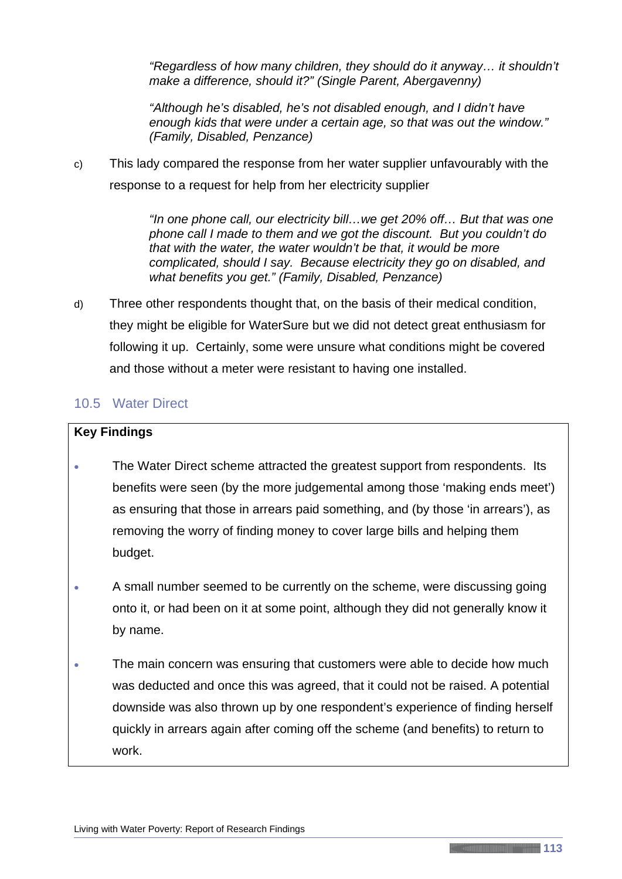> *"Regardless of how many children, they should do it anyway… it shouldn't make a difference, should it?" (Single Parent, Abergavenny)*
>
> *"Although he's disabled, he's not disabled enough, and I didn't have enough kids that were under a certain age, so that was out the window." (Family, Disabled, Penzance)*

c) This lady compared the response from her water supplier unfavourably with the response to a request for help from her electricity supplier

> *"In one phone call, our electricity bill…we get 20% off… But that was one phone call I made to them and we got the discount. But you couldn't do that with the water, the water wouldn't be that, it would be more complicated, should I say. Because electricity they go on disabled, and what benefits you get." (Family, Disabled, Penzance)*

d) Three other respondents thought that, on the basis of their medical condition, they might be eligible for WaterSure but we did not detect great enthusiasm for following it up. Certainly, some were unsure what conditions might be covered and those without a meter were resistant to having one installed.

## 10.5 Water Direct

**Key Findings**

- The Water Direct scheme attracted the greatest support from respondents. Its benefits were seen (by the more judgemental among those 'making ends meet') as ensuring that those in arrears paid something, and (by those 'in arrears'), as removing the worry of finding money to cover large bills and helping them budget.
- A small number seemed to be currently on the scheme, were discussing going onto it, or had been on it at some point, although they did not generally know it by name.
- The main concern was ensuring that customers were able to decide how much was deducted and once this was agreed, that it could not be raised. A potential downside was also thrown up by one respondent's experience of finding herself quickly in arrears again after coming off the scheme (and benefits) to return to work.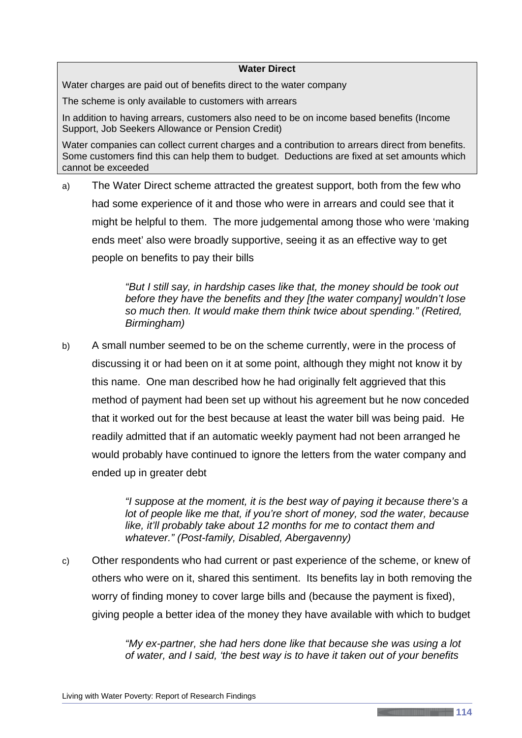| **Water Direct** |
|---|
| Water charges are paid out of benefits direct to the water company |
| The scheme is only available to customers with arrears |
| In addition to having arrears, customers also need to be on income based benefits (Income Support, Job Seekers Allowance or Pension Credit) |
| Water companies can collect current charges and a contribution to arrears direct from benefits. Some customers find this can help them to budget. Deductions are fixed at set amounts which cannot be exceeded |

a) The Water Direct scheme attracted the greatest support, both from the few who had some experience of it and those who were in arrears and could see that it might be helpful to them. The more judgemental among those who were 'making ends meet' also were broadly supportive, seeing it as an effective way to get people on benefits to pay their bills

> *"But I still say, in hardship cases like that, the money should be took out before they have the benefits and they [the water company] wouldn't lose so much then. It would make them think twice about spending." (Retired, Birmingham)*

b) A small number seemed to be on the scheme currently, were in the process of discussing it or had been on it at some point, although they might not know it by this name. One man described how he had originally felt aggrieved that this method of payment had been set up without his agreement but he now conceded that it worked out for the best because at least the water bill was being paid. He readily admitted that if an automatic weekly payment had not been arranged he would probably have continued to ignore the letters from the water company and ended up in greater debt

> *"I suppose at the moment, it is the best way of paying it because there's a lot of people like me that, if you're short of money, sod the water, because like, it'll probably take about 12 months for me to contact them and whatever." (Post-family, Disabled, Abergavenny)*

c) Other respondents who had current or past experience of the scheme, or knew of others who were on it, shared this sentiment. Its benefits lay in both removing the worry of finding money to cover large bills and (because the payment is fixed), giving people a better idea of the money they have available with which to budget

> *"My ex-partner, she had hers done like that because she was using a lot of water, and I said, 'the best way is to have it taken out of your benefits*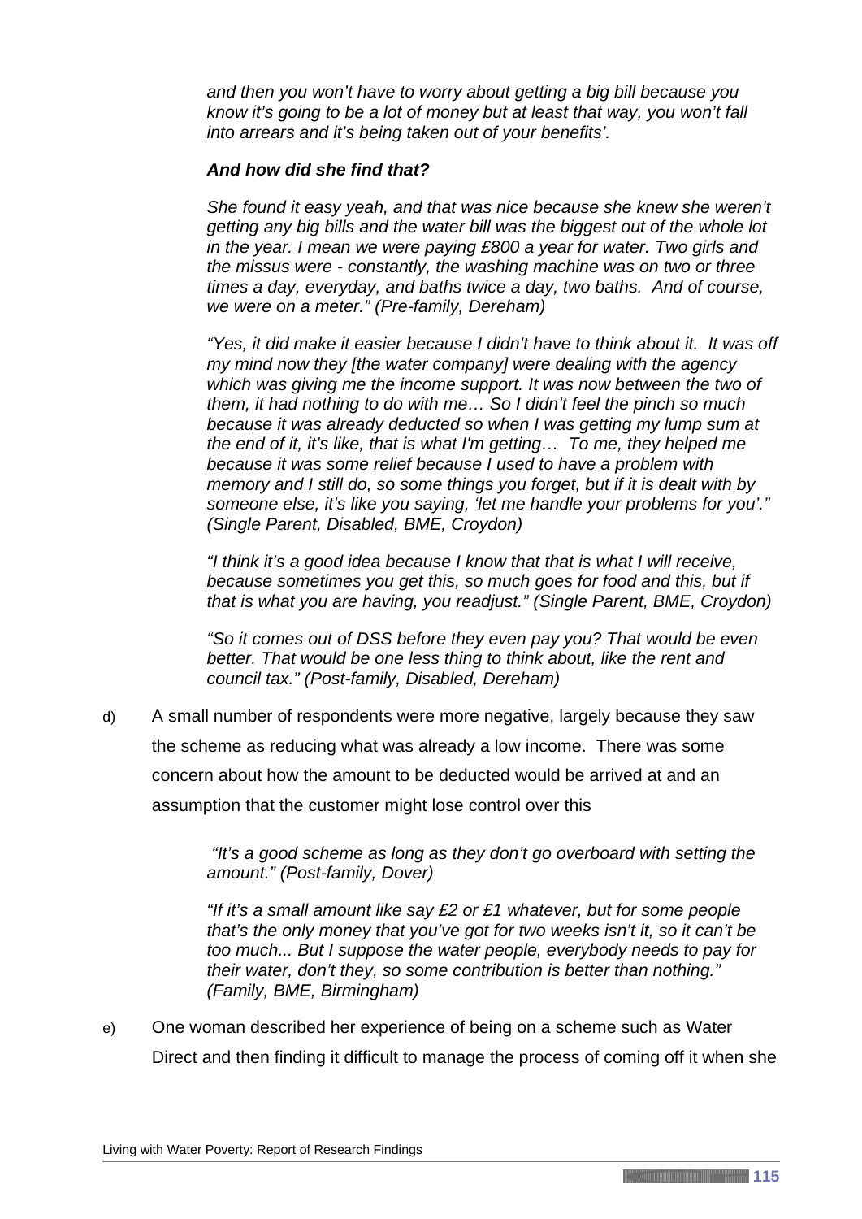*and then you won't have to worry about getting a big bill because you know it's going to be a lot of money but at least that way, you won't fall into arrears and it's being taken out of your benefits'.*

***And how did she find that?***

*She found it easy yeah, and that was nice because she knew she weren't getting any big bills and the water bill was the biggest out of the whole lot in the year. I mean we were paying £800 a year for water. Two girls and the missus were - constantly, the washing machine was on two or three times a day, everyday, and baths twice a day, two baths. And of course, we were on a meter." (Pre-family, Dereham)*

*"Yes, it did make it easier because I didn't have to think about it. It was off my mind now they [the water company] were dealing with the agency which was giving me the income support. It was now between the two of them, it had nothing to do with me… So I didn't feel the pinch so much because it was already deducted so when I was getting my lump sum at the end of it, it's like, that is what I'm getting… To me, they helped me because it was some relief because I used to have a problem with memory and I still do, so some things you forget, but if it is dealt with by someone else, it's like you saying, 'let me handle your problems for you'." (Single Parent, Disabled, BME, Croydon)*

*"I think it's a good idea because I know that that is what I will receive, because sometimes you get this, so much goes for food and this, but if that is what you are having, you readjust." (Single Parent, BME, Croydon)*

*"So it comes out of DSS before they even pay you? That would be even better. That would be one less thing to think about, like the rent and council tax." (Post-family, Disabled, Dereham)*

d) A small number of respondents were more negative, largely because they saw the scheme as reducing what was already a low income. There was some concern about how the amount to be deducted would be arrived at and an assumption that the customer might lose control over this

*"It's a good scheme as long as they don't go overboard with setting the amount." (Post-family, Dover)*

*"If it's a small amount like say £2 or £1 whatever, but for some people that's the only money that you've got for two weeks isn't it, so it can't be too much... But I suppose the water people, everybody needs to pay for their water, don't they, so some contribution is better than nothing." (Family, BME, Birmingham)*

e) One woman described her experience of being on a scheme such as Water Direct and then finding it difficult to manage the process of coming off it when she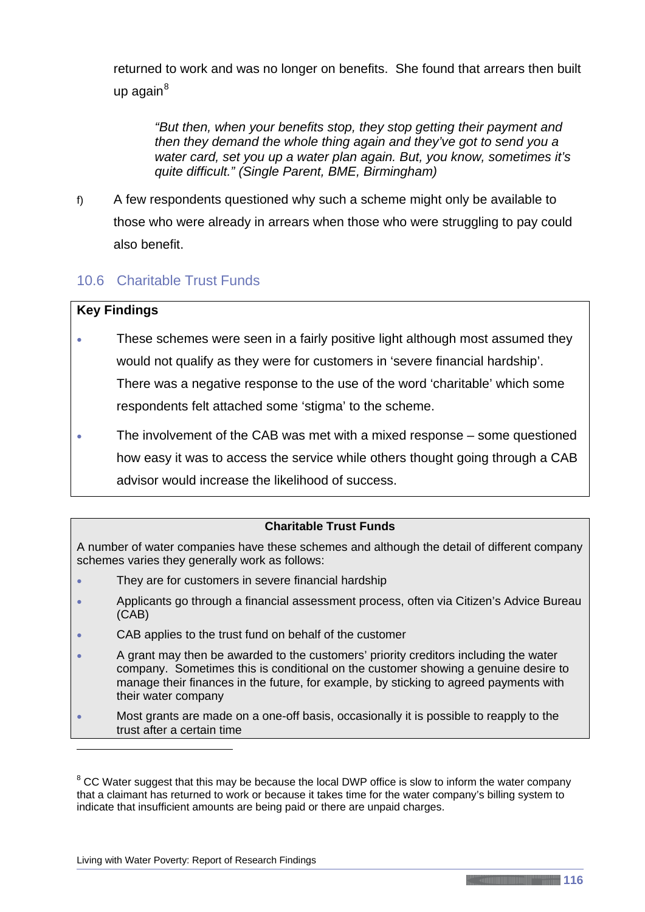returned to work and was no longer on benefits. She found that arrears then built up again[8]

> *"But then, when your benefits stop, they stop getting their payment and then they demand the whole thing again and they've got to send you a water card, set you up a water plan again. But, you know, sometimes it's quite difficult." (Single Parent, BME, Birmingham)*

f) A few respondents questioned why such a scheme might only be available to those who were already in arrears when those who were struggling to pay could also benefit.

## 10.6 Charitable Trust Funds

**Key Findings**

- These schemes were seen in a fairly positive light although most assumed they would not qualify as they were for customers in 'severe financial hardship'. There was a negative response to the use of the word 'charitable' which some respondents felt attached some 'stigma' to the scheme.
- The involvement of the CAB was met with a mixed response – some questioned how easy it was to access the service while others thought going through a CAB advisor would increase the likelihood of success.

**Charitable Trust Funds**

A number of water companies have these schemes and although the detail of different company schemes varies they generally work as follows:

- They are for customers in severe financial hardship
- Applicants go through a financial assessment process, often via Citizen's Advice Bureau (CAB)
- CAB applies to the trust fund on behalf of the customer
- A grant may then be awarded to the customers' priority creditors including the water company. Sometimes this is conditional on the customer showing a genuine desire to manage their finances in the future, for example, by sticking to agreed payments with their water company
- Most grants are made on a one-off basis, occasionally it is possible to reapply to the trust after a certain time

[8] CC Water suggest that this may be because the local DWP office is slow to inform the water company that a claimant has returned to work or because it takes time for the water company's billing system to indicate that insufficient amounts are being paid or there are unpaid charges.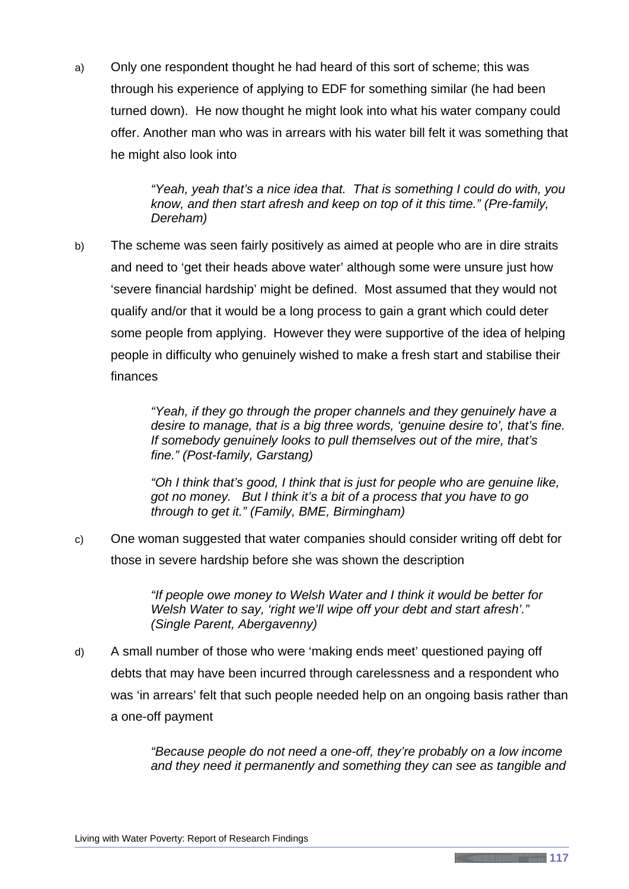a) Only one respondent thought he had heard of this sort of scheme; this was through his experience of applying to EDF for something similar (he had been turned down). He now thought he might look into what his water company could offer. Another man who was in arrears with his water bill felt it was something that he might also look into

> *"Yeah, yeah that's a nice idea that. That is something I could do with, you know, and then start afresh and keep on top of it this time." (Pre-family, Dereham)*

b) The scheme was seen fairly positively as aimed at people who are in dire straits and need to 'get their heads above water' although some were unsure just how 'severe financial hardship' might be defined. Most assumed that they would not qualify and/or that it would be a long process to gain a grant which could deter some people from applying. However they were supportive of the idea of helping people in difficulty who genuinely wished to make a fresh start and stabilise their finances

> *"Yeah, if they go through the proper channels and they genuinely have a desire to manage, that is a big three words, 'genuine desire to', that's fine. If somebody genuinely looks to pull themselves out of the mire, that's fine." (Post-family, Garstang)*

> *"Oh I think that's good, I think that is just for people who are genuine like, got no money. But I think it's a bit of a process that you have to go through to get it." (Family, BME, Birmingham)*

c) One woman suggested that water companies should consider writing off debt for those in severe hardship before she was shown the description

> *"If people owe money to Welsh Water and I think it would be better for Welsh Water to say, 'right we'll wipe off your debt and start afresh'." (Single Parent, Abergavenny)*

d) A small number of those who were 'making ends meet' questioned paying off debts that may have been incurred through carelessness and a respondent who was 'in arrears' felt that such people needed help on an ongoing basis rather than a one-off payment

> *"Because people do not need a one-off, they're probably on a low income and they need it permanently and something they can see as tangible and*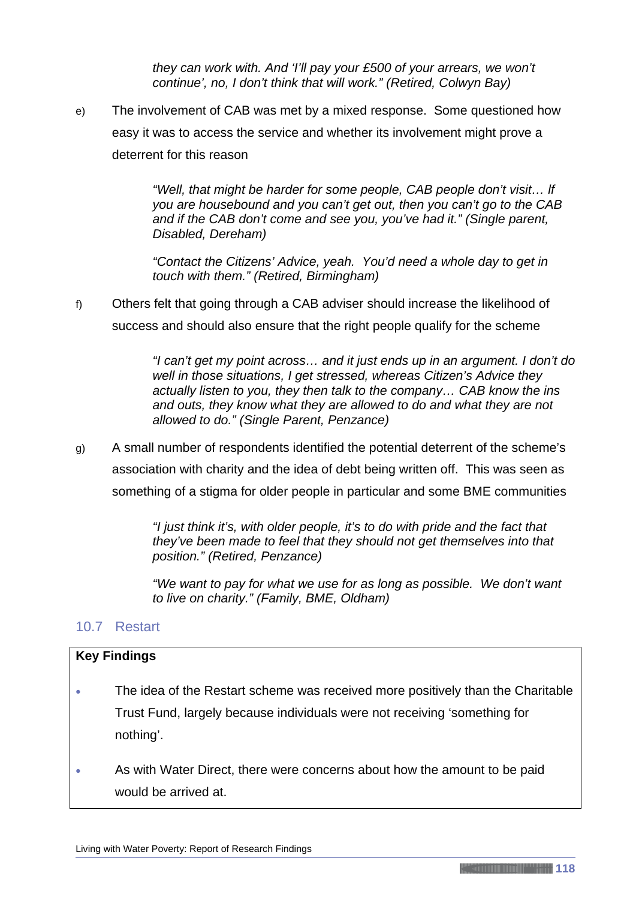> *they can work with. And 'I'll pay your £500 of your arrears, we won't continue', no, I don't think that will work." (Retired, Colwyn Bay)*

e) The involvement of CAB was met by a mixed response. Some questioned how easy it was to access the service and whether its involvement might prove a deterrent for this reason

> *"Well, that might be harder for some people, CAB people don't visit… If you are housebound and you can't get out, then you can't go to the CAB and if the CAB don't come and see you, you've had it." (Single parent, Disabled, Dereham)*

> *"Contact the Citizens' Advice, yeah. You'd need a whole day to get in touch with them." (Retired, Birmingham)*

f) Others felt that going through a CAB adviser should increase the likelihood of success and should also ensure that the right people qualify for the scheme

> *"I can't get my point across… and it just ends up in an argument. I don't do well in those situations, I get stressed, whereas Citizen's Advice they actually listen to you, they then talk to the company… CAB know the ins and outs, they know what they are allowed to do and what they are not allowed to do." (Single Parent, Penzance)*

g) A small number of respondents identified the potential deterrent of the scheme's association with charity and the idea of debt being written off. This was seen as something of a stigma for older people in particular and some BME communities

> *"I just think it's, with older people, it's to do with pride and the fact that they've been made to feel that they should not get themselves into that position." (Retired, Penzance)*

> *"We want to pay for what we use for as long as possible. We don't want to live on charity." (Family, BME, Oldham)*

## 10.7 Restart

**Key Findings**

- The idea of the Restart scheme was received more positively than the Charitable Trust Fund, largely because individuals were not receiving 'something for nothing'.
- As with Water Direct, there were concerns about how the amount to be paid would be arrived at.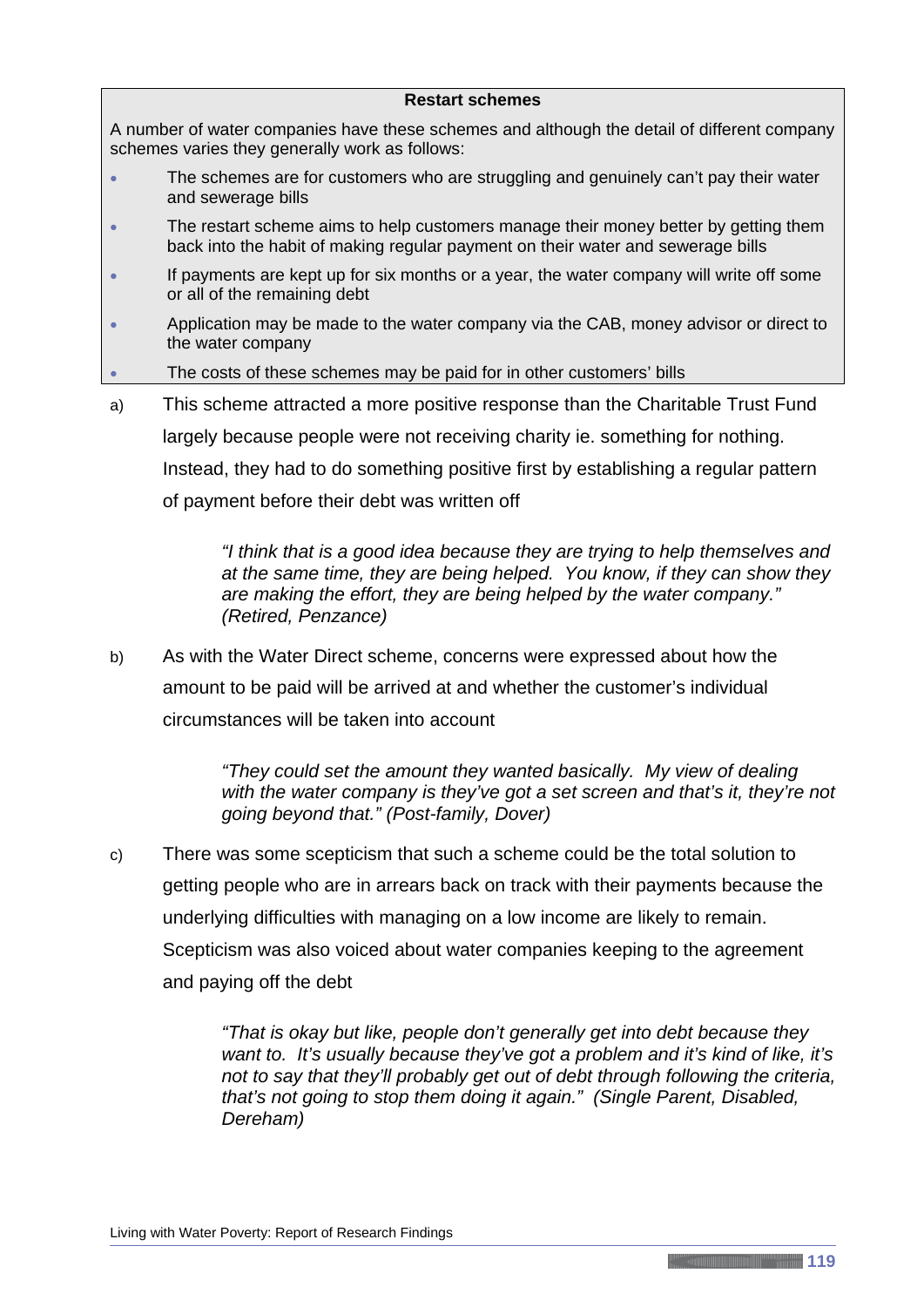**Restart schemes**

A number of water companies have these schemes and although the detail of different company schemes varies they generally work as follows:

- The schemes are for customers who are struggling and genuinely can't pay their water and sewerage bills
- The restart scheme aims to help customers manage their money better by getting them back into the habit of making regular payment on their water and sewerage bills
- If payments are kept up for six months or a year, the water company will write off some or all of the remaining debt
- Application may be made to the water company via the CAB, money advisor or direct to the water company
- The costs of these schemes may be paid for in other customers' bills

a) This scheme attracted a more positive response than the Charitable Trust Fund largely because people were not receiving charity ie. something for nothing. Instead, they had to do something positive first by establishing a regular pattern of payment before their debt was written off

> *"I think that is a good idea because they are trying to help themselves and at the same time, they are being helped. You know, if they can show they are making the effort, they are being helped by the water company." (Retired, Penzance)*

b) As with the Water Direct scheme, concerns were expressed about how the amount to be paid will be arrived at and whether the customer's individual circumstances will be taken into account

> *"They could set the amount they wanted basically. My view of dealing with the water company is they've got a set screen and that's it, they're not going beyond that." (Post-family, Dover)*

c) There was some scepticism that such a scheme could be the total solution to getting people who are in arrears back on track with their payments because the underlying difficulties with managing on a low income are likely to remain. Scepticism was also voiced about water companies keeping to the agreement and paying off the debt

> *"That is okay but like, people don't generally get into debt because they want to. It's usually because they've got a problem and it's kind of like, it's not to say that they'll probably get out of debt through following the criteria, that's not going to stop them doing it again." (Single Parent, Disabled, Dereham)*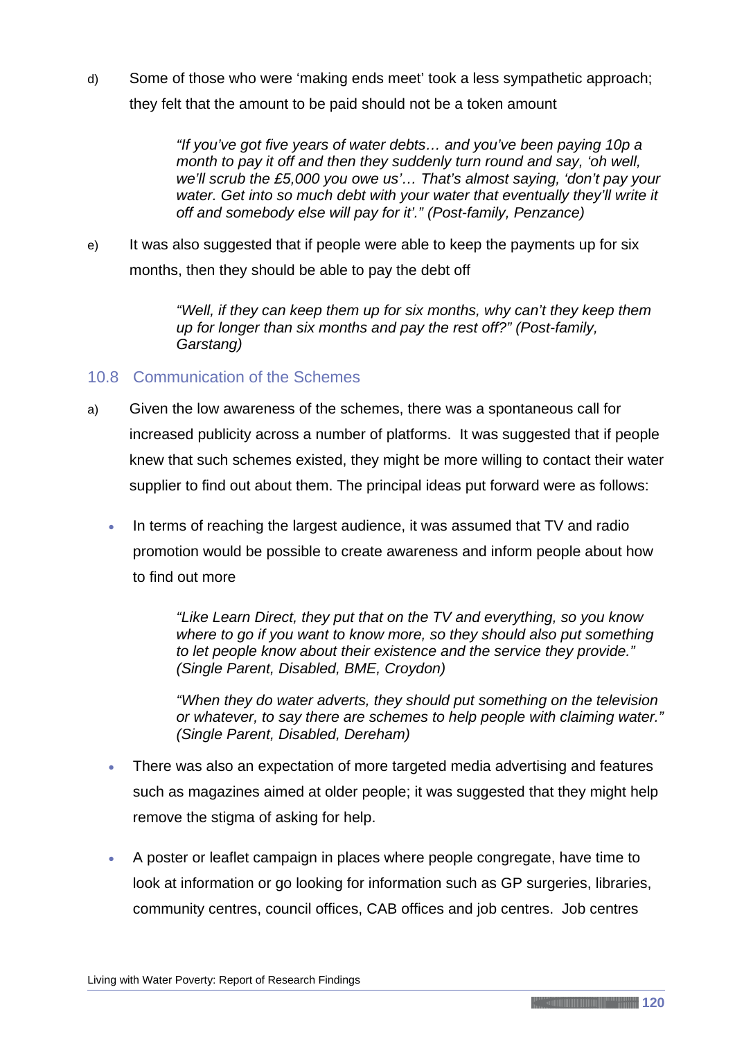d) Some of those who were 'making ends meet' took a less sympathetic approach; they felt that the amount to be paid should not be a token amount

> *"If you've got five years of water debts… and you've been paying 10p a month to pay it off and then they suddenly turn round and say, 'oh well, we'll scrub the £5,000 you owe us'… That's almost saying, 'don't pay your water. Get into so much debt with your water that eventually they'll write it off and somebody else will pay for it'." (Post-family, Penzance)*

e) It was also suggested that if people were able to keep the payments up for six months, then they should be able to pay the debt off

> *"Well, if they can keep them up for six months, why can't they keep them up for longer than six months and pay the rest off?" (Post-family, Garstang)*

## 10.8 Communication of the Schemes

a) Given the low awareness of the schemes, there was a spontaneous call for increased publicity across a number of platforms. It was suggested that if people knew that such schemes existed, they might be more willing to contact their water supplier to find out about them. The principal ideas put forward were as follows:

- In terms of reaching the largest audience, it was assumed that TV and radio promotion would be possible to create awareness and inform people about how to find out more

> *"Like Learn Direct, they put that on the TV and everything, so you know where to go if you want to know more, so they should also put something to let people know about their existence and the service they provide." (Single Parent, Disabled, BME, Croydon)*

> *"When they do water adverts, they should put something on the television or whatever, to say there are schemes to help people with claiming water." (Single Parent, Disabled, Dereham)*

- There was also an expectation of more targeted media advertising and features such as magazines aimed at older people; it was suggested that they might help remove the stigma of asking for help.

- A poster or leaflet campaign in places where people congregate, have time to look at information or go looking for information such as GP surgeries, libraries, community centres, council offices, CAB offices and job centres. Job centres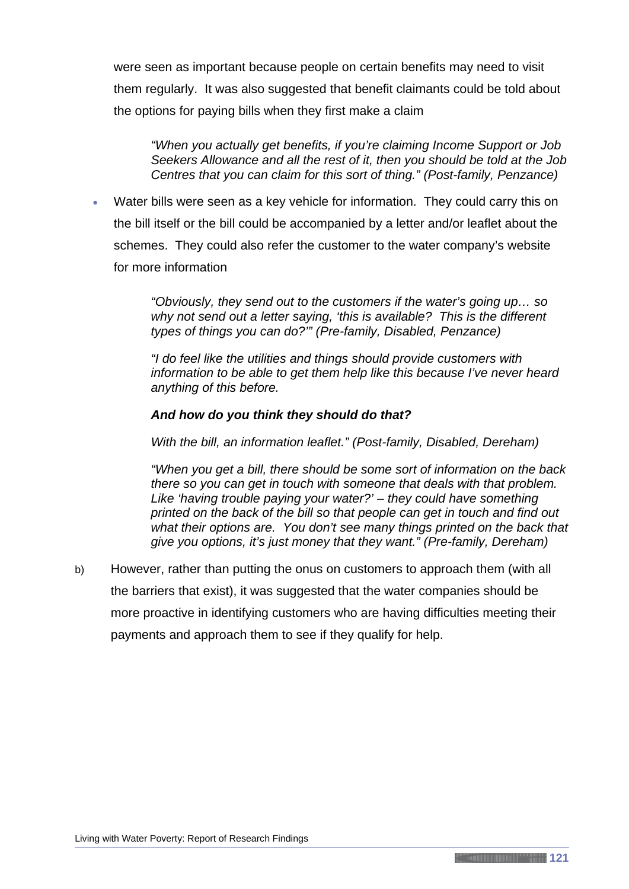were seen as important because people on certain benefits may need to visit them regularly. It was also suggested that benefit claimants could be told about the options for paying bills when they first make a claim

> *"When you actually get benefits, if you're claiming Income Support or Job Seekers Allowance and all the rest of it, then you should be told at the Job Centres that you can claim for this sort of thing." (Post-family, Penzance)*

- Water bills were seen as a key vehicle for information. They could carry this on the bill itself or the bill could be accompanied by a letter and/or leaflet about the schemes. They could also refer the customer to the water company's website for more information

> *"Obviously, they send out to the customers if the water's going up… so why not send out a letter saying, 'this is available? This is the different types of things you can do?'" (Pre-family, Disabled, Penzance)*
>
> *"I do feel like the utilities and things should provide customers with information to be able to get them help like this because I've never heard anything of this before.*
>
> ***And how do you think they should do that?***
>
> *With the bill, an information leaflet." (Post-family, Disabled, Dereham)*
>
> *"When you get a bill, there should be some sort of information on the back there so you can get in touch with someone that deals with that problem. Like 'having trouble paying your water?' – they could have something printed on the back of the bill so that people can get in touch and find out what their options are. You don't see many things printed on the back that give you options, it's just money that they want." (Pre-family, Dereham)*

b) However, rather than putting the onus on customers to approach them (with all the barriers that exist), it was suggested that the water companies should be more proactive in identifying customers who are having difficulties meeting their payments and approach them to see if they qualify for help.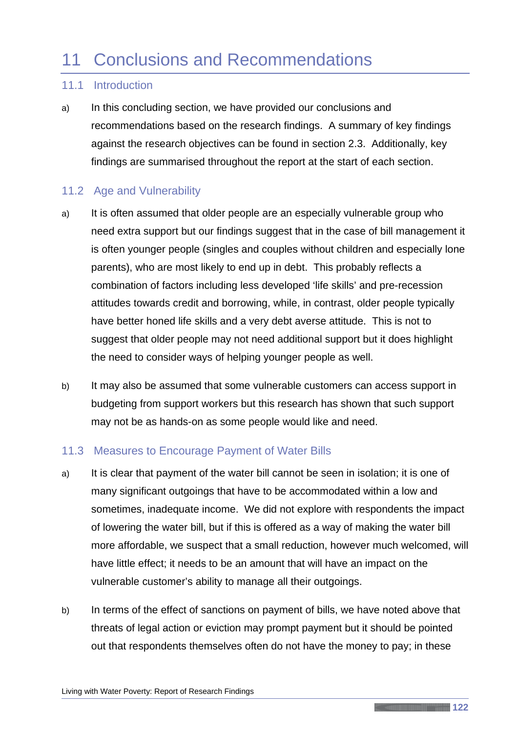# 11 Conclusions and Recommendations

## 11.1 Introduction

a) In this concluding section, we have provided our conclusions and recommendations based on the research findings. A summary of key findings against the research objectives can be found in section 2.3. Additionally, key findings are summarised throughout the report at the start of each section.

## 11.2 Age and Vulnerability

a) It is often assumed that older people are an especially vulnerable group who need extra support but our findings suggest that in the case of bill management it is often younger people (singles and couples without children and especially lone parents), who are most likely to end up in debt. This probably reflects a combination of factors including less developed 'life skills' and pre-recession attitudes towards credit and borrowing, while, in contrast, older people typically have better honed life skills and a very debt averse attitude. This is not to suggest that older people may not need additional support but it does highlight the need to consider ways of helping younger people as well.

b) It may also be assumed that some vulnerable customers can access support in budgeting from support workers but this research has shown that such support may not be as hands-on as some people would like and need.

## 11.3 Measures to Encourage Payment of Water Bills

a) It is clear that payment of the water bill cannot be seen in isolation; it is one of many significant outgoings that have to be accommodated within a low and sometimes, inadequate income. We did not explore with respondents the impact of lowering the water bill, but if this is offered as a way of making the water bill more affordable, we suspect that a small reduction, however much welcomed, will have little effect; it needs to be an amount that will have an impact on the vulnerable customer's ability to manage all their outgoings.

b) In terms of the effect of sanctions on payment of bills, we have noted above that threats of legal action or eviction may prompt payment but it should be pointed out that respondents themselves often do not have the money to pay; in these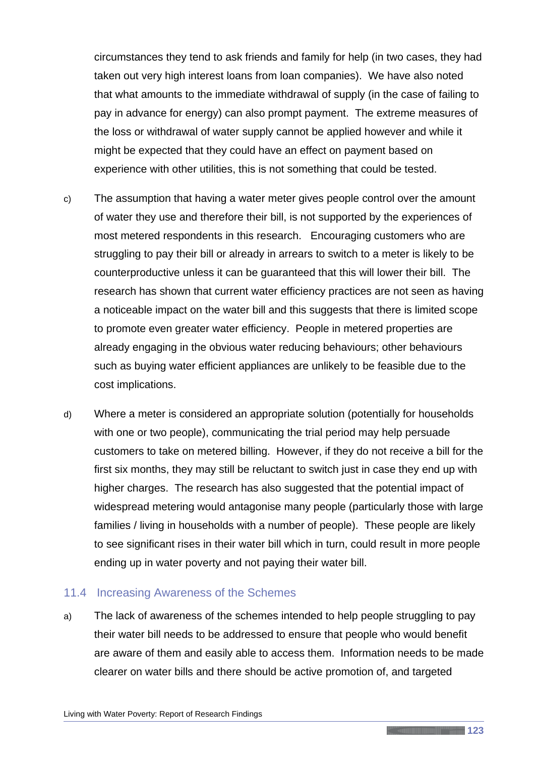circumstances they tend to ask friends and family for help (in two cases, they had taken out very high interest loans from loan companies). We have also noted that what amounts to the immediate withdrawal of supply (in the case of failing to pay in advance for energy) can also prompt payment. The extreme measures of the loss or withdrawal of water supply cannot be applied however and while it might be expected that they could have an effect on payment based on experience with other utilities, this is not something that could be tested.

c) The assumption that having a water meter gives people control over the amount of water they use and therefore their bill, is not supported by the experiences of most metered respondents in this research. Encouraging customers who are struggling to pay their bill or already in arrears to switch to a meter is likely to be counterproductive unless it can be guaranteed that this will lower their bill. The research has shown that current water efficiency practices are not seen as having a noticeable impact on the water bill and this suggests that there is limited scope to promote even greater water efficiency. People in metered properties are already engaging in the obvious water reducing behaviours; other behaviours such as buying water efficient appliances are unlikely to be feasible due to the cost implications.

d) Where a meter is considered an appropriate solution (potentially for households with one or two people), communicating the trial period may help persuade customers to take on metered billing. However, if they do not receive a bill for the first six months, they may still be reluctant to switch just in case they end up with higher charges. The research has also suggested that the potential impact of widespread metering would antagonise many people (particularly those with large families / living in households with a number of people). These people are likely to see significant rises in their water bill which in turn, could result in more people ending up in water poverty and not paying their water bill.

## 11.4 Increasing Awareness of the Schemes

a) The lack of awareness of the schemes intended to help people struggling to pay their water bill needs to be addressed to ensure that people who would benefit are aware of them and easily able to access them. Information needs to be made clearer on water bills and there should be active promotion of, and targeted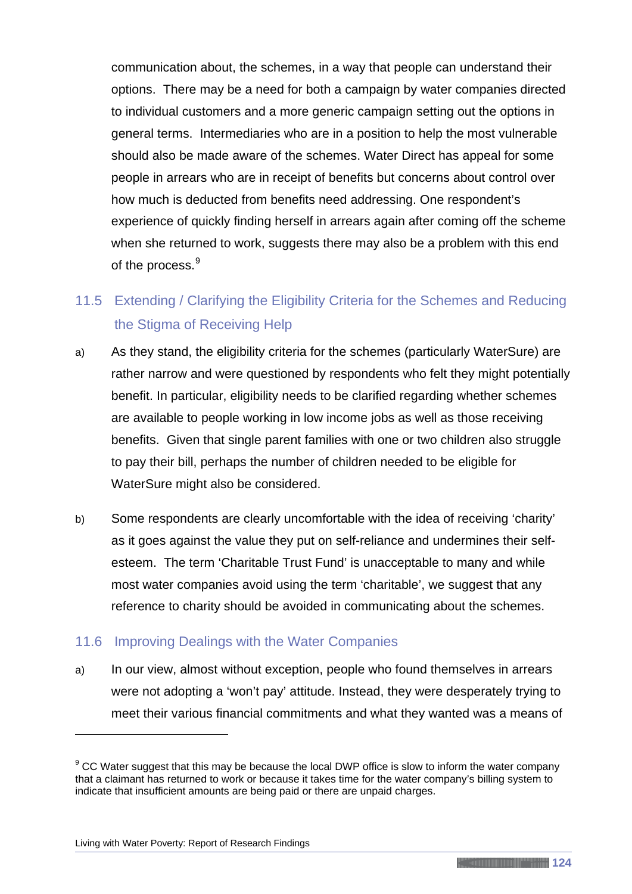communication about, the schemes, in a way that people can understand their options. There may be a need for both a campaign by water companies directed to individual customers and a more generic campaign setting out the options in general terms. Intermediaries who are in a position to help the most vulnerable should also be made aware of the schemes. Water Direct has appeal for some people in arrears who are in receipt of benefits but concerns about control over how much is deducted from benefits need addressing. One respondent's experience of quickly finding herself in arrears again after coming off the scheme when she returned to work, suggests there may also be a problem with this end of the process.[9]

### 11.5 Extending / Clarifying the Eligibility Criteria for the Schemes and Reducing the Stigma of Receiving Help

a) As they stand, the eligibility criteria for the schemes (particularly WaterSure) are rather narrow and were questioned by respondents who felt they might potentially benefit. In particular, eligibility needs to be clarified regarding whether schemes are available to people working in low income jobs as well as those receiving benefits. Given that single parent families with one or two children also struggle to pay their bill, perhaps the number of children needed to be eligible for WaterSure might also be considered.

b) Some respondents are clearly uncomfortable with the idea of receiving 'charity' as it goes against the value they put on self-reliance and undermines their self-esteem. The term 'Charitable Trust Fund' is unacceptable to many and while most water companies avoid using the term 'charitable', we suggest that any reference to charity should be avoided in communicating about the schemes.

### 11.6 Improving Dealings with the Water Companies

a) In our view, almost without exception, people who found themselves in arrears were not adopting a 'won't pay' attitude. Instead, they were desperately trying to meet their various financial commitments and what they wanted was a means of

---

[9] CC Water suggest that this may be because the local DWP office is slow to inform the water company that a claimant has returned to work or because it takes time for the water company's billing system to indicate that insufficient amounts are being paid or there are unpaid charges.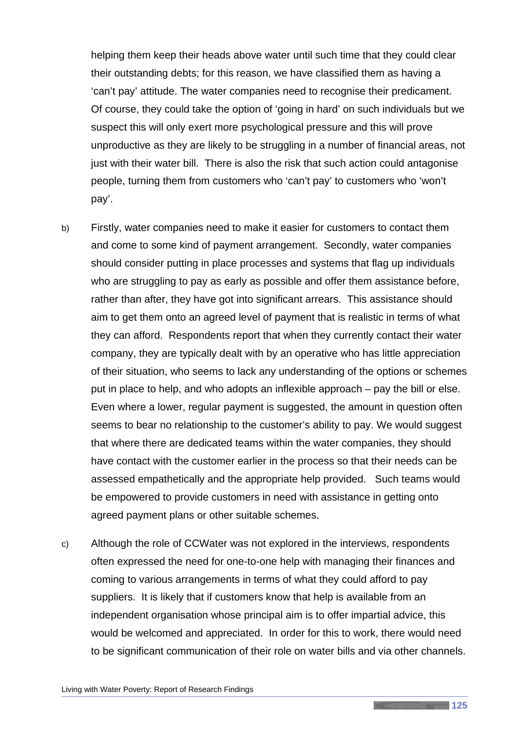helping them keep their heads above water until such time that they could clear their outstanding debts; for this reason, we have classified them as having a 'can't pay' attitude. The water companies need to recognise their predicament. Of course, they could take the option of 'going in hard' on such individuals but we suspect this will only exert more psychological pressure and this will prove unproductive as they are likely to be struggling in a number of financial areas, not just with their water bill. There is also the risk that such action could antagonise people, turning them from customers who 'can't pay' to customers who 'won't pay'.

b) Firstly, water companies need to make it easier for customers to contact them and come to some kind of payment arrangement. Secondly, water companies should consider putting in place processes and systems that flag up individuals who are struggling to pay as early as possible and offer them assistance before, rather than after, they have got into significant arrears. This assistance should aim to get them onto an agreed level of payment that is realistic in terms of what they can afford. Respondents report that when they currently contact their water company, they are typically dealt with by an operative who has little appreciation of their situation, who seems to lack any understanding of the options or schemes put in place to help, and who adopts an inflexible approach – pay the bill or else. Even where a lower, regular payment is suggested, the amount in question often seems to bear no relationship to the customer's ability to pay. We would suggest that where there are dedicated teams within the water companies, they should have contact with the customer earlier in the process so that their needs can be assessed empathetically and the appropriate help provided. Such teams would be empowered to provide customers in need with assistance in getting onto agreed payment plans or other suitable schemes.

c) Although the role of CCWater was not explored in the interviews, respondents often expressed the need for one-to-one help with managing their finances and coming to various arrangements in terms of what they could afford to pay suppliers. It is likely that if customers know that help is available from an independent organisation whose principal aim is to offer impartial advice, this would be welcomed and appreciated. In order for this to work, there would need to be significant communication of their role on water bills and via other channels.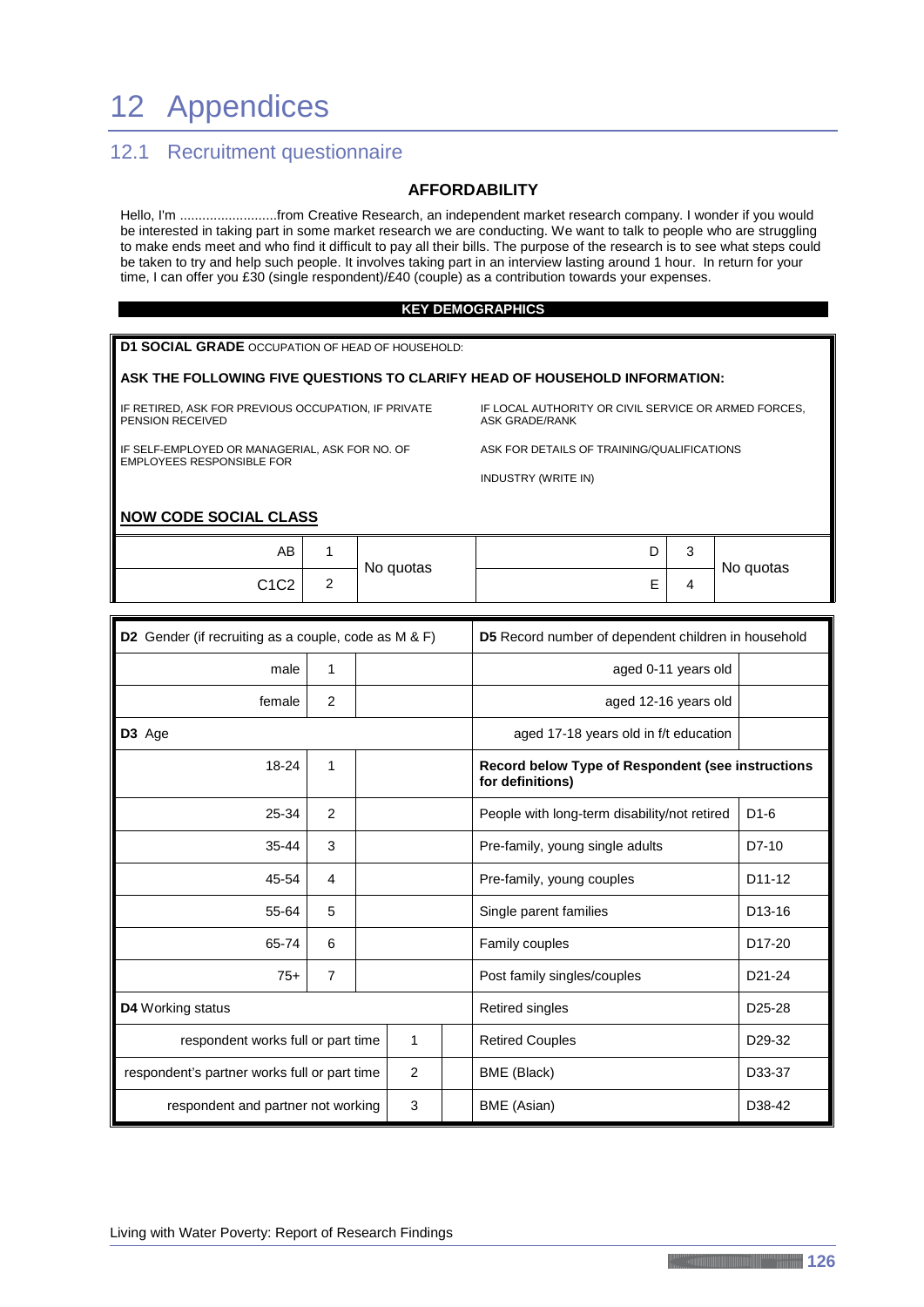# 12 Appendices

## 12.1 Recruitment questionnaire

### AFFORDABILITY

Hello, I'm ..........................from Creative Research, an independent market research company. I wonder if you would be interested in taking part in some market research we are conducting. We want to talk to people who are struggling to make ends meet and who find it difficult to pay all their bills. The purpose of the research is to see what steps could be taken to try and help such people. It involves taking part in an interview lasting around 1 hour. In return for your time, I can offer you £30 (single respondent)/£40 (couple) as a contribution towards your expenses.

**KEY DEMOGRAPHICS**

**D1 SOCIAL GRADE** OCCUPATION OF HEAD OF HOUSEHOLD:

**ASK THE FOLLOWING FIVE QUESTIONS TO CLARIFY HEAD OF HOUSEHOLD INFORMATION:**

IF RETIRED, ASK FOR PREVIOUS OCCUPATION, IF PRIVATE PENSION RECEIVED

IF LOCAL AUTHORITY OR CIVIL SERVICE OR ARMED FORCES, ASK GRADE/RANK

IF SELF-EMPLOYED OR MANAGERIAL, ASK FOR NO. OF EMPLOYEES RESPONSIBLE FOR

ASK FOR DETAILS OF TRAINING/QUALIFICATIONS

INDUSTRY (WRITE IN)

**NOW CODE SOCIAL CLASS**

| | | | | | |
|---|---|---|---|---|---|
| AB | 1 | No quotas | D | 3 | No quotas |
| C1C2 | 2 | | E | 4 | |

| **D2** Gender (if recruiting as a couple, code as M & F) | | | **D5** Record number of dependent children in household | |
|---|---|---|---|---|
| male | 1 | | aged 0-11 years old | |
| female | 2 | | aged 12-16 years old | |
| **D3** Age | | | aged 17-18 years old in f/t education | |
| 18-24 | 1 | | **Record below Type of Respondent (see instructions for definitions)** | |
| 25-34 | 2 | | People with long-term disability/not retired | D1-6 |
| 35-44 | 3 | | Pre-family, young single adults | D7-10 |
| 45-54 | 4 | | Pre-family, young couples | D11-12 |
| 55-64 | 5 | | Single parent families | D13-16 |
| 65-74 | 6 | | Family couples | D17-20 |
| 75+ | 7 | | Post family singles/couples | D21-24 |
| **D4** Working status | | | Retired singles | D25-28 |
| respondent works full or part time | 1 | | Retired Couples | D29-32 |
| respondent's partner works full or part time | 2 | | BME (Black) | D33-37 |
| respondent and partner not working | 3 | | BME (Asian) | D38-42 |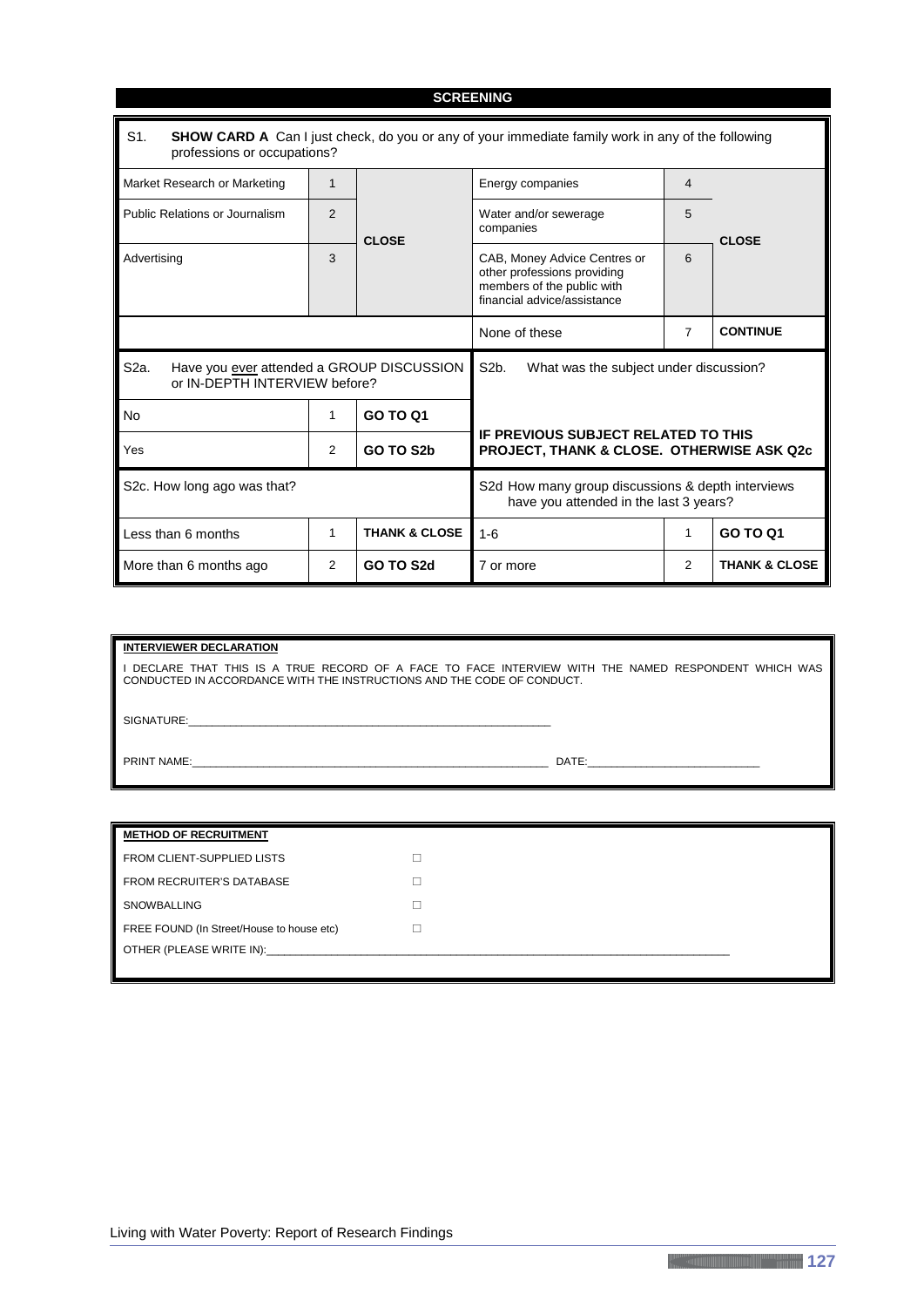## SCREENING

**S1. SHOW CARD A** Can I just check, do you or any of your immediate family work in any of the following professions or occupations?

| | | | | | |
|---|---|---|---|---|---|
| Market Research or Marketing | 1 | **CLOSE** | Energy companies | 4 | **CLOSE** |
| Public Relations or Journalism | 2 | | Water and/or sewerage companies | 5 | |
| Advertising | 3 | | CAB, Money Advice Centres or other professions providing members of the public with financial advice/assistance | 6 | |
| | | | None of these | 7 | **CONTINUE** |

| S2a. Have you ever attended a GROUP DISCUSSION or IN-DEPTH INTERVIEW before? | | | S2b. What was the subject under discussion? |
|---|---|---|---|
| No | 1 | **GO TO Q1** | **IF PREVIOUS SUBJECT RELATED TO THIS PROJECT, THANK & CLOSE. OTHERWISE ASK Q2c** |
| Yes | 2 | **GO TO S2b** | |

| S2c. How long ago was that? | | | S2d How many group discussions & depth interviews have you attended in the last 3 years? | | |
|---|---|---|---|---|---|
| Less than 6 months | 1 | **THANK & CLOSE** | 1-6 | 1 | **GO TO Q1** |
| More than 6 months ago | 2 | **GO TO S2d** | 7 or more | 2 | **THANK & CLOSE** |

**INTERVIEWER DECLARATION**

I DECLARE THAT THIS IS A TRUE RECORD OF A FACE TO FACE INTERVIEW WITH THE NAMED RESPONDENT WHICH WAS CONDUCTED IN ACCORDANCE WITH THE INSTRUCTIONS AND THE CODE OF CONDUCT.

SIGNATURE:\_\_\_\_\_\_\_\_\_\_\_\_\_\_\_\_\_\_\_\_\_\_\_\_\_\_\_\_\_\_\_\_\_\_\_\_\_\_\_\_

PRINT NAME:\_\_\_\_\_\_\_\_\_\_\_\_\_\_\_\_\_\_\_\_\_\_\_\_\_\_\_\_\_\_\_\_\_\_\_\_\_\_\_\_ DATE:\_\_\_\_\_\_\_\_\_\_\_\_\_\_\_\_\_\_\_\_

**METHOD OF RECRUITMENT**

FROM CLIENT-SUPPLIED LISTS ☐

FROM RECRUITER'S DATABASE ☐

SNOWBALLING ☐

FREE FOUND (In Street/House to house etc) ☐

OTHER (PLEASE WRITE IN):\_\_\_\_\_\_\_\_\_\_\_\_\_\_\_\_\_\_\_\_\_\_\_\_\_\_\_\_\_\_\_\_\_\_\_\_\_\_\_\_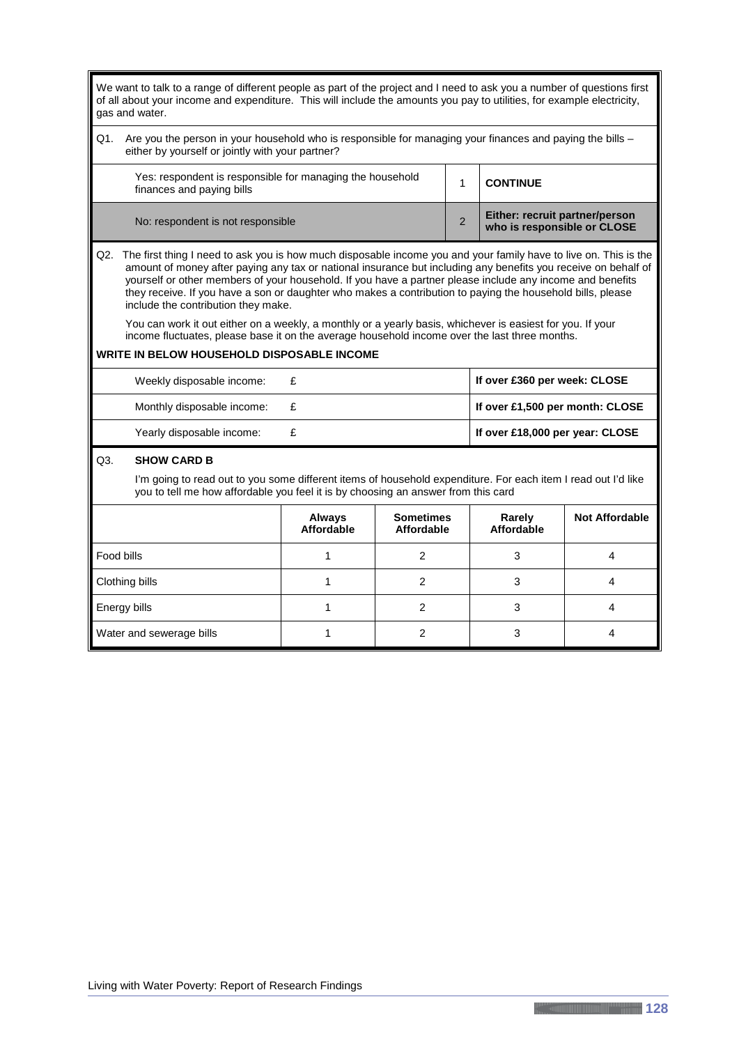We want to talk to a range of different people as part of the project and I need to ask you a number of questions first of all about your income and expenditure. This will include the amounts you pay to utilities, for example electricity, gas and water.

Q1. Are you the person in your household who is responsible for managing your finances and paying the bills – either by yourself or jointly with your partner?

| | | |
|---|---|---|
| Yes: respondent is responsible for managing the household finances and paying bills | 1 | **CONTINUE** |
| No: respondent is not responsible | 2 | **Either: recruit partner/person who is responsible or CLOSE** |

Q2. The first thing I need to ask you is how much disposable income you and your family have to live on. This is the amount of money after paying any tax or national insurance but including any benefits you receive on behalf of yourself or other members of your household. If you have a partner please include any income and benefits they receive. If you have a son or daughter who makes a contribution to paying the household bills, please include the contribution they make.

You can work it out either on a weekly, a monthly or a yearly basis, whichever is easiest for you. If your income fluctuates, please base it on the average household income over the last three months.

**WRITE IN BELOW HOUSEHOLD DISPOSABLE INCOME**

| | | |
|---|---|---|
| Weekly disposable income: | £ | **If over £360 per week: CLOSE** |
| Monthly disposable income: | £ | **If over £1,500 per month: CLOSE** |
| Yearly disposable income: | £ | **If over £18,000 per year: CLOSE** |

Q3. **SHOW CARD B**

I'm going to read out to you some different items of household expenditure. For each item I read out I'd like you to tell me how affordable you feel it is by choosing an answer from this card

| | **Always Affordable** | **Sometimes Affordable** | **Rarely Affordable** | **Not Affordable** |
|---|---|---|---|---|
| Food bills | 1 | 2 | 3 | 4 |
| Clothing bills | 1 | 2 | 3 | 4 |
| Energy bills | 1 | 2 | 3 | 4 |
| Water and sewerage bills | 1 | 2 | 3 | 4 |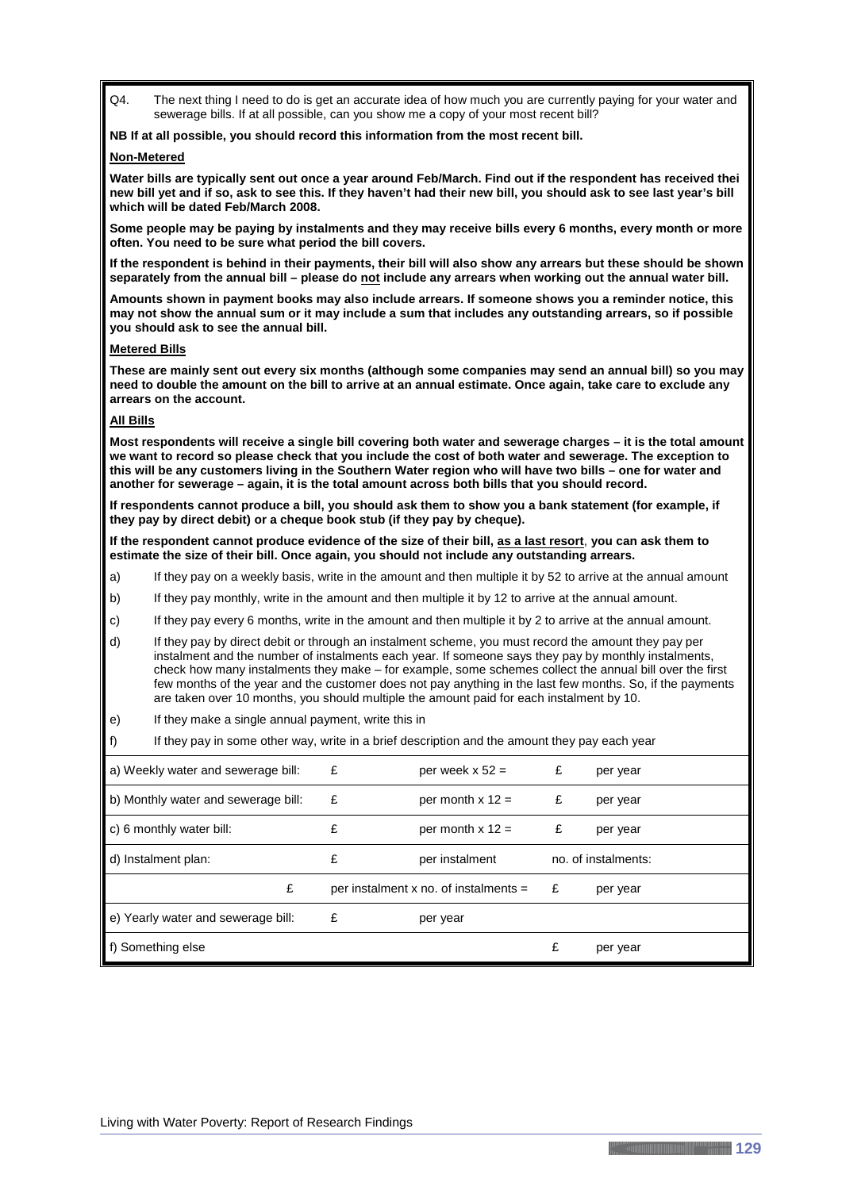Q4. The next thing I need to do is get an accurate idea of how much you are currently paying for your water and sewerage bills. If at all possible, can you show me a copy of your most recent bill?

**NB If at all possible, you should record this information from the most recent bill.**

**Non-Metered**

**Water bills are typically sent out once a year around Feb/March. Find out if the respondent has received thei new bill yet and if so, ask to see this. If they haven't had their new bill, you should ask to see last year's bill which will be dated Feb/March 2008.**

**Some people may be paying by instalments and they may receive bills every 6 months, every month or more often. You need to be sure what period the bill covers.**

**If the respondent is behind in their payments, their bill will also show any arrears but these should be shown separately from the annual bill – please do not include any arrears when working out the annual water bill.**

**Amounts shown in payment books may also include arrears. If someone shows you a reminder notice, this may not show the annual sum or it may include a sum that includes any outstanding arrears, so if possible you should ask to see the annual bill.**

**Metered Bills**

**These are mainly sent out every six months (although some companies may send an annual bill) so you may need to double the amount on the bill to arrive at an annual estimate. Once again, take care to exclude any arrears on the account.**

**All Bills**

**Most respondents will receive a single bill covering both water and sewerage charges – it is the total amount we want to record so please check that you include the cost of both water and sewerage. The exception to this will be any customers living in the Southern Water region who will have two bills – one for water and another for sewerage – again, it is the total amount across both bills that you should record.**

**If respondents cannot produce a bill, you should ask them to show you a bank statement (for example, if they pay by direct debit) or a cheque book stub (if they pay by cheque).**

**If the respondent cannot produce evidence of the size of their bill, as a last resort, you can ask them to estimate the size of their bill. Once again, you should not include any outstanding arrears.**

a) If they pay on a weekly basis, write in the amount and then multiple it by 52 to arrive at the annual amount

b) If they pay monthly, write in the amount and then multiple it by 12 to arrive at the annual amount.

c) If they pay every 6 months, write in the amount and then multiple it by 2 to arrive at the annual amount.

d) If they pay by direct debit or through an instalment scheme, you must record the amount they pay per instalment and the number of instalments each year. If someone says they pay by monthly instalments, check how many instalments they make – for example, some schemes collect the annual bill over the first few months of the year and the customer does not pay anything in the last few months. So, if the payments are taken over 10 months, you should multiple the amount paid for each instalment by 10.

e) If they make a single annual payment, write this in

f) If they pay in some other way, write in a brief description and the amount they pay each year

| | | | | |
|---|---|---|---|---|
| a) Weekly water and sewerage bill: | £ | per week x 52 = | £ | per year |
| b) Monthly water and sewerage bill: | £ | per month x 12 = | £ | per year |
| c) 6 monthly water bill: | £ | per month x 12 = | £ | per year |
| d) Instalment plan: | £ | per instalment | no. of instalments: | |
| £ | per instalment x no. of instalments = | | £ | per year |
| e) Yearly water and sewerage bill: | £ | per year | | |
| f) Something else | | | £ | per year |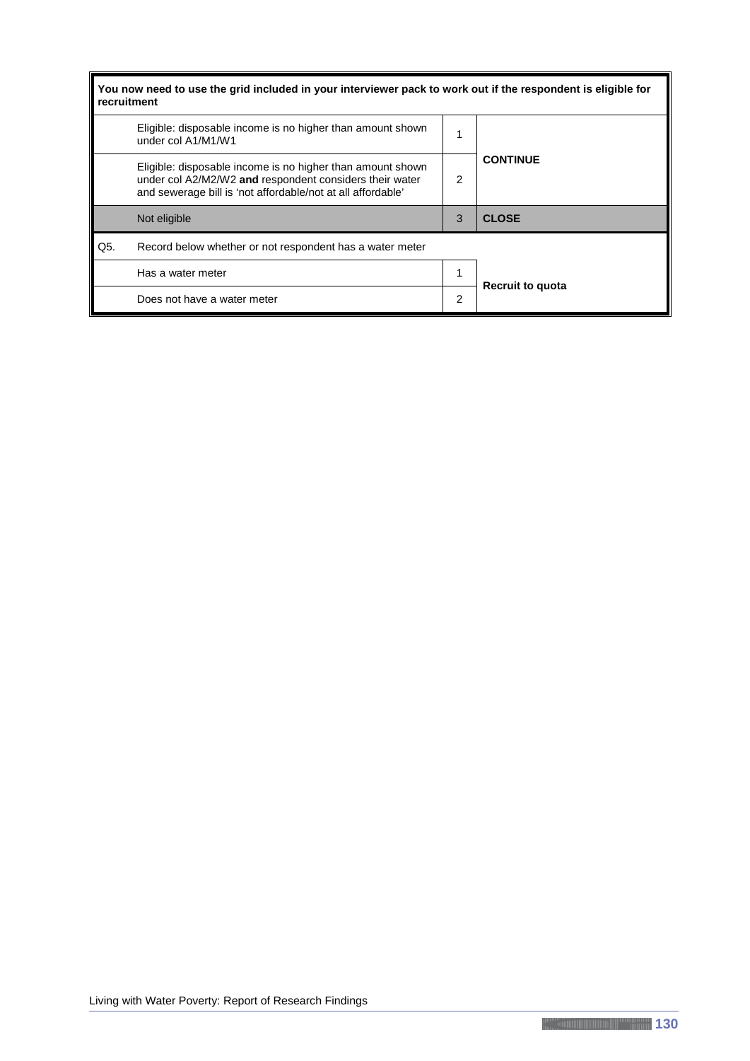**You now need to use the grid included in your interviewer pack to work out if the respondent is eligible for recruitment**

| | | | |
|---|---|---|---|
| | Eligible: disposable income is no higher than amount shown under col A1/M1/W1 | 1 | **CONTINUE** |
| | Eligible: disposable income is no higher than amount shown under col A2/M2/W2 **and** respondent considers their water and sewerage bill is 'not affordable/not at all affordable' | 2 | |
| | Not eligible | 3 | **CLOSE** |
| Q5. | Record below whether or not respondent has a water meter | | |
| | Has a water meter | 1 | **Recruit to quota** |
| | Does not have a water meter | 2 | |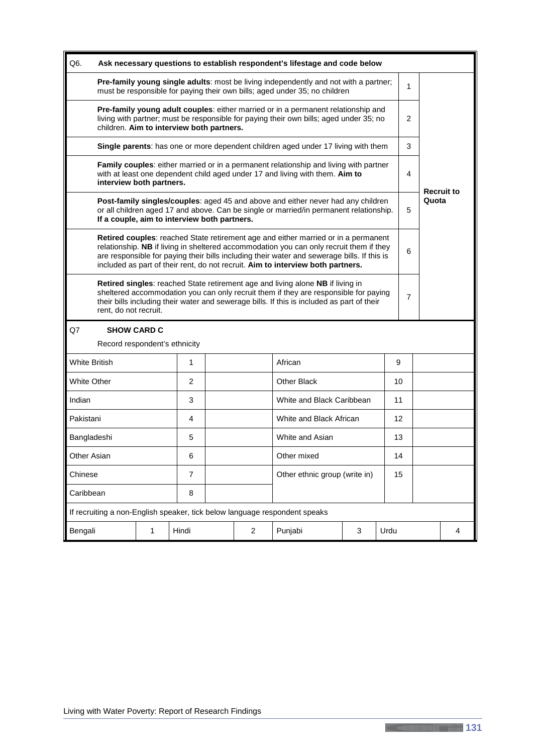| Q6. | Ask necessary questions to establish respondent's lifestage and code below | | |
|---|---|---|---|
| | **Pre-family young single adults**: most be living independently and not with a partner; must be responsible for paying their own bills; aged under 35; no children | 1 | **Recruit to Quota** |
| | **Pre-family young adult couples**: either married or in a permanent relationship and living with partner; must be responsible for paying their own bills; aged under 35; no children. **Aim to interview both partners.** | 2 | |
| | **Single parents**: has one or more dependent children aged under 17 living with them | 3 | |
| | **Family couples**: either married or in a permanent relationship and living with partner with at least one dependent child aged under 17 and living with them. **Aim to interview both partners.** | 4 | |
| | **Post-family singles/couples**: aged 45 and above and either never had any children or all children aged 17 and above. Can be single or married/in permanent relationship. **If a couple, aim to interview both partners.** | 5 | |
| | **Retired couples**: reached State retirement age and either married or in a permanent relationship. **NB** if living in sheltered accommodation you can only recruit them if they are responsible for paying their bills including their water and sewerage bills. If this is included as part of their rent, do not recruit. **Aim to interview both partners.** | 6 | |
| | **Retired singles**: reached State retirement age and living alone **NB** if living in sheltered accommodation you can only recruit them if they are responsible for paying their bills including their water and sewerage bills. If this is included as part of their rent, do not recruit. | 7 | |

Q7 **SHOW CARD C**

Record respondent's ethnicity

| | | | | | |
|---|---|---|---|---|---|
| White British | 1 | | African | 9 | |
| White Other | 2 | | Other Black | 10 | |
| Indian | 3 | | White and Black Caribbean | 11 | |
| Pakistani | 4 | | White and Black African | 12 | |
| Bangladeshi | 5 | | White and Asian | 13 | |
| Other Asian | 6 | | Other mixed | 14 | |
| Chinese | 7 | | Other ethnic group (write in) | 15 | |
| Caribbean | 8 | | | | |

If recruiting a non-English speaker, tick below language respondent speaks

| | | | | | | | |
|---|---|---|---|---|---|---|---|
| Bengali | 1 | Hindi | 2 | Punjabi | 3 | Urdu | 4 |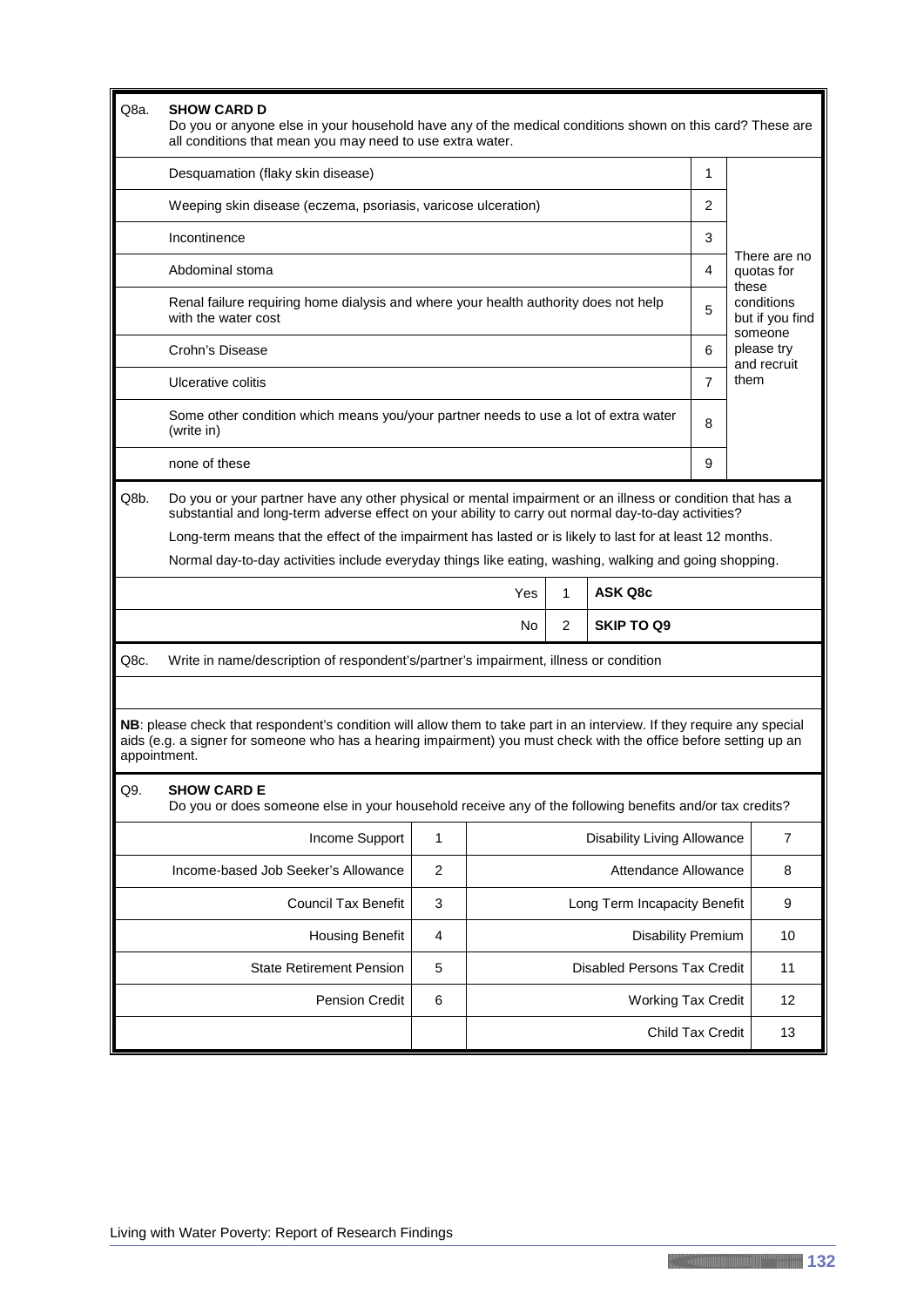**Q8a. SHOW CARD D**

Do you or anyone else in your household have any of the medical conditions shown on this card? These are all conditions that mean you may need to use extra water.

| Condition | Code | |
|---|---|---|
| Desquamation (flaky skin disease) | 1 | There are no quotas for these conditions but if you find someone please try and recruit them |
| Weeping skin disease (eczema, psoriasis, varicose ulceration) | 2 | |
| Incontinence | 3 | |
| Abdominal stoma | 4 | |
| Renal failure requiring home dialysis and where your health authority does not help with the water cost | 5 | |
| Crohn's Disease | 6 | |
| Ulcerative colitis | 7 | |
| Some other condition which means you/your partner needs to use a lot of extra water (write in) | 8 | |
| none of these | 9 | |

**Q8b.** Do you or your partner have any other physical or mental impairment or an illness or condition that has a substantial and long-term adverse effect on your ability to carry out normal day-to-day activities?

Long-term means that the effect of the impairment has lasted or is likely to last for at least 12 months.

Normal day-to-day activities include everyday things like eating, washing, walking and going shopping.

| | | |
|---|---|---|
| Yes | 1 | **ASK Q8c** |
| No | 2 | **SKIP TO Q9** |

**Q8c.** Write in name/description of respondent's/partner's impairment, illness or condition

**NB**: please check that respondent's condition will allow them to take part in an interview. If they require any special aids (e.g. a signer for someone who has a hearing impairment) you must check with the office before setting up an appointment.

**Q9. SHOW CARD E**

Do you or does someone else in your household receive any of the following benefits and/or tax credits?

| Benefit | Code | Benefit | Code |
|---|---|---|---|
| Income Support | 1 | Disability Living Allowance | 7 |
| Income-based Job Seeker's Allowance | 2 | Attendance Allowance | 8 |
| Council Tax Benefit | 3 | Long Term Incapacity Benefit | 9 |
| Housing Benefit | 4 | Disability Premium | 10 |
| State Retirement Pension | 5 | Disabled Persons Tax Credit | 11 |
| Pension Credit | 6 | Working Tax Credit | 12 |
| | | Child Tax Credit | 13 |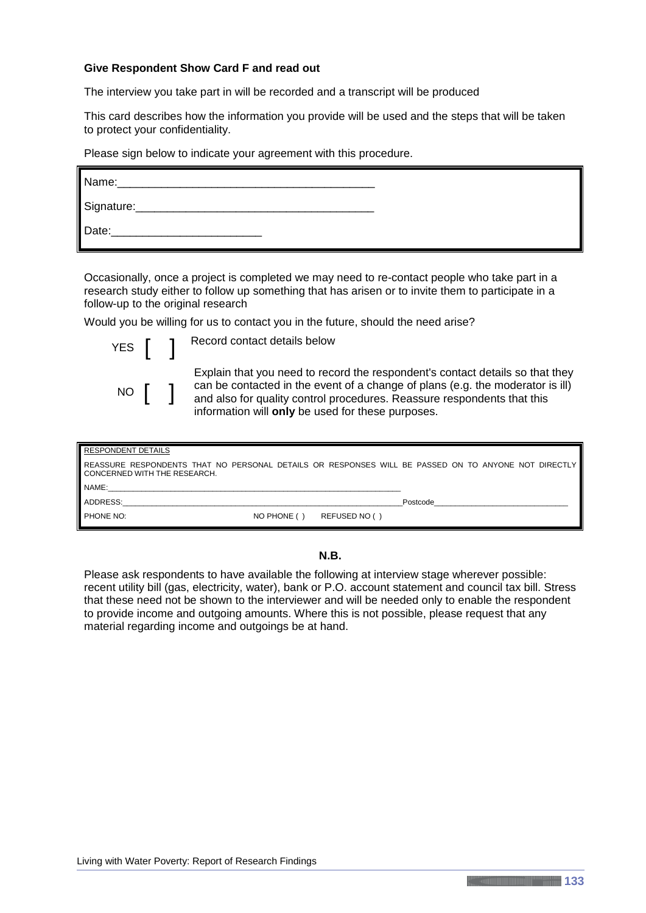**Give Respondent Show Card F and read out**

The interview you take part in will be recorded and a transcript will be produced

This card describes how the information you provide will be used and the steps that will be taken to protect your confidentiality.

Please sign below to indicate your agreement with this procedure.

| Name:_________________________________________ |
|---|
| Signature:_____________________________________ |
| Date:________________________ |

Occasionally, once a project is completed we may need to re-contact people who take part in a research study either to follow up something that has arisen or to invite them to participate in a follow-up to the original research

Would you be willing for us to contact you in the future, should the need arise?

YES [ ] Record contact details below

NO [ ] Explain that you need to record the respondent's contact details so that they can be contacted in the event of a change of plans (e.g. the moderator is ill) and also for quality control procedures. Reassure respondents that this information will **only** be used for these purposes.

| RESPONDENT DETAILS | | |
|---|---|---|
| REASSURE RESPONDENTS THAT NO PERSONAL DETAILS OR RESPONSES WILL BE PASSED ON TO ANYONE NOT DIRECTLY CONCERNED WITH THE RESEARCH. | | |
| NAME:___________________________________________ | | |
| ADDRESS:_________________________________________ | | Postcode_____________________ |
| PHONE NO: | NO PHONE ( ) | REFUSED NO ( ) |

**N.B.**

Please ask respondents to have available the following at interview stage wherever possible: recent utility bill (gas, electricity, water), bank or P.O. account statement and council tax bill. Stress that these need not be shown to the interviewer and will be needed only to enable the respondent to provide income and outgoing amounts. Where this is not possible, please request that any material regarding income and outgoings be at hand.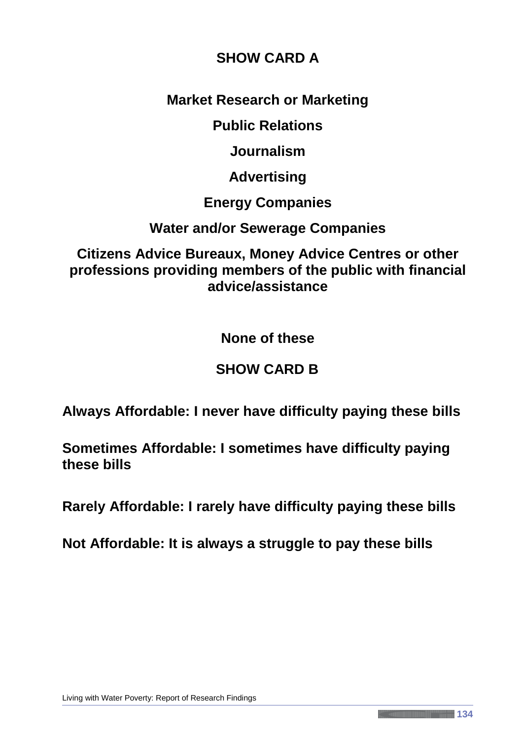## SHOW CARD A

**Market Research or Marketing**

**Public Relations**

**Journalism**

**Advertising**

**Energy Companies**

**Water and/or Sewerage Companies**

**Citizens Advice Bureaux, Money Advice Centres or other professions providing members of the public with financial advice/assistance**

**None of these**

## SHOW CARD B

**Always Affordable: I never have difficulty paying these bills**

**Sometimes Affordable: I sometimes have difficulty paying these bills**

**Rarely Affordable: I rarely have difficulty paying these bills**

**Not Affordable: It is always a struggle to pay these bills**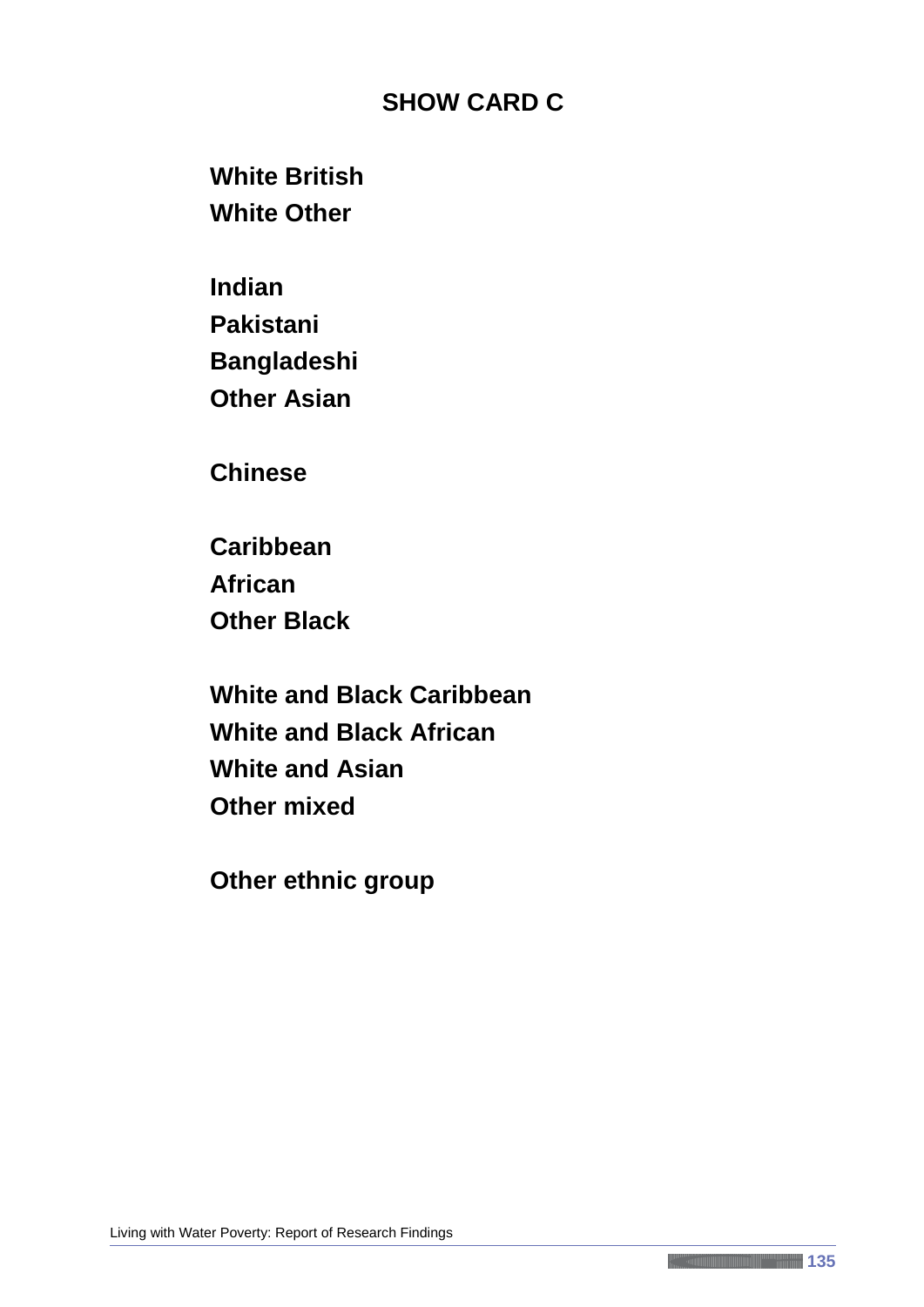## SHOW CARD C

**White British**
**White Other**

**Indian**
**Pakistani**
**Bangladeshi**
**Other Asian**

**Chinese**

**Caribbean**
**African**
**Other Black**

**White and Black Caribbean**
**White and Black African**
**White and Asian**
**Other mixed**

**Other ethnic group**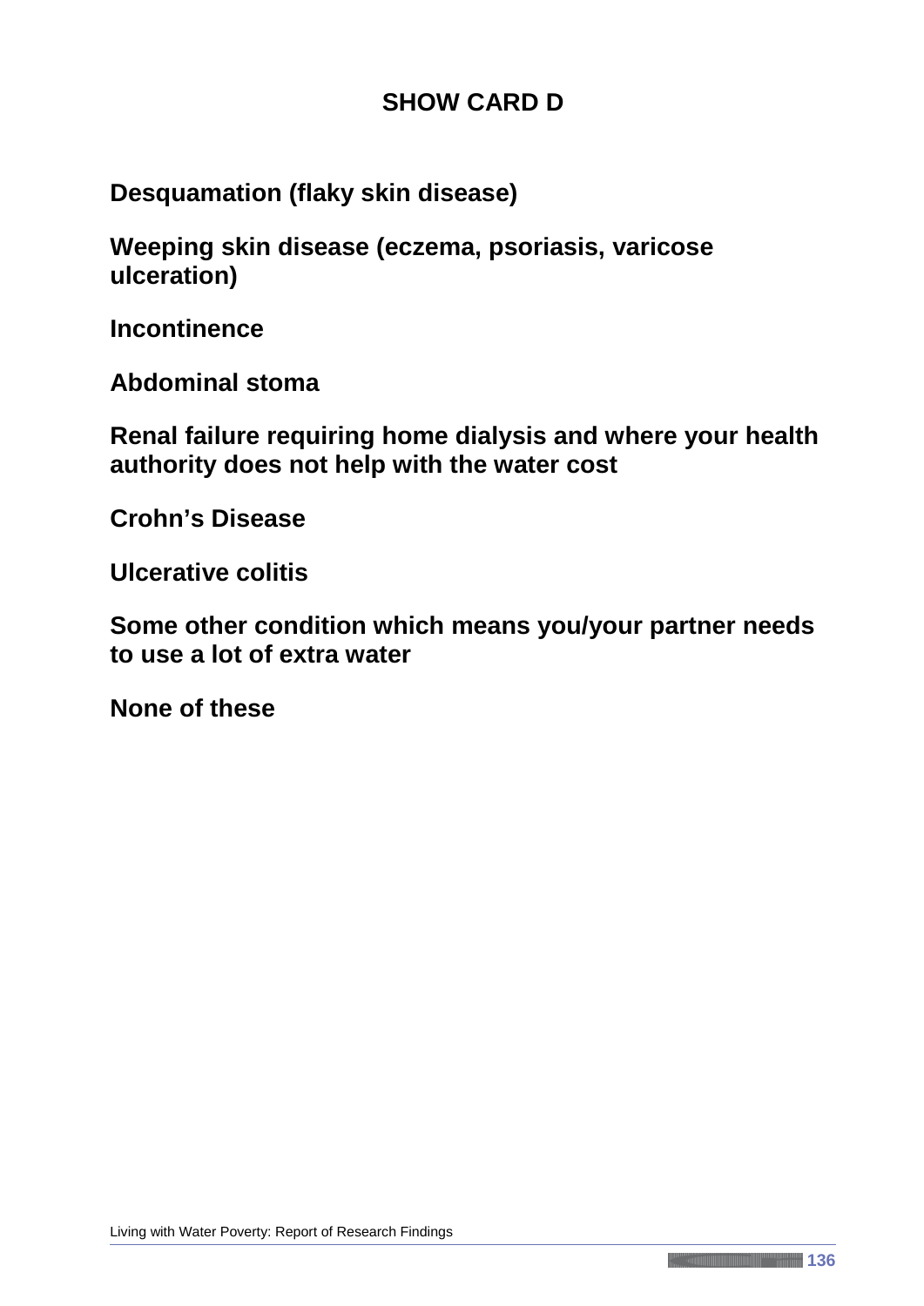## SHOW CARD D

**Desquamation (flaky skin disease)**

**Weeping skin disease (eczema, psoriasis, varicose ulceration)**

**Incontinence**

**Abdominal stoma**

**Renal failure requiring home dialysis and where your health authority does not help with the water cost**

**Crohn’s Disease**

**Ulcerative colitis**

**Some other condition which means you/your partner needs to use a lot of extra water**

**None of these**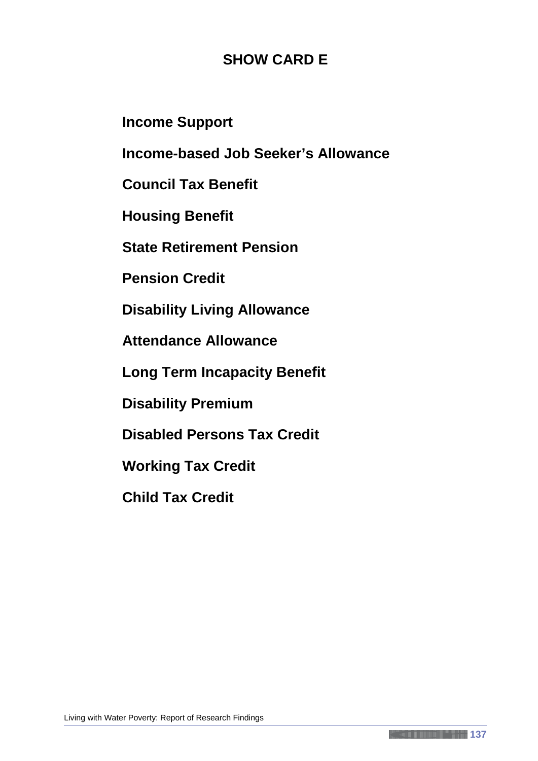# SHOW CARD E

**Income Support**

**Income-based Job Seeker's Allowance**

**Council Tax Benefit**

**Housing Benefit**

**State Retirement Pension**

**Pension Credit**

**Disability Living Allowance**

**Attendance Allowance**

**Long Term Incapacity Benefit**

**Disability Premium**

**Disabled Persons Tax Credit**

**Working Tax Credit**

**Child Tax Credit**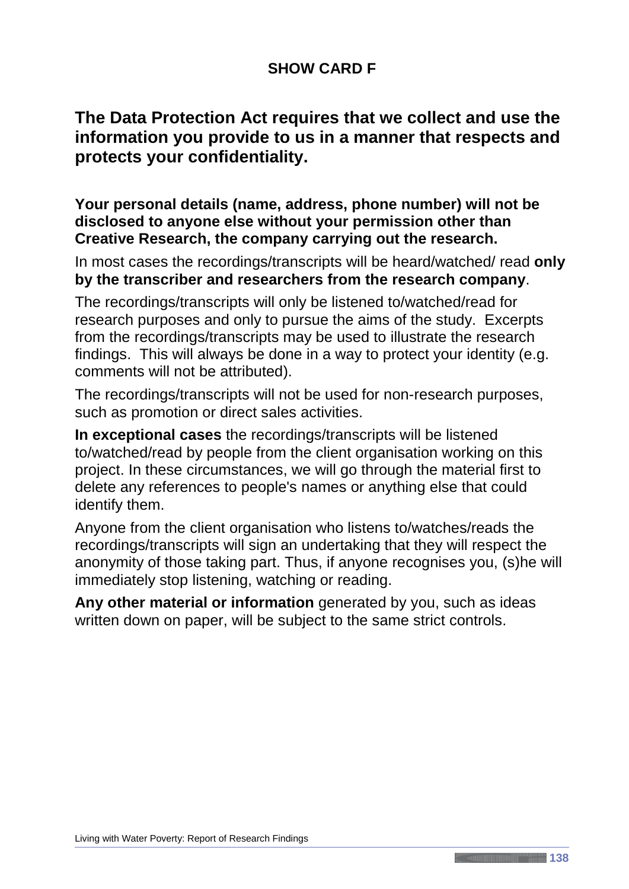## SHOW CARD F

**The Data Protection Act requires that we collect and use the information you provide to us in a manner that respects and protects your confidentiality.**

**Your personal details (name, address, phone number) will not be disclosed to anyone else without your permission other than Creative Research, the company carrying out the research.**

In most cases the recordings/transcripts will be heard/watched/ read **only by the transcriber and researchers from the research company**.

The recordings/transcripts will only be listened to/watched/read for research purposes and only to pursue the aims of the study. Excerpts from the recordings/transcripts may be used to illustrate the research findings. This will always be done in a way to protect your identity (e.g. comments will not be attributed).

The recordings/transcripts will not be used for non-research purposes, such as promotion or direct sales activities.

**In exceptional cases** the recordings/transcripts will be listened to/watched/read by people from the client organisation working on this project. In these circumstances, we will go through the material first to delete any references to people's names or anything else that could identify them.

Anyone from the client organisation who listens to/watches/reads the recordings/transcripts will sign an undertaking that they will respect the anonymity of those taking part. Thus, if anyone recognises you, (s)he will immediately stop listening, watching or reading.

**Any other material or information** generated by you, such as ideas written down on paper, will be subject to the same strict controls.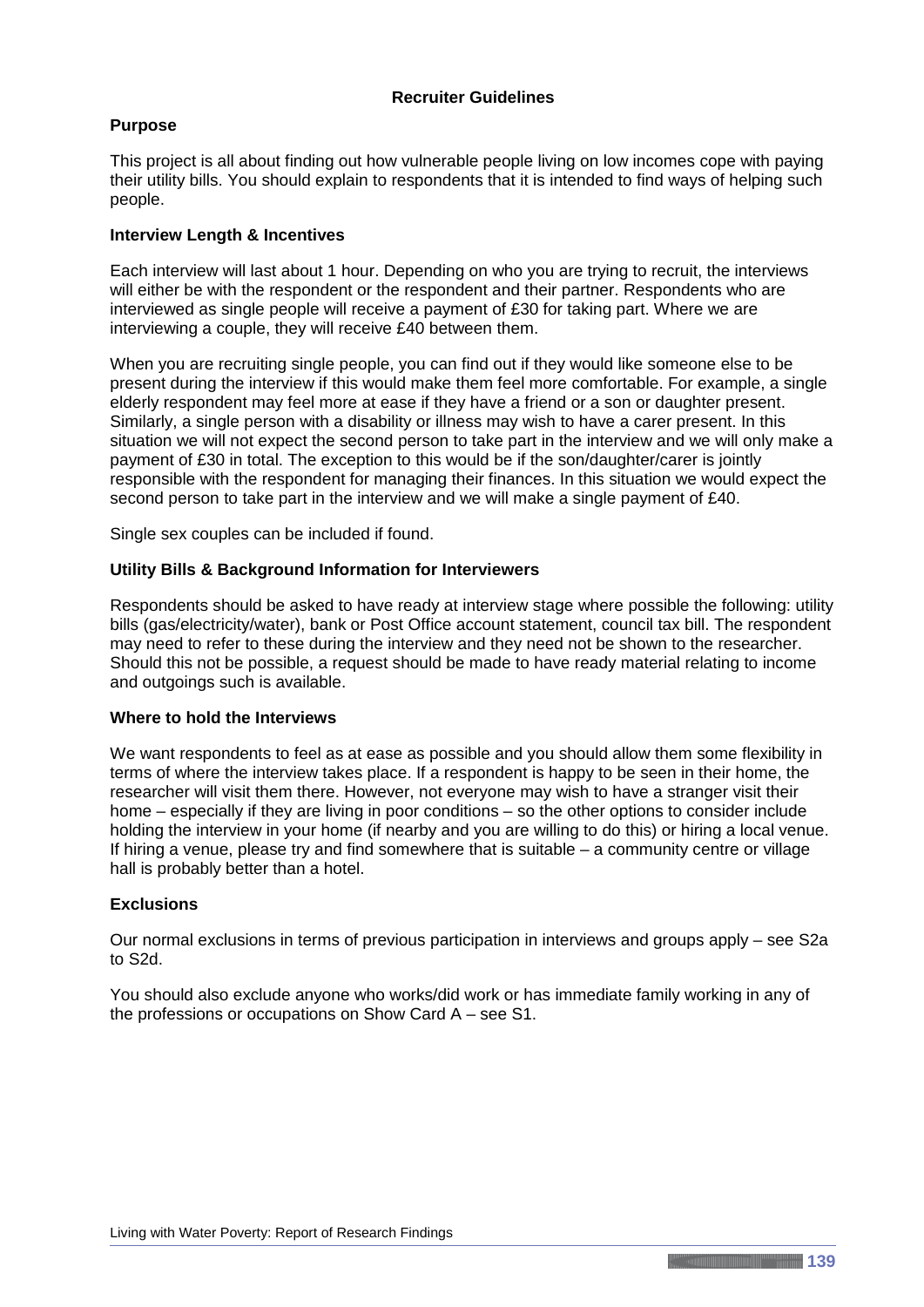## Recruiter Guidelines

**Purpose**

This project is all about finding out how vulnerable people living on low incomes cope with paying their utility bills. You should explain to respondents that it is intended to find ways of helping such people.

**Interview Length & Incentives**

Each interview will last about 1 hour. Depending on who you are trying to recruit, the interviews will either be with the respondent or the respondent and their partner. Respondents who are interviewed as single people will receive a payment of £30 for taking part. Where we are interviewing a couple, they will receive £40 between them.

When you are recruiting single people, you can find out if they would like someone else to be present during the interview if this would make them feel more comfortable. For example, a single elderly respondent may feel more at ease if they have a friend or a son or daughter present. Similarly, a single person with a disability or illness may wish to have a carer present. In this situation we will not expect the second person to take part in the interview and we will only make a payment of £30 in total. The exception to this would be if the son/daughter/carer is jointly responsible with the respondent for managing their finances. In this situation we would expect the second person to take part in the interview and we will make a single payment of £40.

Single sex couples can be included if found.

**Utility Bills & Background Information for Interviewers**

Respondents should be asked to have ready at interview stage where possible the following: utility bills (gas/electricity/water), bank or Post Office account statement, council tax bill. The respondent may need to refer to these during the interview and they need not be shown to the researcher. Should this not be possible, a request should be made to have ready material relating to income and outgoings such is available.

**Where to hold the Interviews**

We want respondents to feel as at ease as possible and you should allow them some flexibility in terms of where the interview takes place. If a respondent is happy to be seen in their home, the researcher will visit them there. However, not everyone may wish to have a stranger visit their home – especially if they are living in poor conditions – so the other options to consider include holding the interview in your home (if nearby and you are willing to do this) or hiring a local venue. If hiring a venue, please try and find somewhere that is suitable – a community centre or village hall is probably better than a hotel.

**Exclusions**

Our normal exclusions in terms of previous participation in interviews and groups apply – see S2a to S2d.

You should also exclude anyone who works/did work or has immediate family working in any of the professions or occupations on Show Card A – see S1.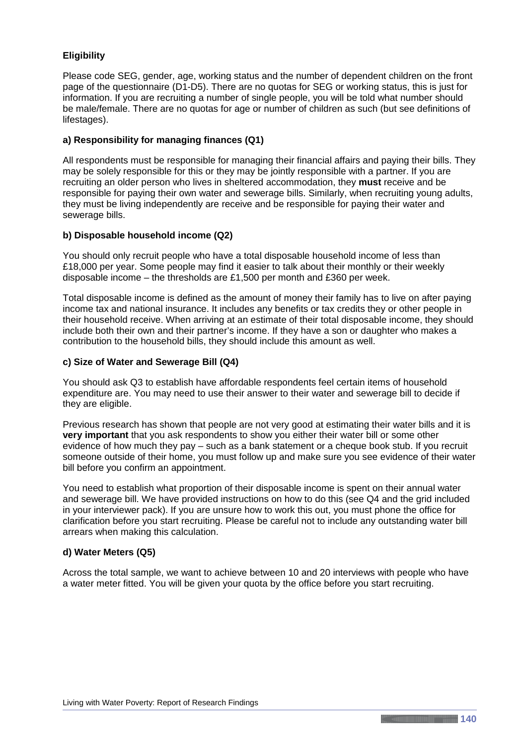**Eligibility**

Please code SEG, gender, age, working status and the number of dependent children on the front page of the questionnaire (D1-D5). There are no quotas for SEG or working status, this is just for information. If you are recruiting a number of single people, you will be told what number should be male/female. There are no quotas for age or number of children as such (but see definitions of lifestages).

**a) Responsibility for managing finances (Q1)**

All respondents must be responsible for managing their financial affairs and paying their bills. They may be solely responsible for this or they may be jointly responsible with a partner. If you are recruiting an older person who lives in sheltered accommodation, they **must** receive and be responsible for paying their own water and sewerage bills. Similarly, when recruiting young adults, they must be living independently are receive and be responsible for paying their water and sewerage bills.

**b) Disposable household income (Q2)**

You should only recruit people who have a total disposable household income of less than £18,000 per year. Some people may find it easier to talk about their monthly or their weekly disposable income – the thresholds are £1,500 per month and £360 per week.

Total disposable income is defined as the amount of money their family has to live on after paying income tax and national insurance. It includes any benefits or tax credits they or other people in their household receive. When arriving at an estimate of their total disposable income, they should include both their own and their partner's income. If they have a son or daughter who makes a contribution to the household bills, they should include this amount as well.

**c) Size of Water and Sewerage Bill (Q4)**

You should ask Q3 to establish have affordable respondents feel certain items of household expenditure are. You may need to use their answer to their water and sewerage bill to decide if they are eligible.

Previous research has shown that people are not very good at estimating their water bills and it is **very important** that you ask respondents to show you either their water bill or some other evidence of how much they pay – such as a bank statement or a cheque book stub. If you recruit someone outside of their home, you must follow up and make sure you see evidence of their water bill before you confirm an appointment.

You need to establish what proportion of their disposable income is spent on their annual water and sewerage bill. We have provided instructions on how to do this (see Q4 and the grid included in your interviewer pack). If you are unsure how to work this out, you must phone the office for clarification before you start recruiting. Please be careful not to include any outstanding water bill arrears when making this calculation.

**d) Water Meters (Q5)**

Across the total sample, we want to achieve between 10 and 20 interviews with people who have a water meter fitted. You will be given your quota by the office before you start recruiting.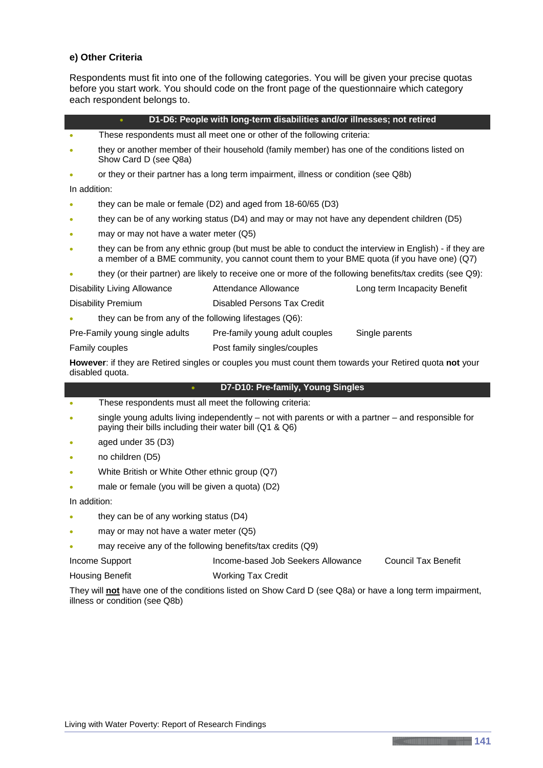### e) Other Criteria

Respondents must fit into one of the following categories. You will be given your precise quotas before you start work. You should code on the front page of the questionnaire which category each respondent belongs to.

#### D1-D6: People with long-term disabilities and/or illnesses; not retired

- These respondents must all meet one or other of the following criteria:
- they or another member of their household (family member) has one of the conditions listed on Show Card D (see Q8a)
- or they or their partner has a long term impairment, illness or condition (see Q8b)

In addition:

- they can be male or female (D2) and aged from 18-60/65 (D3)
- they can be of any working status (D4) and may or may not have any dependent children (D5)
- may or may not have a water meter (Q5)
- they can be from any ethnic group (but must be able to conduct the interview in English) - if they are a member of a BME community, you cannot count them to your BME quota (if you have one) (Q7)
- they (or their partner) are likely to receive one or more of the following benefits/tax credits (see Q9):

| | | |
|---|---|---|
| Disability Living Allowance | Attendance Allowance | Long term Incapacity Benefit |
| Disability Premium | Disabled Persons Tax Credit | |

- they can be from any of the following lifestages (Q6):

| | | |
|---|---|---|
| Pre-Family young single adults | Pre-family young adult couples | Single parents |
| Family couples | Post family singles/couples | |

**However**: if they are Retired singles or couples you must count them towards your Retired quota **not** your disabled quota.

#### D7-D10: Pre-family, Young Singles

- These respondents must all meet the following criteria:
- single young adults living independently – not with parents or with a partner – and responsible for paying their bills including their water bill (Q1 & Q6)
- aged under 35 (D3)
- no children (D5)
- White British or White Other ethnic group (Q7)
- male or female (you will be given a quota) (D2)

In addition:

- they can be of any working status (D4)
- may or may not have a water meter (Q5)
- may receive any of the following benefits/tax credits (Q9)

| | | |
|---|---|---|
| Income Support | Income-based Job Seekers Allowance | Council Tax Benefit |
| Housing Benefit | Working Tax Credit | |

They will **not** have one of the conditions listed on Show Card D (see Q8a) or have a long term impairment, illness or condition (see Q8b)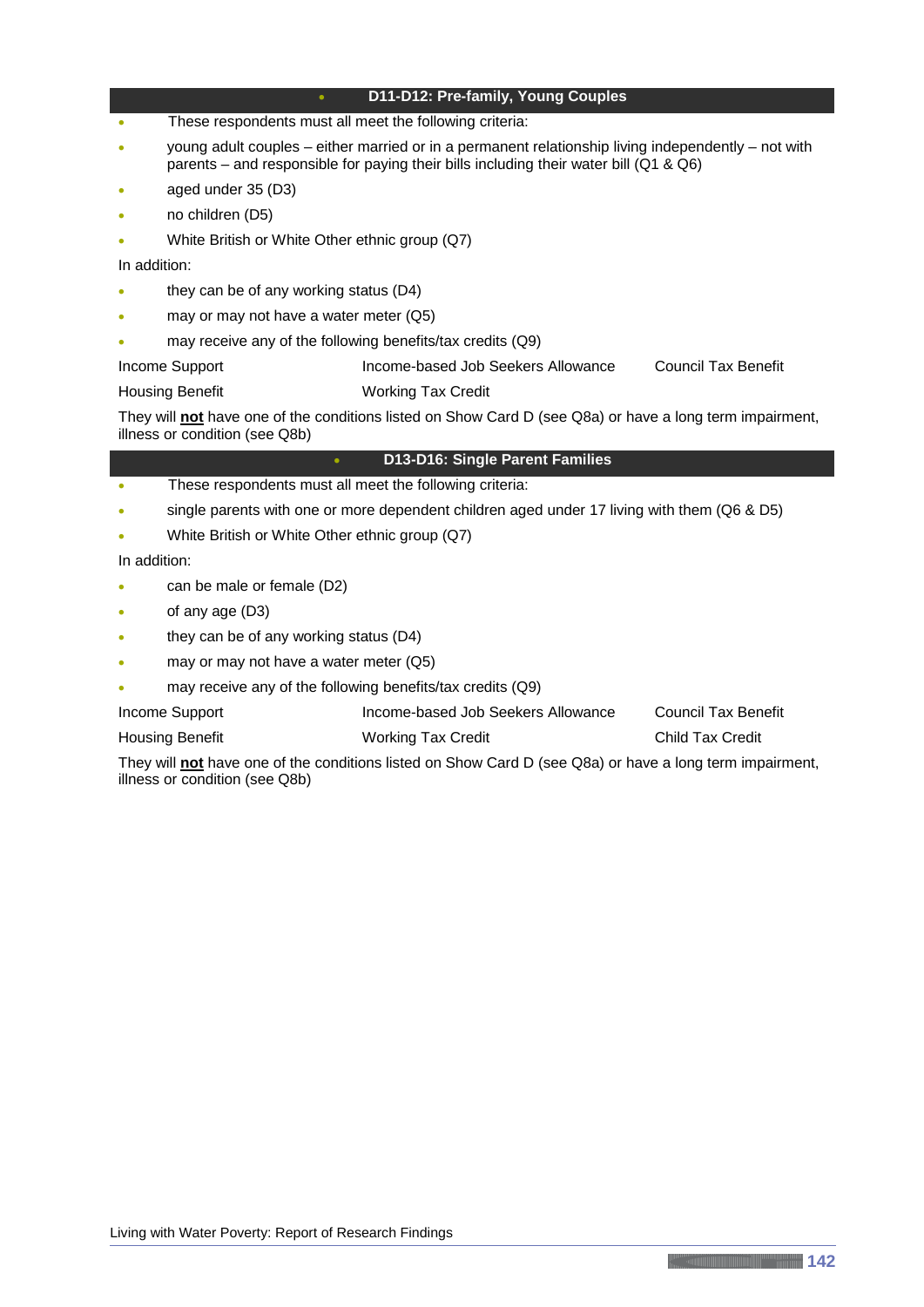## D11-D12: Pre-family, Young Couples

- These respondents must all meet the following criteria:
- young adult couples – either married or in a permanent relationship living independently – not with parents – and responsible for paying their bills including their water bill (Q1 & Q6)
- aged under 35 (D3)
- no children (D5)
- White British or White Other ethnic group (Q7)

In addition:

- they can be of any working status (D4)
- may or may not have a water meter (Q5)
- may receive any of the following benefits/tax credits (Q9)

| | | |
|---|---|---|
| Income Support | Income-based Job Seekers Allowance | Council Tax Benefit |
| Housing Benefit | Working Tax Credit | |

They will **not** have one of the conditions listed on Show Card D (see Q8a) or have a long term impairment, illness or condition (see Q8b)

## D13-D16: Single Parent Families

- These respondents must all meet the following criteria:
- single parents with one or more dependent children aged under 17 living with them (Q6 & D5)
- White British or White Other ethnic group (Q7)

In addition:

- can be male or female (D2)
- of any age (D3)
- they can be of any working status (D4)
- may or may not have a water meter (Q5)
- may receive any of the following benefits/tax credits (Q9)

| | | |
|---|---|---|
| Income Support | Income-based Job Seekers Allowance | Council Tax Benefit |
| Housing Benefit | Working Tax Credit | Child Tax Credit |

They will **not** have one of the conditions listed on Show Card D (see Q8a) or have a long term impairment, illness or condition (see Q8b)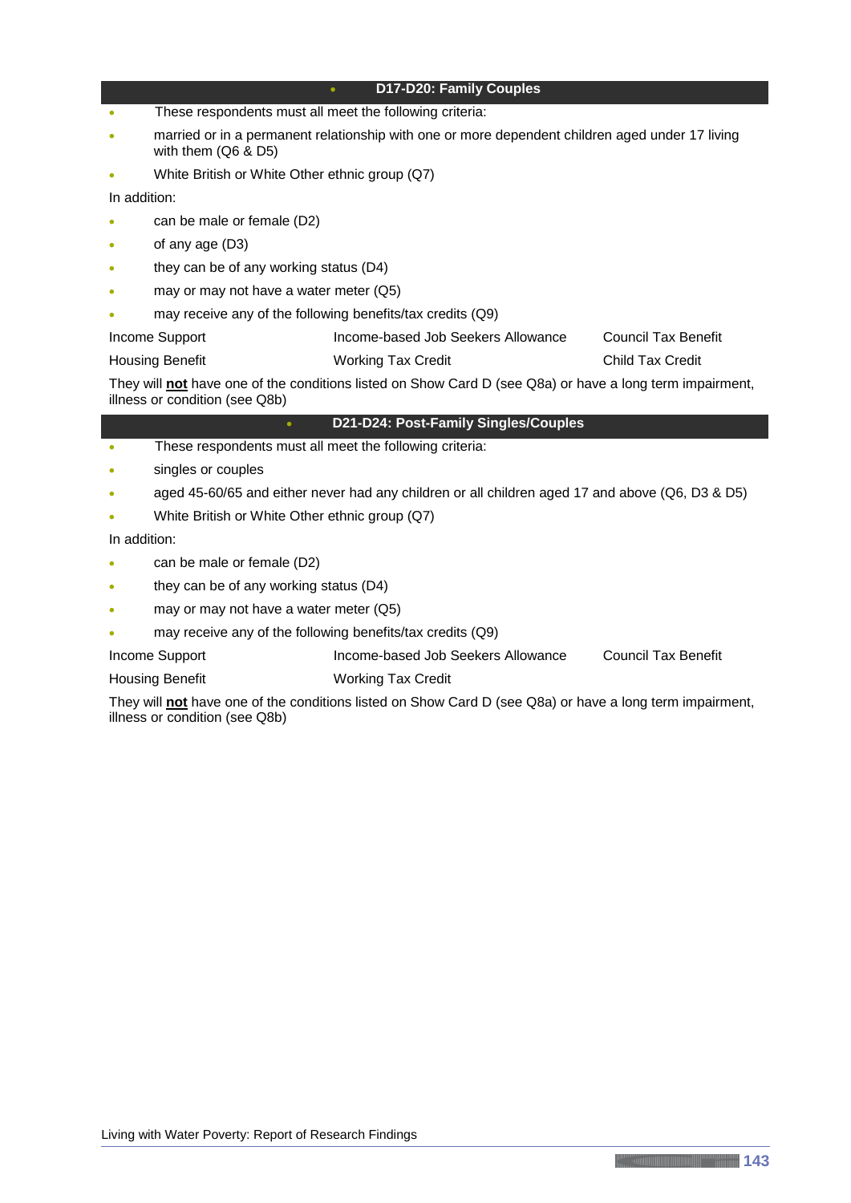## D17-D20: Family Couples

- These respondents must all meet the following criteria:
- married or in a permanent relationship with one or more dependent children aged under 17 living with them (Q6 & D5)
- White British or White Other ethnic group (Q7)

In addition:

- can be male or female (D2)
- of any age (D3)
- they can be of any working status (D4)
- may or may not have a water meter (Q5)
- may receive any of the following benefits/tax credits (Q9)

| | | |
|---|---|---|
| Income Support | Income-based Job Seekers Allowance | Council Tax Benefit |
| Housing Benefit | Working Tax Credit | Child Tax Credit |

They will **not** have one of the conditions listed on Show Card D (see Q8a) or have a long term impairment, illness or condition (see Q8b)

## D21-D24: Post-Family Singles/Couples

- These respondents must all meet the following criteria:
- singles or couples
- aged 45-60/65 and either never had any children or all children aged 17 and above (Q6, D3 & D5)
- White British or White Other ethnic group (Q7)

In addition:

- can be male or female (D2)
- they can be of any working status (D4)
- may or may not have a water meter (Q5)
- may receive any of the following benefits/tax credits (Q9)

| | | |
|---|---|---|
| Income Support | Income-based Job Seekers Allowance | Council Tax Benefit |
| Housing Benefit | Working Tax Credit | |

They will **not** have one of the conditions listed on Show Card D (see Q8a) or have a long term impairment, illness or condition (see Q8b)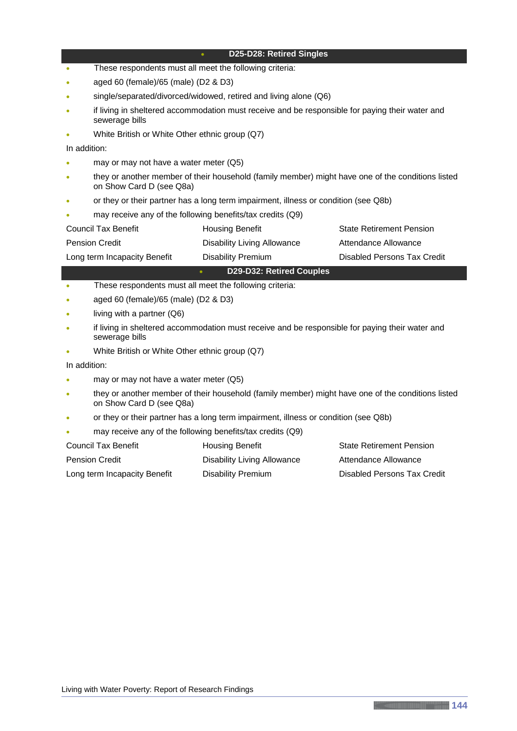## D25-D28: Retired Singles

- These respondents must all meet the following criteria:
- aged 60 (female)/65 (male) (D2 & D3)
- single/separated/divorced/widowed, retired and living alone (Q6)
- if living in sheltered accommodation must receive and be responsible for paying their water and sewerage bills
- White British or White Other ethnic group (Q7)

In addition:

- may or may not have a water meter (Q5)
- they or another member of their household (family member) might have one of the conditions listed on Show Card D (see Q8a)
- or they or their partner has a long term impairment, illness or condition (see Q8b)
- may receive any of the following benefits/tax credits (Q9)

| | | |
|---|---|---|
| Council Tax Benefit | Housing Benefit | State Retirement Pension |
| Pension Credit | Disability Living Allowance | Attendance Allowance |
| Long term Incapacity Benefit | Disability Premium | Disabled Persons Tax Credit |

## D29-D32: Retired Couples

- These respondents must all meet the following criteria:
- aged 60 (female)/65 (male) (D2 & D3)
- living with a partner (Q6)
- if living in sheltered accommodation must receive and be responsible for paying their water and sewerage bills
- White British or White Other ethnic group (Q7)

In addition:

- may or may not have a water meter (Q5)
- they or another member of their household (family member) might have one of the conditions listed on Show Card D (see Q8a)
- or they or their partner has a long term impairment, illness or condition (see Q8b)
- may receive any of the following benefits/tax credits (Q9)

| | | |
|---|---|---|
| Council Tax Benefit | Housing Benefit | State Retirement Pension |
| Pension Credit | Disability Living Allowance | Attendance Allowance |
| Long term Incapacity Benefit | Disability Premium | Disabled Persons Tax Credit |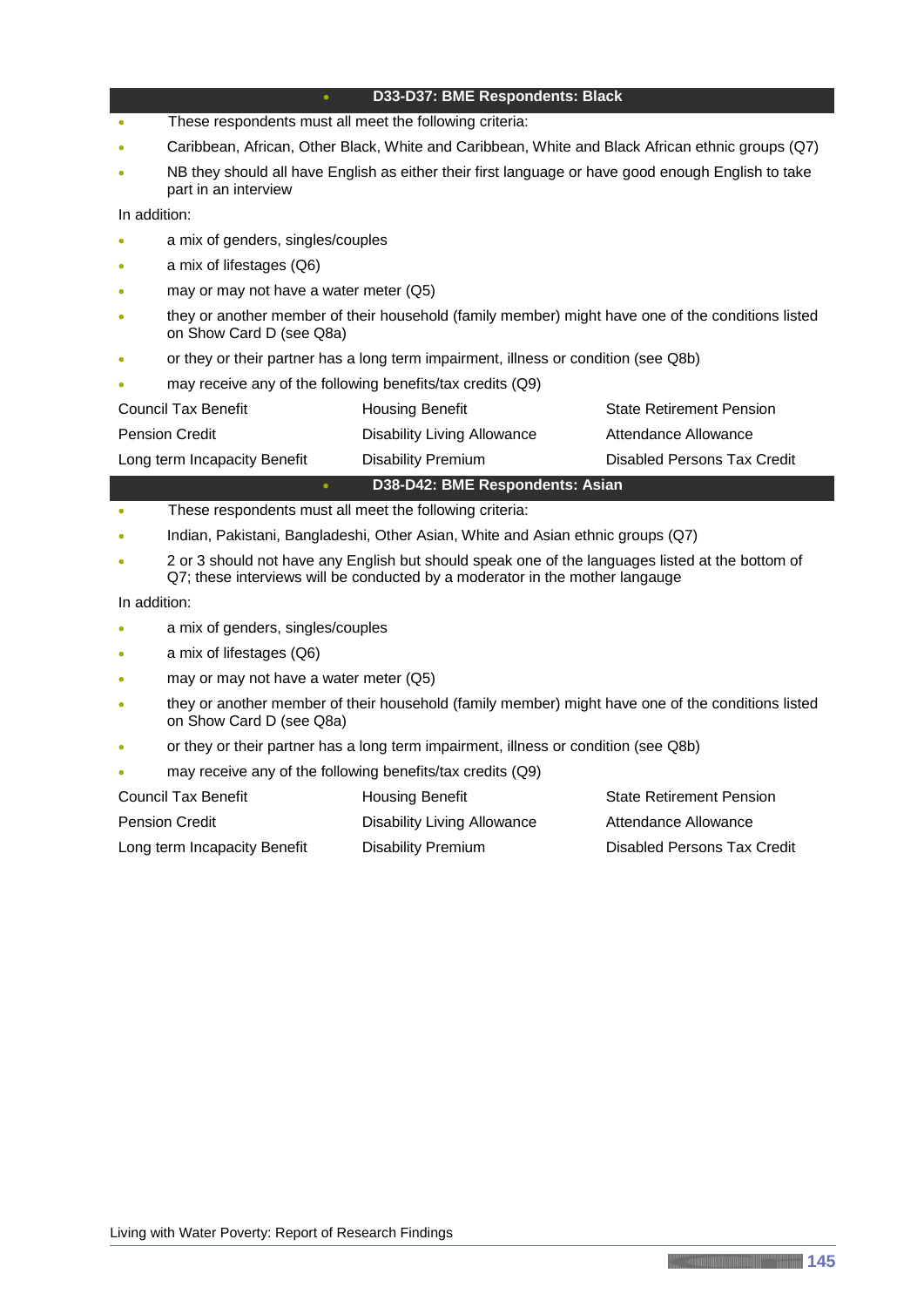## D33-D37: BME Respondents: Black

- These respondents must all meet the following criteria:
- Caribbean, African, Other Black, White and Caribbean, White and Black African ethnic groups (Q7)
- NB they should all have English as either their first language or have good enough English to take part in an interview

In addition:

- a mix of genders, singles/couples
- a mix of lifestages (Q6)
- may or may not have a water meter (Q5)
- they or another member of their household (family member) might have one of the conditions listed on Show Card D (see Q8a)
- or they or their partner has a long term impairment, illness or condition (see Q8b)
- may receive any of the following benefits/tax credits (Q9)

| | | |
|---|---|---|
| Council Tax Benefit | Housing Benefit | State Retirement Pension |
| Pension Credit | Disability Living Allowance | Attendance Allowance |
| Long term Incapacity Benefit | Disability Premium | Disabled Persons Tax Credit |

## D38-D42: BME Respondents: Asian

- These respondents must all meet the following criteria:
- Indian, Pakistani, Bangladeshi, Other Asian, White and Asian ethnic groups (Q7)
- 2 or 3 should not have any English but should speak one of the languages listed at the bottom of Q7; these interviews will be conducted by a moderator in the mother langauge

In addition:

- a mix of genders, singles/couples
- a mix of lifestages (Q6)
- may or may not have a water meter (Q5)
- they or another member of their household (family member) might have one of the conditions listed on Show Card D (see Q8a)
- or they or their partner has a long term impairment, illness or condition (see Q8b)
- may receive any of the following benefits/tax credits (Q9)

| | | |
|---|---|---|
| Council Tax Benefit | Housing Benefit | State Retirement Pension |
| Pension Credit | Disability Living Allowance | Attendance Allowance |
| Long term Incapacity Benefit | Disability Premium | Disabled Persons Tax Credit |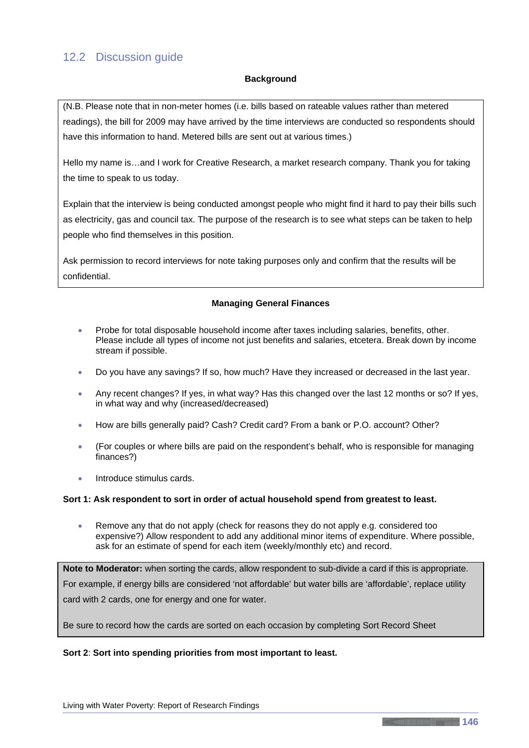## 12.2 Discussion guide

**Background**

(N.B. Please note that in non-meter homes (i.e. bills based on rateable values rather than metered readings), the bill for 2009 may have arrived by the time interviews are conducted so respondents should have this information to hand. Metered bills are sent out at various times.)

Hello my name is…and I work for Creative Research, a market research company. Thank you for taking the time to speak to us today.

Explain that the interview is being conducted amongst people who might find it hard to pay their bills such as electricity, gas and council tax. The purpose of the research is to see what steps can be taken to help people who find themselves in this position.

Ask permission to record interviews for note taking purposes only and confirm that the results will be confidential.

**Managing General Finances**

- Probe for total disposable household income after taxes including salaries, benefits, other. Please include all types of income not just benefits and salaries, etcetera. Break down by income stream if possible.
- Do you have any savings? If so, how much? Have they increased or decreased in the last year.
- Any recent changes? If yes, in what way? Has this changed over the last 12 months or so? If yes, in what way and why (increased/decreased)
- How are bills generally paid? Cash? Credit card? From a bank or P.O. account? Other?
- (For couples or where bills are paid on the respondent's behalf, who is responsible for managing finances?)
- Introduce stimulus cards.

**Sort 1: Ask respondent to sort in order of actual household spend from greatest to least.**

- Remove any that do not apply (check for reasons they do not apply e.g. considered too expensive?) Allow respondent to add any additional minor items of expenditure. Where possible, ask for an estimate of spend for each item (weekly/monthly etc) and record.

**Note to Moderator:** when sorting the cards, allow respondent to sub-divide a card if this is appropriate. For example, if energy bills are considered 'not affordable' but water bills are 'affordable', replace utility card with 2 cards, one for energy and one for water.

Be sure to record how the cards are sorted on each occasion by completing Sort Record Sheet

**Sort 2**: **Sort into spending priorities from most important to least.**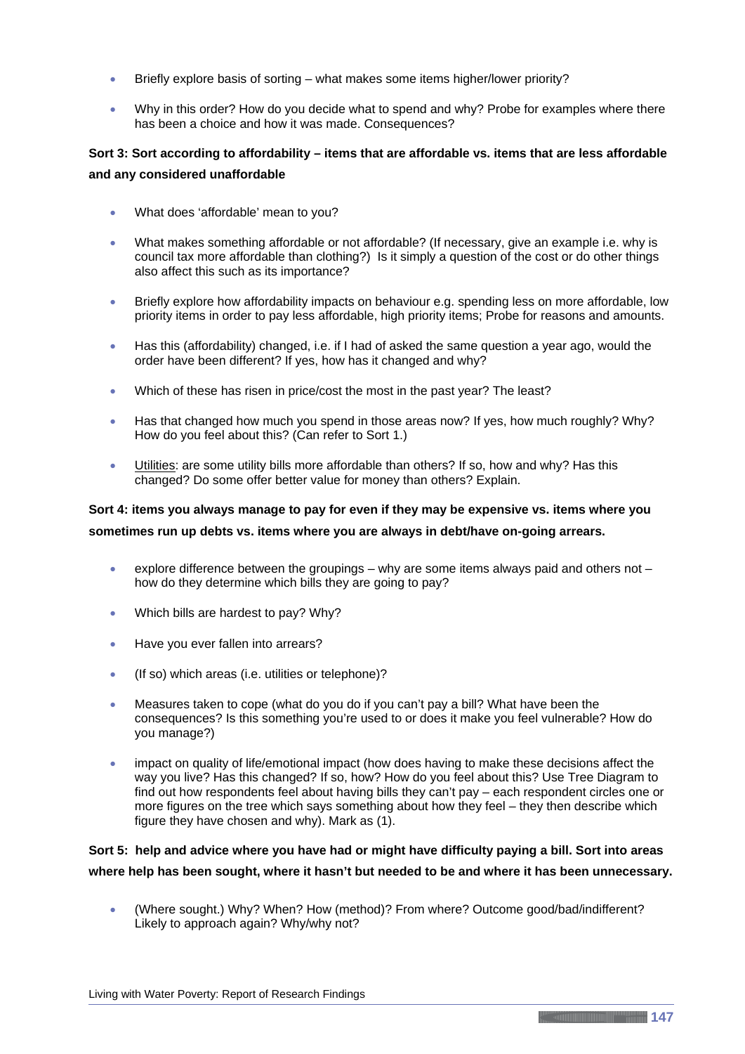- Briefly explore basis of sorting – what makes some items higher/lower priority?
- Why in this order? How do you decide what to spend and why? Probe for examples where there has been a choice and how it was made. Consequences?

**Sort 3: Sort according to affordability – items that are affordable vs. items that are less affordable and any considered unaffordable**

- What does 'affordable' mean to you?
- What makes something affordable or not affordable? (If necessary, give an example i.e. why is council tax more affordable than clothing?) Is it simply a question of the cost or do other things also affect this such as its importance?
- Briefly explore how affordability impacts on behaviour e.g. spending less on more affordable, low priority items in order to pay less affordable, high priority items; Probe for reasons and amounts.
- Has this (affordability) changed, i.e. if I had of asked the same question a year ago, would the order have been different? If yes, how has it changed and why?
- Which of these has risen in price/cost the most in the past year? The least?
- Has that changed how much you spend in those areas now? If yes, how much roughly? Why? How do you feel about this? (Can refer to Sort 1.)
- Utilities: are some utility bills more affordable than others? If so, how and why? Has this changed? Do some offer better value for money than others? Explain.

**Sort 4: items you always manage to pay for even if they may be expensive vs. items where you sometimes run up debts vs. items where you are always in debt/have on-going arrears.**

- explore difference between the groupings – why are some items always paid and others not – how do they determine which bills they are going to pay?
- Which bills are hardest to pay? Why?
- Have you ever fallen into arrears?
- (If so) which areas (i.e. utilities or telephone)?
- Measures taken to cope (what do you do if you can't pay a bill? What have been the consequences? Is this something you're used to or does it make you feel vulnerable? How do you manage?)
- impact on quality of life/emotional impact (how does having to make these decisions affect the way you live? Has this changed? If so, how? How do you feel about this? Use Tree Diagram to find out how respondents feel about having bills they can't pay – each respondent circles one or more figures on the tree which says something about how they feel – they then describe which figure they have chosen and why). Mark as (1).

**Sort 5: help and advice where you have had or might have difficulty paying a bill. Sort into areas where help has been sought, where it hasn't but needed to be and where it has been unnecessary.**

- (Where sought.) Why? When? How (method)? From where? Outcome good/bad/indifferent? Likely to approach again? Why/why not?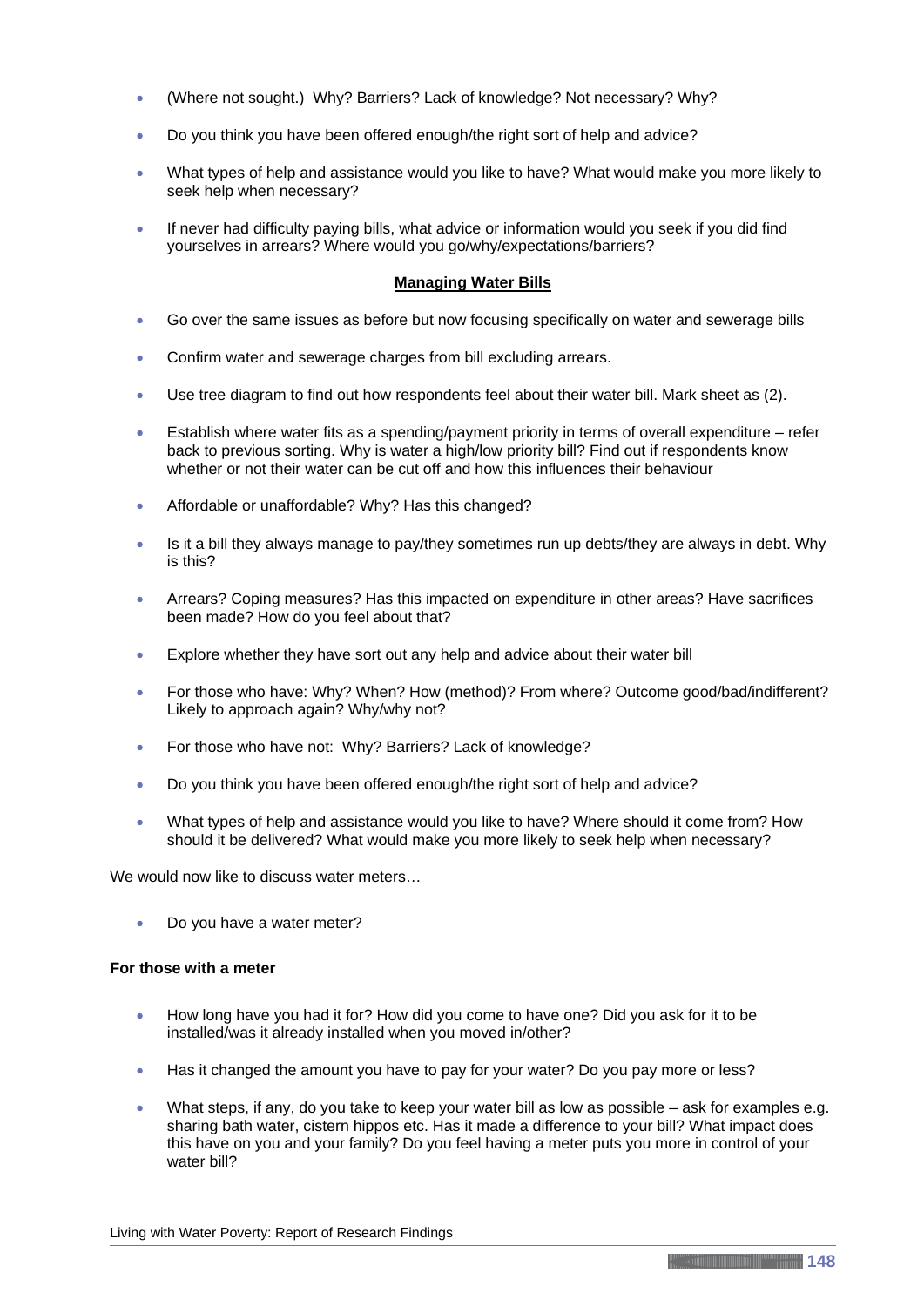- (Where not sought.) Why? Barriers? Lack of knowledge? Not necessary? Why?
- Do you think you have been offered enough/the right sort of help and advice?
- What types of help and assistance would you like to have? What would make you more likely to seek help when necessary?
- If never had difficulty paying bills, what advice or information would you seek if you did find yourselves in arrears? Where would you go/why/expectations/barriers?

**Managing Water Bills**

- Go over the same issues as before but now focusing specifically on water and sewerage bills
- Confirm water and sewerage charges from bill excluding arrears.
- Use tree diagram to find out how respondents feel about their water bill. Mark sheet as (2).
- Establish where water fits as a spending/payment priority in terms of overall expenditure – refer back to previous sorting. Why is water a high/low priority bill? Find out if respondents know whether or not their water can be cut off and how this influences their behaviour
- Affordable or unaffordable? Why? Has this changed?
- Is it a bill they always manage to pay/they sometimes run up debts/they are always in debt. Why is this?
- Arrears? Coping measures? Has this impacted on expenditure in other areas? Have sacrifices been made? How do you feel about that?
- Explore whether they have sort out any help and advice about their water bill
- For those who have: Why? When? How (method)? From where? Outcome good/bad/indifferent? Likely to approach again? Why/why not?
- For those who have not: Why? Barriers? Lack of knowledge?
- Do you think you have been offered enough/the right sort of help and advice?
- What types of help and assistance would you like to have? Where should it come from? How should it be delivered? What would make you more likely to seek help when necessary?

We would now like to discuss water meters…

- Do you have a water meter?

**For those with a meter**

- How long have you had it for? How did you come to have one? Did you ask for it to be installed/was it already installed when you moved in/other?
- Has it changed the amount you have to pay for your water? Do you pay more or less?
- What steps, if any, do you take to keep your water bill as low as possible – ask for examples e.g. sharing bath water, cistern hippos etc. Has it made a difference to your bill? What impact does this have on you and your family? Do you feel having a meter puts you more in control of your water bill?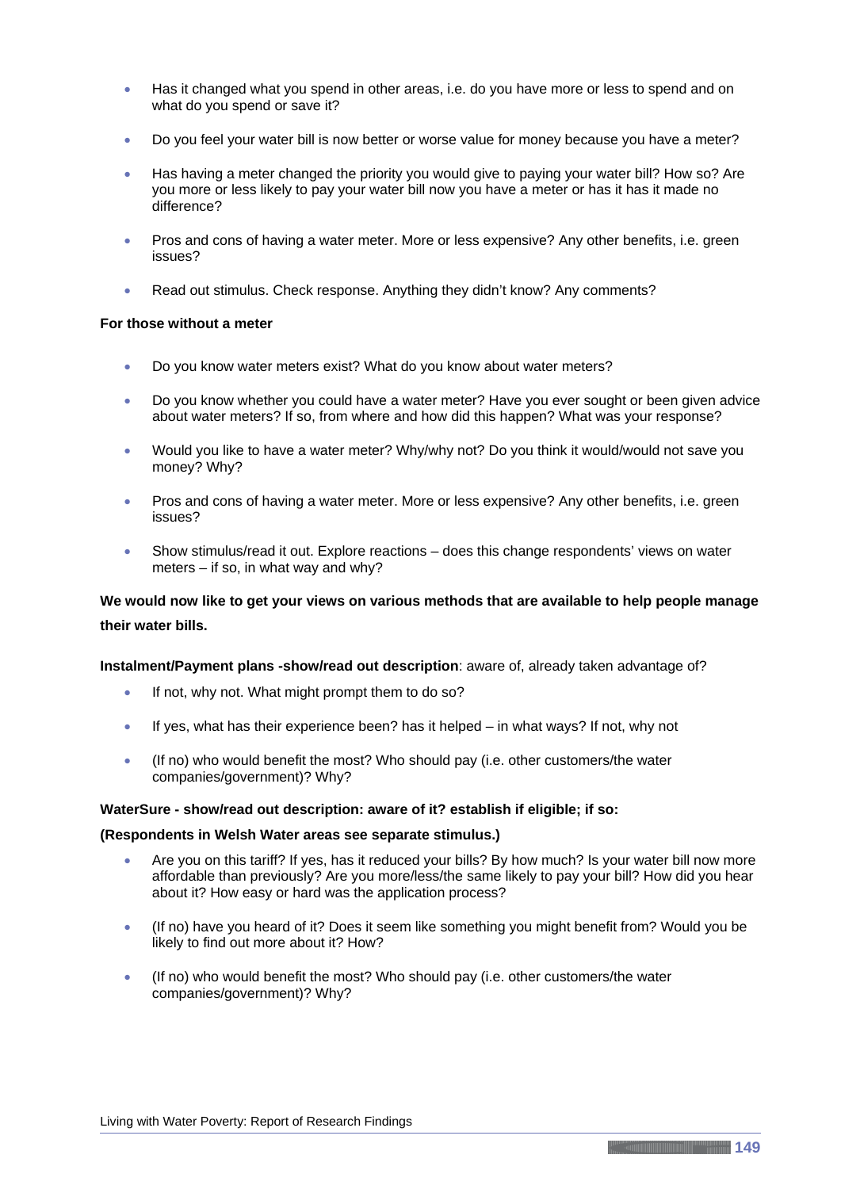- Has it changed what you spend in other areas, i.e. do you have more or less to spend and on what do you spend or save it?

- Do you feel your water bill is now better or worse value for money because you have a meter?

- Has having a meter changed the priority you would give to paying your water bill? How so? Are you more or less likely to pay your water bill now you have a meter or has it has it made no difference?

- Pros and cons of having a water meter. More or less expensive? Any other benefits, i.e. green issues?

- Read out stimulus. Check response. Anything they didn't know? Any comments?

**For those without a meter**

- Do you know water meters exist? What do you know about water meters?

- Do you know whether you could have a water meter? Have you ever sought or been given advice about water meters? If so, from where and how did this happen? What was your response?

- Would you like to have a water meter? Why/why not? Do you think it would/would not save you money? Why?

- Pros and cons of having a water meter. More or less expensive? Any other benefits, i.e. green issues?

- Show stimulus/read it out. Explore reactions – does this change respondents' views on water meters – if so, in what way and why?

**We would now like to get your views on various methods that are available to help people manage their water bills.**

**Instalment/Payment plans -show/read out description**: aware of, already taken advantage of?

- If not, why not. What might prompt them to do so?

- If yes, what has their experience been? has it helped – in what ways? If not, why not

- (If no) who would benefit the most? Who should pay (i.e. other customers/the water companies/government)? Why?

**WaterSure - show/read out description: aware of it? establish if eligible; if so:**

**(Respondents in Welsh Water areas see separate stimulus.)**

- Are you on this tariff? If yes, has it reduced your bills? By how much? Is your water bill now more affordable than previously? Are you more/less/the same likely to pay your bill? How did you hear about it? How easy or hard was the application process?

- (If no) have you heard of it? Does it seem like something you might benefit from? Would you be likely to find out more about it? How?

- (If no) who would benefit the most? Who should pay (i.e. other customers/the water companies/government)? Why?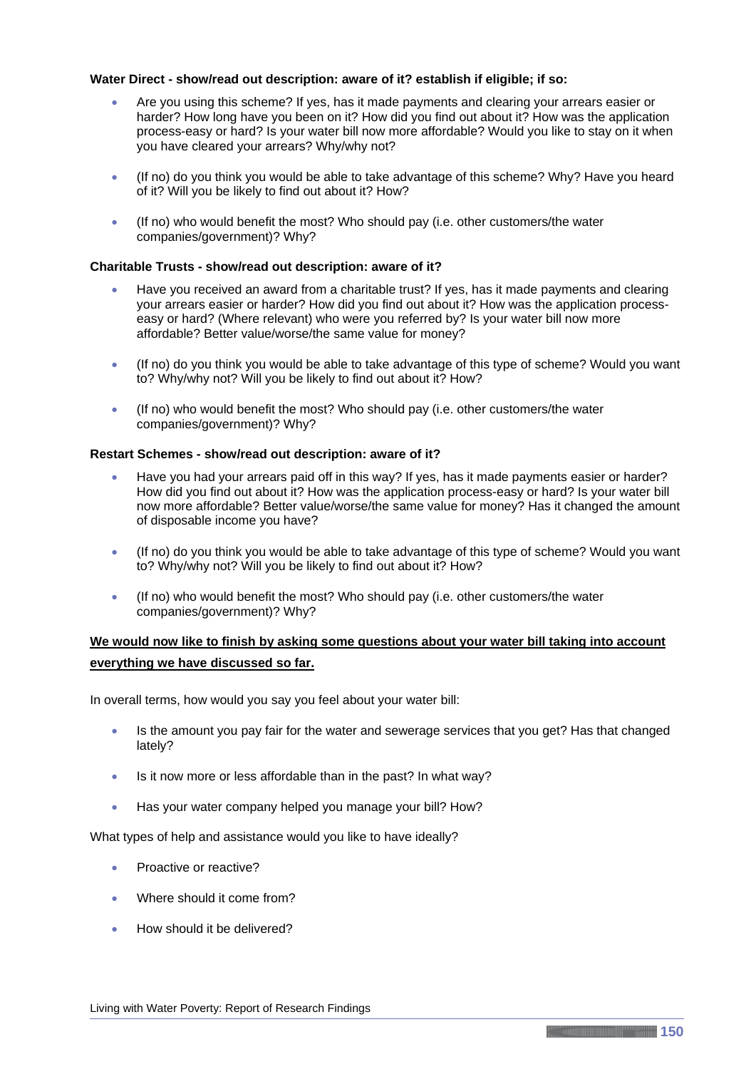**Water Direct - show/read out description: aware of it? establish if eligible; if so:**

- Are you using this scheme? If yes, has it made payments and clearing your arrears easier or harder? How long have you been on it? How did you find out about it? How was the application process-easy or hard? Is your water bill now more affordable? Would you like to stay on it when you have cleared your arrears? Why/why not?

- (If no) do you think you would be able to take advantage of this scheme? Why? Have you heard of it? Will you be likely to find out about it? How?

- (If no) who would benefit the most? Who should pay (i.e. other customers/the water companies/government)? Why?

**Charitable Trusts - show/read out description: aware of it?**

- Have you received an award from a charitable trust? If yes, has it made payments and clearing your arrears easier or harder? How did you find out about it? How was the application process-easy or hard? (Where relevant) who were you referred by? Is your water bill now more affordable? Better value/worse/the same value for money?

- (If no) do you think you would be able to take advantage of this type of scheme? Would you want to? Why/why not? Will you be likely to find out about it? How?

- (If no) who would benefit the most? Who should pay (i.e. other customers/the water companies/government)? Why?

**Restart Schemes - show/read out description: aware of it?**

- Have you had your arrears paid off in this way? If yes, has it made payments easier or harder? How did you find out about it? How was the application process-easy or hard? Is your water bill now more affordable? Better value/worse/the same value for money? Has it changed the amount of disposable income you have?

- (If no) do you think you would be able to take advantage of this type of scheme? Would you want to? Why/why not? Will you be likely to find out about it? How?

- (If no) who would benefit the most? Who should pay (i.e. other customers/the water companies/government)? Why?

**<u>We would now like to finish by asking some questions about your water bill taking into account everything we have discussed so far.</u>**

In overall terms, how would you say you feel about your water bill:

- Is the amount you pay fair for the water and sewerage services that you get? Has that changed lately?

- Is it now more or less affordable than in the past? In what way?

- Has your water company helped you manage your bill? How?

What types of help and assistance would you like to have ideally?

- Proactive or reactive?

- Where should it come from?

- How should it be delivered?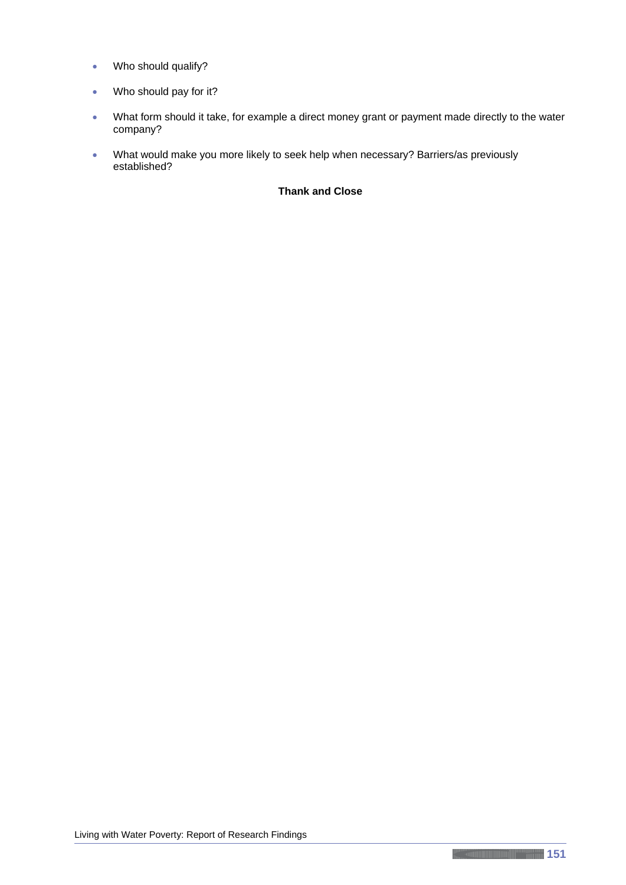- Who should qualify?
- Who should pay for it?
- What form should it take, for example a direct money grant or payment made directly to the water company?
- What would make you more likely to seek help when necessary? Barriers/as previously established?

**Thank and Close**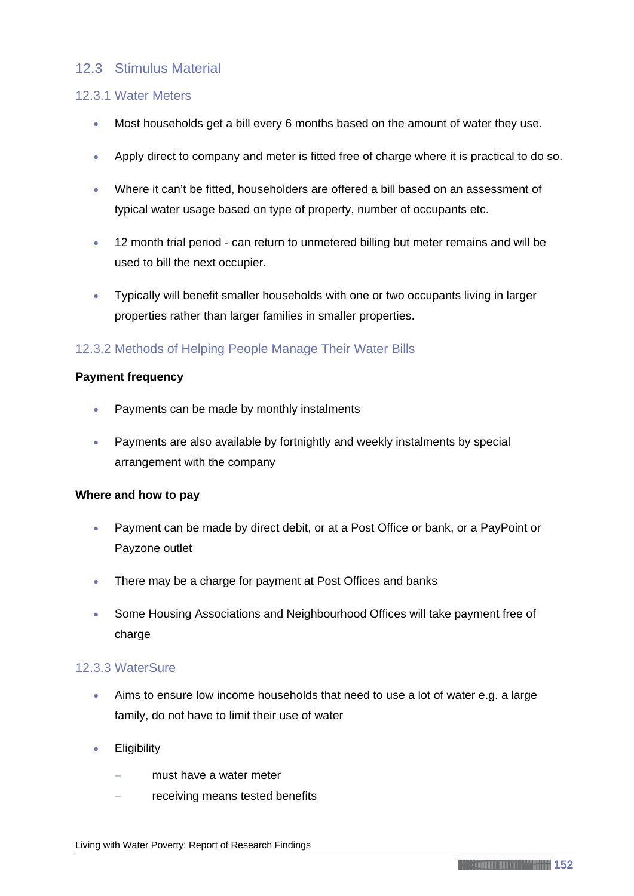## 12.3 Stimulus Material

### 12.3.1 Water Meters

- Most households get a bill every 6 months based on the amount of water they use.
- Apply direct to company and meter is fitted free of charge where it is practical to do so.
- Where it can't be fitted, householders are offered a bill based on an assessment of typical water usage based on type of property, number of occupants etc.
- 12 month trial period - can return to unmetered billing but meter remains and will be used to bill the next occupier.
- Typically will benefit smaller households with one or two occupants living in larger properties rather than larger families in smaller properties.

### 12.3.2 Methods of Helping People Manage Their Water Bills

**Payment frequency**

- Payments can be made by monthly instalments
- Payments are also available by fortnightly and weekly instalments by special arrangement with the company

**Where and how to pay**

- Payment can be made by direct debit, or at a Post Office or bank, or a PayPoint or Payzone outlet
- There may be a charge for payment at Post Offices and banks
- Some Housing Associations and Neighbourhood Offices will take payment free of charge

### 12.3.3 WaterSure

- Aims to ensure low income households that need to use a lot of water e.g. a large family, do not have to limit their use of water
- Eligibility
  - must have a water meter
  - receiving means tested benefits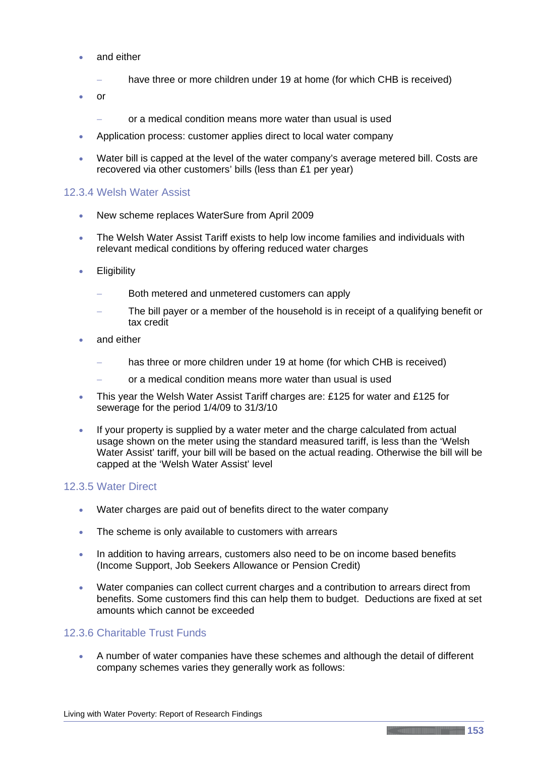- and either
  - have three or more children under 19 at home (for which CHB is received)
- or
  - or a medical condition means more water than usual is used
- Application process: customer applies direct to local water company
- Water bill is capped at the level of the water company's average metered bill. Costs are recovered via other customers' bills (less than £1 per year)

### 12.3.4 Welsh Water Assist

- New scheme replaces WaterSure from April 2009
- The Welsh Water Assist Tariff exists to help low income families and individuals with relevant medical conditions by offering reduced water charges
- Eligibility
  - Both metered and unmetered customers can apply
  - The bill payer or a member of the household is in receipt of a qualifying benefit or tax credit
- and either
  - has three or more children under 19 at home (for which CHB is received)
  - or a medical condition means more water than usual is used
- This year the Welsh Water Assist Tariff charges are: £125 for water and £125 for sewerage for the period 1/4/09 to 31/3/10
- If your property is supplied by a water meter and the charge calculated from actual usage shown on the meter using the standard measured tariff, is less than the 'Welsh Water Assist' tariff, your bill will be based on the actual reading. Otherwise the bill will be capped at the 'Welsh Water Assist' level

### 12.3.5 Water Direct

- Water charges are paid out of benefits direct to the water company
- The scheme is only available to customers with arrears
- In addition to having arrears, customers also need to be on income based benefits (Income Support, Job Seekers Allowance or Pension Credit)
- Water companies can collect current charges and a contribution to arrears direct from benefits. Some customers find this can help them to budget. Deductions are fixed at set amounts which cannot be exceeded

### 12.3.6 Charitable Trust Funds

- A number of water companies have these schemes and although the detail of different company schemes varies they generally work as follows: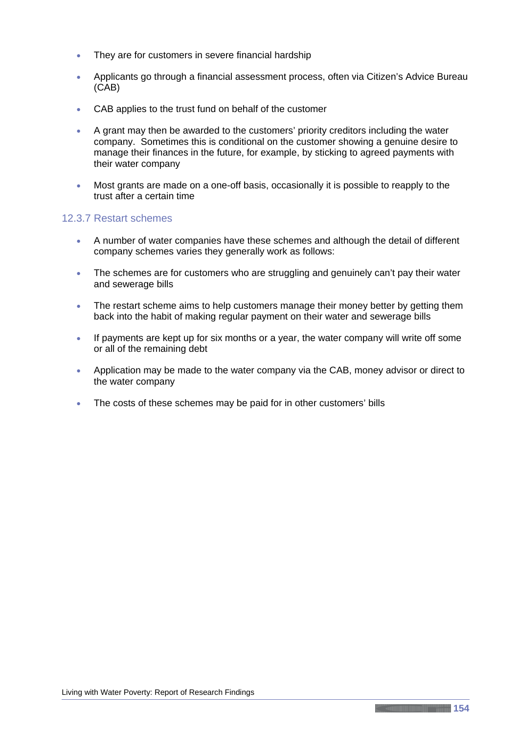- They are for customers in severe financial hardship
- Applicants go through a financial assessment process, often via Citizen's Advice Bureau (CAB)
- CAB applies to the trust fund on behalf of the customer
- A grant may then be awarded to the customers' priority creditors including the water company. Sometimes this is conditional on the customer showing a genuine desire to manage their finances in the future, for example, by sticking to agreed payments with their water company
- Most grants are made on a one-off basis, occasionally it is possible to reapply to the trust after a certain time

### 12.3.7 Restart schemes

- A number of water companies have these schemes and although the detail of different company schemes varies they generally work as follows:
- The schemes are for customers who are struggling and genuinely can't pay their water and sewerage bills
- The restart scheme aims to help customers manage their money better by getting them back into the habit of making regular payment on their water and sewerage bills
- If payments are kept up for six months or a year, the water company will write off some or all of the remaining debt
- Application may be made to the water company via the CAB, money advisor or direct to the water company
- The costs of these schemes may be paid for in other customers' bills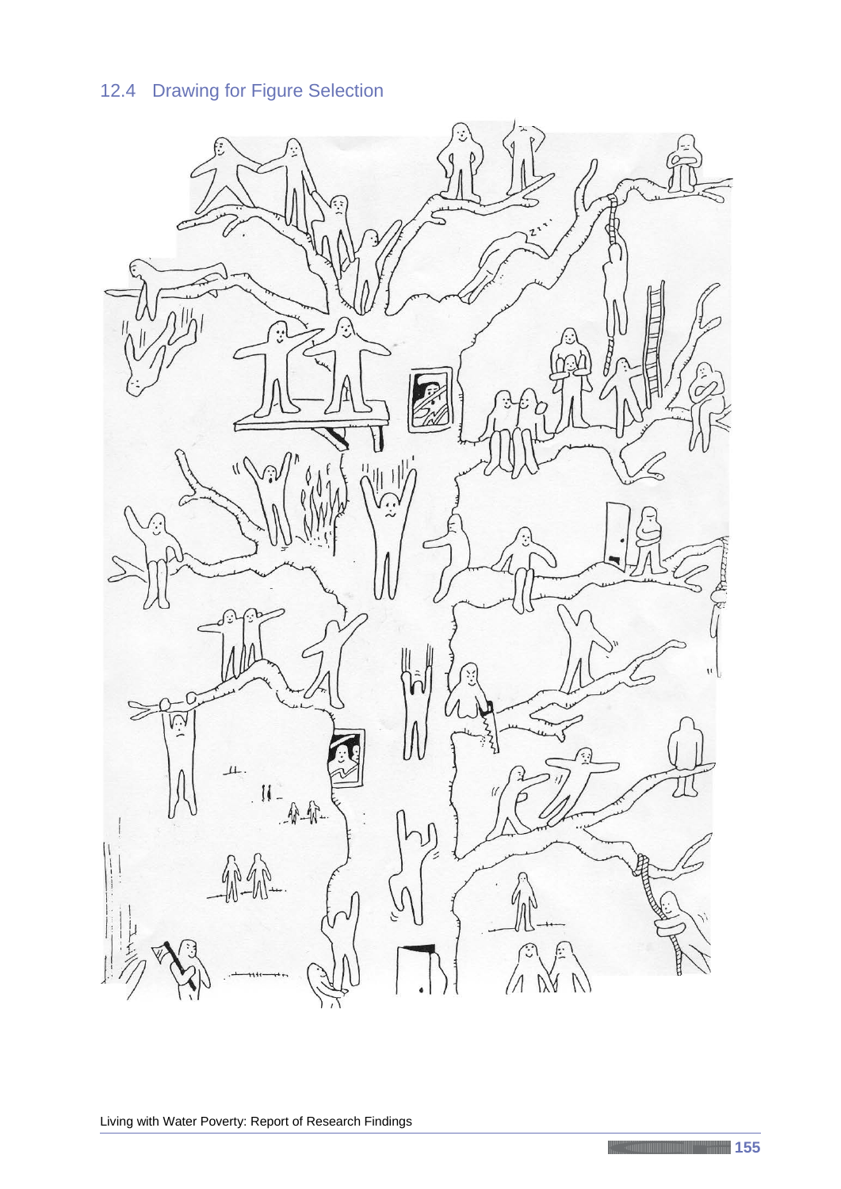## 12.4 Drawing for Figure Selection